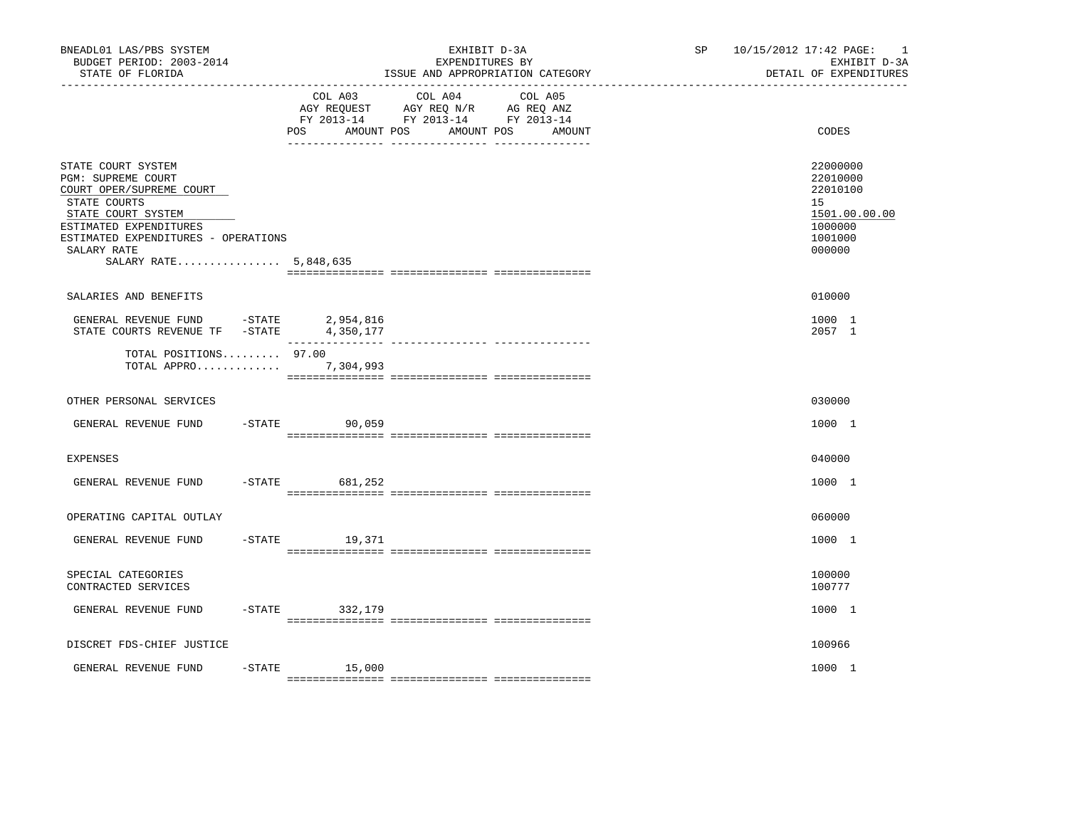BNEADL01 LAS/PBS SYSTEM
BUDGET PERIOD: 2003-2014
STATE OF FLORIDA

EXHIBIT D-3A
EXPENDITURES BY
ISSUE AND APPROPRIATION CATEGORY

SP 10/15/2012 17:42
EXHIBIT D-3A
DETAIL OF EXPENDITURES

| | COL A03 AGY REQUEST FY 2013-14 POS AMOUNT | COL A04 AGY REQ N/R FY 2013-14 POS AMOUNT | COL A05 AG REQ ANZ FY 2013-14 POS AMOUNT | CODES |
|---|---|---|---|---|
| STATE COURT SYSTEM | | | | 22000000 |
| PGM: SUPREME COURT | | | | 22010000 |
| COURT OPER/SUPREME COURT | | | | 22010100 |
| STATE COURTS | | | | 15 |
| STATE COURT SYSTEM | | | | 1501.00.00.00 |
| ESTIMATED EXPENDITURES | | | | 1000000 |
| ESTIMATED EXPENDITURES - OPERATIONS | | | | 1001000 |
| SALARY RATE | | | | 000000 |
| SALARY RATE................ 5,848,635 | | | | |
| SALARIES AND BENEFITS | | | | 010000 |
| GENERAL REVENUE FUND -STATE | 2,954,816 | | | 1000 1 |
| STATE COURTS REVENUE TF -STATE | 4,350,177 | | | 2057 1 |
| TOTAL POSITIONS......... | 97.00 | | | |
| TOTAL APPRO............. | 7,304,993 | | | |
| OTHER PERSONAL SERVICES | | | | 030000 |
| GENERAL REVENUE FUND -STATE | 90,059 | | | 1000 1 |
| EXPENSES | | | | 040000 |
| GENERAL REVENUE FUND -STATE | 681,252 | | | 1000 1 |
| OPERATING CAPITAL OUTLAY | | | | 060000 |
| GENERAL REVENUE FUND -STATE | 19,371 | | | 1000 1 |
| SPECIAL CATEGORIES | | | | 100000 |
| CONTRACTED SERVICES | | | | 100777 |
| GENERAL REVENUE FUND -STATE | 332,179 | | | 1000 1 |
| DISCRET FDS-CHIEF JUSTICE | | | | 100966 |
| GENERAL REVENUE FUND -STATE | 15,000 | | | 1000 1 |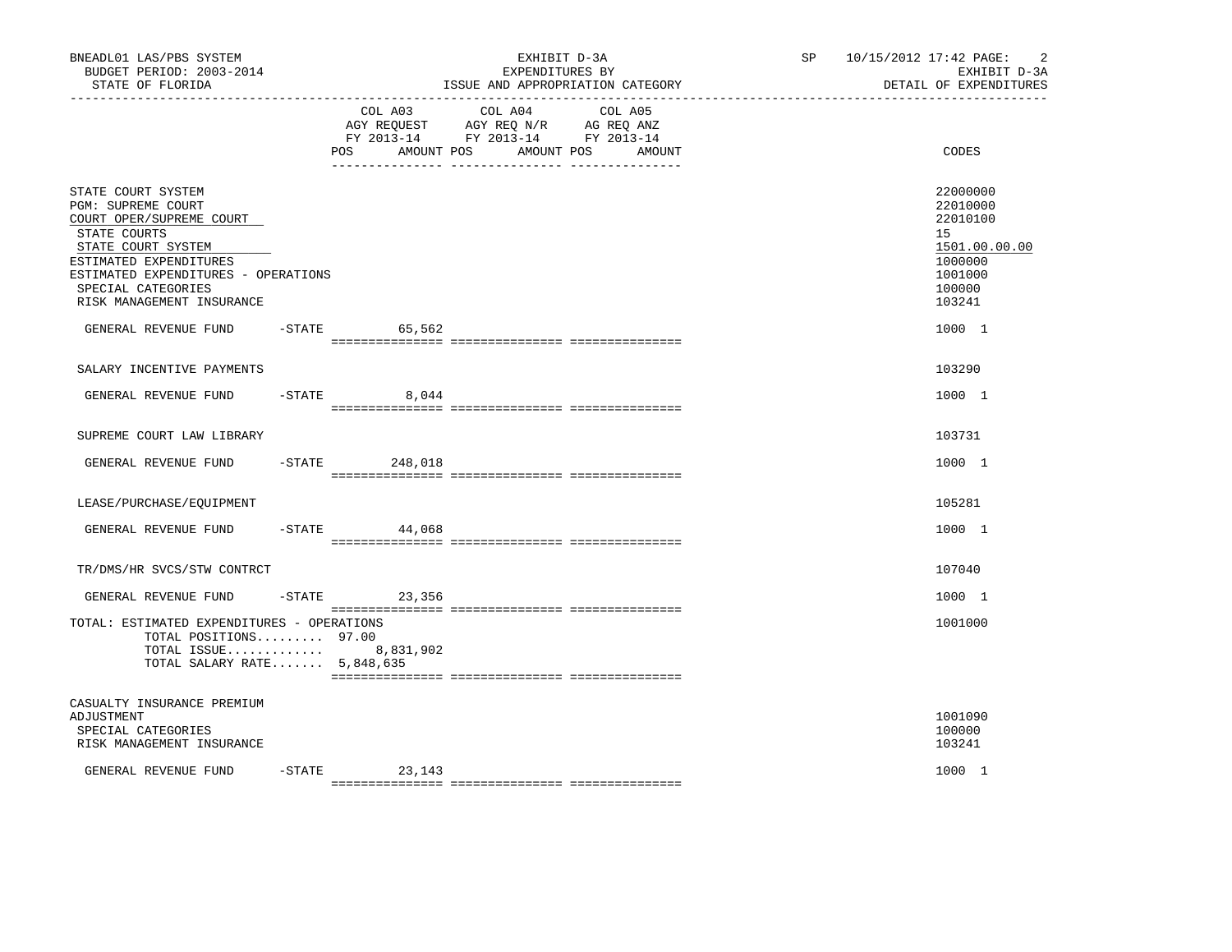BNEADL01 LAS/PBS SYSTEM — EXHIBIT D-3A — SP 10/15/2012 17:42

BUDGET PERIOD: 2003-2014 — EXPENDITURES BY — EXHIBIT D-3A

STATE OF FLORIDA — ISSUE AND APPROPRIATION CATEGORY — DETAIL OF EXPENDITURES

| | COL A03 AGY REQUEST FY 2013-14 POS | AMOUNT | COL A04 AGY REQ N/R FY 2013-14 POS | AMOUNT | COL A05 AG REQ ANZ FY 2013-14 POS | AMOUNT | CODES |
|---|---|---|---|---|---|---|---|
| STATE COURT SYSTEM | | | | | | | 22000000 |
| PGM: SUPREME COURT | | | | | | | 22010000 |
| COURT OPER/SUPREME COURT | | | | | | | 22010100 |
| STATE COURTS | | | | | | | 15 |
| STATE COURT SYSTEM | | | | | | | 1501.00.00.00 |
| ESTIMATED EXPENDITURES | | | | | | | 1000000 |
| ESTIMATED EXPENDITURES - OPERATIONS | | | | | | | 1001000 |
| SPECIAL CATEGORIES | | | | | | | 100000 |
| RISK MANAGEMENT INSURANCE | | | | | | | 103241 |
| GENERAL REVENUE FUND -STATE | | 65,562 | | | | | 1000 1 |
| SALARY INCENTIVE PAYMENTS | | | | | | | 103290 |
| GENERAL REVENUE FUND -STATE | | 8,044 | | | | | 1000 1 |
| SUPREME COURT LAW LIBRARY | | | | | | | 103731 |
| GENERAL REVENUE FUND -STATE | | 248,018 | | | | | 1000 1 |
| LEASE/PURCHASE/EQUIPMENT | | | | | | | 105281 |
| GENERAL REVENUE FUND -STATE | | 44,068 | | | | | 1000 1 |
| TR/DMS/HR SVCS/STW CONTRCT | | | | | | | 107040 |
| GENERAL REVENUE FUND -STATE | | 23,356 | | | | | 1000 1 |
| TOTAL: ESTIMATED EXPENDITURES - OPERATIONS | | | | | | | 1001000 |
| TOTAL POSITIONS......... | 97.00 | | | | | | |
| TOTAL ISSUE............. | | 8,831,902 | | | | | |
| TOTAL SALARY RATE....... | | 5,848,635 | | | | | |
| CASUALTY INSURANCE PREMIUM ADJUSTMENT | | | | | | | 1001090 |
| SPECIAL CATEGORIES | | | | | | | 100000 |
| RISK MANAGEMENT INSURANCE | | | | | | | 103241 |
| GENERAL REVENUE FUND -STATE | | 23,143 | | | | | 1000 1 |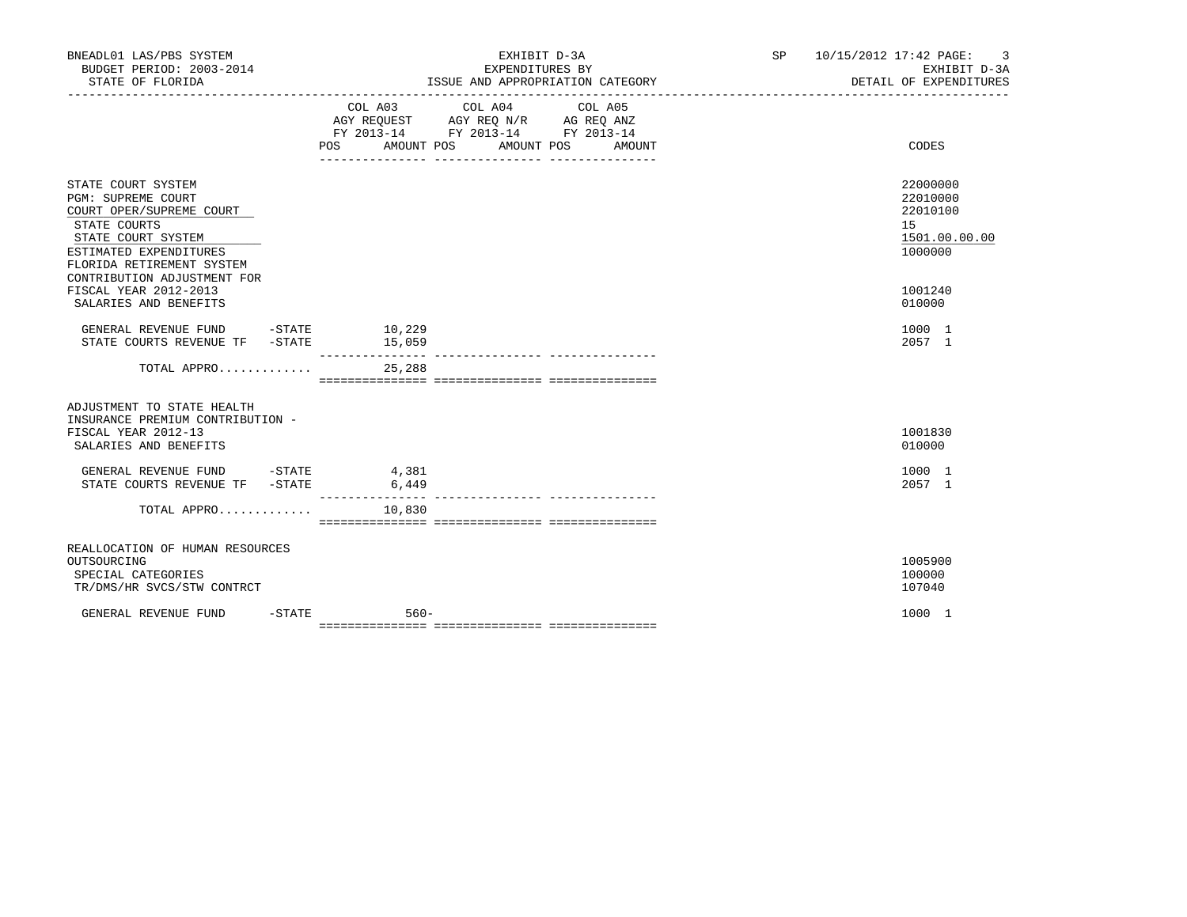BNEADL01 LAS/PBS SYSTEM | EXHIBIT D-3A | SP 10/15/2012 17:42
BUDGET PERIOD: 2003-2014 | EXPENDITURES BY | EXHIBIT D-3A
STATE OF FLORIDA | ISSUE AND APPROPRIATION CATEGORY | DETAIL OF EXPENDITURES

| | COL A03 AGY REQUEST FY 2013-14 POS | AMOUNT | COL A04 AGY REQ N/R FY 2013-14 POS | AMOUNT | COL A05 AG REQ ANZ FY 2013-14 POS | AMOUNT | CODES |
|---|---|---|---|---|---|---|---|
| STATE COURT SYSTEM | | | | | | | 22000000 |
| PGM: SUPREME COURT | | | | | | | 22010000 |
| COURT OPER/SUPREME COURT | | | | | | | 22010100 |
| STATE COURTS | | | | | | | 15 |
| STATE COURT SYSTEM | | | | | | | 1501.00.00.00 |
| ESTIMATED EXPENDITURES | | | | | | | 1000000 |
| FLORIDA RETIREMENT SYSTEM CONTRIBUTION ADJUSTMENT FOR FISCAL YEAR 2012-2013 | | | | | | | 1001240 |
| SALARIES AND BENEFITS | | | | | | | 010000 |
| GENERAL REVENUE FUND -STATE | | 10,229 | | | | | 1000 1 |
| STATE COURTS REVENUE TF -STATE | | 15,059 | | | | | 2057 1 |
| TOTAL APPRO............ | | 25,288 | | | | | |
| ADJUSTMENT TO STATE HEALTH INSURANCE PREMIUM CONTRIBUTION - FISCAL YEAR 2012-13 | | | | | | | 1001830 |
| SALARIES AND BENEFITS | | | | | | | 010000 |
| GENERAL REVENUE FUND -STATE | | 4,381 | | | | | 1000 1 |
| STATE COURTS REVENUE TF -STATE | | 6,449 | | | | | 2057 1 |
| TOTAL APPRO............ | | 10,830 | | | | | |
| REALLOCATION OF HUMAN RESOURCES OUTSOURCING | | | | | | | 1005900 |
| SPECIAL CATEGORIES | | | | | | | 100000 |
| TR/DMS/HR SVCS/STW CONTRCT | | | | | | | 107040 |
| GENERAL REVENUE FUND -STATE | | 560- | | | | | 1000 1 |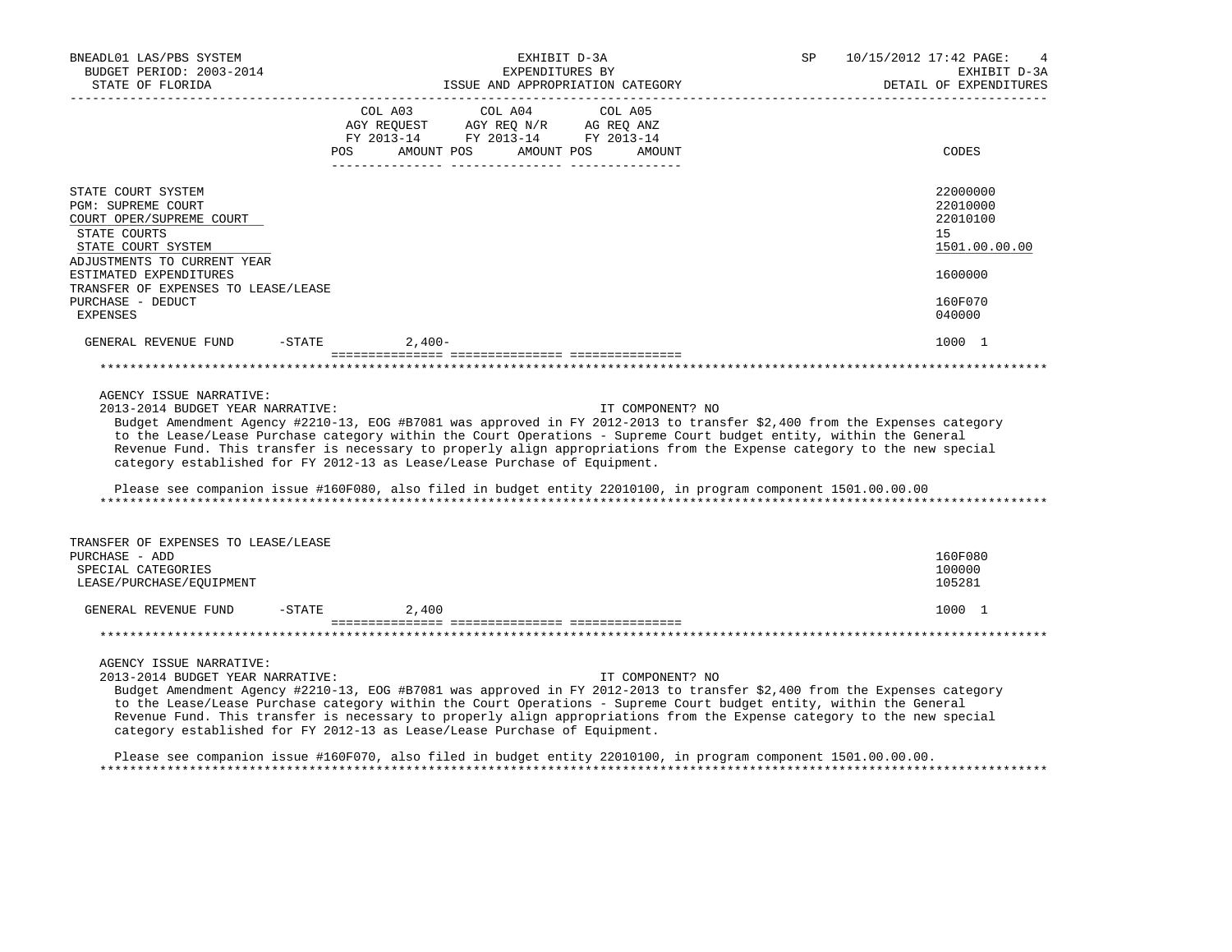BNEADL01 LAS/PBS SYSTEM | EXHIBIT D-3A | SP 10/15/2012 17:42
BUDGET PERIOD: 2003-2014 | EXPENDITURES BY | EXHIBIT D-3A
STATE OF FLORIDA | ISSUE AND APPROPRIATION CATEGORY | DETAIL OF EXPENDITURES

| | COL A03 AGY REQUEST FY 2013-14 POS | AMOUNT | COL A04 AGY REQ N/R FY 2013-14 POS | AMOUNT | COL A05 AG REQ ANZ FY 2013-14 POS | AMOUNT | CODES |
|---|---|---|---|---|---|---|---|
| STATE COURT SYSTEM | | | | | | | 22000000 |
| PGM: SUPREME COURT | | | | | | | 22010000 |
| COURT OPER/SUPREME COURT | | | | | | | 22010100 |
| STATE COURTS | | | | | | | 15 |
| STATE COURT SYSTEM | | | | | | | 1501.00.00.00 |
| ADJUSTMENTS TO CURRENT YEAR ESTIMATED EXPENDITURES | | | | | | | 1600000 |
| TRANSFER OF EXPENSES TO LEASE/LEASE PURCHASE - DEDUCT | | | | | | | 160F070 |
| EXPENSES | | | | | | | 040000 |
| GENERAL REVENUE FUND -STATE | | 2,400- | | | | | 1000 1 |

AGENCY ISSUE NARRATIVE:
2013-2014 BUDGET YEAR NARRATIVE: IT COMPONENT? NO

Budget Amendment Agency #2210-13, EOG #B7081 was approved in FY 2012-2013 to transfer $2,400 from the Expenses category to the Lease/Lease Purchase category within the Court Operations - Supreme Court budget entity, within the General Revenue Fund. This transfer is necessary to properly align appropriations from the Expense category to the new special category established for FY 2012-13 as Lease/Lease Purchase of Equipment.

Please see companion issue #160F080, also filed in budget entity 22010100, in program component 1501.00.00.00

| | COL A03 POS | AMOUNT | COL A04 POS | AMOUNT | COL A05 POS | AMOUNT | CODES |
|---|---|---|---|---|---|---|---|
| TRANSFER OF EXPENSES TO LEASE/LEASE PURCHASE - ADD | | | | | | | 160F080 |
| SPECIAL CATEGORIES | | | | | | | 100000 |
| LEASE/PURCHASE/EQUIPMENT | | | | | | | 105281 |
| GENERAL REVENUE FUND -STATE | | 2,400 | | | | | 1000 1 |

AGENCY ISSUE NARRATIVE:
2013-2014 BUDGET YEAR NARRATIVE: IT COMPONENT? NO

Budget Amendment Agency #2210-13, EOG #B7081 was approved in FY 2012-2013 to transfer $2,400 from the Expenses category to the Lease/Lease Purchase category within the Court Operations - Supreme Court budget entity, within the General Revenue Fund. This transfer is necessary to properly align appropriations from the Expense category to the new special category established for FY 2012-13 as Lease/Lease Purchase of Equipment.

Please see companion issue #160F070, also filed in budget entity 22010100, in program component 1501.00.00.00.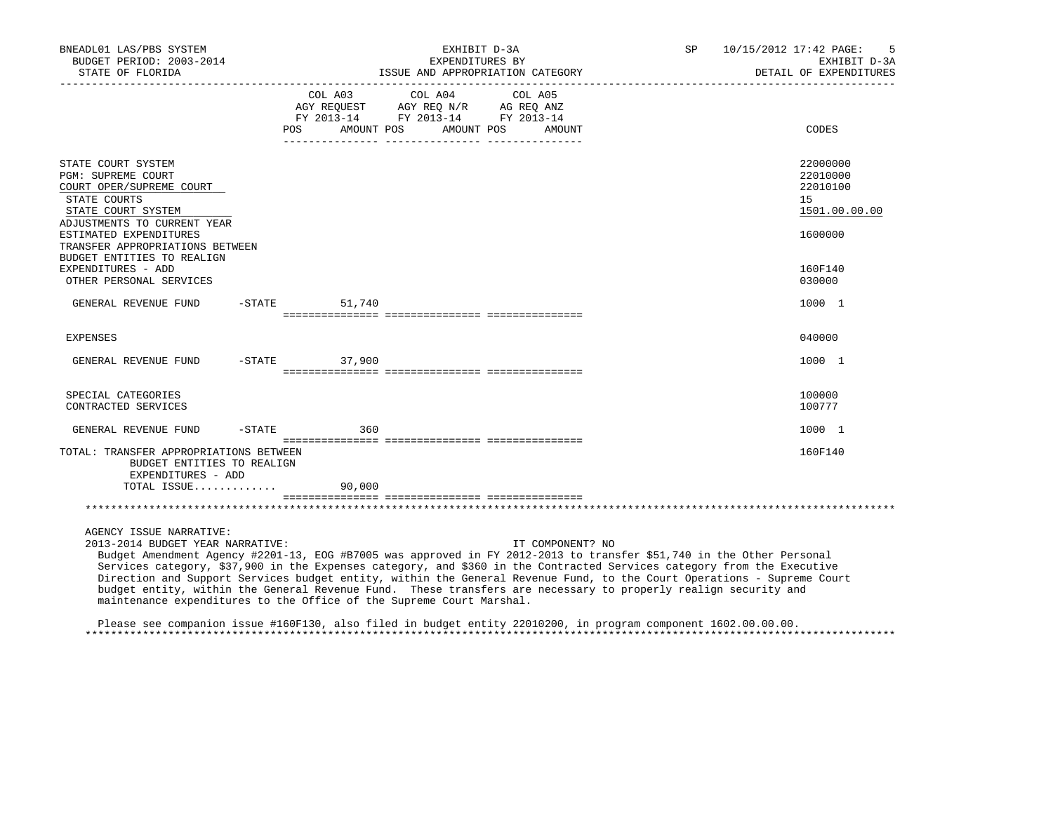BNEADL01 LAS/PBS SYSTEM — EXHIBIT D-3A — EXPENDITURES BY ISSUE AND APPROPRIATION CATEGORY
BUDGET PERIOD: 2003-2014 — STATE OF FLORIDA — SP 10/15/2012 17:42 — EXHIBIT D-3A DETAIL OF EXPENDITURES

| | COL A03 AGY REQUEST FY 2013-14 POS AMOUNT | COL A04 AGY REQ N/R FY 2013-14 POS AMOUNT | COL A05 AG REQ ANZ FY 2013-14 POS AMOUNT | CODES |
|---|---|---|---|---|
| STATE COURT SYSTEM | | | | 22000000 |
| PGM: SUPREME COURT | | | | 22010000 |
| COURT OPER/SUPREME COURT | | | | 22010100 |
| STATE COURTS | | | | 15 |
| STATE COURT SYSTEM | | | | 1501.00.00.00 |
| ADJUSTMENTS TO CURRENT YEAR ESTIMATED EXPENDITURES | | | | 1600000 |
| TRANSFER APPROPRIATIONS BETWEEN BUDGET ENTITIES TO REALIGN EXPENDITURES - ADD | | | | 160F140 |
| OTHER PERSONAL SERVICES | | | | 030000 |
| GENERAL REVENUE FUND -STATE | 51,740 | | | 1000 1 |
| EXPENSES | | | | 040000 |
| GENERAL REVENUE FUND -STATE | 37,900 | | | 1000 1 |
| SPECIAL CATEGORIES | | | | 100000 |
| CONTRACTED SERVICES | | | | 100777 |
| GENERAL REVENUE FUND -STATE | 360 | | | 1000 1 |
| TOTAL: TRANSFER APPROPRIATIONS BETWEEN BUDGET ENTITIES TO REALIGN EXPENDITURES - ADD | | | | 160F140 |
| TOTAL ISSUE............ | 90,000 | | | |

AGENCY ISSUE NARRATIVE:

2013-2014 BUDGET YEAR NARRATIVE: IT COMPONENT? NO

Budget Amendment Agency #2201-13, EOG #B7005 was approved in FY 2012-2013 to transfer $51,740 in the Other Personal Services category, $37,900 in the Expenses category, and $360 in the Contracted Services category from the Executive Direction and Support Services budget entity, within the General Revenue Fund, to the Court Operations - Supreme Court budget entity, within the General Revenue Fund. These transfers are necessary to properly realign security and maintenance expenditures to the Office of the Supreme Court Marshal.

Please see companion issue #160F130, also filed in budget entity 22010200, in program component 1602.00.00.00.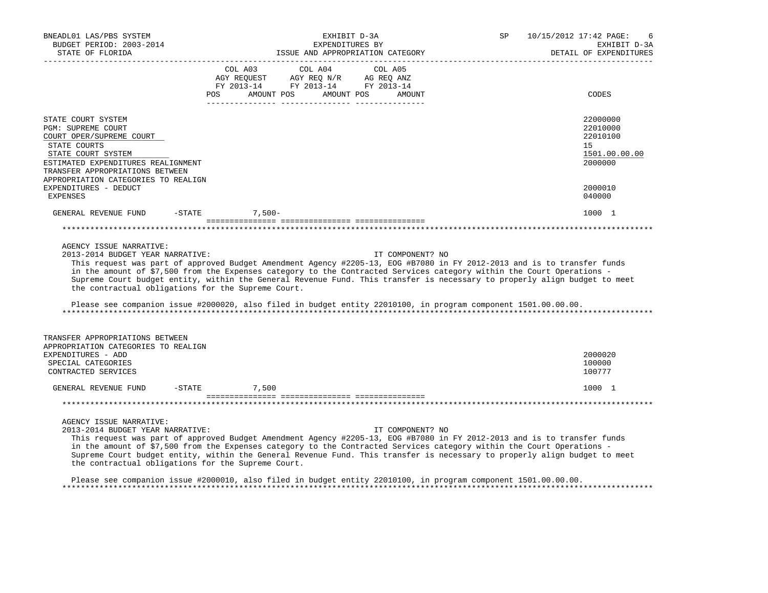BNEADL01 LAS/PBS SYSTEM | EXHIBIT D-3A | SP 10/15/2012 17:42
BUDGET PERIOD: 2003-2014 | EXPENDITURES BY | EXHIBIT D-3A
STATE OF FLORIDA | ISSUE AND APPROPRIATION CATEGORY | DETAIL OF EXPENDITURES

| | COL A03 AGY REQUEST FY 2013-14 POS AMOUNT | COL A04 AGY REQ N/R FY 2013-14 POS AMOUNT | COL A05 AG REQ ANZ FY 2013-14 POS AMOUNT | CODES |
|---|---|---|---|---|
| STATE COURT SYSTEM | | | | 22000000 |
| PGM: SUPREME COURT | | | | 22010000 |
| COURT OPER/SUPREME COURT | | | | 22010100 |
| STATE COURTS | | | | 15 |
| STATE COURT SYSTEM | | | | 1501.00.00.00 |
| ESTIMATED EXPENDITURES REALIGNMENT | | | | 2000000 |
| TRANSFER APPROPRIATIONS BETWEEN APPROPRIATION CATEGORIES TO REALIGN EXPENDITURES - DEDUCT | | | | 2000010 |
| EXPENSES | | | | 040000 |
| GENERAL REVENUE FUND -STATE | 7,500- | | | 1000 1 |

AGENCY ISSUE NARRATIVE:
2013-2014 BUDGET YEAR NARRATIVE: IT COMPONENT? NO

This request was part of approved Budget Amendment Agency #2205-13, EOG #B7080 in FY 2012-2013 and is to transfer funds in the amount of $7,500 from the Expenses category to the Contracted Services category within the Court Operations - Supreme Court budget entity, within the General Revenue Fund. This transfer is necessary to properly align budget to meet the contractual obligations for the Supreme Court.

Please see companion issue #2000020, also filed in budget entity 22010100, in program component 1501.00.00.00.

| | COL A03 | COL A04 | COL A05 | CODES |
|---|---|---|---|---|
| TRANSFER APPROPRIATIONS BETWEEN APPROPRIATION CATEGORIES TO REALIGN EXPENDITURES - ADD | | | | 2000020 |
| SPECIAL CATEGORIES | | | | 100000 |
| CONTRACTED SERVICES | | | | 100777 |
| GENERAL REVENUE FUND -STATE | 7,500 | | | 1000 1 |

AGENCY ISSUE NARRATIVE:
2013-2014 BUDGET YEAR NARRATIVE: IT COMPONENT? NO

This request was part of approved Budget Amendment Agency #2205-13, EOG #B7080 in FY 2012-2013 and is to transfer funds in the amount of $7,500 from the Expenses category to the Contracted Services category within the Court Operations - Supreme Court budget entity, within the General Revenue Fund. This transfer is necessary to properly align budget to meet the contractual obligations for the Supreme Court.

Please see companion issue #2000010, also filed in budget entity 22010100, in program component 1501.00.00.00.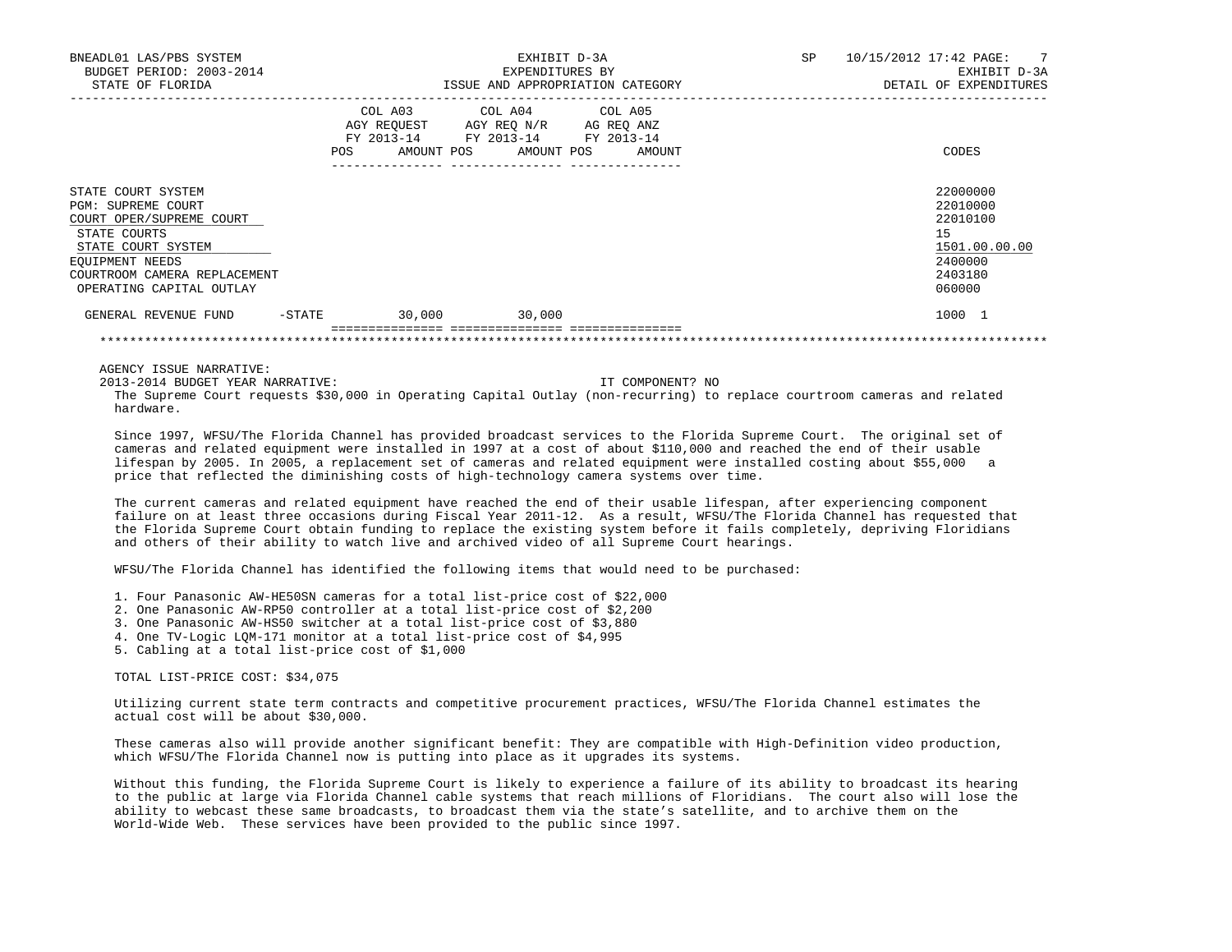EXHIBIT D-3A
EXPENDITURES BY
ISSUE AND APPROPRIATION CATEGORY

BNEADL01 LAS/PBS SYSTEM
BUDGET PERIOD: 2003-2014
STATE OF FLORIDA

SP 10/15/2012 17:42
EXHIBIT D-3A
DETAIL OF EXPENDITURES

| | COL A03 AGY REQUEST FY 2013-14 POS | AMOUNT | COL A04 AGY REQ N/R FY 2013-14 POS | AMOUNT | COL A05 AG REQ ANZ FY 2013-14 POS | AMOUNT | CODES |
|---|---|---|---|---|---|---|---|
| STATE COURT SYSTEM | | | | | | | 22000000 |
| PGM: SUPREME COURT | | | | | | | 22010000 |
| COURT OPER/SUPREME COURT | | | | | | | 22010100 |
| STATE COURTS | | | | | | | 15 |
| STATE COURT SYSTEM | | | | | | | 1501.00.00.00 |
| EQUIPMENT NEEDS | | | | | | | 2400000 |
| COURTROOM CAMERA REPLACEMENT | | | | | | | 2403180 |
| OPERATING CAPITAL OUTLAY | | | | | | | 060000 |
| GENERAL REVENUE FUND -STATE | | 30,000 | | 30,000 | | | 1000 1 |

AGENCY ISSUE NARRATIVE:
2013-2014 BUDGET YEAR NARRATIVE: IT COMPONENT? NO

The Supreme Court requests $30,000 in Operating Capital Outlay (non-recurring) to replace courtroom cameras and related hardware.

Since 1997, WFSU/The Florida Channel has provided broadcast services to the Florida Supreme Court. The original set of cameras and related equipment were installed in 1997 at a cost of about $110,000 and reached the end of their usable lifespan by 2005. In 2005, a replacement set of cameras and related equipment were installed costing about $55,000 a price that reflected the diminishing costs of high-technology camera systems over time.

The current cameras and related equipment have reached the end of their usable lifespan, after experiencing component failure on at least three occasions during Fiscal Year 2011-12. As a result, WFSU/The Florida Channel has requested that the Florida Supreme Court obtain funding to replace the existing system before it fails completely, depriving Floridians and others of their ability to watch live and archived video of all Supreme Court hearings.

WFSU/The Florida Channel has identified the following items that would need to be purchased:

1. Four Panasonic AW-HE50SN cameras for a total list-price cost of $22,000
2. One Panasonic AW-RP50 controller at a total list-price cost of $2,200
3. One Panasonic AW-HS50 switcher at a total list-price cost of $3,880
4. One TV-Logic LQM-171 monitor at a total list-price cost of $4,995
5. Cabling at a total list-price cost of $1,000

TOTAL LIST-PRICE COST: $34,075

Utilizing current state term contracts and competitive procurement practices, WFSU/The Florida Channel estimates the actual cost will be about $30,000.

These cameras also will provide another significant benefit: They are compatible with High-Definition video production, which WFSU/The Florida Channel now is putting into place as it upgrades its systems.

Without this funding, the Florida Supreme Court is likely to experience a failure of its ability to broadcast its hearing to the public at large via Florida Channel cable systems that reach millions of Floridians. The court also will lose the ability to webcast these same broadcasts, to broadcast them via the state's satellite, and to archive them on the World-Wide Web. These services have been provided to the public since 1997.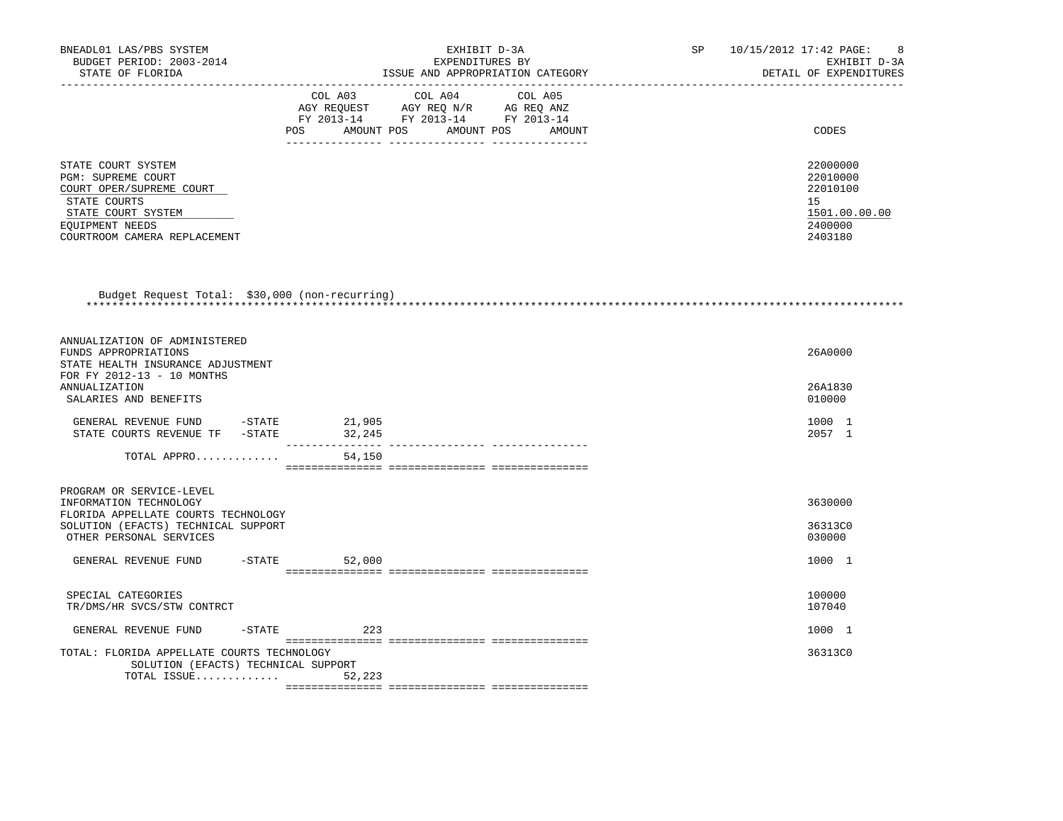BNEADL01 LAS/PBS SYSTEM — BUDGET PERIOD: 2003-2014 — STATE OF FLORIDA

EXHIBIT D-3A — EXPENDITURES BY ISSUE AND APPROPRIATION CATEGORY

SP 10/15/2012 17:42 — EXHIBIT D-3A — DETAIL OF EXPENDITURES

| | COL A03 AGY REQUEST FY 2013-14 POS | AMOUNT | COL A04 AGY REQ N/R FY 2013-14 POS | AMOUNT | COL A05 AG REQ ANZ FY 2013-14 POS | AMOUNT | CODES |
|---|---|---|---|---|---|---|---|
| STATE COURT SYSTEM | | | | | | | 22000000 |
| PGM: SUPREME COURT | | | | | | | 22010000 |
| COURT OPER/SUPREME COURT | | | | | | | 22010100 |
| STATE COURTS | | | | | | | 15 |
| STATE COURT SYSTEM | | | | | | | 1501.00.00.00 |
| EQUIPMENT NEEDS | | | | | | | 2400000 |
| COURTROOM CAMERA REPLACEMENT | | | | | | | 2403180 |

Budget Request Total: $30,000 (non-recurring)

| | COL A03 POS | AMOUNT | COL A04 POS | AMOUNT | COL A05 POS | AMOUNT | CODES |
|---|---|---|---|---|---|---|---|
| ANNUALIZATION OF ADMINISTERED FUNDS APPROPRIATIONS | | | | | | | 26A0000 |
| STATE HEALTH INSURANCE ADJUSTMENT FOR FY 2012-13 - 10 MONTHS ANNUALIZATION | | | | | | | 26A1830 |
| SALARIES AND BENEFITS | | | | | | | 010000 |
| GENERAL REVENUE FUND -STATE | | 21,905 | | | | | 1000 1 |
| STATE COURTS REVENUE TF -STATE | | 32,245 | | | | | 2057 1 |
| TOTAL APPRO............ | | 54,150 | | | | | |
| PROGRAM OR SERVICE-LEVEL INFORMATION TECHNOLOGY | | | | | | | 3630000 |
| FLORIDA APPELLATE COURTS TECHNOLOGY SOLUTION (EFACTS) TECHNICAL SUPPORT | | | | | | | 36313C0 |
| OTHER PERSONAL SERVICES | | | | | | | 030000 |
| GENERAL REVENUE FUND -STATE | | 52,000 | | | | | 1000 1 |
| SPECIAL CATEGORIES | | | | | | | 100000 |
| TR/DMS/HR SVCS/STW CONTRCT | | | | | | | 107040 |
| GENERAL REVENUE FUND -STATE | | 223 | | | | | 1000 1 |
| TOTAL: FLORIDA APPELLATE COURTS TECHNOLOGY SOLUTION (EFACTS) TECHNICAL SUPPORT | | | | | | | 36313C0 |
| TOTAL ISSUE............ | | 52,223 | | | | | |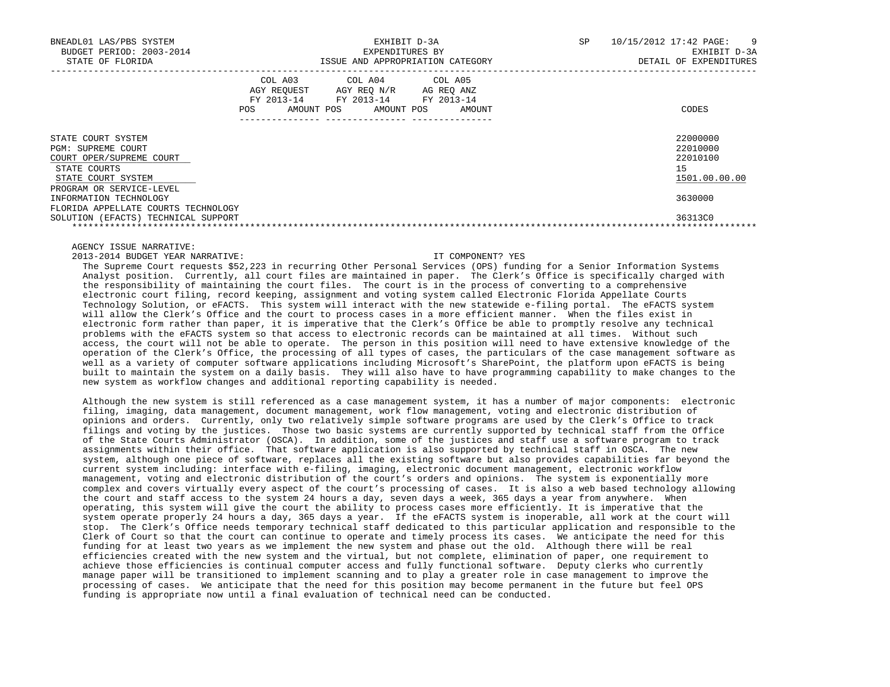| | COL A03 AGY REQUEST FY 2013-14 POS AMOUNT | COL A04 AGY REQ N/R FY 2013-14 POS AMOUNT | COL A05 AG REQ ANZ FY 2013-14 POS AMOUNT | CODES |
|---|---|---|---|---|
| STATE COURT SYSTEM | | | | 22000000 |
| PGM: SUPREME COURT | | | | 22010000 |
| COURT OPER/SUPREME COURT | | | | 22010100 |
| STATE COURTS | | | | 15 |
| STATE COURT SYSTEM | | | | 1501.00.00.00 |
| PROGRAM OR SERVICE-LEVEL | | | | |
| INFORMATION TECHNOLOGY | | | | 3630000 |
| FLORIDA APPELLATE COURTS TECHNOLOGY SOLUTION (EFACTS) TECHNICAL SUPPORT | | | | 36313C0 |

AGENCY ISSUE NARRATIVE:

2013-2014 BUDGET YEAR NARRATIVE: IT COMPONENT? YES

The Supreme Court requests $52,223 in recurring Other Personal Services (OPS) funding for a Senior Information Systems Analyst position. Currently, all court files are maintained in paper. The Clerk's Office is specifically charged with the responsibility of maintaining the court files. The court is in the process of converting to a comprehensive electronic court filing, record keeping, assignment and voting system called Electronic Florida Appellate Courts Technology Solution, or eFACTS. This system will interact with the new statewide e-filing portal. The eFACTS system will allow the Clerk's Office and the court to process cases in a more efficient manner. When the files exist in electronic form rather than paper, it is imperative that the Clerk's Office be able to promptly resolve any technical problems with the eFACTS system so that access to electronic records can be maintained at all times. Without such access, the court will not be able to operate. The person in this position will need to have extensive knowledge of the operation of the Clerk's Office, the processing of all types of cases, the particulars of the case management software as well as a variety of computer software applications including Microsoft's SharePoint, the platform upon eFACTS is being built to maintain the system on a daily basis. They will also have to have programming capability to make changes to the new system as workflow changes and additional reporting capability is needed.

Although the new system is still referenced as a case management system, it has a number of major components: electronic filing, imaging, data management, document management, work flow management, voting and electronic distribution of opinions and orders. Currently, only two relatively simple software programs are used by the Clerk's Office to track filings and voting by the justices. Those two basic systems are currently supported by technical staff from the Office of the State Courts Administrator (OSCA). In addition, some of the justices and staff use a software program to track assignments within their office. That software application is also supported by technical staff in OSCA. The new system, although one piece of software, replaces all the existing software but also provides capabilities far beyond the current system including: interface with e-filing, imaging, electronic document management, electronic workflow management, voting and electronic distribution of the court's orders and opinions. The system is exponentially more complex and covers virtually every aspect of the court's processing of cases. It is also a web based technology allowing the court and staff access to the system 24 hours a day, seven days a week, 365 days a year from anywhere. When operating, this system will give the court the ability to process cases more efficiently. It is imperative that the system operate properly 24 hours a day, 365 days a year. If the eFACTS system is inoperable, all work at the court will stop. The Clerk's Office needs temporary technical staff dedicated to this particular application and responsible to the Clerk of Court so that the court can continue to operate and timely process its cases. We anticipate the need for this funding for at least two years as we implement the new system and phase out the old. Although there will be real efficiencies created with the new system and the virtual, but not complete, elimination of paper, one requirement to achieve those efficiencies is continual computer access and fully functional software. Deputy clerks who currently manage paper will be transitioned to implement scanning and to play a greater role in case management to improve the processing of cases. We anticipate that the need for this position may become permanent in the future but feel OPS funding is appropriate now until a final evaluation of technical need can be conducted.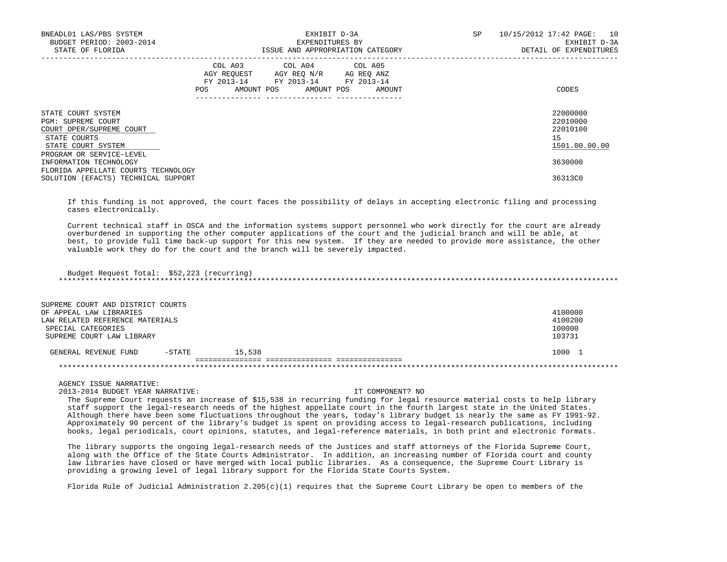| | COL A03 AGY REQUEST FY 2013-14 | | COL A04 AGY REQ N/R FY 2013-14 | | COL A05 AG REQ ANZ FY 2013-14 | | CODES |
|---|---|---|---|---|---|---|---|
| | POS | AMOUNT | POS | AMOUNT | POS | AMOUNT | |
| STATE COURT SYSTEM | | | | | | | 22000000 |
| PGM: SUPREME COURT | | | | | | | 22010000 |
| COURT OPER/SUPREME COURT | | | | | | | 22010100 |
| STATE COURTS | | | | | | | 15 |
| STATE COURT SYSTEM | | | | | | | 1501.00.00.00 |
| PROGRAM OR SERVICE-LEVEL | | | | | | | |
| INFORMATION TECHNOLOGY | | | | | | | 3630000 |
| FLORIDA APPELLATE COURTS TECHNOLOGY SOLUTION (EFACTS) TECHNICAL SUPPORT | | | | | | | 36313C0 |

If this funding is not approved, the court faces the possibility of delays in accepting electronic filing and processing cases electronically.

Current technical staff in OSCA and the information systems support personnel who work directly for the court are already overburdened in supporting the other computer applications of the court and the judicial branch and will be able, at best, to provide full time back-up support for this new system. If they are needed to provide more assistance, the other valuable work they do for the court and the branch will be severely impacted.

Budget Request Total: $52,223 (recurring)

*****************************************************************************************************************************

| | COL A03 POS | COL A03 AMOUNT | COL A04 POS | COL A04 AMOUNT | COL A05 POS | COL A05 AMOUNT | CODES |
|---|---|---|---|---|---|---|---|
| SUPREME COURT AND DISTRICT COURTS OF APPEAL LAW LIBRARIES | | | | | | | 4100000 |
| LAW RELATED REFERENCE MATERIALS | | | | | | | 4100200 |
| SPECIAL CATEGORIES | | | | | | | 100000 |
| SUPREME COURT LAW LIBRARY | | | | | | | 103731 |
| GENERAL REVENUE FUND -STATE | | 15,538 | | | | | 1000 1 |

*****************************************************************************************************************************

AGENCY ISSUE NARRATIVE:

2013-2014 BUDGET YEAR NARRATIVE: IT COMPONENT? NO

The Supreme Court requests an increase of $15,538 in recurring funding for legal resource material costs to help library staff support the legal-research needs of the highest appellate court in the fourth largest state in the United States. Although there have been some fluctuations throughout the years, today's library budget is nearly the same as FY 1991-92. Approximately 90 percent of the library's budget is spent on providing access to legal-research publications, including books, legal periodicals, court opinions, statutes, and legal-reference materials, in both print and electronic formats.

The library supports the ongoing legal-research needs of the Justices and staff attorneys of the Florida Supreme Court, along with the Office of the State Courts Administrator. In addition, an increasing number of Florida court and county law libraries have closed or have merged with local public libraries. As a consequence, the Supreme Court Library is providing a growing level of legal library support for the Florida State Courts System.

Florida Rule of Judicial Administration 2.205(c)(1) requires that the Supreme Court Library be open to members of the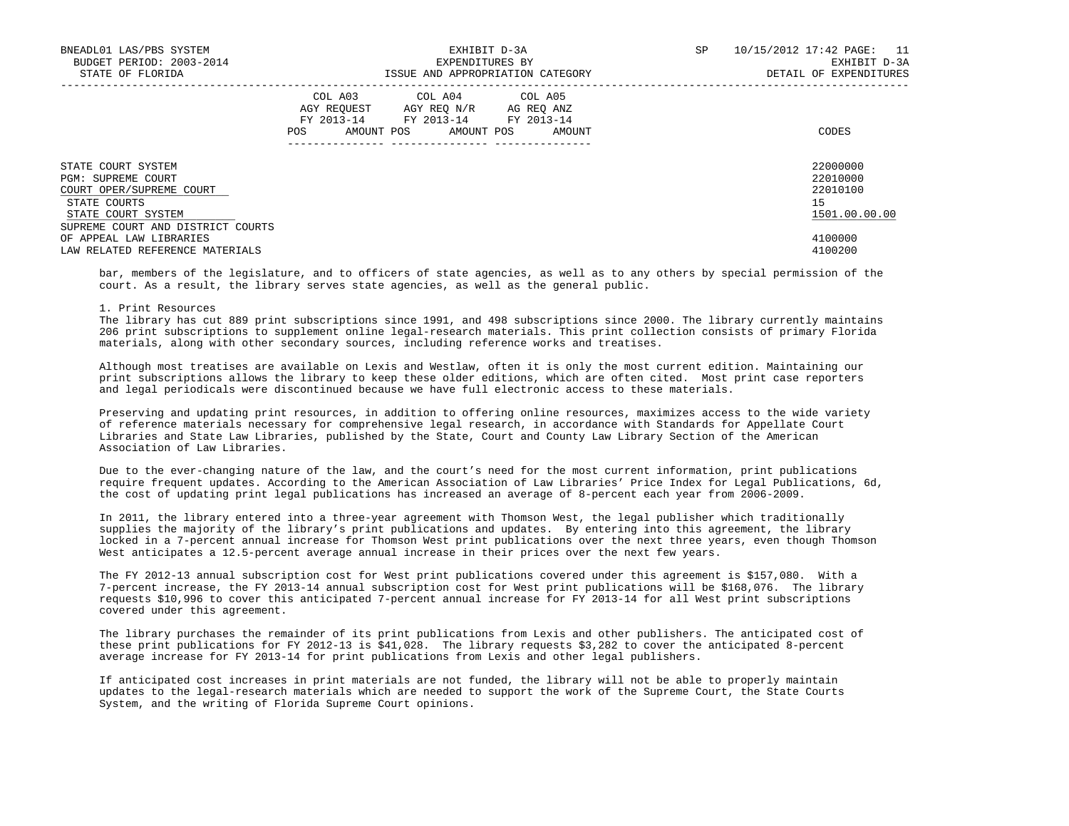| | COL A03 AGY REQUEST FY 2013-14 POS AMOUNT | COL A04 AGY REQ N/R FY 2013-14 POS AMOUNT | COL A05 AG REQ ANZ FY 2013-14 POS AMOUNT | CODES |
|---|---|---|---|---|
| STATE COURT SYSTEM | | | | 22000000 |
| PGM: SUPREME COURT | | | | 22010000 |
| COURT OPER/SUPREME COURT | | | | 22010100 |
| STATE COURTS | | | | 15 |
| STATE COURT SYSTEM | | | | 1501.00.00.00 |
| SUPREME COURT AND DISTRICT COURTS OF APPEAL LAW LIBRARIES | | | | 4100000 |
| LAW RELATED REFERENCE MATERIALS | | | | 4100200 |

bar, members of the legislature, and to officers of state agencies, as well as to any others by special permission of the court. As a result, the library serves state agencies, as well as the general public.

1. Print Resources
The library has cut 889 print subscriptions since 1991, and 498 subscriptions since 2000. The library currently maintains 206 print subscriptions to supplement online legal-research materials. This print collection consists of primary Florida materials, along with other secondary sources, including reference works and treatises.

Although most treatises are available on Lexis and Westlaw, often it is only the most current edition. Maintaining our print subscriptions allows the library to keep these older editions, which are often cited. Most print case reporters and legal periodicals were discontinued because we have full electronic access to these materials.

Preserving and updating print resources, in addition to offering online resources, maximizes access to the wide variety of reference materials necessary for comprehensive legal research, in accordance with Standards for Appellate Court Libraries and State Law Libraries, published by the State, Court and County Law Library Section of the American Association of Law Libraries.

Due to the ever-changing nature of the law, and the court's need for the most current information, print publications require frequent updates. According to the American Association of Law Libraries' Price Index for Legal Publications, 6d, the cost of updating print legal publications has increased an average of 8-percent each year from 2006-2009.

In 2011, the library entered into a three-year agreement with Thomson West, the legal publisher which traditionally supplies the majority of the library's print publications and updates. By entering into this agreement, the library locked in a 7-percent annual increase for Thomson West print publications over the next three years, even though Thomson West anticipates a 12.5-percent average annual increase in their prices over the next few years.

The FY 2012-13 annual subscription cost for West print publications covered under this agreement is $157,080. With a 7-percent increase, the FY 2013-14 annual subscription cost for West print publications will be $168,076. The library requests $10,996 to cover this anticipated 7-percent annual increase for FY 2013-14 for all West print subscriptions covered under this agreement.

The library purchases the remainder of its print publications from Lexis and other publishers. The anticipated cost of these print publications for FY 2012-13 is $41,028. The library requests $3,282 to cover the anticipated 8-percent average increase for FY 2013-14 for print publications from Lexis and other legal publishers.

If anticipated cost increases in print materials are not funded, the library will not be able to properly maintain updates to the legal-research materials which are needed to support the work of the Supreme Court, the State Courts System, and the writing of Florida Supreme Court opinions.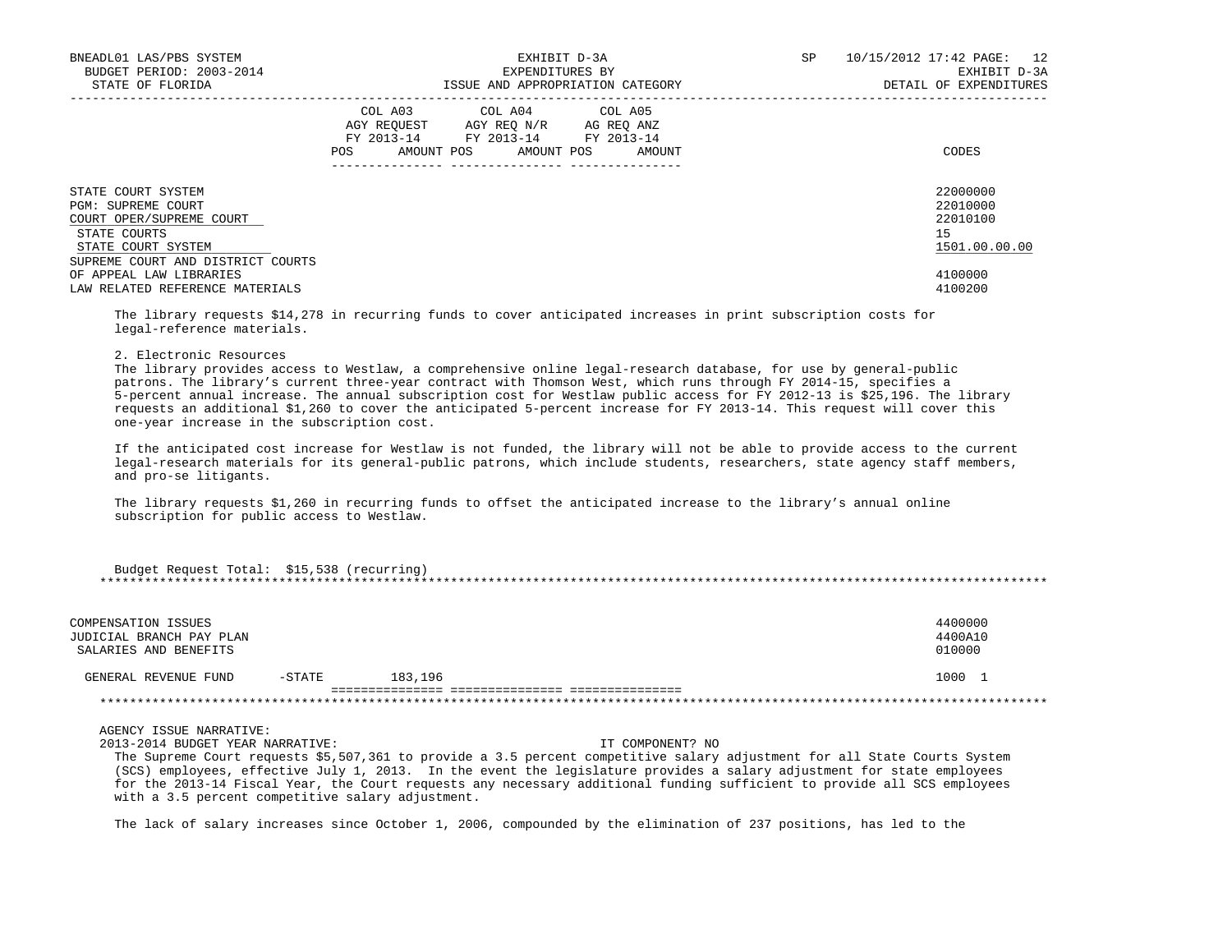| | COL A03 AGY REQUEST FY 2013-14 POS AMOUNT | COL A04 AGY REQ N/R FY 2013-14 POS AMOUNT | COL A05 AG REQ ANZ FY 2013-14 POS AMOUNT | CODES |
|---|---|---|---|---|
| STATE COURT SYSTEM | | | | 22000000 |
| PGM: SUPREME COURT | | | | 22010000 |
| COURT OPER/SUPREME COURT | | | | 22010100 |
| STATE COURTS | | | | 15 |
| STATE COURT SYSTEM | | | | 1501.00.00.00 |
| SUPREME COURT AND DISTRICT COURTS OF APPEAL LAW LIBRARIES | | | | 4100000 |
| LAW RELATED REFERENCE MATERIALS | | | | 4100200 |

The library requests $14,278 in recurring funds to cover anticipated increases in print subscription costs for legal-reference materials.

2. Electronic Resources
The library provides access to Westlaw, a comprehensive online legal-research database, for use by general-public patrons. The library's current three-year contract with Thomson West, which runs through FY 2014-15, specifies a 5-percent annual increase. The annual subscription cost for Westlaw public access for FY 2012-13 is $25,196. The library requests an additional $1,260 to cover the anticipated 5-percent increase for FY 2013-14. This request will cover this one-year increase in the subscription cost.

If the anticipated cost increase for Westlaw is not funded, the library will not be able to provide access to the current legal-research materials for its general-public patrons, which include students, researchers, state agency staff members, and pro-se litigants.

The library requests $1,260 in recurring funds to offset the anticipated increase to the library's annual online subscription for public access to Westlaw.

Budget Request Total: $15,538 (recurring)

***

| | COL A03 | COL A04 | COL A05 | CODES |
|---|---|---|---|---|
| COMPENSATION ISSUES | | | | 4400000 |
| JUDICIAL BRANCH PAY PLAN | | | | 4400A10 |
| SALARIES AND BENEFITS | | | | 010000 |
| GENERAL REVENUE FUND -STATE | 183,196 | | | 1000 1 |

***

AGENCY ISSUE NARRATIVE:
2013-2014 BUDGET YEAR NARRATIVE: IT COMPONENT? NO

The Supreme Court requests $5,507,361 to provide a 3.5 percent competitive salary adjustment for all State Courts System (SCS) employees, effective July 1, 2013. In the event the legislature provides a salary adjustment for state employees for the 2013-14 Fiscal Year, the Court requests any necessary additional funding sufficient to provide all SCS employees with a 3.5 percent competitive salary adjustment.

The lack of salary increases since October 1, 2006, compounded by the elimination of 237 positions, has led to the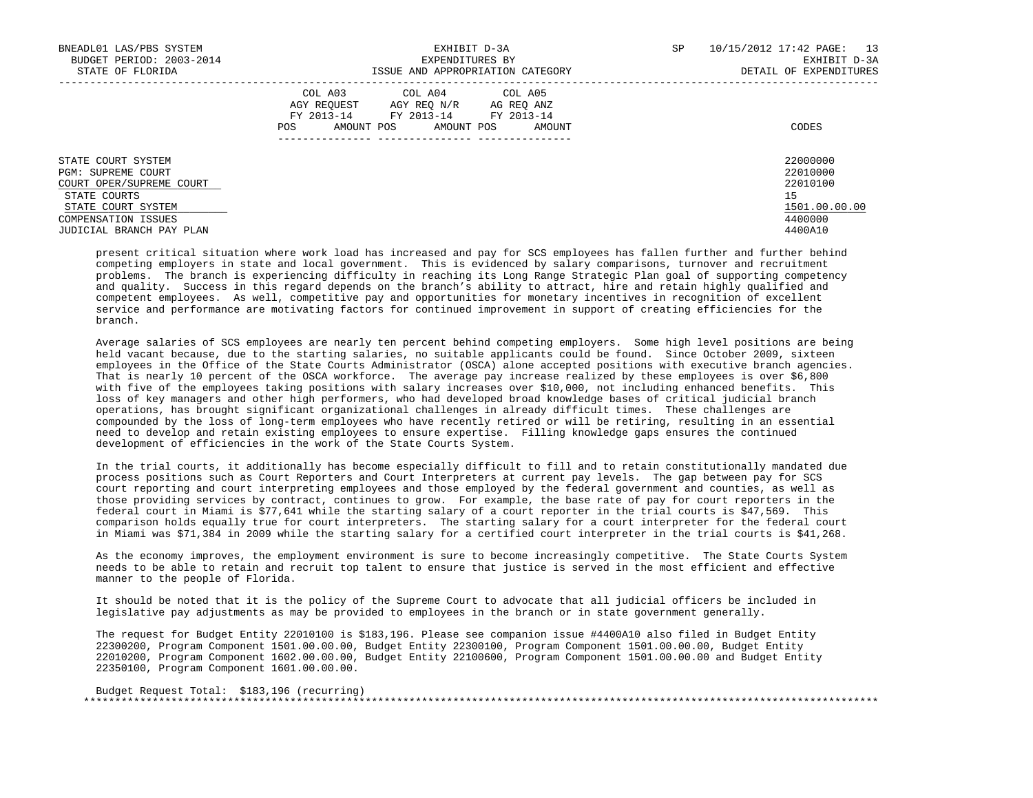| | COL A03 AGY REQUEST FY 2013-14 | | COL A04 AGY REQ N/R FY 2013-14 | | COL A05 AG REQ ANZ FY 2013-14 | | |
|---|---|---|---|---|---|---|---|
| | POS | AMOUNT | POS | AMOUNT | POS | AMOUNT | CODES |
| STATE COURT SYSTEM | | | | | | | 22000000 |
| PGM: SUPREME COURT | | | | | | | 22010000 |
| COURT OPER/SUPREME COURT | | | | | | | 22010100 |
| STATE COURTS | | | | | | | 15 |
| STATE COURT SYSTEM | | | | | | | 1501.00.00.00 |
| COMPENSATION ISSUES | | | | | | | 4400000 |
| JUDICIAL BRANCH PAY PLAN | | | | | | | 4400A10 |

present critical situation where work load has increased and pay for SCS employees has fallen further and further behind competing employers in state and local government. This is evidenced by salary comparisons, turnover and recruitment problems. The branch is experiencing difficulty in reaching its Long Range Strategic Plan goal of supporting competency and quality. Success in this regard depends on the branch's ability to attract, hire and retain highly qualified and competent employees. As well, competitive pay and opportunities for monetary incentives in recognition of excellent service and performance are motivating factors for continued improvement in support of creating efficiencies for the branch.

Average salaries of SCS employees are nearly ten percent behind competing employers. Some high level positions are being held vacant because, due to the starting salaries, no suitable applicants could be found. Since October 2009, sixteen employees in the Office of the State Courts Administrator (OSCA) alone accepted positions with executive branch agencies. That is nearly 10 percent of the OSCA workforce. The average pay increase realized by these employees is over $6,800 with five of the employees taking positions with salary increases over $10,000, not including enhanced benefits. This loss of key managers and other high performers, who had developed broad knowledge bases of critical judicial branch operations, has brought significant organizational challenges in already difficult times. These challenges are compounded by the loss of long-term employees who have recently retired or will be retiring, resulting in an essential need to develop and retain existing employees to ensure expertise. Filling knowledge gaps ensures the continued development of efficiencies in the work of the State Courts System.

In the trial courts, it additionally has become especially difficult to fill and to retain constitutionally mandated due process positions such as Court Reporters and Court Interpreters at current pay levels. The gap between pay for SCS court reporting and court interpreting employees and those employed by the federal government and counties, as well as those providing services by contract, continues to grow. For example, the base rate of pay for court reporters in the federal court in Miami is $77,641 while the starting salary of a court reporter in the trial courts is $47,569. This comparison holds equally true for court interpreters. The starting salary for a court interpreter for the federal court in Miami was $71,384 in 2009 while the starting salary for a certified court interpreter in the trial courts is $41,268.

As the economy improves, the employment environment is sure to become increasingly competitive. The State Courts System needs to be able to retain and recruit top talent to ensure that justice is served in the most efficient and effective manner to the people of Florida.

It should be noted that it is the policy of the Supreme Court to advocate that all judicial officers be included in legislative pay adjustments as may be provided to employees in the branch or in state government generally.

The request for Budget Entity 22010100 is $183,196. Please see companion issue #4400A10 also filed in Budget Entity 22300200, Program Component 1501.00.00.00, Budget Entity 22300100, Program Component 1501.00.00.00, Budget Entity 22010200, Program Component 1602.00.00.00, Budget Entity 22100600, Program Component 1501.00.00.00 and Budget Entity 22350100, Program Component 1601.00.00.00.

Budget Request Total: $183,196 (recurring)

*******************************************************************************************************************************************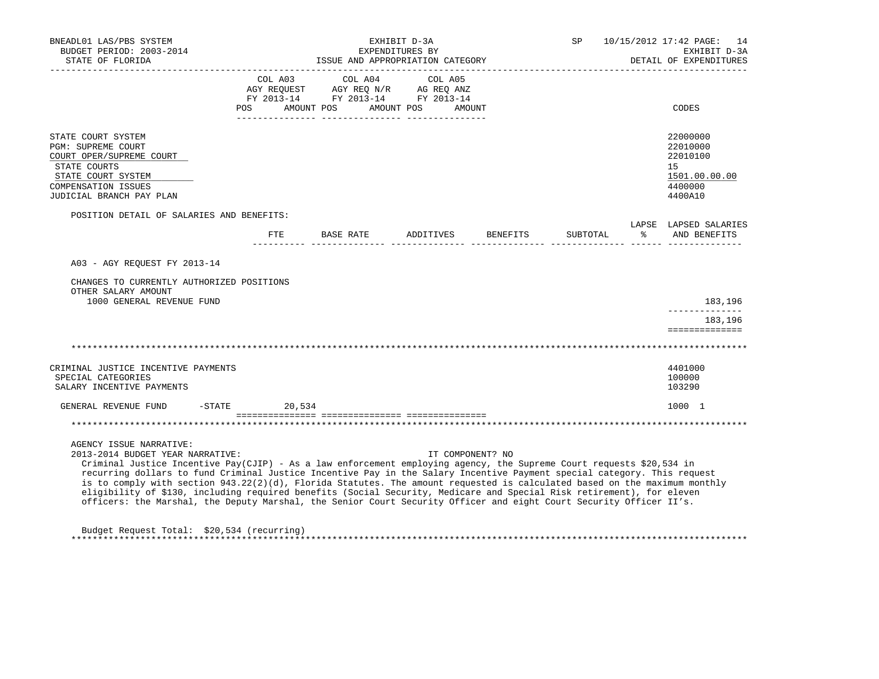BNEADL01 LAS/PBS SYSTEM
BUDGET PERIOD: 2003-2014
STATE OF FLORIDA

EXHIBIT D-3A
EXPENDITURES BY
ISSUE AND APPROPRIATION CATEGORY

SP 10/15/2012 17:42 PAGE: 14
EXHIBIT D-3A
DETAIL OF EXPENDITURES

| | COL A03 AGY REQUEST FY 2013-14 POS AMOUNT | COL A04 AGY REQ N/R FY 2013-14 POS AMOUNT | COL A05 AG REQ ANZ FY 2013-14 POS AMOUNT | CODES |
|---|---|---|---|---|
| STATE COURT SYSTEM | | | | 22000000 |
| PGM: SUPREME COURT | | | | 22010000 |
| COURT OPER/SUPREME COURT | | | | 22010100 |
| STATE COURTS | | | | 15 |
| STATE COURT SYSTEM | | | | 1501.00.00.00 |
| COMPENSATION ISSUES | | | | 4400000 |
| JUDICIAL BRANCH PAY PLAN | | | | 4400A10 |

POSITION DETAIL OF SALARIES AND BENEFITS:

| | FTE | BASE RATE | ADDITIVES | BENEFITS | SUBTOTAL | LAPSE % | LAPSED SALARIES AND BENEFITS |
|---|---|---|---|---|---|---|---|
| A03 - AGY REQUEST FY 2013-14 | | | | | | | |
| CHANGES TO CURRENTLY AUTHORIZED POSITIONS | | | | | | | |
| OTHER SALARY AMOUNT | | | | | | | |
| 1000 GENERAL REVENUE FUND | | | | | | | 183,196 |
| | | | | | | | 183,196 |

\*\*\*\*\*\*\*\*\*\*\*\*\*\*\*\*\*\*\*\*\*\*\*\*\*\*\*\*\*\*\*\*\*\*\*\*\*\*\*\*\*\*\*\*\*\*\*\*\*\*\*\*\*\*\*\*\*\*\*\*\*\*\*\*\*\*\*\*\*\*\*\*\*\*\*\*\*\*

| | COL A03 | COL A04 | COL A05 | CODES |
|---|---|---|---|---|
| CRIMINAL JUSTICE INCENTIVE PAYMENTS | | | | 4401000 |
| SPECIAL CATEGORIES | | | | 100000 |
| SALARY INCENTIVE PAYMENTS | | | | 103290 |
| GENERAL REVENUE FUND -STATE | 20,534 | | | 1000 1 |

\*\*\*\*\*\*\*\*\*\*\*\*\*\*\*\*\*\*\*\*\*\*\*\*\*\*\*\*\*\*\*\*\*\*\*\*\*\*\*\*\*\*\*\*\*\*\*\*\*\*\*\*\*\*\*\*\*\*\*\*\*\*\*\*\*\*\*\*\*\*\*\*\*\*\*\*\*\*

AGENCY ISSUE NARRATIVE:
2013-2014 BUDGET YEAR NARRATIVE: IT COMPONENT? NO

Criminal Justice Incentive Pay(CJIP) - As a law enforcement employing agency, the Supreme Court requests $20,534 in recurring dollars to fund Criminal Justice Incentive Pay in the Salary Incentive Payment special category. This request is to comply with section 943.22(2)(d), Florida Statutes. The amount requested is calculated based on the maximum monthly eligibility of $130, including required benefits (Social Security, Medicare and Special Risk retirement), for eleven officers: the Marshal, the Deputy Marshal, the Senior Court Security Officer and eight Court Security Officer II's.

Budget Request Total: $20,534 (recurring)

\*\*\*\*\*\*\*\*\*\*\*\*\*\*\*\*\*\*\*\*\*\*\*\*\*\*\*\*\*\*\*\*\*\*\*\*\*\*\*\*\*\*\*\*\*\*\*\*\*\*\*\*\*\*\*\*\*\*\*\*\*\*\*\*\*\*\*\*\*\*\*\*\*\*\*\*\*\*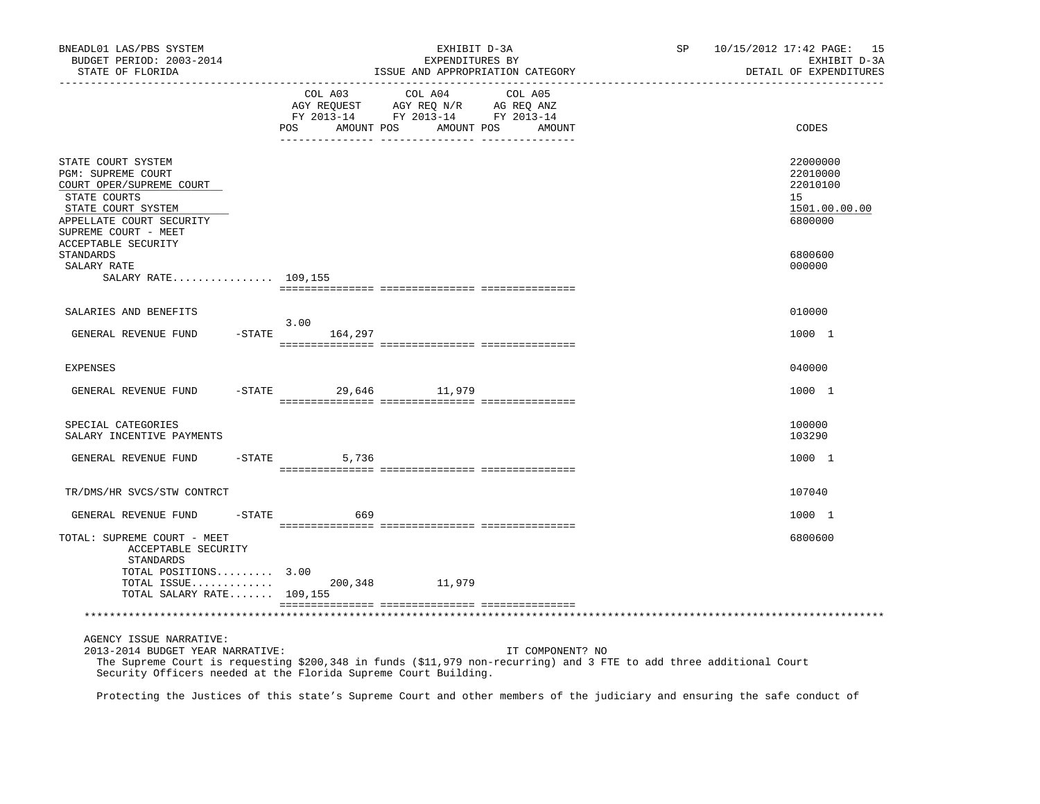BNEADL01 LAS/PBS SYSTEM
BUDGET PERIOD: 2003-2014
STATE OF FLORIDA

EXHIBIT D-3A
EXPENDITURES BY
ISSUE AND APPROPRIATION CATEGORY

SP 10/15/2012 17:42
EXHIBIT D-3A
DETAIL OF EXPENDITURES

| | COL A03 AGY REQUEST FY 2013-14 POS | AMOUNT | COL A04 AGY REQ N/R FY 2013-14 POS | AMOUNT | COL A05 AG REQ ANZ FY 2013-14 POS | AMOUNT | CODES |
|---|---|---|---|---|---|---|---|
| STATE COURT SYSTEM | | | | | | | 22000000 |
| PGM: SUPREME COURT | | | | | | | 22010000 |
| COURT OPER/SUPREME COURT | | | | | | | 22010100 |
| STATE COURTS | | | | | | | 15 |
| STATE COURT SYSTEM | | | | | | | 1501.00.00.00 |
| APPELLATE COURT SECURITY | | | | | | | 6800000 |
| SUPREME COURT - MEET ACCEPTABLE SECURITY STANDARDS | | | | | | | 6800600 |
| SALARY RATE | | | | | | | 000000 |
| SALARY RATE................ | 109,155 | | | | | | |
| SALARIES AND BENEFITS | | | | | | | 010000 |
| GENERAL REVENUE FUND -STATE | 3.00 | 164,297 | | | | | 1000 1 |
| EXPENSES | | | | | | | 040000 |
| GENERAL REVENUE FUND -STATE | | 29,646 | | 11,979 | | | 1000 1 |
| SPECIAL CATEGORIES | | | | | | | 100000 |
| SALARY INCENTIVE PAYMENTS | | | | | | | 103290 |
| GENERAL REVENUE FUND -STATE | | 5,736 | | | | | 1000 1 |
| TR/DMS/HR SVCS/STW CONTRCT | | | | | | | 107040 |
| GENERAL REVENUE FUND -STATE | | 669 | | | | | 1000 1 |
| TOTAL: SUPREME COURT - MEET ACCEPTABLE SECURITY STANDARDS | | | | | | | 6800600 |
| TOTAL POSITIONS......... | 3.00 | | | | | | |
| TOTAL ISSUE............. | | 200,348 | | 11,979 | | | |
| TOTAL SALARY RATE....... | 109,155 | | | | | | |

AGENCY ISSUE NARRATIVE:
2013-2014 BUDGET YEAR NARRATIVE: IT COMPONENT? NO

The Supreme Court is requesting $200,348 in funds ($11,979 non-recurring) and 3 FTE to add three additional Court Security Officers needed at the Florida Supreme Court Building.

Protecting the Justices of this state's Supreme Court and other members of the judiciary and ensuring the safe conduct of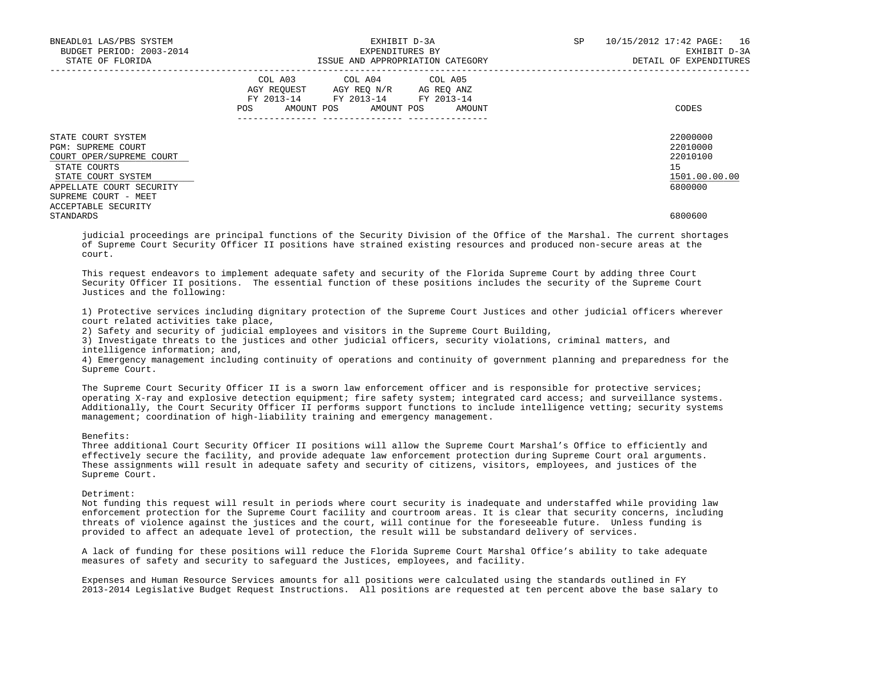| | COL A03 AGY REQUEST FY 2013-14 | | COL A04 AGY REQ N/R FY 2013-14 | | COL A05 AG REQ ANZ FY 2013-14 | | |
|---|---|---|---|---|---|---|---|
| | POS | AMOUNT | POS | AMOUNT | POS | AMOUNT | CODES |
| STATE COURT SYSTEM | | | | | | | 22000000 |
| PGM: SUPREME COURT | | | | | | | 22010000 |
| COURT OPER/SUPREME COURT | | | | | | | 22010100 |
| STATE COURTS | | | | | | | 15 |
| STATE COURT SYSTEM | | | | | | | 1501.00.00.00 |
| APPELLATE COURT SECURITY | | | | | | | 6800000 |
| SUPREME COURT - MEET ACCEPTABLE SECURITY STANDARDS | | | | | | | 6800600 |

judicial proceedings are principal functions of the Security Division of the Office of the Marshal. The current shortages of Supreme Court Security Officer II positions have strained existing resources and produced non-secure areas at the court.

This request endeavors to implement adequate safety and security of the Florida Supreme Court by adding three Court Security Officer II positions. The essential function of these positions includes the security of the Supreme Court Justices and the following:

1) Protective services including dignitary protection of the Supreme Court Justices and other judicial officers wherever court related activities take place,
2) Safety and security of judicial employees and visitors in the Supreme Court Building,
3) Investigate threats to the justices and other judicial officers, security violations, criminal matters, and intelligence information; and,
4) Emergency management including continuity of operations and continuity of government planning and preparedness for the Supreme Court.

The Supreme Court Security Officer II is a sworn law enforcement officer and is responsible for protective services; operating X-ray and explosive detection equipment; fire safety system; integrated card access; and surveillance systems. Additionally, the Court Security Officer II performs support functions to include intelligence vetting; security systems management; coordination of high-liability training and emergency management.

Benefits:
Three additional Court Security Officer II positions will allow the Supreme Court Marshal's Office to efficiently and effectively secure the facility, and provide adequate law enforcement protection during Supreme Court oral arguments. These assignments will result in adequate safety and security of citizens, visitors, employees, and justices of the Supreme Court.

Detriment:
Not funding this request will result in periods where court security is inadequate and understaffed while providing law enforcement protection for the Supreme Court facility and courtroom areas. It is clear that security concerns, including threats of violence against the justices and the court, will continue for the foreseeable future. Unless funding is provided to affect an adequate level of protection, the result will be substandard delivery of services.

A lack of funding for these positions will reduce the Florida Supreme Court Marshal Office's ability to take adequate measures of safety and security to safeguard the Justices, employees, and facility.

Expenses and Human Resource Services amounts for all positions were calculated using the standards outlined in FY 2013-2014 Legislative Budget Request Instructions. All positions are requested at ten percent above the base salary to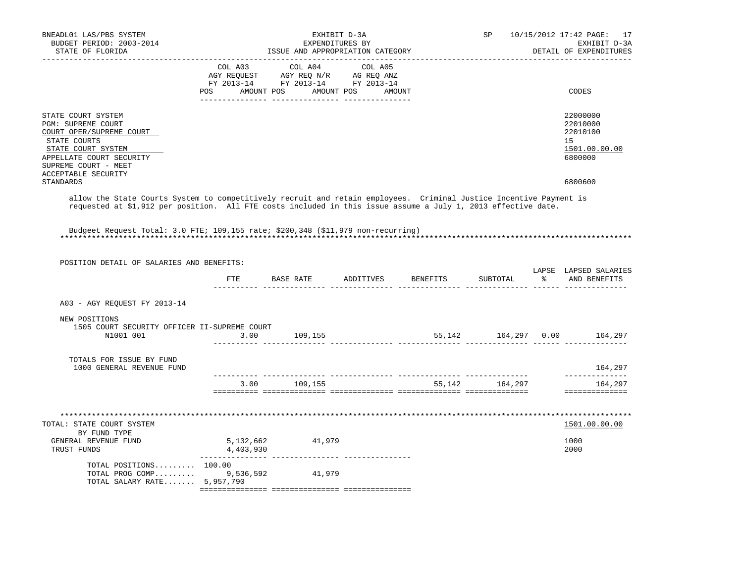| | COL A03 AGY REQUEST FY 2013-14 POS AMOUNT | COL A04 AGY REQ N/R FY 2013-14 POS AMOUNT | COL A05 AG REQ ANZ FY 2013-14 POS AMOUNT | CODES |
|---|---|---|---|---|
| STATE COURT SYSTEM | | | | 22000000 |
| PGM: SUPREME COURT | | | | 22010000 |
| COURT OPER/SUPREME COURT | | | | 22010100 |
| STATE COURTS | | | | 15 |
| STATE COURT SYSTEM | | | | 1501.00.00.00 |
| APPELLATE COURT SECURITY | | | | 6800000 |
| SUPREME COURT - MEET ACCEPTABLE SECURITY STANDARDS | | | | 6800600 |

allow the State Courts System to competitively recruit and retain employees. Criminal Justice Incentive Payment is requested at $1,912 per position. All FTE costs included in this issue assume a July 1, 2013 effective date.

Budgeet Request Total: 3.0 FTE; 109,155 rate; $200,348 ($11,979 non-recurring)

************************************************************************************************************************

POSITION DETAIL OF SALARIES AND BENEFITS:

| | FTE | BASE RATE | ADDITIVES | BENEFITS | SUBTOTAL | LAPSE % | LAPSED SALARIES AND BENEFITS |
|---|---|---|---|---|---|---|---|
| A03 - AGY REQUEST FY 2013-14 | | | | | | | |
| NEW POSITIONS | | | | | | | |
| 1505 COURT SECURITY OFFICER II-SUPREME COURT N1001 001 | 3.00 | 109,155 | | 55,142 | 164,297 | 0.00 | 164,297 |
| TOTALS FOR ISSUE BY FUND | | | | | | | |
| 1000 GENERAL REVENUE FUND | | | | | | | 164,297 |
| | 3.00 | 109,155 | | 55,142 | 164,297 | | 164,297 |

************************************************************************************************************************

| | COL A03 | COL A04 | COL A05 | CODES |
|---|---|---|---|---|
| TOTAL: STATE COURT SYSTEM | | | | 1501.00.00.00 |
| BY FUND TYPE | | | | |
| GENERAL REVENUE FUND | 5,132,662 | 41,979 | | 1000 |
| TRUST FUNDS | 4,403,930 | | | 2000 |
| TOTAL POSITIONS......... | 100.00 | | | |
| TOTAL PROG COMP......... | 9,536,592 | 41,979 | | |
| TOTAL SALARY RATE....... | 5,957,790 | | | |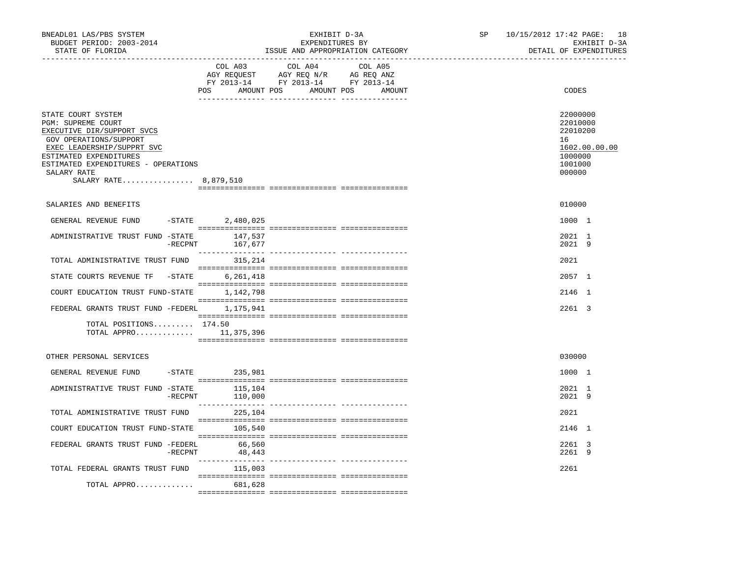BNEADL01 LAS/PBS SYSTEM
BUDGET PERIOD: 2003-2014
STATE OF FLORIDA

EXHIBIT D-3A
EXPENDITURES BY
ISSUE AND APPROPRIATION CATEGORY

SP 10/15/2012 17:42 PAGE: 18
EXHIBIT D-3A
DETAIL OF EXPENDITURES

| | COL A03 AGY REQUEST FY 2013-14 POS | AMOUNT | COL A04 AGY REQ N/R FY 2013-14 POS | AMOUNT | COL A05 AG REQ ANZ FY 2013-14 POS | AMOUNT | CODES |
|---|---|---|---|---|---|---|---|
| STATE COURT SYSTEM | | | | | | | 22000000 |
| PGM: SUPREME COURT | | | | | | | 22010000 |
| EXECUTIVE DIR/SUPPORT SVCS | | | | | | | 22010200 |
| GOV OPERATIONS/SUPPORT | | | | | | | 16 |
| EXEC LEADERSHIP/SUPPRT SVC | | | | | | | 1602.00.00.00 |
| ESTIMATED EXPENDITURES | | | | | | | 1000000 |
| ESTIMATED EXPENDITURES - OPERATIONS | | | | | | | 1001000 |
| SALARY RATE | | | | | | | 000000 |
| SALARY RATE................ 8,879,510 | | | | | | | |
| SALARIES AND BENEFITS | | | | | | | 010000 |
| GENERAL REVENUE FUND -STATE | | 2,480,025 | | | | | 1000 1 |
| ADMINISTRATIVE TRUST FUND -STATE | | 147,537 | | | | | 2021 1 |
| -RECPNT | | 167,677 | | | | | 2021 9 |
| TOTAL ADMINISTRATIVE TRUST FUND | | 315,214 | | | | | 2021 |
| STATE COURTS REVENUE TF -STATE | | 6,261,418 | | | | | 2057 1 |
| COURT EDUCATION TRUST FUND-STATE | | 1,142,798 | | | | | 2146 1 |
| FEDERAL GRANTS TRUST FUND -FEDERL | | 1,175,941 | | | | | 2261 3 |
| TOTAL POSITIONS......... | 174.50 | | | | | | |
| TOTAL APPRO............. | | 11,375,396 | | | | | |
| OTHER PERSONAL SERVICES | | | | | | | 030000 |
| GENERAL REVENUE FUND -STATE | | 235,981 | | | | | 1000 1 |
| ADMINISTRATIVE TRUST FUND -STATE | | 115,104 | | | | | 2021 1 |
| -RECPNT | | 110,000 | | | | | 2021 9 |
| TOTAL ADMINISTRATIVE TRUST FUND | | 225,104 | | | | | 2021 |
| COURT EDUCATION TRUST FUND-STATE | | 105,540 | | | | | 2146 1 |
| FEDERAL GRANTS TRUST FUND -FEDERL | | 66,560 | | | | | 2261 3 |
| -RECPNT | | 48,443 | | | | | 2261 9 |
| TOTAL FEDERAL GRANTS TRUST FUND | | 115,003 | | | | | 2261 |
| TOTAL APPRO............. | | 681,628 | | | | | |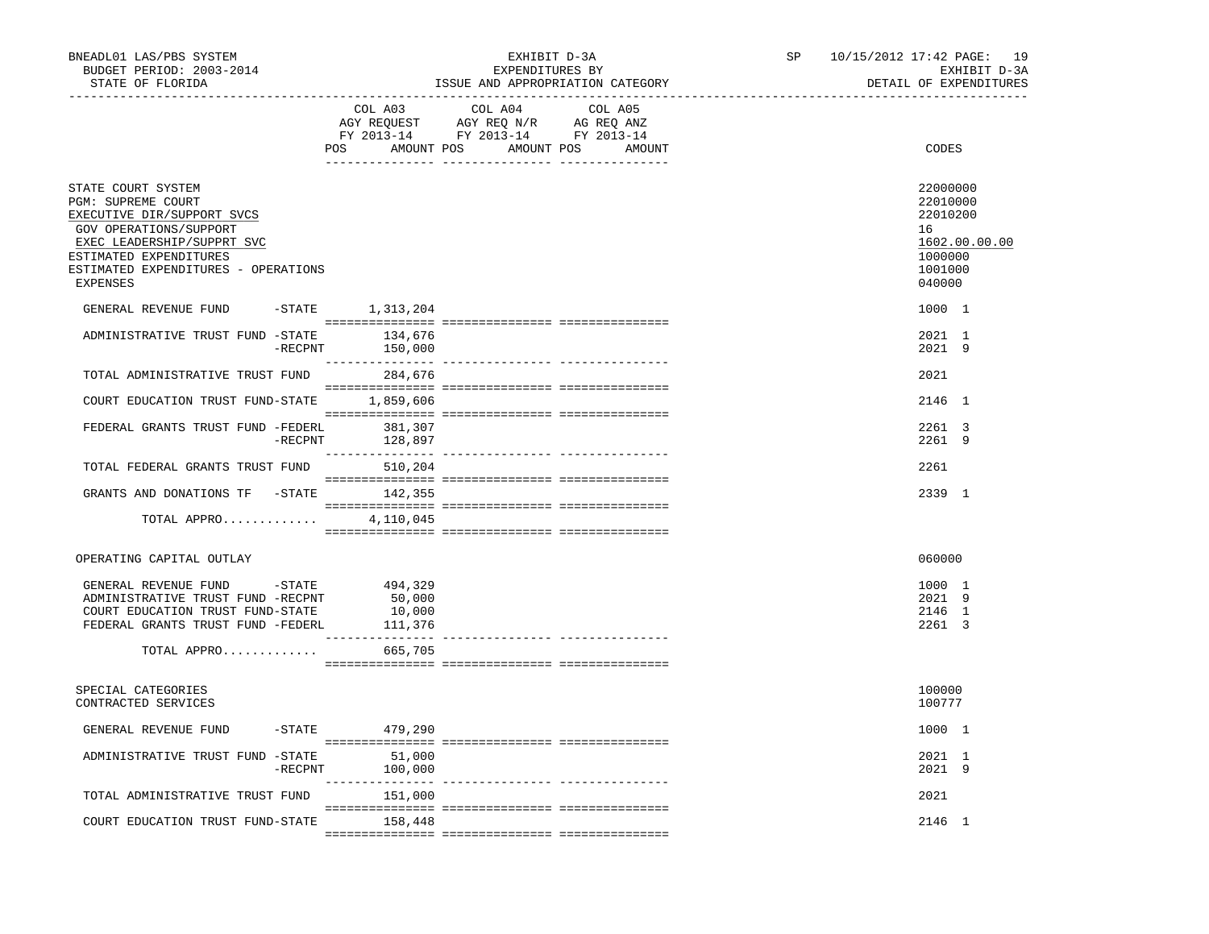BNEADL01 LAS/PBS SYSTEM — EXHIBIT D-3A — SP 10/15/2012 17:42

BUDGET PERIOD: 2003-2014 — EXPENDITURES BY — EXHIBIT D-3A

STATE OF FLORIDA — ISSUE AND APPROPRIATION CATEGORY — DETAIL OF EXPENDITURES

| | COL A03 AGY REQUEST FY 2013-14 POS AMOUNT | COL A04 AGY REQ N/R FY 2013-14 POS AMOUNT | COL A05 AG REQ ANZ FY 2013-14 POS AMOUNT | CODES |
|---|---|---|---|---|
| STATE COURT SYSTEM | | | | 22000000 |
| PGM: SUPREME COURT | | | | 22010000 |
| EXECUTIVE DIR/SUPPORT SVCS | | | | 22010200 |
| GOV OPERATIONS/SUPPORT | | | | 16 |
| EXEC LEADERSHIP/SUPPRT SVC | | | | 1602.00.00.00 |
| ESTIMATED EXPENDITURES | | | | 1000000 |
| ESTIMATED EXPENDITURES - OPERATIONS | | | | 1001000 |
| EXPENSES | | | | 040000 |
| GENERAL REVENUE FUND -STATE | 1,313,204 | | | 1000 1 |
| ADMINISTRATIVE TRUST FUND -STATE | 134,676 | | | 2021 1 |
| -RECPNT | 150,000 | | | 2021 9 |
| TOTAL ADMINISTRATIVE TRUST FUND | 284,676 | | | 2021 |
| COURT EDUCATION TRUST FUND-STATE | 1,859,606 | | | 2146 1 |
| FEDERAL GRANTS TRUST FUND -FEDERL | 381,307 | | | 2261 3 |
| -RECPNT | 128,897 | | | 2261 9 |
| TOTAL FEDERAL GRANTS TRUST FUND | 510,204 | | | 2261 |
| GRANTS AND DONATIONS TF -STATE | 142,355 | | | 2339 1 |
| TOTAL APPRO............ | 4,110,045 | | | |
| OPERATING CAPITAL OUTLAY | | | | 060000 |
| GENERAL REVENUE FUND -STATE | 494,329 | | | 1000 1 |
| ADMINISTRATIVE TRUST FUND -RECPNT | 50,000 | | | 2021 9 |
| COURT EDUCATION TRUST FUND-STATE | 10,000 | | | 2146 1 |
| FEDERAL GRANTS TRUST FUND -FEDERL | 111,376 | | | 2261 3 |
| TOTAL APPRO............ | 665,705 | | | |
| SPECIAL CATEGORIES | | | | 100000 |
| CONTRACTED SERVICES | | | | 100777 |
| GENERAL REVENUE FUND -STATE | 479,290 | | | 1000 1 |
| ADMINISTRATIVE TRUST FUND -STATE | 51,000 | | | 2021 1 |
| -RECPNT | 100,000 | | | 2021 9 |
| TOTAL ADMINISTRATIVE TRUST FUND | 151,000 | | | 2021 |
| COURT EDUCATION TRUST FUND-STATE | 158,448 | | | 2146 1 |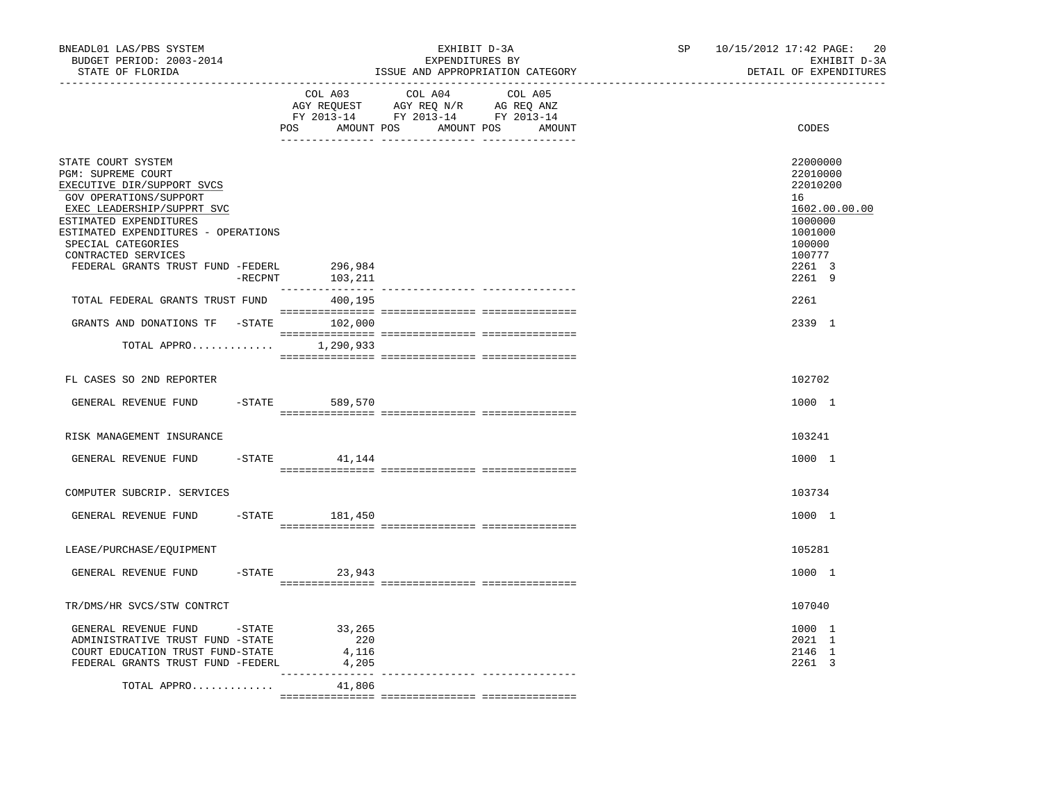BNEADL01 LAS/PBS SYSTEM
BUDGET PERIOD: 2003-2014
STATE OF FLORIDA

EXHIBIT D-3A
EXPENDITURES BY
ISSUE AND APPROPRIATION CATEGORY

SP 10/15/2012 17:42

EXHIBIT D-3A
DETAIL OF EXPENDITURES

| | COL A03 AGY REQUEST FY 2013-14 POS AMOUNT | COL A04 AGY REQ N/R FY 2013-14 POS AMOUNT | COL A05 AG REQ ANZ FY 2013-14 POS AMOUNT | CODES |
|---|---|---|---|---|
| STATE COURT SYSTEM | | | | 22000000 |
| PGM: SUPREME COURT | | | | 22010000 |
| EXECUTIVE DIR/SUPPORT SVCS | | | | 22010200 |
| GOV OPERATIONS/SUPPORT | | | | 16 |
| EXEC LEADERSHIP/SUPPRT SVC | | | | 1602.00.00.00 |
| ESTIMATED EXPENDITURES | | | | 1000000 |
| ESTIMATED EXPENDITURES - OPERATIONS | | | | 1001000 |
| SPECIAL CATEGORIES | | | | 100000 |
| CONTRACTED SERVICES | | | | 100777 |
| FEDERAL GRANTS TRUST FUND -FEDERL | 296,984 | | | 2261 3 |
| -RECPNT | 103,211 | | | 2261 9 |
| TOTAL FEDERAL GRANTS TRUST FUND | 400,195 | | | 2261 |
| GRANTS AND DONATIONS TF -STATE | 102,000 | | | 2339 1 |
| TOTAL APPRO............. | 1,290,933 | | | |
| FL CASES SO 2ND REPORTER | | | | 102702 |
| GENERAL REVENUE FUND -STATE | 589,570 | | | 1000 1 |
| RISK MANAGEMENT INSURANCE | | | | 103241 |
| GENERAL REVENUE FUND -STATE | 41,144 | | | 1000 1 |
| COMPUTER SUBCRIP. SERVICES | | | | 103734 |
| GENERAL REVENUE FUND -STATE | 181,450 | | | 1000 1 |
| LEASE/PURCHASE/EQUIPMENT | | | | 105281 |
| GENERAL REVENUE FUND -STATE | 23,943 | | | 1000 1 |
| TR/DMS/HR SVCS/STW CONTRCT | | | | 107040 |
| GENERAL REVENUE FUND -STATE | 33,265 | | | 1000 1 |
| ADMINISTRATIVE TRUST FUND -STATE | 220 | | | 2021 1 |
| COURT EDUCATION TRUST FUND-STATE | 4,116 | | | 2146 1 |
| FEDERAL GRANTS TRUST FUND -FEDERL | 4,205 | | | 2261 3 |
| TOTAL APPRO............. | 41,806 | | | |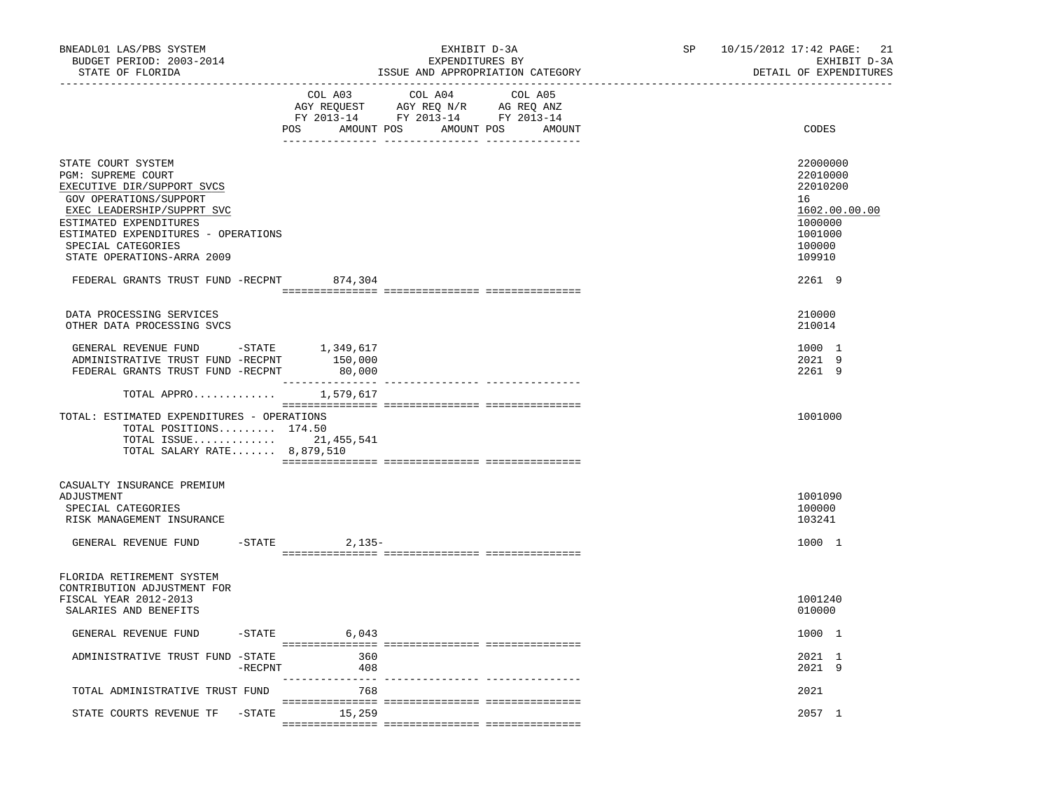BNEADL01 LAS/PBS SYSTEM | EXHIBIT D-3A | SP 10/15/2012 17:42 PAGE: 21
BUDGET PERIOD: 2003-2014 | EXPENDITURES BY | EXHIBIT D-3A
STATE OF FLORIDA | ISSUE AND APPROPRIATION CATEGORY | DETAIL OF EXPENDITURES

| | COL A03 AGY REQUEST FY 2013-14 POS AMOUNT | COL A04 AGY REQ N/R FY 2013-14 POS AMOUNT | COL A05 AG REQ ANZ FY 2013-14 POS AMOUNT | CODES |
|---|---|---|---|---|
| STATE COURT SYSTEM | | | | 22000000 |
| PGM: SUPREME COURT | | | | 22010000 |
| EXECUTIVE DIR/SUPPORT SVCS | | | | 22010200 |
| GOV OPERATIONS/SUPPORT | | | | 16 |
| EXEC LEADERSHIP/SUPPRT SVC | | | | 1602.00.00.00 |
| ESTIMATED EXPENDITURES | | | | 1000000 |
| ESTIMATED EXPENDITURES - OPERATIONS | | | | 1001000 |
| SPECIAL CATEGORIES | | | | 100000 |
| STATE OPERATIONS-ARRA 2009 | | | | 109910 |
| FEDERAL GRANTS TRUST FUND -RECPNT | 874,304 | | | 2261 9 |
| DATA PROCESSING SERVICES | | | | 210000 |
| OTHER DATA PROCESSING SVCS | | | | 210014 |
| GENERAL REVENUE FUND -STATE | 1,349,617 | | | 1000 1 |
| ADMINISTRATIVE TRUST FUND -RECPNT | 150,000 | | | 2021 9 |
| FEDERAL GRANTS TRUST FUND -RECPNT | 80,000 | | | 2261 9 |
| TOTAL APPRO............ | 1,579,617 | | | |
| TOTAL: ESTIMATED EXPENDITURES - OPERATIONS | | | | 1001000 |
| TOTAL POSITIONS......... | 174.50 | | | |
| TOTAL ISSUE............ | 21,455,541 | | | |
| TOTAL SALARY RATE....... | 8,879,510 | | | |
| CASUALTY INSURANCE PREMIUM ADJUSTMENT | | | | 1001090 |
| SPECIAL CATEGORIES | | | | 100000 |
| RISK MANAGEMENT INSURANCE | | | | 103241 |
| GENERAL REVENUE FUND -STATE | 2,135- | | | 1000 1 |
| FLORIDA RETIREMENT SYSTEM CONTRIBUTION ADJUSTMENT FOR FISCAL YEAR 2012-2013 | | | | 1001240 |
| SALARIES AND BENEFITS | | | | 010000 |
| GENERAL REVENUE FUND -STATE | 6,043 | | | 1000 1 |
| ADMINISTRATIVE TRUST FUND -STATE | 360 | | | 2021 1 |
| -RECPNT | 408 | | | 2021 9 |
| TOTAL ADMINISTRATIVE TRUST FUND | 768 | | | 2021 |
| STATE COURTS REVENUE TF -STATE | 15,259 | | | 2057 1 |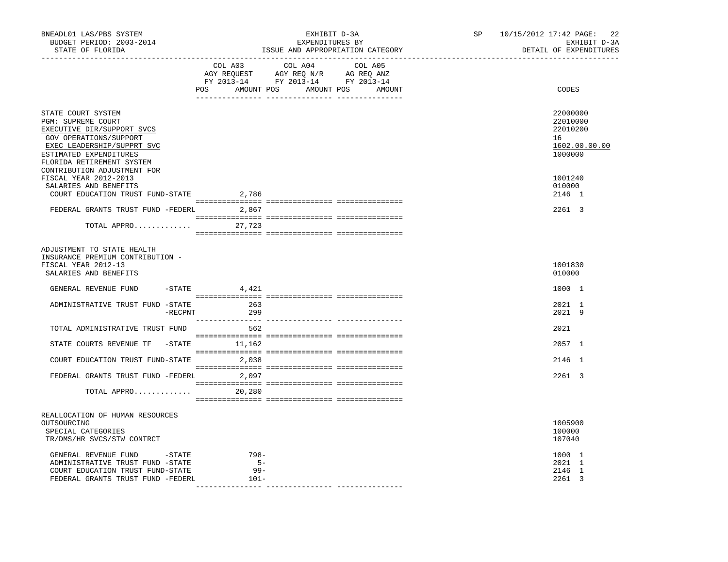BNEADL01 LAS/PBS SYSTEM — EXHIBIT D-3A — EXPENDITURES BY ISSUE AND APPROPRIATION CATEGORY — SP 10/15/2012 17:42

BUDGET PERIOD: 2003-2014 — STATE OF FLORIDA — EXHIBIT D-3A — DETAIL OF EXPENDITURES

| | COL A03 AGY REQUEST FY 2013-14 POS | AMOUNT | COL A04 AGY REQ N/R FY 2013-14 POS | AMOUNT | COL A05 AG REQ ANZ FY 2013-14 POS | AMOUNT | CODES |
|---|---|---|---|---|---|---|---|
| STATE COURT SYSTEM | | | | | | | 22000000 |
| PGM: SUPREME COURT | | | | | | | 22010000 |
| EXECUTIVE DIR/SUPPORT SVCS | | | | | | | 22010200 |
| GOV OPERATIONS/SUPPORT | | | | | | | 16 |
| EXEC LEADERSHIP/SUPPRT SVC | | | | | | | 1602.00.00.00 |
| ESTIMATED EXPENDITURES | | | | | | | 1000000 |
| FLORIDA RETIREMENT SYSTEM CONTRIBUTION ADJUSTMENT FOR FISCAL YEAR 2012-2013 | | | | | | | 1001240 |
| SALARIES AND BENEFITS | | | | | | | 010000 |
| COURT EDUCATION TRUST FUND-STATE | | 2,786 | | | | | 2146 1 |
| FEDERAL GRANTS TRUST FUND -FEDERL | | 2,867 | | | | | 2261 3 |
| TOTAL APPRO............. | | 27,723 | | | | | |
| ADJUSTMENT TO STATE HEALTH INSURANCE PREMIUM CONTRIBUTION - FISCAL YEAR 2012-13 | | | | | | | 1001830 |
| SALARIES AND BENEFITS | | | | | | | 010000 |
| GENERAL REVENUE FUND -STATE | | 4,421 | | | | | 1000 1 |
| ADMINISTRATIVE TRUST FUND -STATE | | 263 | | | | | 2021 1 |
| -RECPNT | | 299 | | | | | 2021 9 |
| TOTAL ADMINISTRATIVE TRUST FUND | | 562 | | | | | 2021 |
| STATE COURTS REVENUE TF -STATE | | 11,162 | | | | | 2057 1 |
| COURT EDUCATION TRUST FUND-STATE | | 2,038 | | | | | 2146 1 |
| FEDERAL GRANTS TRUST FUND -FEDERL | | 2,097 | | | | | 2261 3 |
| TOTAL APPRO............. | | 20,280 | | | | | |
| REALLOCATION OF HUMAN RESOURCES OUTSOURCING | | | | | | | 1005900 |
| SPECIAL CATEGORIES | | | | | | | 100000 |
| TR/DMS/HR SVCS/STW CONTRCT | | | | | | | 107040 |
| GENERAL REVENUE FUND -STATE | | 798- | | | | | 1000 1 |
| ADMINISTRATIVE TRUST FUND -STATE | | 5- | | | | | 2021 1 |
| COURT EDUCATION TRUST FUND-STATE | | 99- | | | | | 2146 1 |
| FEDERAL GRANTS TRUST FUND -FEDERL | | 101- | | | | | 2261 3 |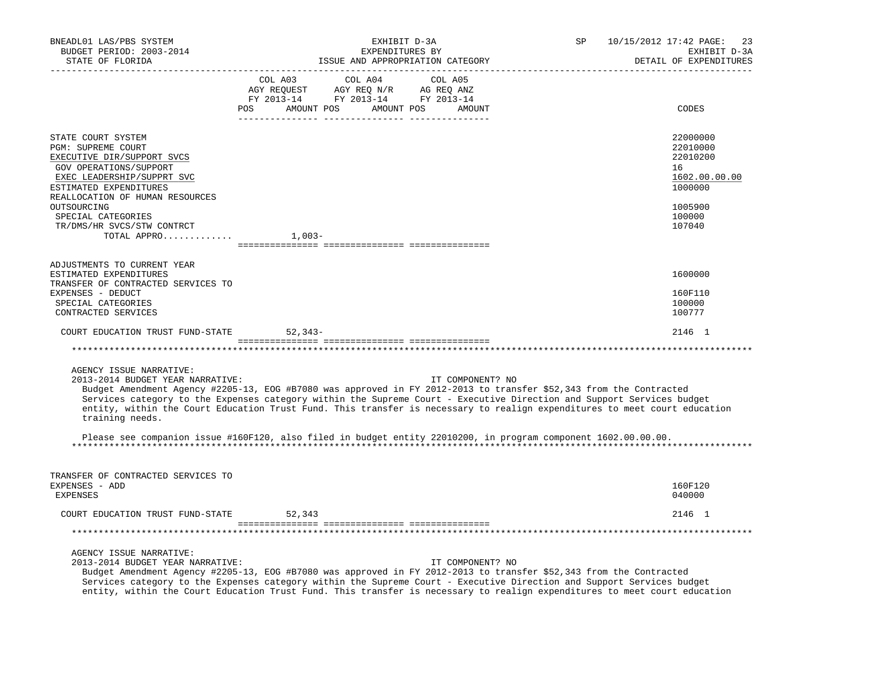BNEADL01 LAS/PBS SYSTEM — EXHIBIT D-3A — SP 10/15/2012 17:42
BUDGET PERIOD: 2003-2014 — EXPENDITURES BY — EXHIBIT D-3A
STATE OF FLORIDA — ISSUE AND APPROPRIATION CATEGORY — DETAIL OF EXPENDITURES

| | COL A03 AGY REQUEST FY 2013-14 POS AMOUNT | COL A04 AGY REQ N/R FY 2013-14 POS AMOUNT | COL A05 AG REQ ANZ FY 2013-14 POS AMOUNT | CODES |
|---|---|---|---|---|
| STATE COURT SYSTEM | | | | 22000000 |
| PGM: SUPREME COURT | | | | 22010000 |
| EXECUTIVE DIR/SUPPORT SVCS | | | | 22010200 |
| GOV OPERATIONS/SUPPORT | | | | 16 |
| EXEC LEADERSHIP/SUPPRT SVC | | | | 1602.00.00.00 |
| ESTIMATED EXPENDITURES | | | | 1000000 |
| REALLOCATION OF HUMAN RESOURCES OUTSOURCING | | | | 1005900 |
| SPECIAL CATEGORIES | | | | 100000 |
| TR/DMS/HR SVCS/STW CONTRCT | | | | 107040 |
| TOTAL APPRO............ | 1,003- | | | |
| ADJUSTMENTS TO CURRENT YEAR ESTIMATED EXPENDITURES | | | | 1600000 |
| TRANSFER OF CONTRACTED SERVICES TO EXPENSES - DEDUCT | | | | 160F110 |
| SPECIAL CATEGORIES | | | | 100000 |
| CONTRACTED SERVICES | | | | 100777 |
| COURT EDUCATION TRUST FUND-STATE | 52,343- | | | 2146 1 |

AGENCY ISSUE NARRATIVE:
2013-2014 BUDGET YEAR NARRATIVE: IT COMPONENT? NO
Budget Amendment Agency #2205-13, EOG #B7080 was approved in FY 2012-2013 to transfer $52,343 from the Contracted Services category to the Expenses category within the Supreme Court - Executive Direction and Support Services budget entity, within the Court Education Trust Fund. This transfer is necessary to realign expenditures to meet court education training needs.

Please see companion issue #160F120, also filed in budget entity 22010200, in program component 1602.00.00.00.

| | COL A03 | COL A04 | COL A05 | CODES |
|---|---|---|---|---|
| TRANSFER OF CONTRACTED SERVICES TO EXPENSES - ADD | | | | 160F120 |
| EXPENSES | | | | 040000 |
| COURT EDUCATION TRUST FUND-STATE | 52,343 | | | 2146 1 |

AGENCY ISSUE NARRATIVE:
2013-2014 BUDGET YEAR NARRATIVE: IT COMPONENT? NO
Budget Amendment Agency #2205-13, EOG #B7080 was approved in FY 2012-2013 to transfer $52,343 from the Contracted Services category to the Expenses category within the Supreme Court - Executive Direction and Support Services budget entity, within the Court Education Trust Fund. This transfer is necessary to realign expenditures to meet court education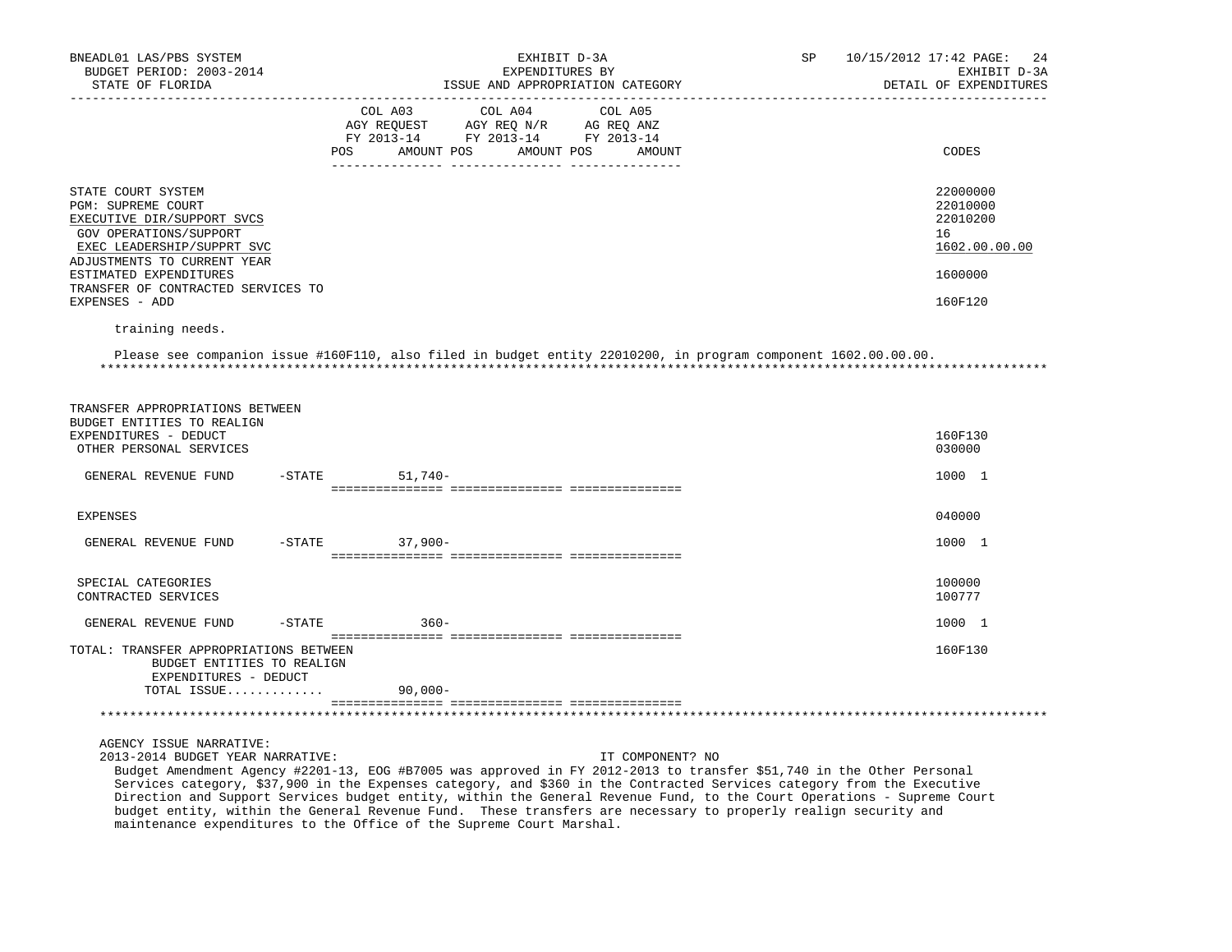| | COL A03 AGY REQUEST FY 2013-14 POS AMOUNT | COL A04 AGY REQ N/R FY 2013-14 POS AMOUNT | COL A05 AG REQ ANZ FY 2013-14 POS AMOUNT | CODES |
|---|---|---|---|---|
| STATE COURT SYSTEM | | | | 22000000 |
| PGM: SUPREME COURT | | | | 22010000 |
| EXECUTIVE DIR/SUPPORT SVCS | | | | 22010200 |
| GOV OPERATIONS/SUPPORT | | | | 16 |
| EXEC LEADERSHIP/SUPPRT SVC | | | | 1602.00.00.00 |
| ADJUSTMENTS TO CURRENT YEAR ESTIMATED EXPENDITURES | | | | 1600000 |
| TRANSFER OF CONTRACTED SERVICES TO EXPENSES - ADD | | | | 160F120 |

training needs.

Please see companion issue #160F110, also filed in budget entity 22010200, in program component 1602.00.00.00.

*****************************************************************************************************************************

| | COL A03 | COL A04 | COL A05 | CODES |
|---|---|---|---|---|
| TRANSFER APPROPRIATIONS BETWEEN BUDGET ENTITIES TO REALIGN EXPENDITURES - DEDUCT | | | | 160F130 |
| OTHER PERSONAL SERVICES | | | | 030000 |
| GENERAL REVENUE FUND -STATE | 51,740- | | | 1000 1 |
| EXPENSES | | | | 040000 |
| GENERAL REVENUE FUND -STATE | 37,900- | | | 1000 1 |
| SPECIAL CATEGORIES | | | | 100000 |
| CONTRACTED SERVICES | | | | 100777 |
| GENERAL REVENUE FUND -STATE | 360- | | | 1000 1 |
| TOTAL: TRANSFER APPROPRIATIONS BETWEEN BUDGET ENTITIES TO REALIGN EXPENDITURES - DEDUCT | | | | 160F130 |
| TOTAL ISSUE............ | 90,000- | | | |

*****************************************************************************************************************************

AGENCY ISSUE NARRATIVE:

2013-2014 BUDGET YEAR NARRATIVE: IT COMPONENT? NO

Budget Amendment Agency #2201-13, EOG #B7005 was approved in FY 2012-2013 to transfer $51,740 in the Other Personal Services category, $37,900 in the Expenses category, and $360 in the Contracted Services category from the Executive Direction and Support Services budget entity, within the General Revenue Fund, to the Court Operations - Supreme Court budget entity, within the General Revenue Fund. These transfers are necessary to properly realign security and maintenance expenditures to the Office of the Supreme Court Marshal.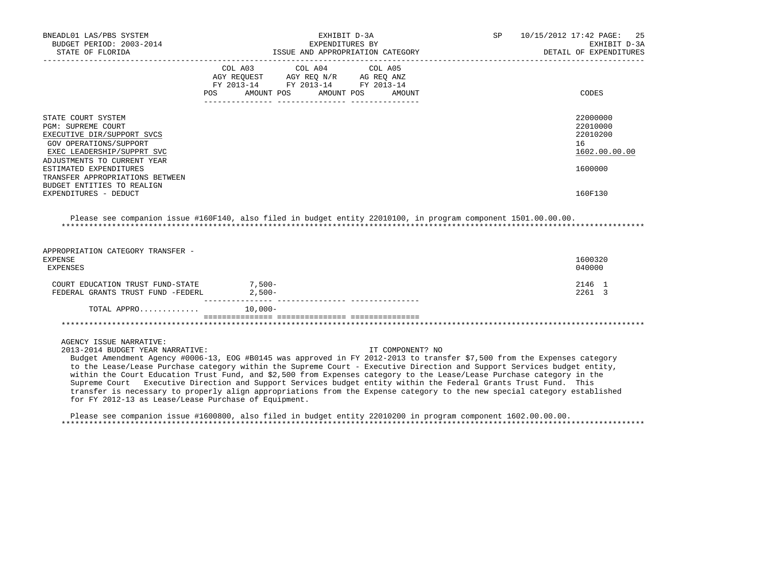BNEADL01 LAS/PBS SYSTEM — EXHIBIT D-3A — SP 10/15/2012 17:42
BUDGET PERIOD: 2003-2014 — EXPENDITURES BY — EXHIBIT D-3A
STATE OF FLORIDA — ISSUE AND APPROPRIATION CATEGORY — DETAIL OF EXPENDITURES

| | COL A03 AGY REQUEST FY 2013-14 POS AMOUNT | COL A04 AGY REQ N/R FY 2013-14 POS AMOUNT | COL A05 AG REQ ANZ FY 2013-14 POS AMOUNT | CODES |
|---|---|---|---|---|
| STATE COURT SYSTEM | | | | 22000000 |
| PGM: SUPREME COURT | | | | 22010000 |
| EXECUTIVE DIR/SUPPORT SVCS | | | | 22010200 |
| GOV OPERATIONS/SUPPORT | | | | 16 |
| EXEC LEADERSHIP/SUPPRT SVC | | | | 1602.00.00.00 |
| ADJUSTMENTS TO CURRENT YEAR ESTIMATED EXPENDITURES | | | | 1600000 |
| TRANSFER APPROPRIATIONS BETWEEN BUDGET ENTITIES TO REALIGN EXPENDITURES - DEDUCT | | | | 160F130 |

Please see companion issue #160F140, also filed in budget entity 22010100, in program component 1501.00.00.00.

*******************************************************************************************************************************

| | COL A03 | COL A04 | COL A05 | CODES |
|---|---|---|---|---|
| APPROPRIATION CATEGORY TRANSFER - EXPENSE | | | | 1600320 |
| EXPENSES | | | | 040000 |
| COURT EDUCATION TRUST FUND-STATE | 7,500- | | | 2146 1 |
| FEDERAL GRANTS TRUST FUND -FEDERL | 2,500- | | | 2261 3 |
| TOTAL APPRO............ | 10,000- | | | |

*******************************************************************************************************************************

AGENCY ISSUE NARRATIVE:

2013-2014 BUDGET YEAR NARRATIVE: IT COMPONENT? NO

Budget Amendment Agency #0006-13, EOG #B0145 was approved in FY 2012-2013 to transfer $7,500 from the Expenses category to the Lease/Lease Purchase category within the Supreme Court - Executive Direction and Support Services budget entity, within the Court Education Trust Fund, and $2,500 from Expenses category to the Lease/Lease Purchase category in the Supreme Court Executive Direction and Support Services budget entity within the Federal Grants Trust Fund. This transfer is necessary to properly align appropriations from the Expense category to the new special category established for FY 2012-13 as Lease/Lease Purchase of Equipment.

Please see companion issue #1600800, also filed in budget entity 22010200 in program component 1602.00.00.00.

*******************************************************************************************************************************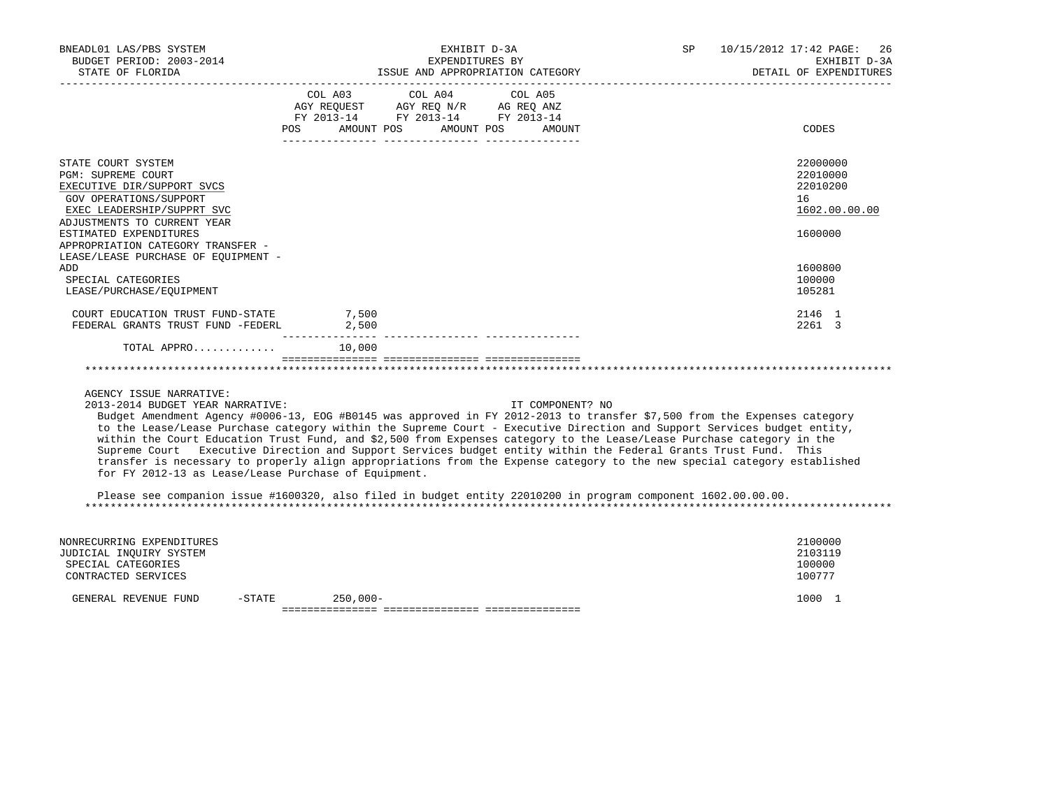BNEADL01 LAS/PBS SYSTEM — EXHIBIT D-3A — EXPENDITURES BY ISSUE AND APPROPRIATION CATEGORY

BUDGET PERIOD: 2003-2014 — STATE OF FLORIDA — SP 10/15/2012 17:42 — EXHIBIT D-3A DETAIL OF EXPENDITURES

| | COL A03 AGY REQUEST FY 2013-14 POS | AMOUNT | COL A04 AGY REQ N/R FY 2013-14 POS | AMOUNT | COL A05 AG REQ ANZ FY 2013-14 POS | AMOUNT | CODES |
|---|---|---|---|---|---|---|---|
| STATE COURT SYSTEM | | | | | | | 22000000 |
| PGM: SUPREME COURT | | | | | | | 22010000 |
| EXECUTIVE DIR/SUPPORT SVCS | | | | | | | 22010200 |
| GOV OPERATIONS/SUPPORT | | | | | | | 16 |
| EXEC LEADERSHIP/SUPPRT SVC | | | | | | | 1602.00.00.00 |
| ADJUSTMENTS TO CURRENT YEAR ESTIMATED EXPENDITURES | | | | | | | 1600000 |
| APPROPRIATION CATEGORY TRANSFER - LEASE/LEASE PURCHASE OF EQUIPMENT - ADD | | | | | | | 1600800 |
| SPECIAL CATEGORIES | | | | | | | 100000 |
| LEASE/PURCHASE/EQUIPMENT | | | | | | | 105281 |
| COURT EDUCATION TRUST FUND-STATE | | 7,500 | | | | | 2146 1 |
| FEDERAL GRANTS TRUST FUND -FEDERL | | 2,500 | | | | | 2261 3 |
| TOTAL APPRO............ | | 10,000 | | | | | |

AGENCY ISSUE NARRATIVE:

2013-2014 BUDGET YEAR NARRATIVE: IT COMPONENT? NO

Budget Amendment Agency #0006-13, EOG #B0145 was approved in FY 2012-2013 to transfer $7,500 from the Expenses category to the Lease/Lease Purchase category within the Supreme Court - Executive Direction and Support Services budget entity, within the Court Education Trust Fund, and $2,500 from Expenses category to the Lease/Lease Purchase category in the Supreme Court Executive Direction and Support Services budget entity within the Federal Grants Trust Fund. This transfer is necessary to properly align appropriations from the Expense category to the new special category established for FY 2012-13 as Lease/Lease Purchase of Equipment.

Please see companion issue #1600320, also filed in budget entity 22010200 in program component 1602.00.00.00.

| | COL A03 POS | AMOUNT | COL A04 POS | AMOUNT | COL A05 POS | AMOUNT | CODES |
|---|---|---|---|---|---|---|---|
| NONRECURRING EXPENDITURES | | | | | | | 2100000 |
| JUDICIAL INQUIRY SYSTEM | | | | | | | 2103119 |
| SPECIAL CATEGORIES | | | | | | | 100000 |
| CONTRACTED SERVICES | | | | | | | 100777 |
| GENERAL REVENUE FUND -STATE | | 250,000- | | | | | 1000 1 |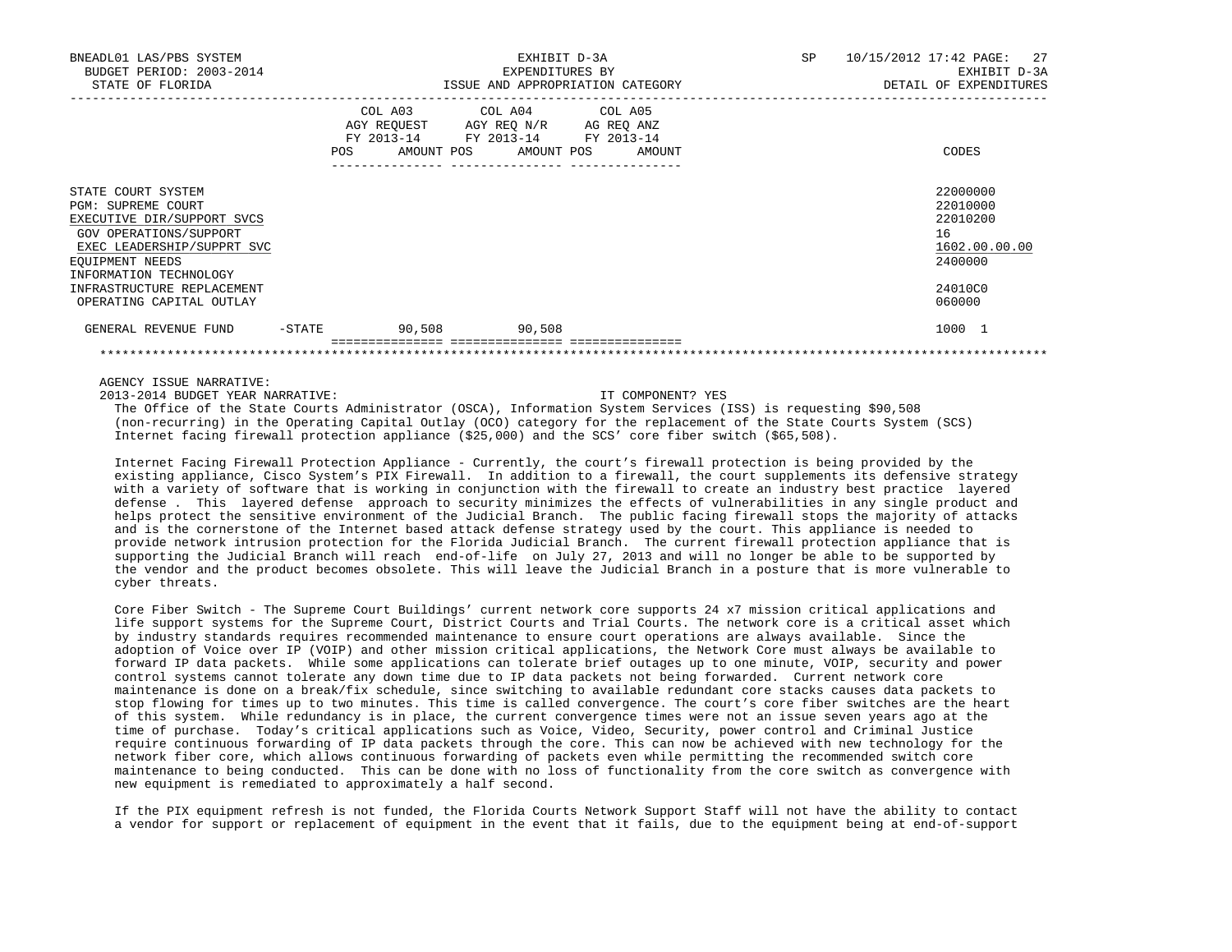| | COL A03 AGY REQUEST FY 2013-14 POS AMOUNT | COL A04 AGY REQ N/R FY 2013-14 POS AMOUNT | COL A05 AG REQ ANZ FY 2013-14 POS AMOUNT | CODES |
|---|---|---|---|---|
| STATE COURT SYSTEM | | | | 22000000 |
| PGM: SUPREME COURT | | | | 22010000 |
| EXECUTIVE DIR/SUPPORT SVCS | | | | 22010200 |
| GOV OPERATIONS/SUPPORT | | | | 16 |
| EXEC LEADERSHIP/SUPPRT SVC | | | | 1602.00.00.00 |
| EQUIPMENT NEEDS | | | | 2400000 |
| INFORMATION TECHNOLOGY INFRASTRUCTURE REPLACEMENT | | | | 24010C0 |
| OPERATING CAPITAL OUTLAY | | | | 060000 |
| GENERAL REVENUE FUND -STATE | 90,508 | 90,508 | | 1000 1 |

AGENCY ISSUE NARRATIVE:

2013-2014 BUDGET YEAR NARRATIVE: IT COMPONENT? YES

The Office of the State Courts Administrator (OSCA), Information System Services (ISS) is requesting $90,508 (non-recurring) in the Operating Capital Outlay (OCO) category for the replacement of the State Courts System (SCS) Internet facing firewall protection appliance ($25,000) and the SCS' core fiber switch ($65,508).

Internet Facing Firewall Protection Appliance - Currently, the court's firewall protection is being provided by the existing appliance, Cisco System's PIX Firewall. In addition to a firewall, the court supplements its defensive strategy with a variety of software that is working in conjunction with the firewall to create an industry best practice layered defense . This layered defense approach to security minimizes the effects of vulnerabilities in any single product and helps protect the sensitive environment of the Judicial Branch. The public facing firewall stops the majority of attacks and is the cornerstone of the Internet based attack defense strategy used by the court. This appliance is needed to provide network intrusion protection for the Florida Judicial Branch. The current firewall protection appliance that is supporting the Judicial Branch will reach end-of-life on July 27, 2013 and will no longer be able to be supported by the vendor and the product becomes obsolete. This will leave the Judicial Branch in a posture that is more vulnerable to cyber threats.

Core Fiber Switch - The Supreme Court Buildings' current network core supports 24 x7 mission critical applications and life support systems for the Supreme Court, District Courts and Trial Courts. The network core is a critical asset which by industry standards requires recommended maintenance to ensure court operations are always available. Since the adoption of Voice over IP (VOIP) and other mission critical applications, the Network Core must always be available to forward IP data packets. While some applications can tolerate brief outages up to one minute, VOIP, security and power control systems cannot tolerate any down time due to IP data packets not being forwarded. Current network core maintenance is done on a break/fix schedule, since switching to available redundant core stacks causes data packets to stop flowing for times up to two minutes. This time is called convergence. The court's core fiber switches are the heart of this system. While redundancy is in place, the current convergence times were not an issue seven years ago at the time of purchase. Today's critical applications such as Voice, Video, Security, power control and Criminal Justice require continuous forwarding of IP data packets through the core. This can now be achieved with new technology for the network fiber core, which allows continuous forwarding of packets even while permitting the recommended switch core maintenance to being conducted. This can be done with no loss of functionality from the core switch as convergence with new equipment is remediated to approximately a half second.

If the PIX equipment refresh is not funded, the Florida Courts Network Support Staff will not have the ability to contact a vendor for support or replacement of equipment in the event that it fails, due to the equipment being at end-of-support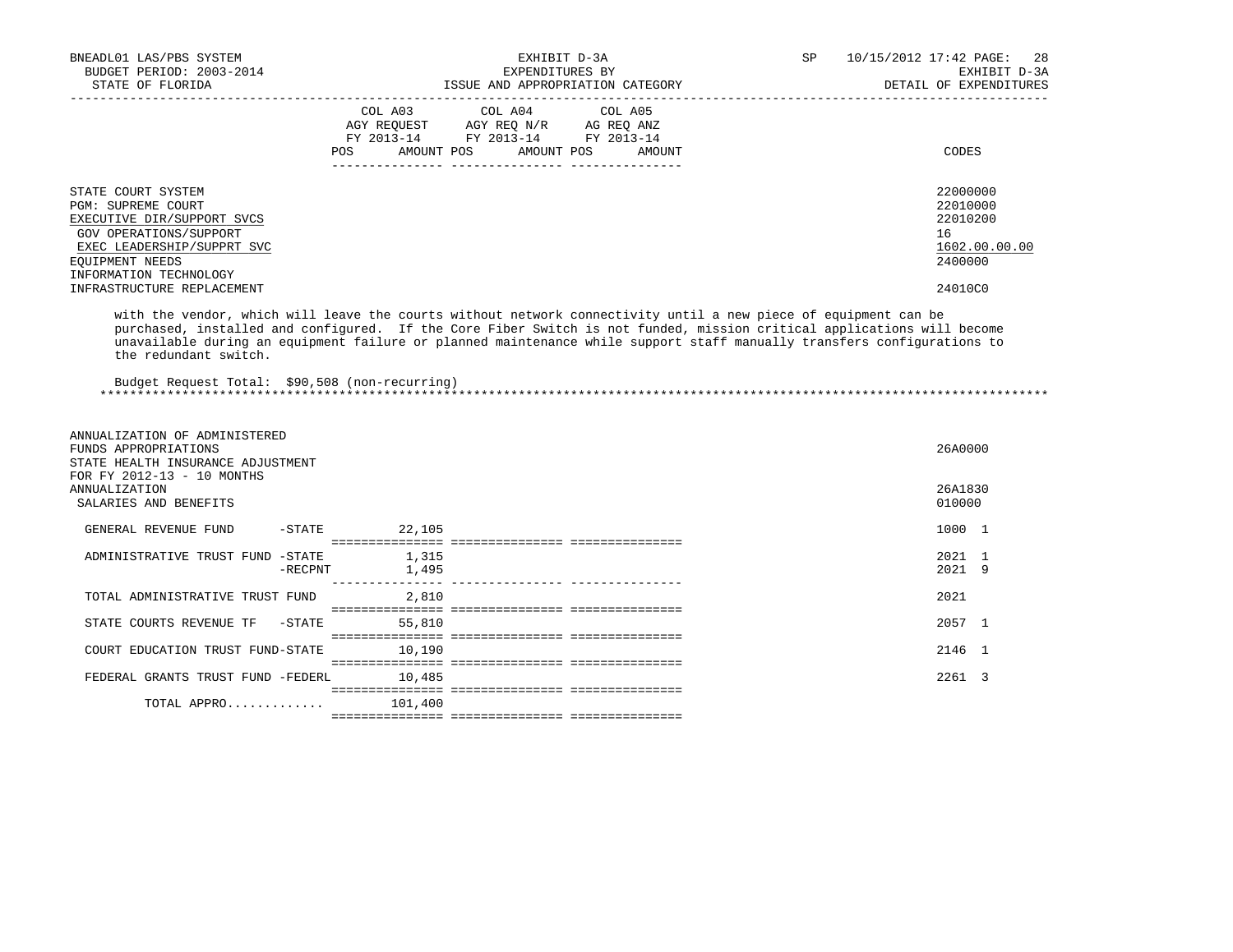| | COL A03 AGY REQUEST FY 2013-14 POS AMOUNT | COL A04 AGY REQ N/R FY 2013-14 POS AMOUNT | COL A05 AG REQ ANZ FY 2013-14 POS AMOUNT | CODES |
|---|---|---|---|---|
| STATE COURT SYSTEM | | | | 22000000 |
| PGM: SUPREME COURT | | | | 22010000 |
| EXECUTIVE DIR/SUPPORT SVCS | | | | 22010200 |
| GOV OPERATIONS/SUPPORT | | | | 16 |
| EXEC LEADERSHIP/SUPPRT SVC | | | | 1602.00.00.00 |
| EQUIPMENT NEEDS | | | | 2400000 |
| INFORMATION TECHNOLOGY INFRASTRUCTURE REPLACEMENT | | | | 24010C0 |

with the vendor, which will leave the courts without network connectivity until a new piece of equipment can be purchased, installed and configured. If the Core Fiber Switch is not funded, mission critical applications will become unavailable during an equipment failure or planned maintenance while support staff manually transfers configurations to the redundant switch.

Budget Request Total: $90,508 (non-recurring)

************************************************************************************************************************************

| | COL A03 | COL A04 | COL A05 | CODES |
|---|---|---|---|---|
| ANNUALIZATION OF ADMINISTERED FUNDS APPROPRIATIONS | | | | 26A0000 |
| STATE HEALTH INSURANCE ADJUSTMENT FOR FY 2012-13 - 10 MONTHS ANNUALIZATION | | | | 26A1830 |
| SALARIES AND BENEFITS | | | | 010000 |
| GENERAL REVENUE FUND -STATE | 22,105 | | | 1000 1 |
| ADMINISTRATIVE TRUST FUND -STATE | 1,315 | | | 2021 1 |
| -RECPNT | 1,495 | | | 2021 9 |
| TOTAL ADMINISTRATIVE TRUST FUND | 2,810 | | | 2021 |
| STATE COURTS REVENUE TF -STATE | 55,810 | | | 2057 1 |
| COURT EDUCATION TRUST FUND-STATE | 10,190 | | | 2146 1 |
| FEDERAL GRANTS TRUST FUND -FEDERL | 10,485 | | | 2261 3 |
| TOTAL APPRO............. | 101,400 | | | |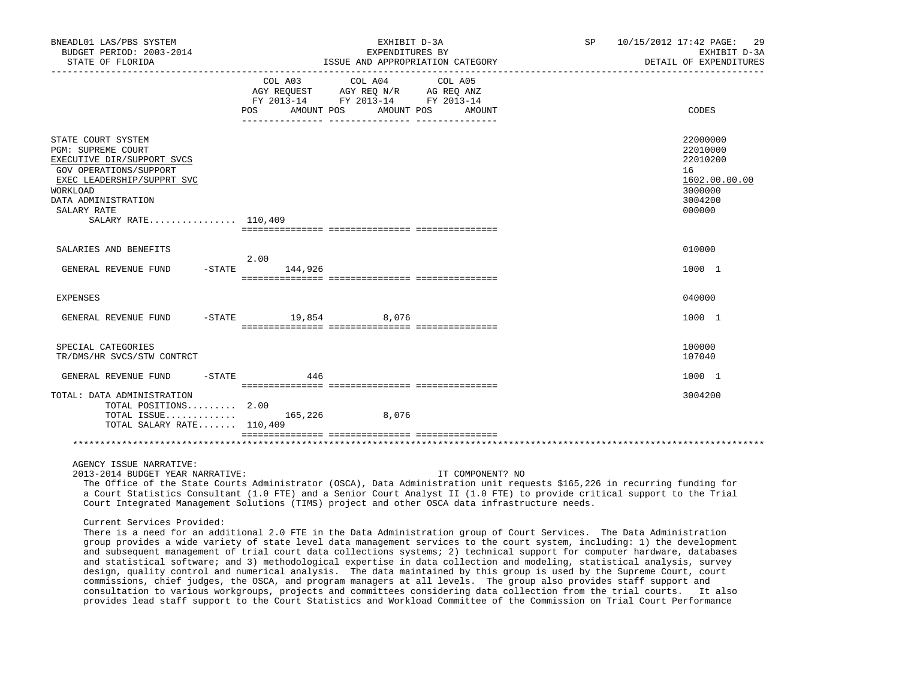| | COL A03 AGY REQUEST FY 2013-14 POS | AMOUNT | COL A04 AGY REQ N/R FY 2013-14 POS | AMOUNT | COL A05 AG REQ ANZ FY 2013-14 POS | AMOUNT | CODES |
|---|---|---|---|---|---|---|---|
| STATE COURT SYSTEM | | | | | | | 22000000 |
| PGM: SUPREME COURT | | | | | | | 22010000 |
| EXECUTIVE DIR/SUPPORT SVCS | | | | | | | 22010200 |
| GOV OPERATIONS/SUPPORT | | | | | | | 16 |
| EXEC LEADERSHIP/SUPPRT SVC | | | | | | | 1602.00.00.00 |
| WORKLOAD | | | | | | | 3000000 |
| DATA ADMINISTRATION | | | | | | | 3004200 |
| SALARY RATE | | | | | | | 000000 |
| SALARY RATE................ | 110,409 | | | | | | |
| SALARIES AND BENEFITS | | | | | | | 010000 |
| GENERAL REVENUE FUND -STATE | 2.00 | 144,926 | | | | | 1000 1 |
| EXPENSES | | | | | | | 040000 |
| GENERAL REVENUE FUND -STATE | | 19,854 | | 8,076 | | | 1000 1 |
| SPECIAL CATEGORIES | | | | | | | 100000 |
| TR/DMS/HR SVCS/STW CONTRCT | | | | | | | 107040 |
| GENERAL REVENUE FUND -STATE | | 446 | | | | | 1000 1 |
| TOTAL: DATA ADMINISTRATION | | | | | | | 3004200 |
| TOTAL POSITIONS......... | 2.00 | | | | | | |
| TOTAL ISSUE............. | | 165,226 | | 8,076 | | | |
| TOTAL SALARY RATE....... | 110,409 | | | | | | |

AGENCY ISSUE NARRATIVE:

2013-2014 BUDGET YEAR NARRATIVE: IT COMPONENT? NO

The Office of the State Courts Administrator (OSCA), Data Administration unit requests $165,226 in recurring funding for a Court Statistics Consultant (1.0 FTE) and a Senior Court Analyst II (1.0 FTE) to provide critical support to the Trial Court Integrated Management Solutions (TIMS) project and other OSCA data infrastructure needs.

Current Services Provided:

There is a need for an additional 2.0 FTE in the Data Administration group of Court Services. The Data Administration group provides a wide variety of state level data management services to the court system, including: 1) the development and subsequent management of trial court data collections systems; 2) technical support for computer hardware, databases and statistical software; and 3) methodological expertise in data collection and modeling, statistical analysis, survey design, quality control and numerical analysis. The data maintained by this group is used by the Supreme Court, court commissions, chief judges, the OSCA, and program managers at all levels. The group also provides staff support and consultation to various workgroups, projects and committees considering data collection from the trial courts. It also provides lead staff support to the Court Statistics and Workload Committee of the Commission on Trial Court Performance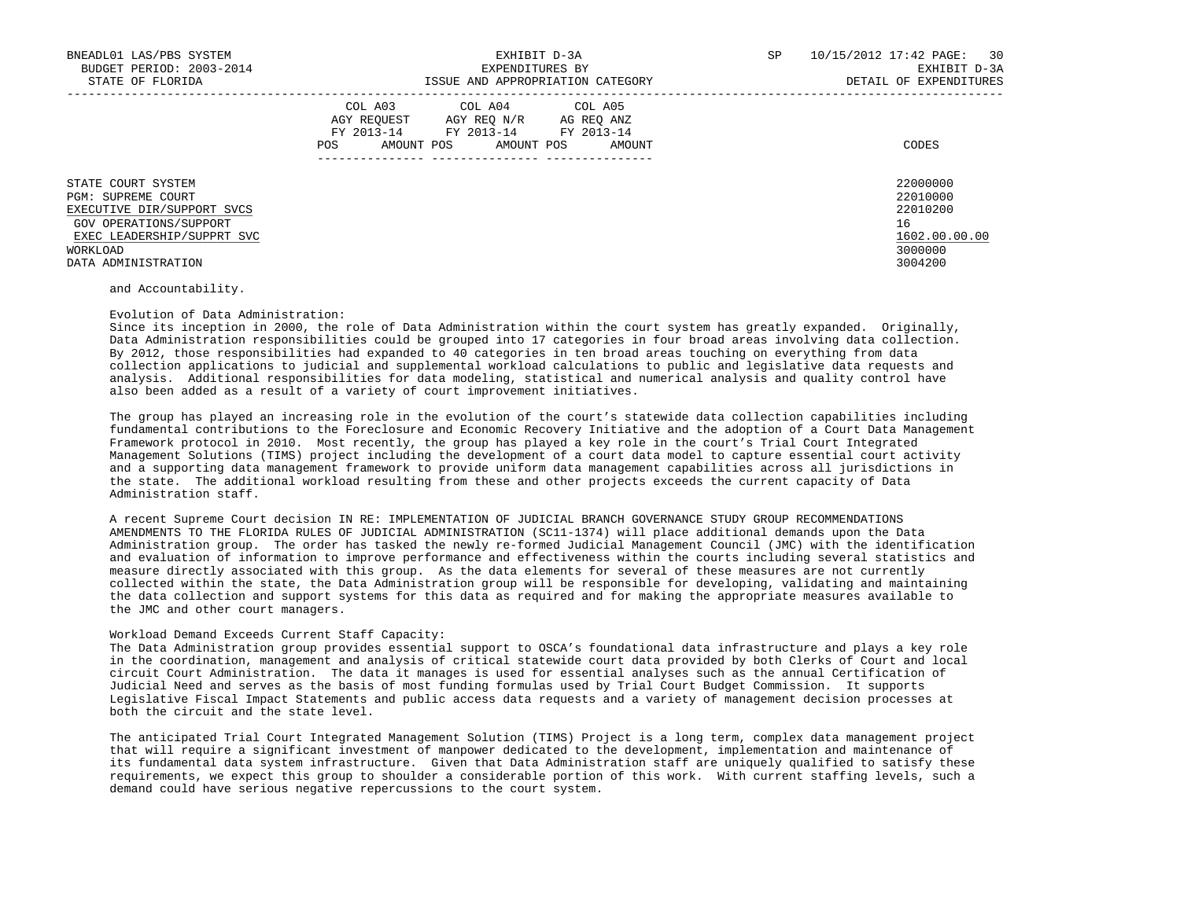| | COL A03 AGY REQUEST FY 2013-14 POS AMOUNT | COL A04 AGY REQ N/R FY 2013-14 POS AMOUNT | COL A05 AG REQ ANZ FY 2013-14 POS AMOUNT | CODES |
|---|---|---|---|---|
| STATE COURT SYSTEM | | | | 22000000 |
| PGM: SUPREME COURT | | | | 22010000 |
| EXECUTIVE DIR/SUPPORT SVCS | | | | 22010200 |
| GOV OPERATIONS/SUPPORT | | | | 16 |
| EXEC LEADERSHIP/SUPPRT SVC | | | | 1602.00.00.00 |
| WORKLOAD | | | | 3000000 |
| DATA ADMINISTRATION | | | | 3004200 |

and Accountability.

Evolution of Data Administration:
Since its inception in 2000, the role of Data Administration within the court system has greatly expanded. Originally, Data Administration responsibilities could be grouped into 17 categories in four broad areas involving data collection. By 2012, those responsibilities had expanded to 40 categories in ten broad areas touching on everything from data collection applications to judicial and supplemental workload calculations to public and legislative data requests and analysis. Additional responsibilities for data modeling, statistical and numerical analysis and quality control have also been added as a result of a variety of court improvement initiatives.

The group has played an increasing role in the evolution of the court's statewide data collection capabilities including fundamental contributions to the Foreclosure and Economic Recovery Initiative and the adoption of a Court Data Management Framework protocol in 2010. Most recently, the group has played a key role in the court's Trial Court Integrated Management Solutions (TIMS) project including the development of a court data model to capture essential court activity and a supporting data management framework to provide uniform data management capabilities across all jurisdictions in the state. The additional workload resulting from these and other projects exceeds the current capacity of Data Administration staff.

A recent Supreme Court decision IN RE: IMPLEMENTATION OF JUDICIAL BRANCH GOVERNANCE STUDY GROUP RECOMMENDATIONS AMENDMENTS TO THE FLORIDA RULES OF JUDICIAL ADMINISTRATION (SC11-1374) will place additional demands upon the Data Administration group. The order has tasked the newly re-formed Judicial Management Council (JMC) with the identification and evaluation of information to improve performance and effectiveness within the courts including several statistics and measure directly associated with this group. As the data elements for several of these measures are not currently collected within the state, the Data Administration group will be responsible for developing, validating and maintaining the data collection and support systems for this data as required and for making the appropriate measures available to the JMC and other court managers.

Workload Demand Exceeds Current Staff Capacity:
The Data Administration group provides essential support to OSCA's foundational data infrastructure and plays a key role in the coordination, management and analysis of critical statewide court data provided by both Clerks of Court and local circuit Court Administration. The data it manages is used for essential analyses such as the annual Certification of Judicial Need and serves as the basis of most funding formulas used by Trial Court Budget Commission. It supports Legislative Fiscal Impact Statements and public access data requests and a variety of management decision processes at both the circuit and the state level.

The anticipated Trial Court Integrated Management Solution (TIMS) Project is a long term, complex data management project that will require a significant investment of manpower dedicated to the development, implementation and maintenance of its fundamental data system infrastructure. Given that Data Administration staff are uniquely qualified to satisfy these requirements, we expect this group to shoulder a considerable portion of this work. With current staffing levels, such a demand could have serious negative repercussions to the court system.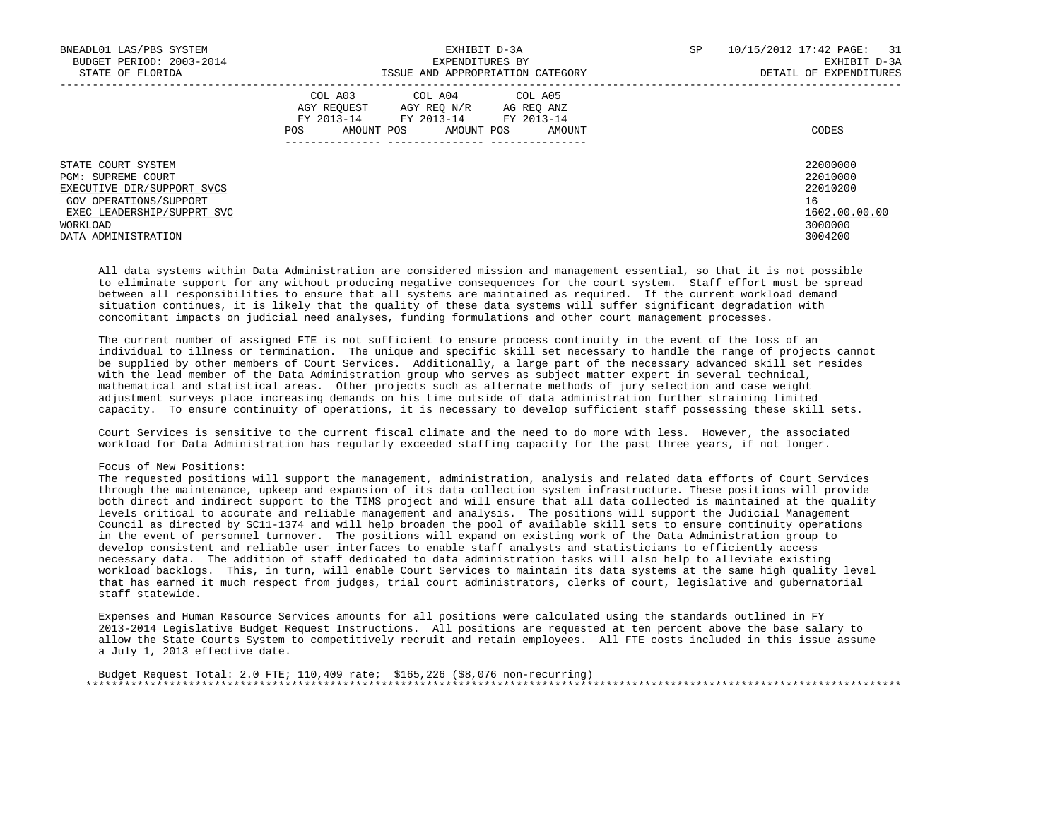| | COL A03 AGY REQUEST FY 2013-14 | | COL A04 AGY REQ N/R FY 2013-14 | | COL A05 AG REQ ANZ FY 2013-14 | | |
|---|---|---|---|---|---|---|---|
| | POS | AMOUNT | POS | AMOUNT | POS | AMOUNT | CODES |
| STATE COURT SYSTEM | | | | | | | 22000000 |
| PGM: SUPREME COURT | | | | | | | 22010000 |
| EXECUTIVE DIR/SUPPORT SVCS | | | | | | | 22010200 |
| GOV OPERATIONS/SUPPORT | | | | | | | 16 |
| EXEC LEADERSHIP/SUPPRT SVC | | | | | | | 1602.00.00.00 |
| WORKLOAD | | | | | | | 3000000 |
| DATA ADMINISTRATION | | | | | | | 3004200 |

All data systems within Data Administration are considered mission and management essential, so that it is not possible to eliminate support for any without producing negative consequences for the court system. Staff effort must be spread between all responsibilities to ensure that all systems are maintained as required. If the current workload demand situation continues, it is likely that the quality of these data systems will suffer significant degradation with concomitant impacts on judicial need analyses, funding formulations and other court management processes.

The current number of assigned FTE is not sufficient to ensure process continuity in the event of the loss of an individual to illness or termination. The unique and specific skill set necessary to handle the range of projects cannot be supplied by other members of Court Services. Additionally, a large part of the necessary advanced skill set resides with the lead member of the Data Administration group who serves as subject matter expert in several technical, mathematical and statistical areas. Other projects such as alternate methods of jury selection and case weight adjustment surveys place increasing demands on his time outside of data administration further straining limited capacity. To ensure continuity of operations, it is necessary to develop sufficient staff possessing these skill sets.

Court Services is sensitive to the current fiscal climate and the need to do more with less. However, the associated workload for Data Administration has regularly exceeded staffing capacity for the past three years, if not longer.

Focus of New Positions:
The requested positions will support the management, administration, analysis and related data efforts of Court Services through the maintenance, upkeep and expansion of its data collection system infrastructure. These positions will provide both direct and indirect support to the TIMS project and will ensure that all data collected is maintained at the quality levels critical to accurate and reliable management and analysis. The positions will support the Judicial Management Council as directed by SC11-1374 and will help broaden the pool of available skill sets to ensure continuity operations in the event of personnel turnover. The positions will expand on existing work of the Data Administration group to develop consistent and reliable user interfaces to enable staff analysts and statisticians to efficiently access necessary data. The addition of staff dedicated to data administration tasks will also help to alleviate existing workload backlogs. This, in turn, will enable Court Services to maintain its data systems at the same high quality level that has earned it much respect from judges, trial court administrators, clerks of court, legislative and gubernatorial staff statewide.

Expenses and Human Resource Services amounts for all positions were calculated using the standards outlined in FY 2013-2014 Legislative Budget Request Instructions. All positions are requested at ten percent above the base salary to allow the State Courts System to competitively recruit and retain employees. All FTE costs included in this issue assume a July 1, 2013 effective date.

Budget Request Total: 2.0 FTE; 110,409 rate; $165,226 ($8,076 non-recurring)

*******************************************************************************************************************************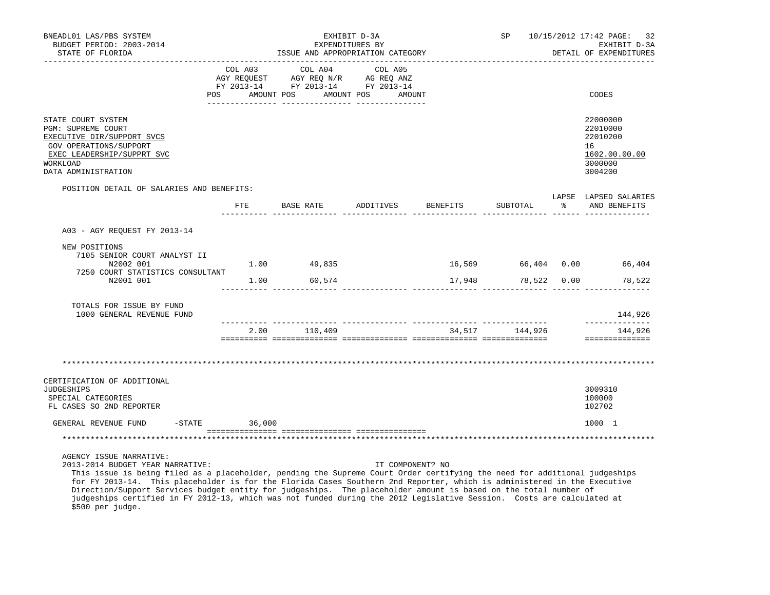BNEADL01 LAS/PBS SYSTEM
BUDGET PERIOD: 2003-2014
STATE OF FLORIDA

EXHIBIT D-3A
EXPENDITURES BY
ISSUE AND APPROPRIATION CATEGORY

SP 10/15/2012 17:42
EXHIBIT D-3A
DETAIL OF EXPENDITURES

| | COL A03 AGY REQUEST FY 2013-14 POS AMOUNT | COL A04 AGY REQ N/R FY 2013-14 POS AMOUNT | COL A05 AG REQ ANZ FY 2013-14 POS AMOUNT | CODES |
|---|---|---|---|---|
| STATE COURT SYSTEM | | | | 22000000 |
| PGM: SUPREME COURT | | | | 22010000 |
| EXECUTIVE DIR/SUPPORT SVCS | | | | 22010200 |
| GOV OPERATIONS/SUPPORT | | | | 16 |
| EXEC LEADERSHIP/SUPPRT SVC | | | | 1602.00.00.00 |
| WORKLOAD | | | | 3000000 |
| DATA ADMINISTRATION | | | | 3004200 |

POSITION DETAIL OF SALARIES AND BENEFITS:

| | FTE | BASE RATE | ADDITIVES | BENEFITS | SUBTOTAL | LAPSE % | LAPSED SALARIES AND BENEFITS |
|---|---|---|---|---|---|---|---|
| A03 - AGY REQUEST FY 2013-14 | | | | | | | |
| NEW POSITIONS | | | | | | | |
| 7105 SENIOR COURT ANALYST II N2002 001 | 1.00 | 49,835 | | 16,569 | 66,404 | 0.00 | 66,404 |
| 7250 COURT STATISTICS CONSULTANT N2001 001 | 1.00 | 60,574 | | 17,948 | 78,522 | 0.00 | 78,522 |
| TOTALS FOR ISSUE BY FUND | | | | | | | |
| 1000 GENERAL REVENUE FUND | | | | | | | 144,926 |
| | 2.00 | 110,409 | | 34,517 | 144,926 | | 144,926 |

| | COL A03 | COL A04 | COL A05 | CODES |
|---|---|---|---|---|
| CERTIFICATION OF ADDITIONAL JUDGESHIPS | | | | 3009310 |
| SPECIAL CATEGORIES | | | | 100000 |
| FL CASES SO 2ND REPORTER | | | | 102702 |
| GENERAL REVENUE FUND -STATE | 36,000 | | | 1000 1 |

AGENCY ISSUE NARRATIVE:
2013-2014 BUDGET YEAR NARRATIVE: IT COMPONENT? NO

This issue is being filed as a placeholder, pending the Supreme Court Order certifying the need for additional judgeships for FY 2013-14. This placeholder is for the Florida Cases Southern 2nd Reporter, which is administered in the Executive Direction/Support Services budget entity for judgeships. The placeholder amount is based on the total number of judgeships certified in FY 2012-13, which was not funded during the 2012 Legislative Session. Costs are calculated at $500 per judge.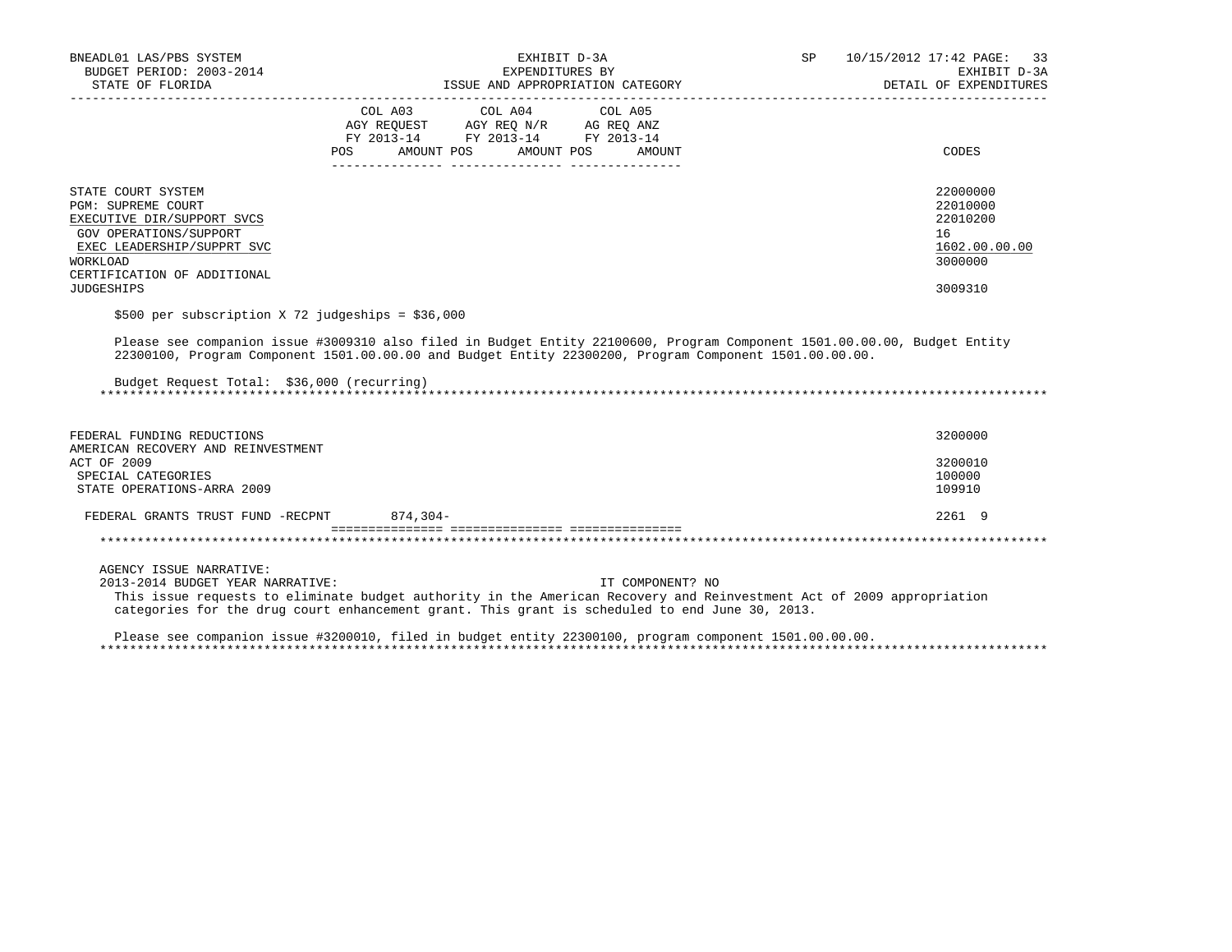| | COL A03 AGY REQUEST FY 2013-14 POS AMOUNT | COL A04 AGY REQ N/R FY 2013-14 POS AMOUNT | COL A05 AG REQ ANZ FY 2013-14 POS AMOUNT | CODES |
|---|---|---|---|---|
| STATE COURT SYSTEM | | | | 22000000 |
| PGM: SUPREME COURT | | | | 22010000 |
| EXECUTIVE DIR/SUPPORT SVCS | | | | 22010200 |
| GOV OPERATIONS/SUPPORT | | | | 16 |
| EXEC LEADERSHIP/SUPPRT SVC | | | | 1602.00.00.00 |
| WORKLOAD | | | | 3000000 |
| CERTIFICATION OF ADDITIONAL JUDGESHIPS | | | | 3009310 |

$500 per subscription X 72 judgeships = $36,000

Please see companion issue #3009310 also filed in Budget Entity 22100600, Program Component 1501.00.00.00, Budget Entity 22300100, Program Component 1501.00.00.00 and Budget Entity 22300200, Program Component 1501.00.00.00.

Budget Request Total: $36,000 (recurring)

*******************************************************************************************************************

| | COL A03 | COL A04 | COL A05 | CODES |
|---|---|---|---|---|
| FEDERAL FUNDING REDUCTIONS | | | | 3200000 |
| AMERICAN RECOVERY AND REINVESTMENT ACT OF 2009 | | | | 3200010 |
| SPECIAL CATEGORIES | | | | 100000 |
| STATE OPERATIONS-ARRA 2009 | | | | 109910 |
| FEDERAL GRANTS TRUST FUND -RECPNT | 874,304- | | | 2261 9 |

*******************************************************************************************************************

AGENCY ISSUE NARRATIVE:

2013-2014 BUDGET YEAR NARRATIVE: IT COMPONENT? NO

This issue requests to eliminate budget authority in the American Recovery and Reinvestment Act of 2009 appropriation categories for the drug court enhancement grant. This grant is scheduled to end June 30, 2013.

Please see companion issue #3200010, filed in budget entity 22300100, program component 1501.00.00.00.

*******************************************************************************************************************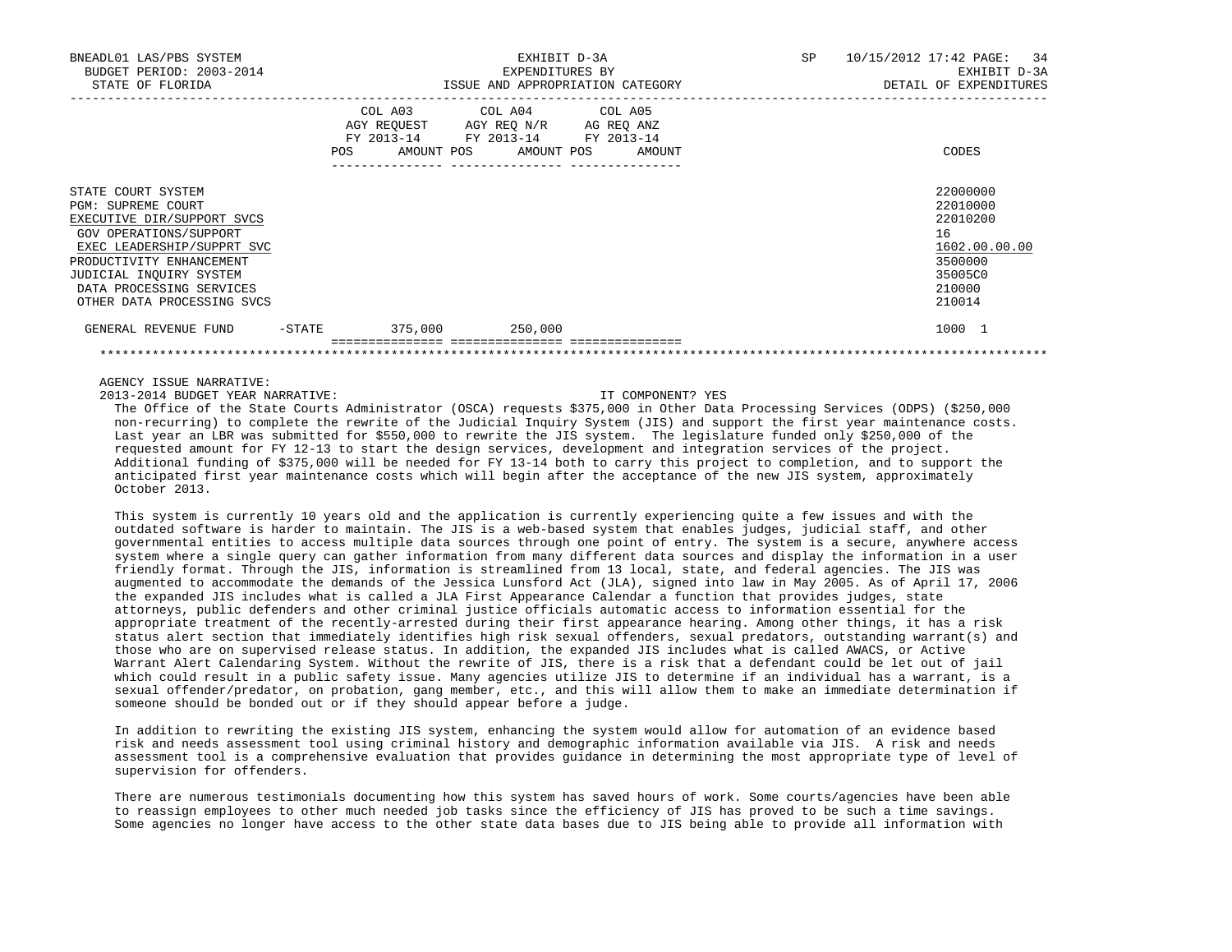| | COL A03 AGY REQUEST FY 2013-14 POS | AMOUNT | COL A04 AGY REQ N/R FY 2013-14 POS | AMOUNT | COL A05 AG REQ ANZ FY 2013-14 POS | AMOUNT | CODES |
|---|---|---|---|---|---|---|---|
| STATE COURT SYSTEM | | | | | | | 22000000 |
| PGM: SUPREME COURT | | | | | | | 22010000 |
| EXECUTIVE DIR/SUPPORT SVCS | | | | | | | 22010200 |
| GOV OPERATIONS/SUPPORT | | | | | | | 16 |
| EXEC LEADERSHIP/SUPPRT SVC | | | | | | | 1602.00.00.00 |
| PRODUCTIVITY ENHANCEMENT | | | | | | | 3500000 |
| JUDICIAL INQUIRY SYSTEM | | | | | | | 35005C0 |
| DATA PROCESSING SERVICES | | | | | | | 210000 |
| OTHER DATA PROCESSING SVCS | | | | | | | 210014 |
| GENERAL REVENUE FUND -STATE | | 375,000 | | 250,000 | | | 1000 1 |

AGENCY ISSUE NARRATIVE:

2013-2014 BUDGET YEAR NARRATIVE: IT COMPONENT? YES

The Office of the State Courts Administrator (OSCA) requests $375,000 in Other Data Processing Services (ODPS) ($250,000 non-recurring) to complete the rewrite of the Judicial Inquiry System (JIS) and support the first year maintenance costs. Last year an LBR was submitted for $550,000 to rewrite the JIS system. The legislature funded only $250,000 of the requested amount for FY 12-13 to start the design services, development and integration services of the project. Additional funding of $375,000 will be needed for FY 13-14 both to carry this project to completion, and to support the anticipated first year maintenance costs which will begin after the acceptance of the new JIS system, approximately October 2013.

This system is currently 10 years old and the application is currently experiencing quite a few issues and with the outdated software is harder to maintain. The JIS is a web-based system that enables judges, judicial staff, and other governmental entities to access multiple data sources through one point of entry. The system is a secure, anywhere access system where a single query can gather information from many different data sources and display the information in a user friendly format. Through the JIS, information is streamlined from 13 local, state, and federal agencies. The JIS was augmented to accommodate the demands of the Jessica Lunsford Act (JLA), signed into law in May 2005. As of April 17, 2006 the expanded JIS includes what is called a JLA First Appearance Calendar a function that provides judges, state attorneys, public defenders and other criminal justice officials automatic access to information essential for the appropriate treatment of the recently-arrested during their first appearance hearing. Among other things, it has a risk status alert section that immediately identifies high risk sexual offenders, sexual predators, outstanding warrant(s) and those who are on supervised release status. In addition, the expanded JIS includes what is called AWACS, or Active Warrant Alert Calendaring System. Without the rewrite of JIS, there is a risk that a defendant could be let out of jail which could result in a public safety issue. Many agencies utilize JIS to determine if an individual has a warrant, is a sexual offender/predator, on probation, gang member, etc., and this will allow them to make an immediate determination if someone should be bonded out or if they should appear before a judge.

In addition to rewriting the existing JIS system, enhancing the system would allow for automation of an evidence based risk and needs assessment tool using criminal history and demographic information available via JIS. A risk and needs assessment tool is a comprehensive evaluation that provides guidance in determining the most appropriate type of level of supervision for offenders.

There are numerous testimonials documenting how this system has saved hours of work. Some courts/agencies have been able to reassign employees to other much needed job tasks since the efficiency of JIS has proved to be such a time savings. Some agencies no longer have access to the other state data bases due to JIS being able to provide all information with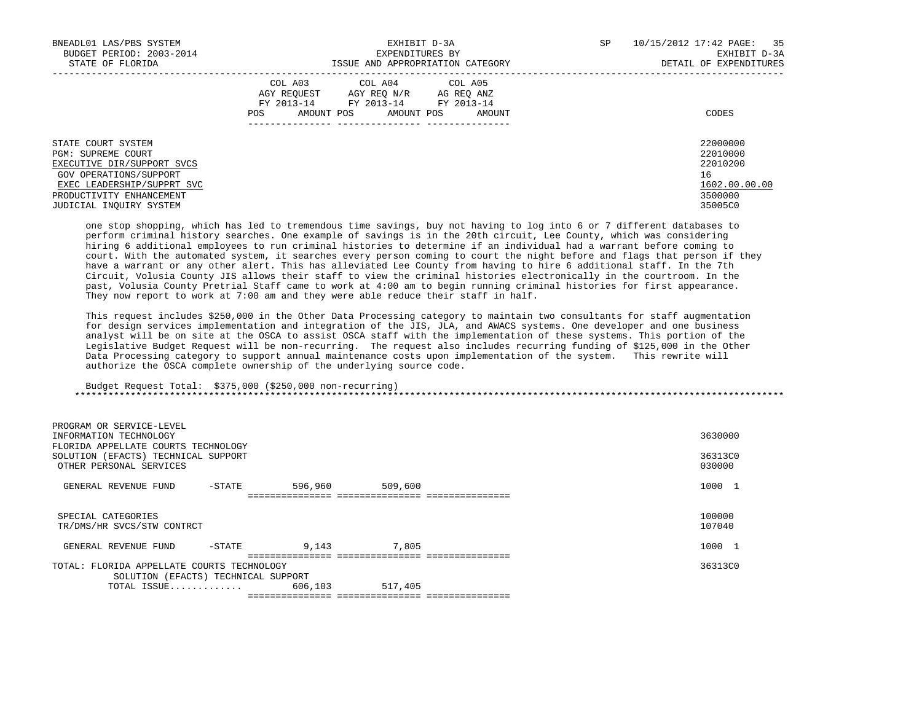| | COL A03 AGY REQUEST FY 2013-14 POS AMOUNT | COL A04 AGY REQ N/R FY 2013-14 POS AMOUNT | COL A05 AG REQ ANZ FY 2013-14 POS AMOUNT | CODES |
|---|---|---|---|---|
| STATE COURT SYSTEM | | | | 22000000 |
| PGM: SUPREME COURT | | | | 22010000 |
| EXECUTIVE DIR/SUPPORT SVCS | | | | 22010200 |
| GOV OPERATIONS/SUPPORT | | | | 16 |
| EXEC LEADERSHIP/SUPPRT SVC | | | | 1602.00.00.00 |
| PRODUCTIVITY ENHANCEMENT | | | | 3500000 |
| JUDICIAL INQUIRY SYSTEM | | | | 35005C0 |

one stop shopping, which has led to tremendous time savings, buy not having to log into 6 or 7 different databases to perform criminal history searches. One example of savings is in the 20th circuit, Lee County, which was considering hiring 6 additional employees to run criminal histories to determine if an individual had a warrant before coming to court. With the automated system, it searches every person coming to court the night before and flags that person if they have a warrant or any other alert. This has alleviated Lee County from having to hire 6 additional staff. In the 7th Circuit, Volusia County JIS allows their staff to view the criminal histories electronically in the courtroom. In the past, Volusia County Pretrial Staff came to work at 4:00 am to begin running criminal histories for first appearance. They now report to work at 7:00 am and they were able reduce their staff in half.

This request includes $250,000 in the Other Data Processing category to maintain two consultants for staff augmentation for design services implementation and integration of the JIS, JLA, and AWACS systems. One developer and one business analyst will be on site at the OSCA to assist OSCA staff with the implementation of these systems. This portion of the Legislative Budget Request will be non-recurring. The request also includes recurring funding of $125,000 in the Other Data Processing category to support annual maintenance costs upon implementation of the system. This rewrite will authorize the OSCA complete ownership of the underlying source code.

Budget Request Total: $375,000 ($250,000 non-recurring)

*******************************************************************************************************************************

| | COL A03 | COL A04 | COL A05 | CODES |
|---|---|---|---|---|
| PROGRAM OR SERVICE-LEVEL INFORMATION TECHNOLOGY | | | | 3630000 |
| FLORIDA APPELLATE COURTS TECHNOLOGY SOLUTION (EFACTS) TECHNICAL SUPPORT | | | | 36313C0 |
| OTHER PERSONAL SERVICES | | | | 030000 |
| GENERAL REVENUE FUND -STATE | 596,960 | 509,600 | | 1000 1 |
| SPECIAL CATEGORIES | | | | 100000 |
| TR/DMS/HR SVCS/STW CONTRCT | | | | 107040 |
| GENERAL REVENUE FUND -STATE | 9,143 | 7,805 | | 1000 1 |
| TOTAL: FLORIDA APPELLATE COURTS TECHNOLOGY SOLUTION (EFACTS) TECHNICAL SUPPORT | | | | 36313C0 |
| TOTAL ISSUE............. | 606,103 | 517,405 | | |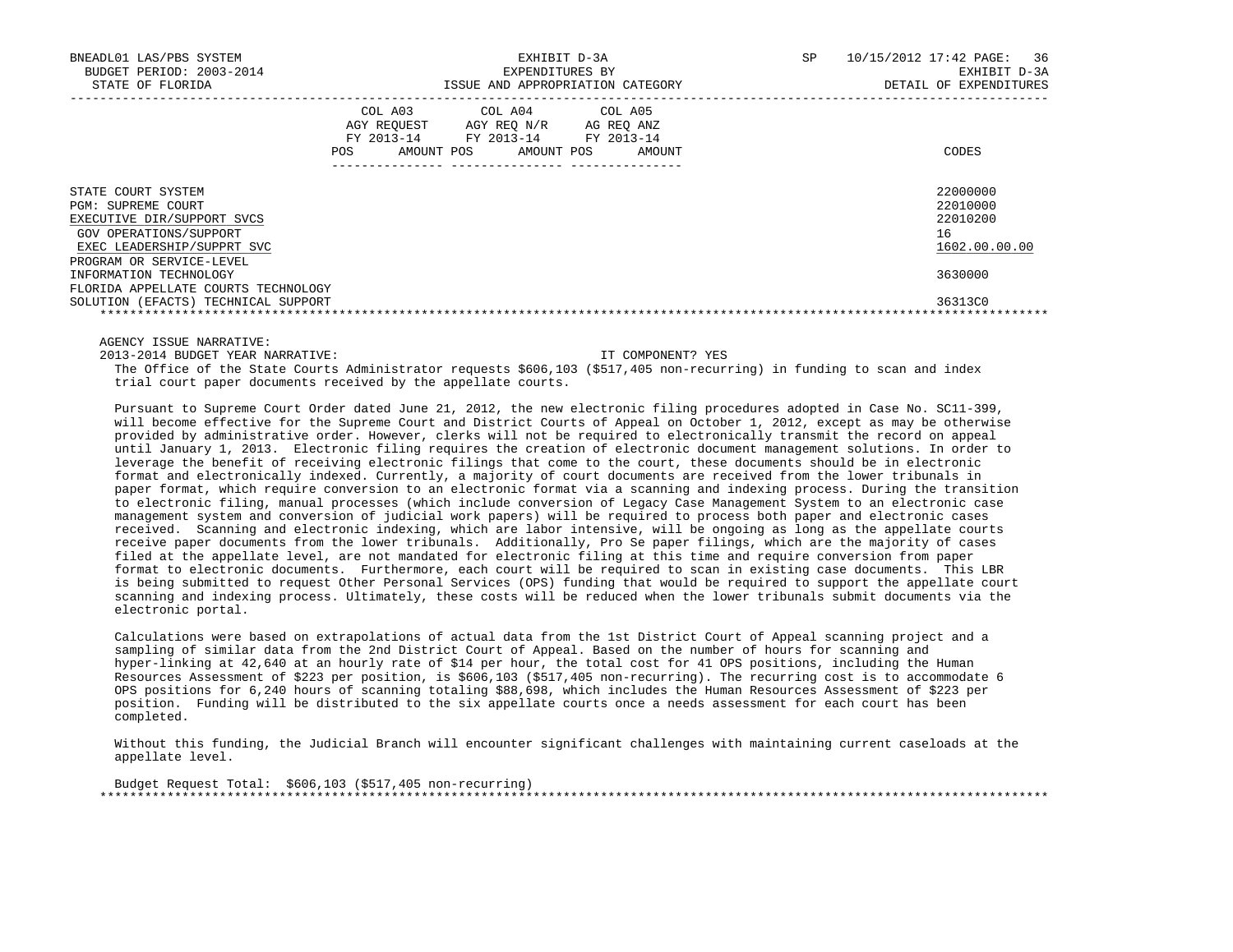| | COL A03 AGY REQUEST FY 2013-14 POS AMOUNT | COL A04 AGY REQ N/R FY 2013-14 POS AMOUNT | COL A05 AG REQ ANZ FY 2013-14 POS AMOUNT | CODES |
|---|---|---|---|---|
| STATE COURT SYSTEM | | | | 22000000 |
| PGM: SUPREME COURT | | | | 22010000 |
| EXECUTIVE DIR/SUPPORT SVCS | | | | 22010200 |
| GOV OPERATIONS/SUPPORT | | | | 16 |
| EXEC LEADERSHIP/SUPPRT SVC | | | | 1602.00.00.00 |
| PROGRAM OR SERVICE-LEVEL INFORMATION TECHNOLOGY | | | | 3630000 |
| FLORIDA APPELLATE COURTS TECHNOLOGY SOLUTION (EFACTS) TECHNICAL SUPPORT | | | | 36313C0 |

AGENCY ISSUE NARRATIVE:
2013-2014 BUDGET YEAR NARRATIVE: IT COMPONENT? YES

The Office of the State Courts Administrator requests $606,103 ($517,405 non-recurring) in funding to scan and index trial court paper documents received by the appellate courts.

Pursuant to Supreme Court Order dated June 21, 2012, the new electronic filing procedures adopted in Case No. SC11-399, will become effective for the Supreme Court and District Courts of Appeal on October 1, 2012, except as may be otherwise provided by administrative order. However, clerks will not be required to electronically transmit the record on appeal until January 1, 2013. Electronic filing requires the creation of electronic document management solutions. In order to leverage the benefit of receiving electronic filings that come to the court, these documents should be in electronic format and electronically indexed. Currently, a majority of court documents are received from the lower tribunals in paper format, which require conversion to an electronic format via a scanning and indexing process. During the transition to electronic filing, manual processes (which include conversion of Legacy Case Management System to an electronic case management system and conversion of judicial work papers) will be required to process both paper and electronic cases received. Scanning and electronic indexing, which are labor intensive, will be ongoing as long as the appellate courts receive paper documents from the lower tribunals. Additionally, Pro Se paper filings, which are the majority of cases filed at the appellate level, are not mandated for electronic filing at this time and require conversion from paper format to electronic documents. Furthermore, each court will be required to scan in existing case documents. This LBR is being submitted to request Other Personal Services (OPS) funding that would be required to support the appellate court scanning and indexing process. Ultimately, these costs will be reduced when the lower tribunals submit documents via the electronic portal.

Calculations were based on extrapolations of actual data from the 1st District Court of Appeal scanning project and a sampling of similar data from the 2nd District Court of Appeal. Based on the number of hours for scanning and hyper-linking at 42,640 at an hourly rate of $14 per hour, the total cost for 41 OPS positions, including the Human Resources Assessment of $223 per position, is $606,103 ($517,405 non-recurring). The recurring cost is to accommodate 6 OPS positions for 6,240 hours of scanning totaling $88,698, which includes the Human Resources Assessment of $223 per position. Funding will be distributed to the six appellate courts once a needs assessment for each court has been completed.

Without this funding, the Judicial Branch will encounter significant challenges with maintaining current caseloads at the appellate level.

Budget Request Total: $606,103 ($517,405 non-recurring)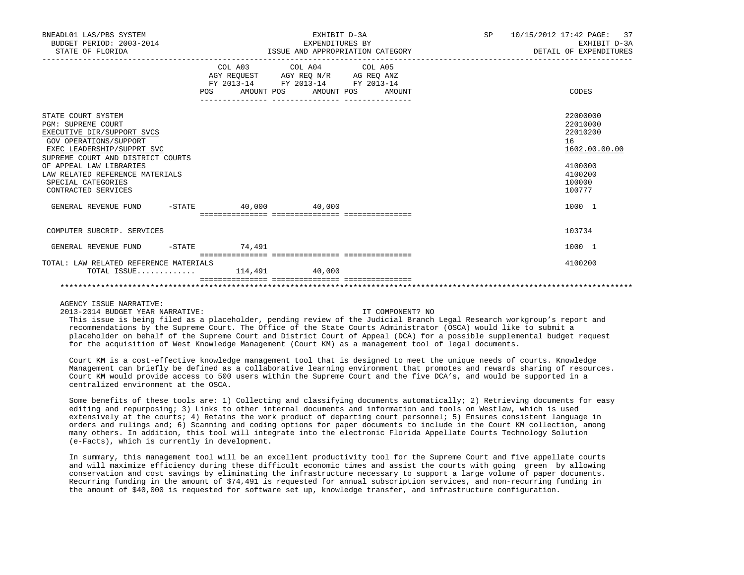| | COL A03 AGY REQUEST FY 2013-14 POS AMOUNT | COL A04 AGY REQ N/R FY 2013-14 POS AMOUNT | COL A05 AG REQ ANZ FY 2013-14 POS AMOUNT | CODES |
|---|---|---|---|---|
| STATE COURT SYSTEM | | | | 22000000 |
| PGM: SUPREME COURT | | | | 22010000 |
| EXECUTIVE DIR/SUPPORT SVCS | | | | 22010200 |
| GOV OPERATIONS/SUPPORT | | | | 16 |
| EXEC LEADERSHIP/SUPPRT SVC | | | | 1602.00.00.00 |
| SUPREME COURT AND DISTRICT COURTS OF APPEAL LAW LIBRARIES | | | | 4100000 |
| LAW RELATED REFERENCE MATERIALS | | | | 4100200 |
| SPECIAL CATEGORIES | | | | 100000 |
| CONTRACTED SERVICES | | | | 100777 |
| GENERAL REVENUE FUND -STATE | 40,000 | 40,000 | | 1000 1 |
| COMPUTER SUBCRIP. SERVICES | | | | 103734 |
| GENERAL REVENUE FUND -STATE | 74,491 | | | 1000 1 |
| TOTAL: LAW RELATED REFERENCE MATERIALS | | | | 4100200 |
| TOTAL ISSUE............ | 114,491 | 40,000 | | |

AGENCY ISSUE NARRATIVE:

2013-2014 BUDGET YEAR NARRATIVE: IT COMPONENT? NO

This issue is being filed as a placeholder, pending review of the Judicial Branch Legal Research workgroup's report and recommendations by the Supreme Court. The Office of the State Courts Administrator (OSCA) would like to submit a placeholder on behalf of the Supreme Court and District Court of Appeal (DCA) for a possible supplemental budget request for the acquisition of West Knowledge Management (Court KM) as a management tool of legal documents.

Court KM is a cost-effective knowledge management tool that is designed to meet the unique needs of courts. Knowledge Management can briefly be defined as a collaborative learning environment that promotes and rewards sharing of resources. Court KM would provide access to 500 users within the Supreme Court and the five DCA's, and would be supported in a centralized environment at the OSCA.

Some benefits of these tools are: 1) Collecting and classifying documents automatically; 2) Retrieving documents for easy editing and repurposing; 3) Links to other internal documents and information and tools on Westlaw, which is used extensively at the courts; 4) Retains the work product of departing court personnel; 5) Ensures consistent language in orders and rulings and; 6) Scanning and coding options for paper documents to include in the Court KM collection, among many others. In addition, this tool will integrate into the electronic Florida Appellate Courts Technology Solution (e-Facts), which is currently in development.

In summary, this management tool will be an excellent productivity tool for the Supreme Court and five appellate courts and will maximize efficiency during these difficult economic times and assist the courts with going green by allowing conservation and cost savings by eliminating the infrastructure necessary to support a large volume of paper documents. Recurring funding in the amount of $74,491 is requested for annual subscription services, and non-recurring funding in the amount of $40,000 is requested for software set up, knowledge transfer, and infrastructure configuration.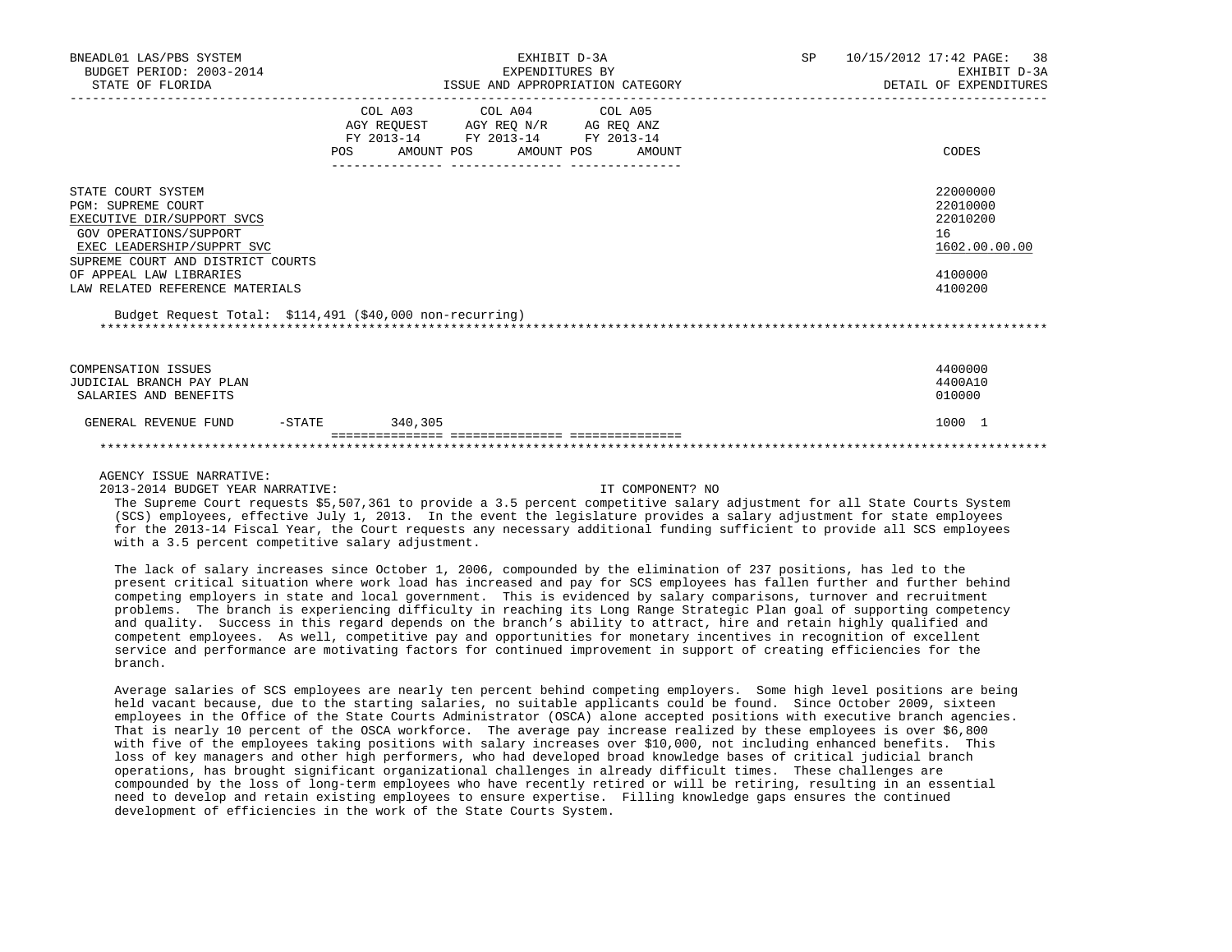| | COL A03 AGY REQUEST FY 2013-14 POS AMOUNT | COL A04 AGY REQ N/R FY 2013-14 POS AMOUNT | COL A05 AG REQ ANZ FY 2013-14 POS AMOUNT | CODES |
|---|---|---|---|---|
| STATE COURT SYSTEM | | | | 22000000 |
| PGM: SUPREME COURT | | | | 22010000 |
| EXECUTIVE DIR/SUPPORT SVCS | | | | 22010200 |
| GOV OPERATIONS/SUPPORT | | | | 16 |
| EXEC LEADERSHIP/SUPPRT SVC | | | | 1602.00.00.00 |
| SUPREME COURT AND DISTRICT COURTS OF APPEAL LAW LIBRARIES | | | | 4100000 |
| LAW RELATED REFERENCE MATERIALS | | | | 4100200 |

Budget Request Total: $114,491 ($40,000 non-recurring)

| | COL A03 | COL A04 | COL A05 | CODES |
|---|---|---|---|---|
| COMPENSATION ISSUES | | | | 4400000 |
| JUDICIAL BRANCH PAY PLAN | | | | 4400A10 |
| SALARIES AND BENEFITS | | | | 010000 |
| GENERAL REVENUE FUND -STATE | 340,305 | | | 1000 1 |

AGENCY ISSUE NARRATIVE:

2013-2014 BUDGET YEAR NARRATIVE: IT COMPONENT? NO

The Supreme Court requests $5,507,361 to provide a 3.5 percent competitive salary adjustment for all State Courts System (SCS) employees, effective July 1, 2013. In the event the legislature provides a salary adjustment for state employees for the 2013-14 Fiscal Year, the Court requests any necessary additional funding sufficient to provide all SCS employees with a 3.5 percent competitive salary adjustment.

The lack of salary increases since October 1, 2006, compounded by the elimination of 237 positions, has led to the present critical situation where work load has increased and pay for SCS employees has fallen further and further behind competing employers in state and local government. This is evidenced by salary comparisons, turnover and recruitment problems. The branch is experiencing difficulty in reaching its Long Range Strategic Plan goal of supporting competency and quality. Success in this regard depends on the branch's ability to attract, hire and retain highly qualified and competent employees. As well, competitive pay and opportunities for monetary incentives in recognition of excellent service and performance are motivating factors for continued improvement in support of creating efficiencies for the branch.

Average salaries of SCS employees are nearly ten percent behind competing employers. Some high level positions are being held vacant because, due to the starting salaries, no suitable applicants could be found. Since October 2009, sixteen employees in the Office of the State Courts Administrator (OSCA) alone accepted positions with executive branch agencies. That is nearly 10 percent of the OSCA workforce. The average pay increase realized by these employees is over $6,800 with five of the employees taking positions with salary increases over $10,000, not including enhanced benefits. This loss of key managers and other high performers, who had developed broad knowledge bases of critical judicial branch operations, has brought significant organizational challenges in already difficult times. These challenges are compounded by the loss of long-term employees who have recently retired or will be retiring, resulting in an essential need to develop and retain existing employees to ensure expertise. Filling knowledge gaps ensures the continued development of efficiencies in the work of the State Courts System.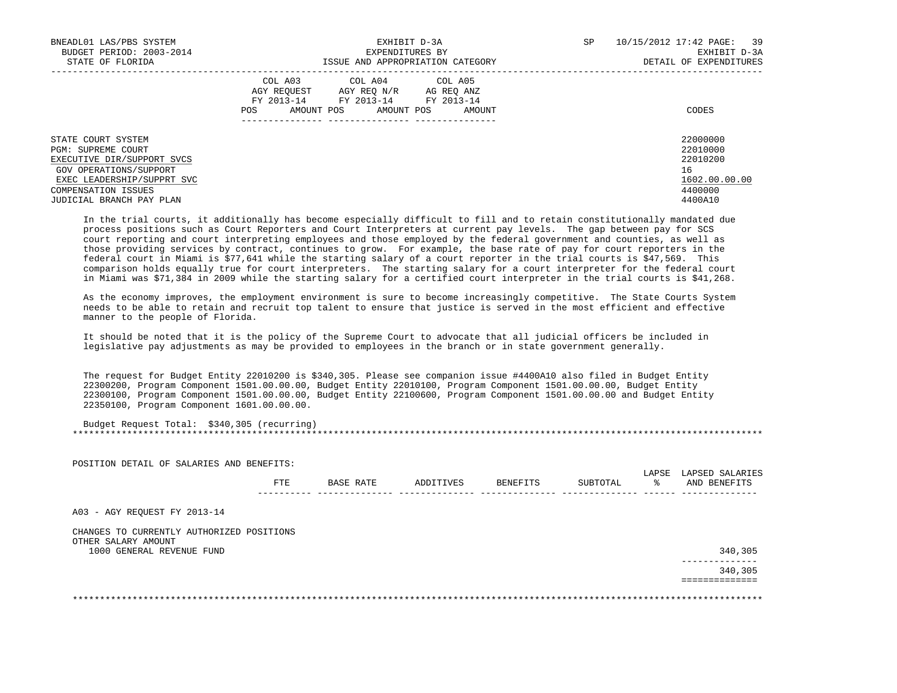| | COL A03 AGY REQUEST FY 2013-14 | | COL A04 AGY REQ N/R FY 2013-14 | | COL A05 AG REQ ANZ FY 2013-14 | | |
|---|---|---|---|---|---|---|---|
| | POS | AMOUNT | POS | AMOUNT | POS | AMOUNT | CODES |
| STATE COURT SYSTEM | | | | | | | 22000000 |
| PGM: SUPREME COURT | | | | | | | 22010000 |
| EXECUTIVE DIR/SUPPORT SVCS | | | | | | | 22010200 |
| GOV OPERATIONS/SUPPORT | | | | | | | 16 |
| EXEC LEADERSHIP/SUPPRT SVC | | | | | | | 1602.00.00.00 |
| COMPENSATION ISSUES | | | | | | | 4400000 |
| JUDICIAL BRANCH PAY PLAN | | | | | | | 4400A10 |

In the trial courts, it additionally has become especially difficult to fill and to retain constitutionally mandated due process positions such as Court Reporters and Court Interpreters at current pay levels. The gap between pay for SCS court reporting and court interpreting employees and those employed by the federal government and counties, as well as those providing services by contract, continues to grow. For example, the base rate of pay for court reporters in the federal court in Miami is $77,641 while the starting salary of a court reporter in the trial courts is $47,569. This comparison holds equally true for court interpreters. The starting salary for a court interpreter for the federal court in Miami was $71,384 in 2009 while the starting salary for a certified court interpreter in the trial courts is $41,268.

As the economy improves, the employment environment is sure to become increasingly competitive. The State Courts System needs to be able to retain and recruit top talent to ensure that justice is served in the most efficient and effective manner to the people of Florida.

It should be noted that it is the policy of the Supreme Court to advocate that all judicial officers be included in legislative pay adjustments as may be provided to employees in the branch or in state government generally.

The request for Budget Entity 22010200 is $340,305. Please see companion issue #4400A10 also filed in Budget Entity 22300200, Program Component 1501.00.00.00, Budget Entity 22010100, Program Component 1501.00.00.00, Budget Entity 22300100, Program Component 1501.00.00.00, Budget Entity 22100600, Program Component 1501.00.00.00 and Budget Entity 22350100, Program Component 1601.00.00.00.

Budget Request Total: $340,305 (recurring)

*******************************************************************************************************************

POSITION DETAIL OF SALARIES AND BENEFITS:

| | FTE | BASE RATE | ADDITIVES | BENEFITS | SUBTOTAL | LAPSE % | LAPSED SALARIES AND BENEFITS |
|---|---|---|---|---|---|---|---|
| A03 - AGY REQUEST FY 2013-14 | | | | | | | |
| CHANGES TO CURRENTLY AUTHORIZED POSITIONS | | | | | | | |
| OTHER SALARY AMOUNT | | | | | | | |
| 1000 GENERAL REVENUE FUND | | | | | | | 340,305 |
| | | | | | | | 340,305 |

*******************************************************************************************************************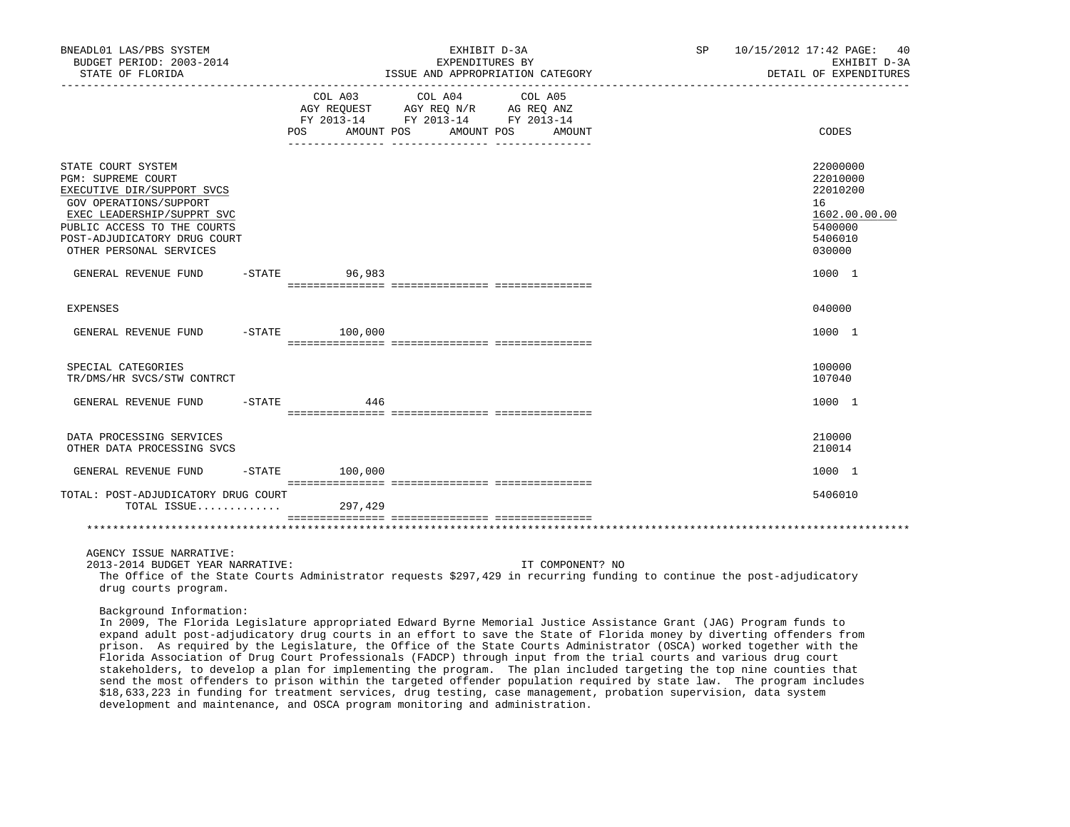BNEADL01 LAS/PBS SYSTEM — BUDGET PERIOD: 2003-2014 — STATE OF FLORIDA

EXHIBIT D-3A — EXPENDITURES BY ISSUE AND APPROPRIATION CATEGORY

SP 10/15/2012 17:42 — EXHIBIT D-3A — DETAIL OF EXPENDITURES

| | COL A03 AGY REQUEST FY 2013-14 POS AMOUNT | COL A04 AGY REQ N/R FY 2013-14 POS AMOUNT | COL A05 AG REQ ANZ FY 2013-14 POS AMOUNT | CODES |
|---|---|---|---|---|
| STATE COURT SYSTEM | | | | 22000000 |
| PGM: SUPREME COURT | | | | 22010000 |
| EXECUTIVE DIR/SUPPORT SVCS | | | | 22010200 |
| GOV OPERATIONS/SUPPORT | | | | 16 |
| EXEC LEADERSHIP/SUPPRT SVC | | | | 1602.00.00.00 |
| PUBLIC ACCESS TO THE COURTS | | | | 5400000 |
| POST-ADJUDICATORY DRUG COURT | | | | 5406010 |
| OTHER PERSONAL SERVICES | | | | 030000 |
| GENERAL REVENUE FUND -STATE | 96,983 | | | 1000 1 |
| EXPENSES | | | | 040000 |
| GENERAL REVENUE FUND -STATE | 100,000 | | | 1000 1 |
| SPECIAL CATEGORIES | | | | 100000 |
| TR/DMS/HR SVCS/STW CONTRCT | | | | 107040 |
| GENERAL REVENUE FUND -STATE | 446 | | | 1000 1 |
| DATA PROCESSING SERVICES | | | | 210000 |
| OTHER DATA PROCESSING SVCS | | | | 210014 |
| GENERAL REVENUE FUND -STATE | 100,000 | | | 1000 1 |
| TOTAL: POST-ADJUDICATORY DRUG COURT | | | | 5406010 |
| TOTAL ISSUE............. | 297,429 | | | |

AGENCY ISSUE NARRATIVE:

2013-2014 BUDGET YEAR NARRATIVE: IT COMPONENT? NO

The Office of the State Courts Administrator requests $297,429 in recurring funding to continue the post-adjudicatory drug courts program.

Background Information:

In 2009, The Florida Legislature appropriated Edward Byrne Memorial Justice Assistance Grant (JAG) Program funds to expand adult post-adjudicatory drug courts in an effort to save the State of Florida money by diverting offenders from prison. As required by the Legislature, the Office of the State Courts Administrator (OSCA) worked together with the Florida Association of Drug Court Professionals (FADCP) through input from the trial courts and various drug court stakeholders, to develop a plan for implementing the program. The plan included targeting the top nine counties that send the most offenders to prison within the targeted offender population required by state law. The program includes $18,633,223 in funding for treatment services, drug testing, case management, probation supervision, data system development and maintenance, and OSCA program monitoring and administration.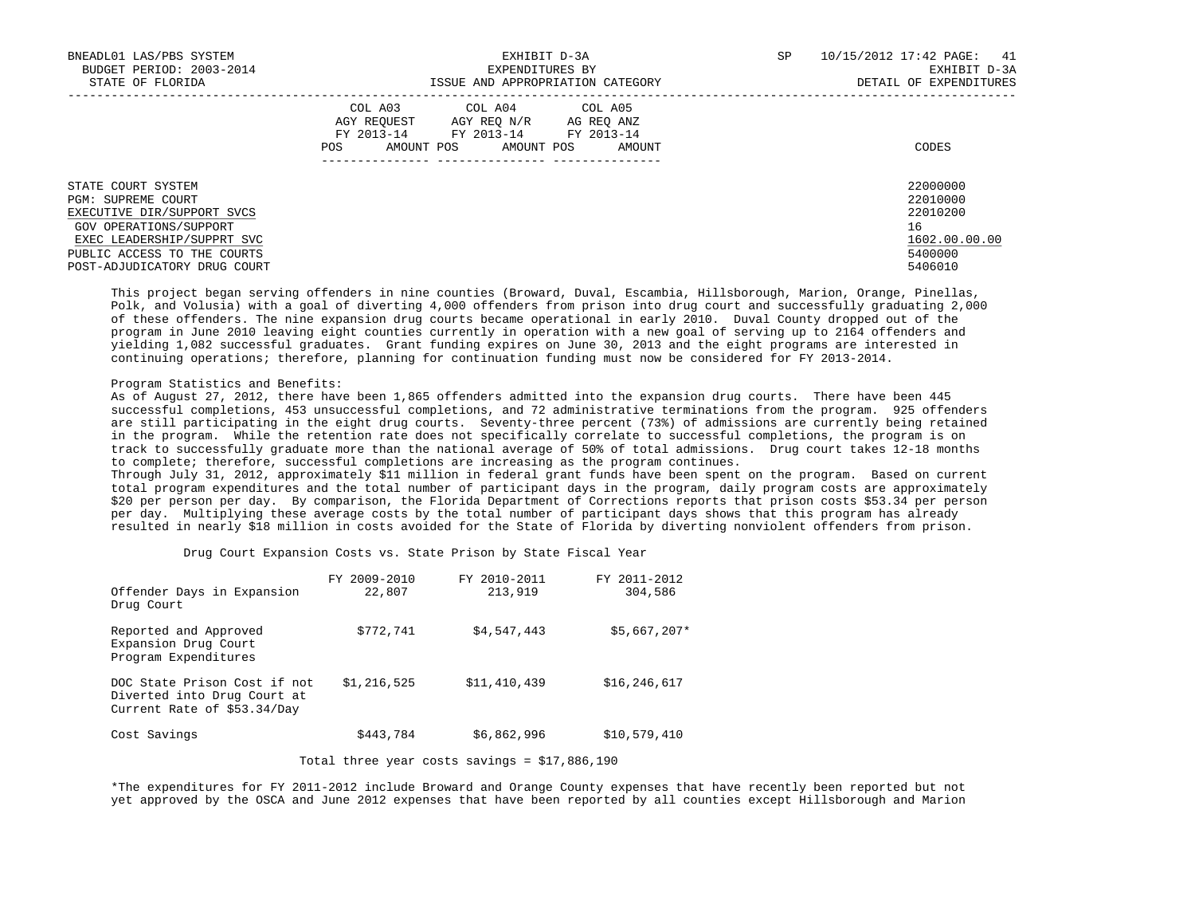STATE COURT SYSTEM 22000000
PGM: SUPREME COURT 22010000
EXECUTIVE DIR/SUPPORT SVCS 22010200
GOV OPERATIONS/SUPPORT 16
EXEC LEADERSHIP/SUPPRT SVC 1602.00.00.00
PUBLIC ACCESS TO THE COURTS 5400000
POST-ADJUDICATORY DRUG COURT 5406010

This project began serving offenders in nine counties (Broward, Duval, Escambia, Hillsborough, Marion, Orange, Pinellas, Polk, and Volusia) with a goal of diverting 4,000 offenders from prison into drug court and successfully graduating 2,000 of these offenders. The nine expansion drug courts became operational in early 2010. Duval County dropped out of the program in June 2010 leaving eight counties currently in operation with a new goal of serving up to 2164 offenders and yielding 1,082 successful graduates. Grant funding expires on June 30, 2013 and the eight programs are interested in continuing operations; therefore, planning for continuation funding must now be considered for FY 2013-2014.

Program Statistics and Benefits:

As of August 27, 2012, there have been 1,865 offenders admitted into the expansion drug courts. There have been 445 successful completions, 453 unsuccessful completions, and 72 administrative terminations from the program. 925 offenders are still participating in the eight drug courts. Seventy-three percent (73%) of admissions are currently being retained in the program. While the retention rate does not specifically correlate to successful completions, the program is on track to successfully graduate more than the national average of 50% of total admissions. Drug court takes 12-18 months to complete; therefore, successful completions are increasing as the program continues.

Through July 31, 2012, approximately $11 million in federal grant funds have been spent on the program. Based on current total program expenditures and the total number of participant days in the program, daily program costs are approximately $20 per person per day. By comparison, the Florida Department of Corrections reports that prison costs $53.34 per person per day. Multiplying these average costs by the total number of participant days shows that this program has already resulted in nearly $18 million in costs avoided for the State of Florida by diverting nonviolent offenders from prison.

Drug Court Expansion Costs vs. State Prison by State Fiscal Year

| | FY 2009-2010 | FY 2010-2011 | FY 2011-2012 |
|---|---|---|---|
| Offender Days in Expansion Drug Court | 22,807 | 213,919 | 304,586 |
| Reported and Approved Expansion Drug Court Program Expenditures | $772,741 | $4,547,443 | $5,667,207* |
| DOC State Prison Cost if not Diverted into Drug Court at Current Rate of $53.34/Day | $1,216,525 | $11,410,439 | $16,246,617 |
| Cost Savings | $443,784 | $6,862,996 | $10,579,410 |

Total three year costs savings = $17,886,190

*The expenditures for FY 2011-2012 include Broward and Orange County expenses that have recently been reported but not yet approved by the OSCA and June 2012 expenses that have been reported by all counties except Hillsborough and Marion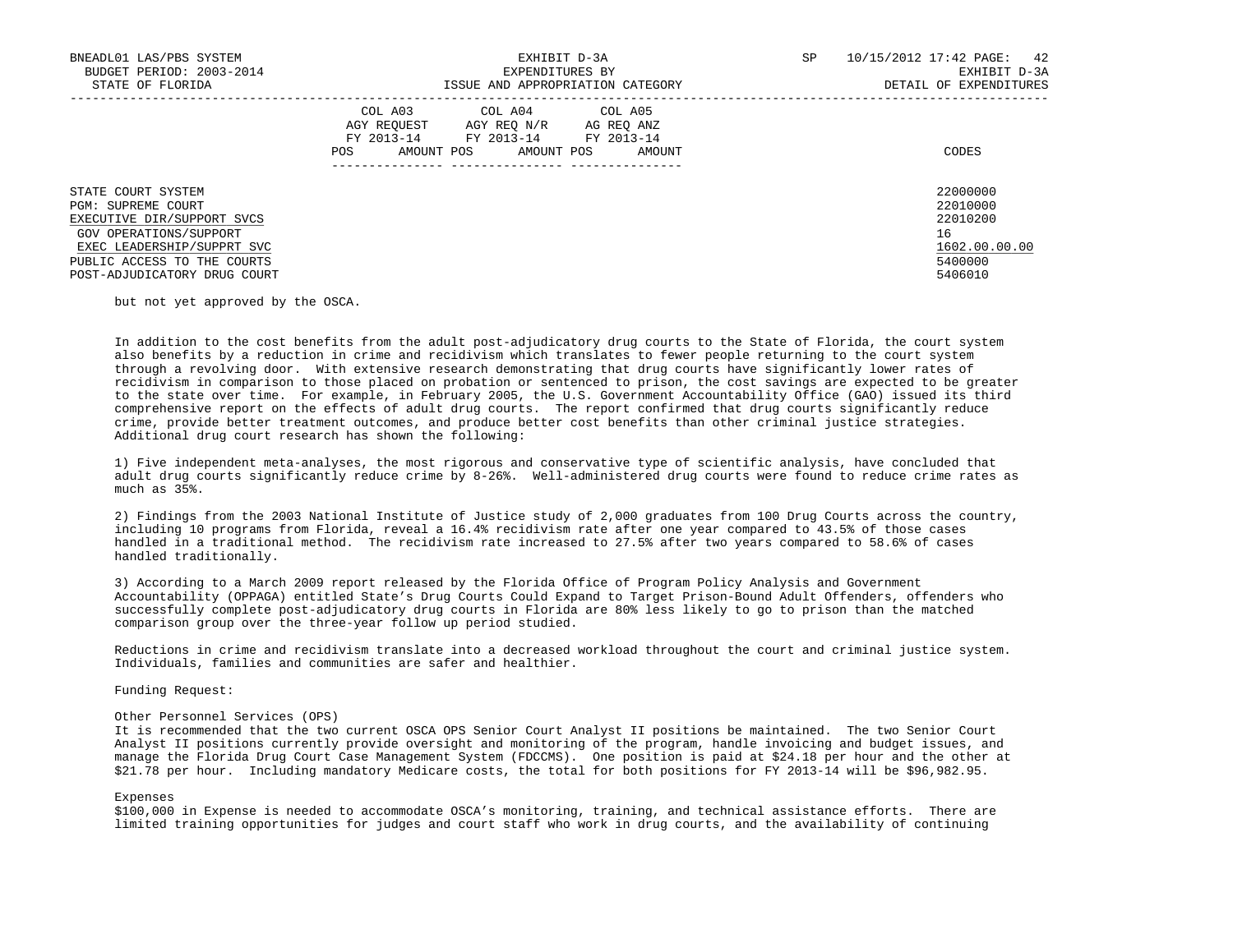STATE COURT SYSTEM 22000000
PGM: SUPREME COURT 22010000
EXECUTIVE DIR/SUPPORT SVCS 22010200
GOV OPERATIONS/SUPPORT 16
EXEC LEADERSHIP/SUPPRT SVC 1602.00.00.00
PUBLIC ACCESS TO THE COURTS 5400000
POST-ADJUDICATORY DRUG COURT 5406010

but not yet approved by the OSCA.

In addition to the cost benefits from the adult post-adjudicatory drug courts to the State of Florida, the court system also benefits by a reduction in crime and recidivism which translates to fewer people returning to the court system through a revolving door. With extensive research demonstrating that drug courts have significantly lower rates of recidivism in comparison to those placed on probation or sentenced to prison, the cost savings are expected to be greater to the state over time. For example, in February 2005, the U.S. Government Accountability Office (GAO) issued its third comprehensive report on the effects of adult drug courts. The report confirmed that drug courts significantly reduce crime, provide better treatment outcomes, and produce better cost benefits than other criminal justice strategies. Additional drug court research has shown the following:

1) Five independent meta-analyses, the most rigorous and conservative type of scientific analysis, have concluded that adult drug courts significantly reduce crime by 8-26%. Well-administered drug courts were found to reduce crime rates as much as 35%.

2) Findings from the 2003 National Institute of Justice study of 2,000 graduates from 100 Drug Courts across the country, including 10 programs from Florida, reveal a 16.4% recidivism rate after one year compared to 43.5% of those cases handled in a traditional method. The recidivism rate increased to 27.5% after two years compared to 58.6% of cases handled traditionally.

3) According to a March 2009 report released by the Florida Office of Program Policy Analysis and Government Accountability (OPPAGA) entitled State's Drug Courts Could Expand to Target Prison-Bound Adult Offenders, offenders who successfully complete post-adjudicatory drug courts in Florida are 80% less likely to go to prison than the matched comparison group over the three-year follow up period studied.

Reductions in crime and recidivism translate into a decreased workload throughout the court and criminal justice system. Individuals, families and communities are safer and healthier.

Funding Request:

Other Personnel Services (OPS)
It is recommended that the two current OSCA OPS Senior Court Analyst II positions be maintained. The two Senior Court Analyst II positions currently provide oversight and monitoring of the program, handle invoicing and budget issues, and manage the Florida Drug Court Case Management System (FDCCMS). One position is paid at $24.18 per hour and the other at $21.78 per hour. Including mandatory Medicare costs, the total for both positions for FY 2013-14 will be $96,982.95.

Expenses
$100,000 in Expense is needed to accommodate OSCA's monitoring, training, and technical assistance efforts. There are limited training opportunities for judges and court staff who work in drug courts, and the availability of continuing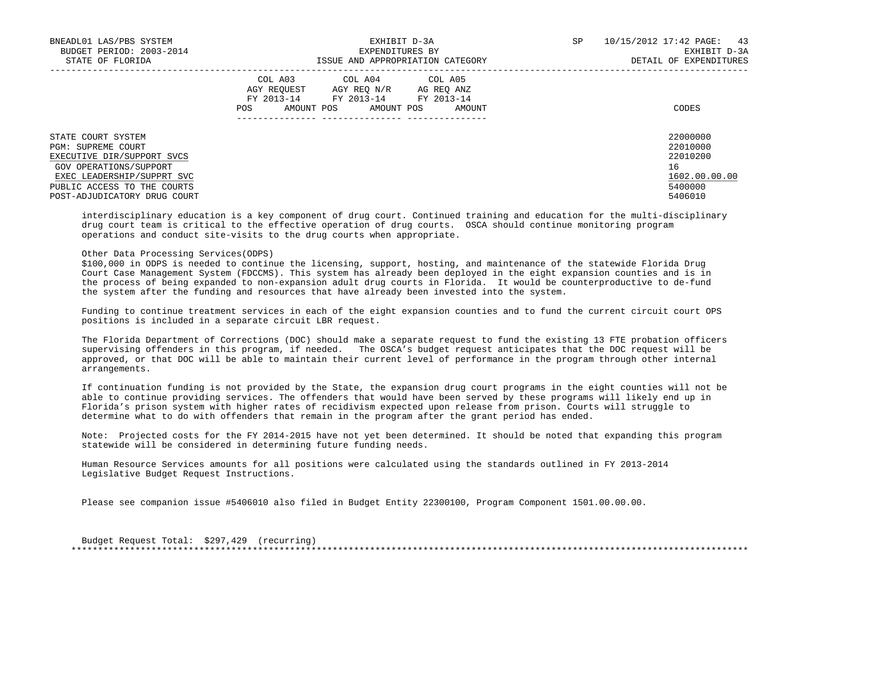| | COL A03 AGY REQUEST FY 2013-14 POS AMOUNT | COL A04 AGY REQ N/R FY 2013-14 POS AMOUNT | COL A05 AG REQ ANZ FY 2013-14 POS AMOUNT | CODES |
|---|---|---|---|---|
| STATE COURT SYSTEM | | | | 22000000 |
| PGM: SUPREME COURT | | | | 22010000 |
| EXECUTIVE DIR/SUPPORT SVCS | | | | 22010200 |
| GOV OPERATIONS/SUPPORT | | | | 16 |
| EXEC LEADERSHIP/SUPPRT SVC | | | | 1602.00.00.00 |
| PUBLIC ACCESS TO THE COURTS | | | | 5400000 |
| POST-ADJUDICATORY DRUG COURT | | | | 5406010 |

interdisciplinary education is a key component of drug court. Continued training and education for the multi-disciplinary drug court team is critical to the effective operation of drug courts. OSCA should continue monitoring program operations and conduct site-visits to the drug courts when appropriate.

Other Data Processing Services(ODPS)
$100,000 in ODPS is needed to continue the licensing, support, hosting, and maintenance of the statewide Florida Drug Court Case Management System (FDCCMS). This system has already been deployed in the eight expansion counties and is in the process of being expanded to non-expansion adult drug courts in Florida. It would be counterproductive to de-fund the system after the funding and resources that have already been invested into the system.

Funding to continue treatment services in each of the eight expansion counties and to fund the current circuit court OPS positions is included in a separate circuit LBR request.

The Florida Department of Corrections (DOC) should make a separate request to fund the existing 13 FTE probation officers supervising offenders in this program, if needed. The OSCA's budget request anticipates that the DOC request will be approved, or that DOC will be able to maintain their current level of performance in the program through other internal arrangements.

If continuation funding is not provided by the State, the expansion drug court programs in the eight counties will not be able to continue providing services. The offenders that would have been served by these programs will likely end up in Florida's prison system with higher rates of recidivism expected upon release from prison. Courts will struggle to determine what to do with offenders that remain in the program after the grant period has ended.

Note: Projected costs for the FY 2014-2015 have not yet been determined. It should be noted that expanding this program statewide will be considered in determining future funding needs.

Human Resource Services amounts for all positions were calculated using the standards outlined in FY 2013-2014 Legislative Budget Request Instructions.

Please see companion issue #5406010 also filed in Budget Entity 22300100, Program Component 1501.00.00.00.

Budget Request Total: $297,429 (recurring)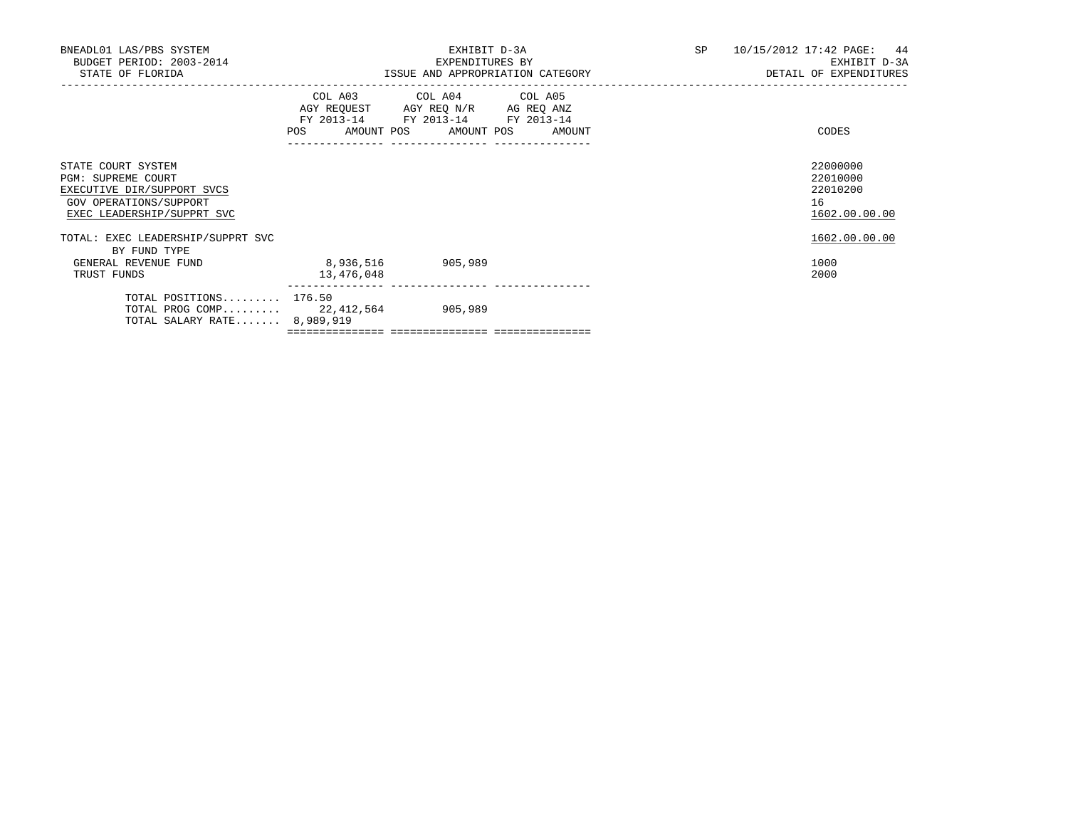BNEADL01 LAS/PBS SYSTEM
BUDGET PERIOD: 2003-2014
STATE OF FLORIDA

EXHIBIT D-3A
EXPENDITURES BY
ISSUE AND APPROPRIATION CATEGORY

SP 10/15/2012 17:42 PAGE: 44
EXHIBIT D-3A
DETAIL OF EXPENDITURES

| | COL A03 AGY REQUEST FY 2013-14 | | COL A04 AGY REQ N/R FY 2013-14 | | COL A05 AG REQ ANZ FY 2013-14 | | |
|---|---|---|---|---|---|---|---|
| | POS | AMOUNT | POS | AMOUNT | POS | AMOUNT | CODES |
| STATE COURT SYSTEM | | | | | | | 22000000 |
| PGM: SUPREME COURT | | | | | | | 22010000 |
| EXECUTIVE DIR/SUPPORT SVCS | | | | | | | 22010200 |
| GOV OPERATIONS/SUPPORT | | | | | | | 16 |
| EXEC LEADERSHIP/SUPPRT SVC | | | | | | | 1602.00.00.00 |
| TOTAL: EXEC LEADERSHIP/SUPPRT SVC | | | | | | | 1602.00.00.00 |
| BY FUND TYPE | | | | | | | |
| GENERAL REVENUE FUND | | 8,936,516 | | 905,989 | | | 1000 |
| TRUST FUNDS | | 13,476,048 | | | | | 2000 |
| TOTAL POSITIONS......... | 176.50 | | | | | | |
| TOTAL PROG COMP......... | | 22,412,564 | | 905,989 | | | |
| TOTAL SALARY RATE....... | | 8,989,919 | | | | | |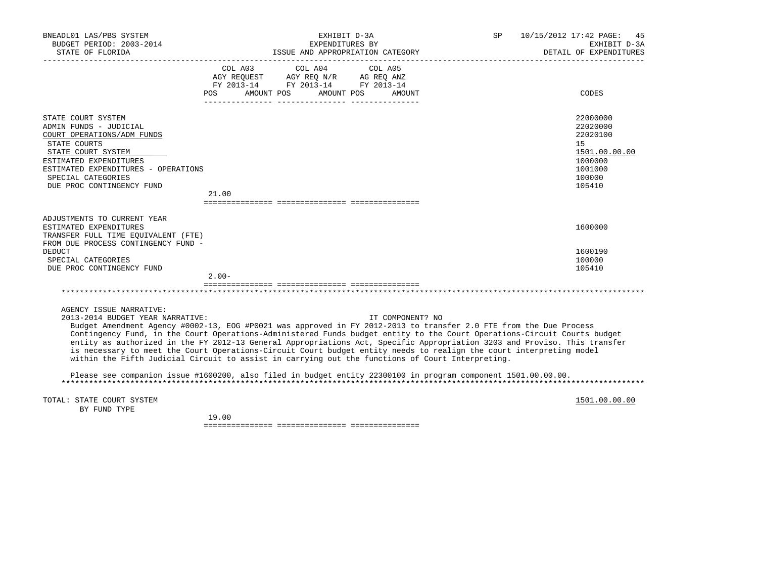BNEADL01 LAS/PBS SYSTEM | EXHIBIT D-3A | SP 10/15/2012 17:42
BUDGET PERIOD: 2003-2014 | EXPENDITURES BY | EXHIBIT D-3A
STATE OF FLORIDA | ISSUE AND APPROPRIATION CATEGORY | DETAIL OF EXPENDITURES

| | COL A03 AGY REQUEST FY 2013-14 POS | AMOUNT | COL A04 AGY REQ N/R FY 2013-14 POS | AMOUNT | COL A05 AG REQ ANZ FY 2013-14 POS | AMOUNT | CODES |
|---|---|---|---|---|---|---|---|
| STATE COURT SYSTEM | | | | | | | 22000000 |
| ADMIN FUNDS - JUDICIAL | | | | | | | 22020000 |
| COURT OPERATIONS/ADM FUNDS | | | | | | | 22020100 |
| STATE COURTS | | | | | | | 15 |
| STATE COURT SYSTEM | | | | | | | 1501.00.00.00 |
| ESTIMATED EXPENDITURES | | | | | | | 1000000 |
| ESTIMATED EXPENDITURES - OPERATIONS | | | | | | | 1001000 |
| SPECIAL CATEGORIES | | | | | | | 100000 |
| DUE PROC CONTINGENCY FUND | 21.00 | | | | | | 105410 |
| ADJUSTMENTS TO CURRENT YEAR ESTIMATED EXPENDITURES | | | | | | | 1600000 |
| TRANSFER FULL TIME EQUIVALENT (FTE) FROM DUE PROCESS CONTINGENCY FUND - DEDUCT | | | | | | | 1600190 |
| SPECIAL CATEGORIES | | | | | | | 100000 |
| DUE PROC CONTINGENCY FUND | 2.00- | | | | | | 105410 |

AGENCY ISSUE NARRATIVE:
2013-2014 BUDGET YEAR NARRATIVE: IT COMPONENT? NO

Budget Amendment Agency #0002-13, EOG #P0021 was approved in FY 2012-2013 to transfer 2.0 FTE from the Due Process Contingency Fund, in the Court Operations-Administered Funds budget entity to the Court Operations-Circuit Courts budget entity as authorized in the FY 2012-13 General Appropriations Act, Specific Appropriation 3203 and Proviso. This transfer is necessary to meet the Court Operations-Circuit Court budget entity needs to realign the court interpreting model within the Fifth Judicial Circuit to assist in carrying out the functions of Court Interpreting.

Please see companion issue #1600200, also filed in budget entity 22300100 in program component 1501.00.00.00.

| | COL A03 POS | AMOUNT | COL A04 POS | AMOUNT | COL A05 POS | AMOUNT | CODES |
|---|---|---|---|---|---|---|---|
| TOTAL: STATE COURT SYSTEM BY FUND TYPE | 19.00 | | | | | | 1501.00.00.00 |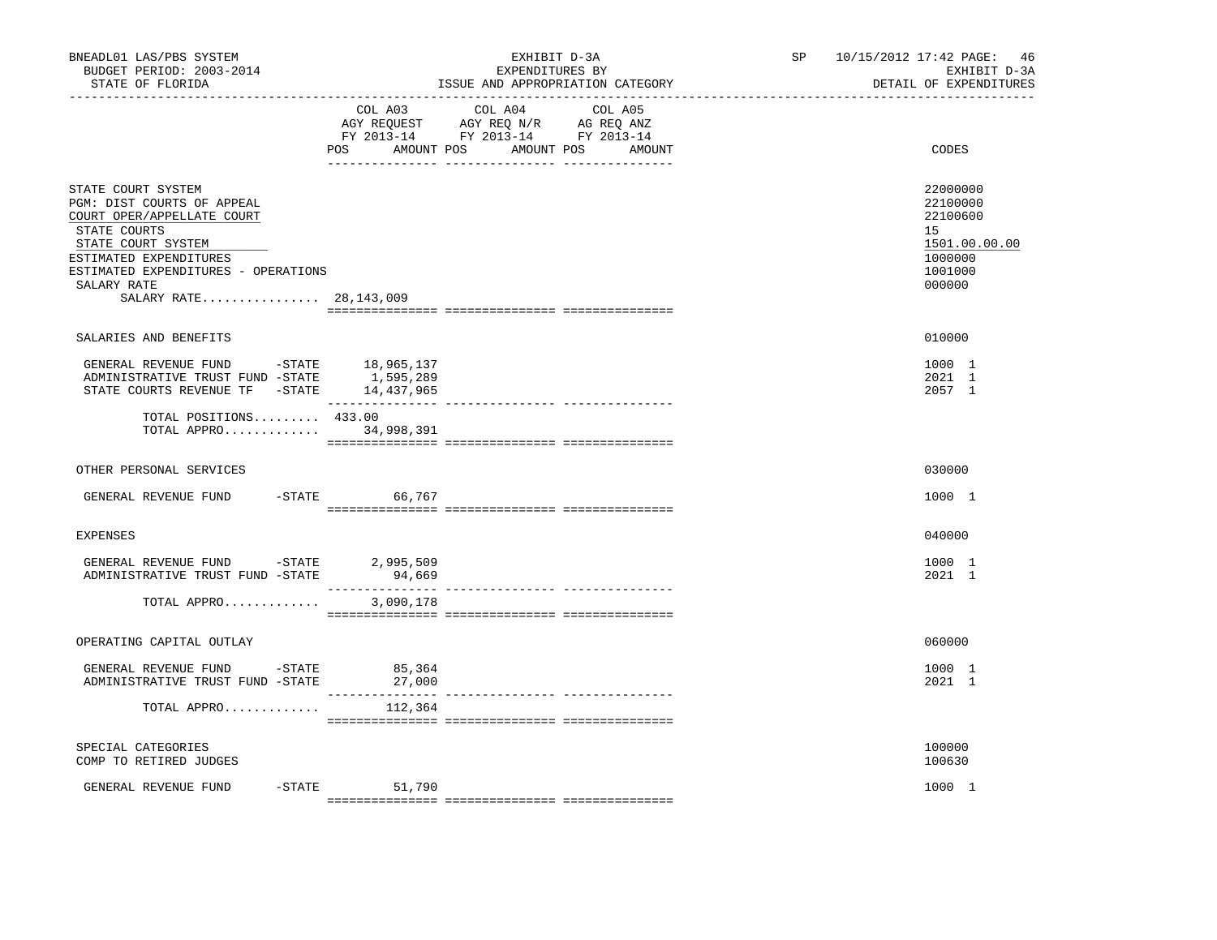BNEADL01 LAS/PBS SYSTEM — EXHIBIT D-3A — SP 10/15/2012 17:42 PAGE: 46
BUDGET PERIOD: 2003-2014 — EXPENDITURES BY — EXHIBIT D-3A
STATE OF FLORIDA — ISSUE AND APPROPRIATION CATEGORY — DETAIL OF EXPENDITURES

| | COL A03 AGY REQUEST FY 2013-14 POS AMOUNT | COL A04 AGY REQ N/R FY 2013-14 POS AMOUNT | COL A05 AG REQ ANZ FY 2013-14 POS AMOUNT | CODES |
|---|---|---|---|---|
| STATE COURT SYSTEM | | | | 22000000 |
| PGM: DIST COURTS OF APPEAL | | | | 22100000 |
| COURT OPER/APPELLATE COURT | | | | 22100600 |
| STATE COURTS | | | | 15 |
| STATE COURT SYSTEM | | | | 1501.00.00.00 |
| ESTIMATED EXPENDITURES | | | | 1000000 |
| ESTIMATED EXPENDITURES - OPERATIONS | | | | 1001000 |
| SALARY RATE | | | | 000000 |
| SALARY RATE................ | 28,143,009 | | | |
| SALARIES AND BENEFITS | | | | 010000 |
| GENERAL REVENUE FUND -STATE | 18,965,137 | | | 1000 1 |
| ADMINISTRATIVE TRUST FUND -STATE | 1,595,289 | | | 2021 1 |
| STATE COURTS REVENUE TF -STATE | 14,437,965 | | | 2057 1 |
| TOTAL POSITIONS......... | 433.00 | | | |
| TOTAL APPRO............. | 34,998,391 | | | |
| OTHER PERSONAL SERVICES | | | | 030000 |
| GENERAL REVENUE FUND -STATE | 66,767 | | | 1000 1 |
| EXPENSES | | | | 040000 |
| GENERAL REVENUE FUND -STATE | 2,995,509 | | | 1000 1 |
| ADMINISTRATIVE TRUST FUND -STATE | 94,669 | | | 2021 1 |
| TOTAL APPRO............. | 3,090,178 | | | |
| OPERATING CAPITAL OUTLAY | | | | 060000 |
| GENERAL REVENUE FUND -STATE | 85,364 | | | 1000 1 |
| ADMINISTRATIVE TRUST FUND -STATE | 27,000 | | | 2021 1 |
| TOTAL APPRO............. | 112,364 | | | |
| SPECIAL CATEGORIES | | | | 100000 |
| COMP TO RETIRED JUDGES | | | | 100630 |
| GENERAL REVENUE FUND -STATE | 51,790 | | | 1000 1 |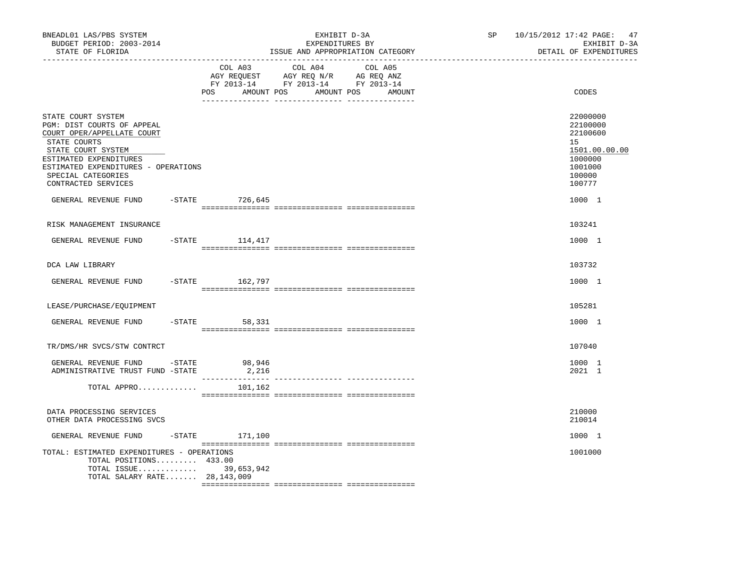BNEADL01 LAS/PBS SYSTEM
BUDGET PERIOD: 2003-2014
STATE OF FLORIDA

EXHIBIT D-3A
EXPENDITURES BY
ISSUE AND APPROPRIATION CATEGORY

SP 10/15/2012 17:42 PAGE: 47
EXHIBIT D-3A
DETAIL OF EXPENDITURES

| | COL A03 AGY REQUEST FY 2013-14 POS AMOUNT | COL A04 AGY REQ N/R FY 2013-14 POS AMOUNT | COL A05 AG REQ ANZ FY 2013-14 POS AMOUNT | CODES |
|---|---|---|---|---|
| STATE COURT SYSTEM | | | | 22000000 |
| PGM: DIST COURTS OF APPEAL | | | | 22100000 |
| COURT OPER/APPELLATE COURT | | | | 22100600 |
| STATE COURTS | | | | 15 |
| STATE COURT SYSTEM | | | | 1501.00.00.00 |
| ESTIMATED EXPENDITURES | | | | 1000000 |
| ESTIMATED EXPENDITURES - OPERATIONS | | | | 1001000 |
| SPECIAL CATEGORIES | | | | 100000 |
| CONTRACTED SERVICES | | | | 100777 |
| GENERAL REVENUE FUND -STATE | 726,645 | | | 1000 1 |
| RISK MANAGEMENT INSURANCE | | | | 103241 |
| GENERAL REVENUE FUND -STATE | 114,417 | | | 1000 1 |
| DCA LAW LIBRARY | | | | 103732 |
| GENERAL REVENUE FUND -STATE | 162,797 | | | 1000 1 |
| LEASE/PURCHASE/EQUIPMENT | | | | 105281 |
| GENERAL REVENUE FUND -STATE | 58,331 | | | 1000 1 |
| TR/DMS/HR SVCS/STW CONTRCT | | | | 107040 |
| GENERAL REVENUE FUND -STATE | 98,946 | | | 1000 1 |
| ADMINISTRATIVE TRUST FUND -STATE | 2,216 | | | 2021 1 |
| TOTAL APPRO............. | 101,162 | | | |
| DATA PROCESSING SERVICES | | | | 210000 |
| OTHER DATA PROCESSING SVCS | | | | 210014 |
| GENERAL REVENUE FUND -STATE | 171,100 | | | 1000 1 |
| TOTAL: ESTIMATED EXPENDITURES - OPERATIONS | | | | 1001000 |
| TOTAL POSITIONS......... | 433.00 | | | |
| TOTAL ISSUE............. | 39,653,942 | | | |
| TOTAL SALARY RATE....... | 28,143,009 | | | |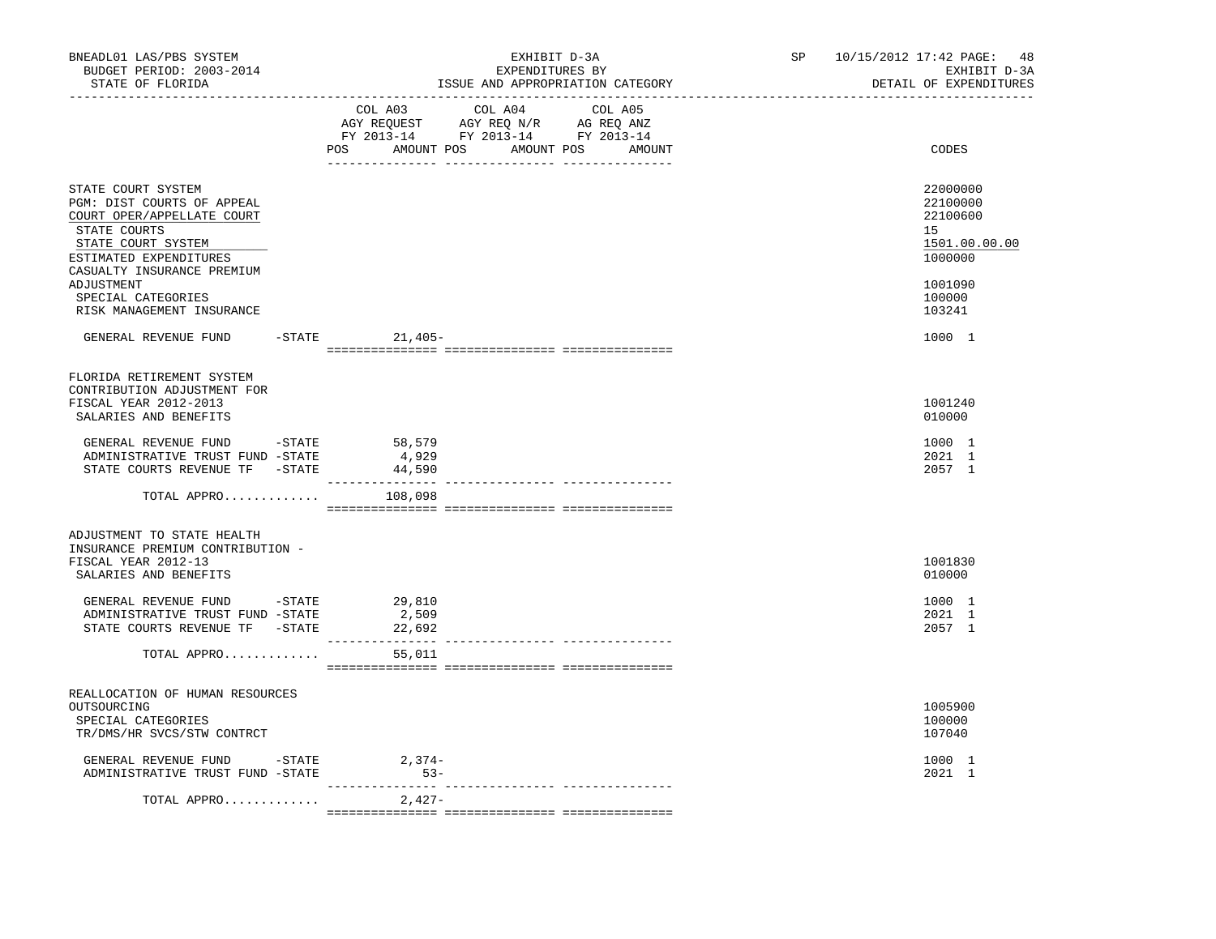BNEADL01 LAS/PBS SYSTEM | EXHIBIT D-3A | SP 10/15/2012 17:42
BUDGET PERIOD: 2003-2014 | EXPENDITURES BY | EXHIBIT D-3A
STATE OF FLORIDA | ISSUE AND APPROPRIATION CATEGORY | DETAIL OF EXPENDITURES

| | COL A03 AGY REQUEST FY 2013-14 POS AMOUNT | COL A04 AGY REQ N/R FY 2013-14 POS AMOUNT | COL A05 AG REQ ANZ FY 2013-14 POS AMOUNT | CODES |
|---|---|---|---|---|
| STATE COURT SYSTEM | | | | 22000000 |
| PGM: DIST COURTS OF APPEAL | | | | 22100000 |
| COURT OPER/APPELLATE COURT | | | | 22100600 |
| STATE COURTS | | | | 15 |
| STATE COURT SYSTEM | | | | 1501.00.00.00 |
| ESTIMATED EXPENDITURES | | | | 1000000 |
| CASUALTY INSURANCE PREMIUM ADJUSTMENT | | | | 1001090 |
| SPECIAL CATEGORIES | | | | 100000 |
| RISK MANAGEMENT INSURANCE | | | | 103241 |
| GENERAL REVENUE FUND -STATE | 21,405- | | | 1000 1 |
| FLORIDA RETIREMENT SYSTEM CONTRIBUTION ADJUSTMENT FOR FISCAL YEAR 2012-2013 | | | | 1001240 |
| SALARIES AND BENEFITS | | | | 010000 |
| GENERAL REVENUE FUND -STATE | 58,579 | | | 1000 1 |
| ADMINISTRATIVE TRUST FUND -STATE | 4,929 | | | 2021 1 |
| STATE COURTS REVENUE TF -STATE | 44,590 | | | 2057 1 |
| TOTAL APPRO............. | 108,098 | | | |
| ADJUSTMENT TO STATE HEALTH INSURANCE PREMIUM CONTRIBUTION - FISCAL YEAR 2012-13 | | | | 1001830 |
| SALARIES AND BENEFITS | | | | 010000 |
| GENERAL REVENUE FUND -STATE | 29,810 | | | 1000 1 |
| ADMINISTRATIVE TRUST FUND -STATE | 2,509 | | | 2021 1 |
| STATE COURTS REVENUE TF -STATE | 22,692 | | | 2057 1 |
| TOTAL APPRO............. | 55,011 | | | |
| REALLOCATION OF HUMAN RESOURCES OUTSOURCING | | | | 1005900 |
| SPECIAL CATEGORIES | | | | 100000 |
| TR/DMS/HR SVCS/STW CONTRCT | | | | 107040 |
| GENERAL REVENUE FUND -STATE | 2,374- | | | 1000 1 |
| ADMINISTRATIVE TRUST FUND -STATE | 53- | | | 2021 1 |
| TOTAL APPRO............. | 2,427- | | | |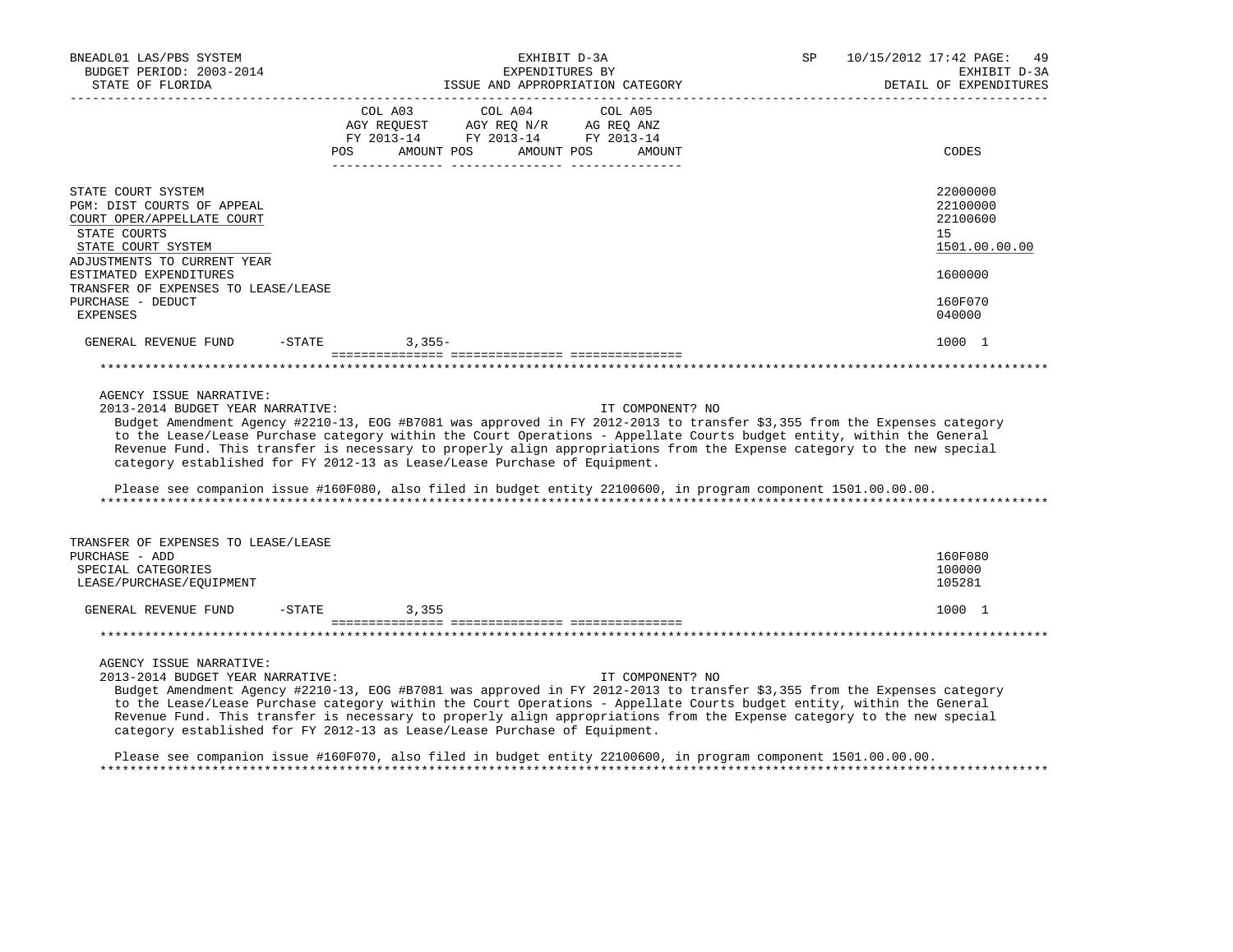BNEADL01 LAS/PBS SYSTEM — BUDGET PERIOD: 2003-2014 — STATE OF FLORIDA

EXHIBIT D-3A — EXPENDITURES BY ISSUE AND APPROPRIATION CATEGORY

SP 10/15/2012 17:42 — EXHIBIT D-3A — DETAIL OF EXPENDITURES

| | COL A03 AGY REQUEST FY 2013-14 POS AMOUNT | COL A04 AGY REQ N/R FY 2013-14 POS AMOUNT | COL A05 AG REQ ANZ FY 2013-14 POS AMOUNT | CODES |
|---|---|---|---|---|
| STATE COURT SYSTEM | | | | 22000000 |
| PGM: DIST COURTS OF APPEAL | | | | 22100000 |
| COURT OPER/APPELLATE COURT | | | | 22100600 |
| STATE COURTS | | | | 15 |
| STATE COURT SYSTEM | | | | 1501.00.00.00 |
| ADJUSTMENTS TO CURRENT YEAR ESTIMATED EXPENDITURES | | | | 1600000 |
| TRANSFER OF EXPENSES TO LEASE/LEASE PURCHASE - DEDUCT | | | | 160F070 |
| EXPENSES | | | | 040000 |
| GENERAL REVENUE FUND -STATE | 3,355- | | | 1000 1 |

AGENCY ISSUE NARRATIVE:

2013-2014 BUDGET YEAR NARRATIVE: IT COMPONENT? NO

Budget Amendment Agency #2210-13, EOG #B7081 was approved in FY 2012-2013 to transfer $3,355 from the Expenses category to the Lease/Lease Purchase category within the Court Operations - Appellate Courts budget entity, within the General Revenue Fund. This transfer is necessary to properly align appropriations from the Expense category to the new special category established for FY 2012-13 as Lease/Lease Purchase of Equipment.

Please see companion issue #160F080, also filed in budget entity 22100600, in program component 1501.00.00.00.

| | COL A03 | COL A04 | COL A05 | CODES |
|---|---|---|---|---|
| TRANSFER OF EXPENSES TO LEASE/LEASE PURCHASE - ADD | | | | 160F080 |
| SPECIAL CATEGORIES | | | | 100000 |
| LEASE/PURCHASE/EQUIPMENT | | | | 105281 |
| GENERAL REVENUE FUND -STATE | 3,355 | | | 1000 1 |

AGENCY ISSUE NARRATIVE:

2013-2014 BUDGET YEAR NARRATIVE: IT COMPONENT? NO

Budget Amendment Agency #2210-13, EOG #B7081 was approved in FY 2012-2013 to transfer $3,355 from the Expenses category to the Lease/Lease Purchase category within the Court Operations - Appellate Courts budget entity, within the General Revenue Fund. This transfer is necessary to properly align appropriations from the Expense category to the new special category established for FY 2012-13 as Lease/Lease Purchase of Equipment.

Please see companion issue #160F070, also filed in budget entity 22100600, in program component 1501.00.00.00.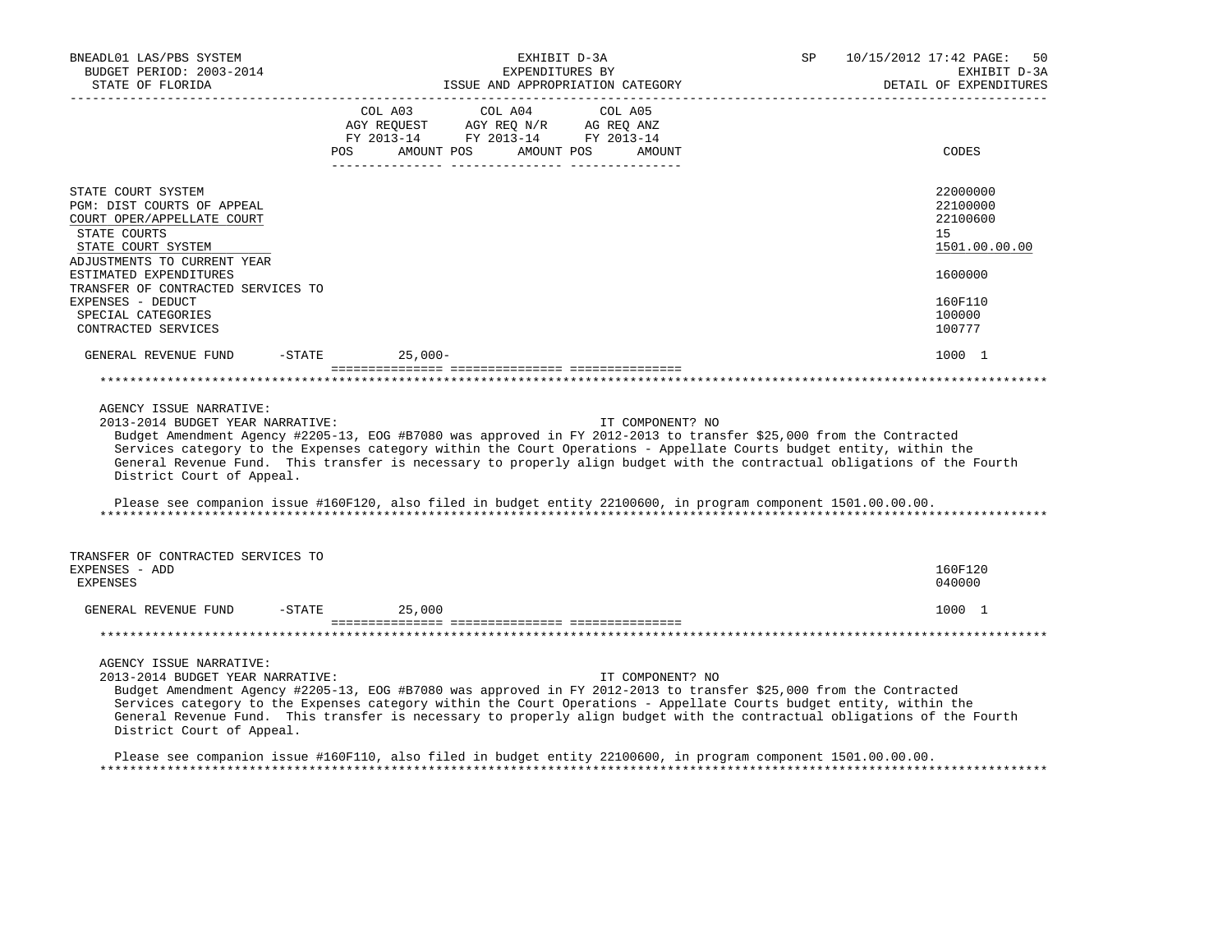BNEADL01 LAS/PBS SYSTEM — EXHIBIT D-3A — EXPENDITURES BY ISSUE AND APPROPRIATION CATEGORY — SP 10/15/2012 17:42 — EXHIBIT D-3A DETAIL OF EXPENDITURES

BUDGET PERIOD: 2003-2014
STATE OF FLORIDA

| | COL A03 AGY REQUEST FY 2013-14 POS | AMOUNT | COL A04 AGY REQ N/R FY 2013-14 POS | AMOUNT | COL A05 AG REQ ANZ FY 2013-14 POS | AMOUNT | CODES |
|---|---|---|---|---|---|---|---|
| STATE COURT SYSTEM | | | | | | | 22000000 |
| PGM: DIST COURTS OF APPEAL | | | | | | | 22100000 |
| COURT OPER/APPELLATE COURT | | | | | | | 22100600 |
| STATE COURTS | | | | | | | 15 |
| STATE COURT SYSTEM | | | | | | | 1501.00.00.00 |
| ADJUSTMENTS TO CURRENT YEAR ESTIMATED EXPENDITURES | | | | | | | 1600000 |
| TRANSFER OF CONTRACTED SERVICES TO EXPENSES - DEDUCT | | | | | | | 160F110 |
| SPECIAL CATEGORIES | | | | | | | 100000 |
| CONTRACTED SERVICES | | | | | | | 100777 |
| GENERAL REVENUE FUND -STATE | | 25,000- | | | | | 1000 1 |

AGENCY ISSUE NARRATIVE:
2013-2014 BUDGET YEAR NARRATIVE: IT COMPONENT? NO

Budget Amendment Agency #2205-13, EOG #B7080 was approved in FY 2012-2013 to transfer $25,000 from the Contracted Services category to the Expenses category within the Court Operations - Appellate Courts budget entity, within the General Revenue Fund. This transfer is necessary to properly align budget with the contractual obligations of the Fourth District Court of Appeal.

Please see companion issue #160F120, also filed in budget entity 22100600, in program component 1501.00.00.00.

| | COL A03 POS | AMOUNT | COL A04 POS | AMOUNT | COL A05 POS | AMOUNT | CODES |
|---|---|---|---|---|---|---|---|
| TRANSFER OF CONTRACTED SERVICES TO EXPENSES - ADD | | | | | | | 160F120 |
| EXPENSES | | | | | | | 040000 |
| GENERAL REVENUE FUND -STATE | | 25,000 | | | | | 1000 1 |

AGENCY ISSUE NARRATIVE:
2013-2014 BUDGET YEAR NARRATIVE: IT COMPONENT? NO

Budget Amendment Agency #2205-13, EOG #B7080 was approved in FY 2012-2013 to transfer $25,000 from the Contracted Services category to the Expenses category within the Court Operations - Appellate Courts budget entity, within the General Revenue Fund. This transfer is necessary to properly align budget with the contractual obligations of the Fourth District Court of Appeal.

Please see companion issue #160F110, also filed in budget entity 22100600, in program component 1501.00.00.00.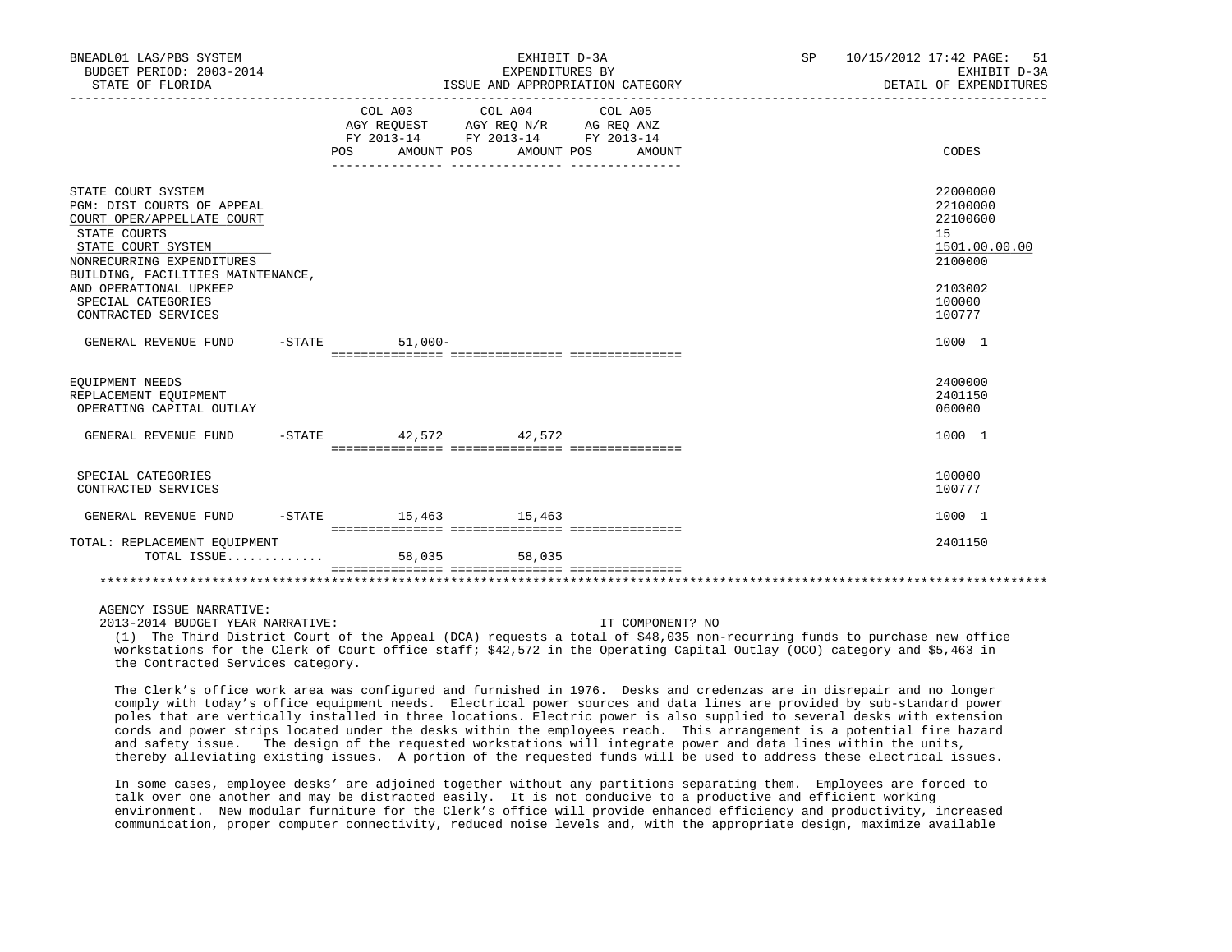| | COL A03 AGY REQUEST FY 2013-14 POS AMOUNT | COL A04 AGY REQ N/R FY 2013-14 POS AMOUNT | COL A05 AG REQ ANZ FY 2013-14 POS AMOUNT | CODES |
|---|---|---|---|---|
| STATE COURT SYSTEM | | | | 22000000 |
| PGM: DIST COURTS OF APPEAL | | | | 22100000 |
| COURT OPER/APPELLATE COURT | | | | 22100600 |
| STATE COURTS | | | | 15 |
| STATE COURT SYSTEM | | | | 1501.00.00.00 |
| NONRECURRING EXPENDITURES | | | | 2100000 |
| BUILDING, FACILITIES MAINTENANCE, AND OPERATIONAL UPKEEP | | | | 2103002 |
| SPECIAL CATEGORIES | | | | 100000 |
| CONTRACTED SERVICES | | | | 100777 |
| GENERAL REVENUE FUND -STATE | 51,000- | | | 1000 1 |
| EQUIPMENT NEEDS | | | | 2400000 |
| REPLACEMENT EQUIPMENT | | | | 2401150 |
| OPERATING CAPITAL OUTLAY | | | | 060000 |
| GENERAL REVENUE FUND -STATE | 42,572 | 42,572 | | 1000 1 |
| SPECIAL CATEGORIES | | | | 100000 |
| CONTRACTED SERVICES | | | | 100777 |
| GENERAL REVENUE FUND -STATE | 15,463 | 15,463 | | 1000 1 |
| TOTAL: REPLACEMENT EQUIPMENT | | | | 2401150 |
| TOTAL ISSUE............. | 58,035 | 58,035 | | |

AGENCY ISSUE NARRATIVE:

2013-2014 BUDGET YEAR NARRATIVE: IT COMPONENT? NO

(1) The Third District Court of the Appeal (DCA) requests a total of $48,035 non-recurring funds to purchase new office workstations for the Clerk of Court office staff; $42,572 in the Operating Capital Outlay (OCO) category and $5,463 in the Contracted Services category.

The Clerk's office work area was configured and furnished in 1976. Desks and credenzas are in disrepair and no longer comply with today's office equipment needs. Electrical power sources and data lines are provided by sub-standard power poles that are vertically installed in three locations. Electric power is also supplied to several desks with extension cords and power strips located under the desks within the employees reach. This arrangement is a potential fire hazard and safety issue. The design of the requested workstations will integrate power and data lines within the units, thereby alleviating existing issues. A portion of the requested funds will be used to address these electrical issues.

In some cases, employee desks' are adjoined together without any partitions separating them. Employees are forced to talk over one another and may be distracted easily. It is not conducive to a productive and efficient working environment. New modular furniture for the Clerk's office will provide enhanced efficiency and productivity, increased communication, proper computer connectivity, reduced noise levels and, with the appropriate design, maximize available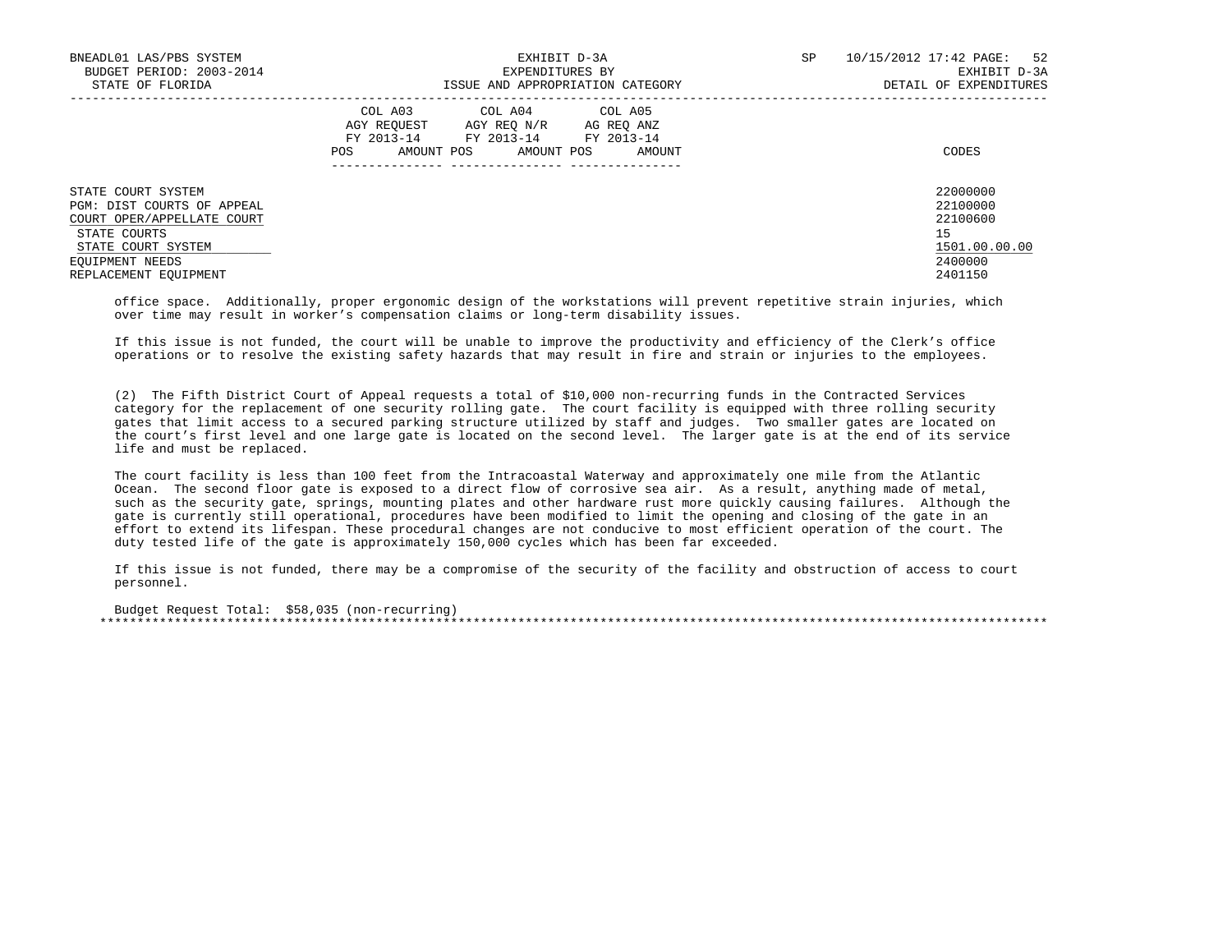| | COL A03 AGY REQUEST FY 2013-14 | | COL A04 AGY REQ N/R FY 2013-14 | | COL A05 AG REQ ANZ FY 2013-14 | | |
|---|---|---|---|---|---|---|---|
| | POS | AMOUNT | POS | AMOUNT | POS | AMOUNT | CODES |
| STATE COURT SYSTEM | | | | | | | 22000000 |
| PGM: DIST COURTS OF APPEAL | | | | | | | 22100000 |
| COURT OPER/APPELLATE COURT | | | | | | | 22100600 |
| STATE COURTS | | | | | | | 15 |
| STATE COURT SYSTEM | | | | | | | 1501.00.00.00 |
| EQUIPMENT NEEDS | | | | | | | 2400000 |
| REPLACEMENT EQUIPMENT | | | | | | | 2401150 |

office space. Additionally, proper ergonomic design of the workstations will prevent repetitive strain injuries, which over time may result in worker's compensation claims or long-term disability issues.

If this issue is not funded, the court will be unable to improve the productivity and efficiency of the Clerk's office operations or to resolve the existing safety hazards that may result in fire and strain or injuries to the employees.

(2) The Fifth District Court of Appeal requests a total of $10,000 non-recurring funds in the Contracted Services category for the replacement of one security rolling gate. The court facility is equipped with three rolling security gates that limit access to a secured parking structure utilized by staff and judges. Two smaller gates are located on the court's first level and one large gate is located on the second level. The larger gate is at the end of its service life and must be replaced.

The court facility is less than 100 feet from the Intracoastal Waterway and approximately one mile from the Atlantic Ocean. The second floor gate is exposed to a direct flow of corrosive sea air. As a result, anything made of metal, such as the security gate, springs, mounting plates and other hardware rust more quickly causing failures. Although the gate is currently still operational, procedures have been modified to limit the opening and closing of the gate in an effort to extend its lifespan. These procedural changes are not conducive to most efficient operation of the court. The duty tested life of the gate is approximately 150,000 cycles which has been far exceeded.

If this issue is not funded, there may be a compromise of the security of the facility and obstruction of access to court personnel.

Budget Request Total: $58,035 (non-recurring)

*****************************************************************************************************************************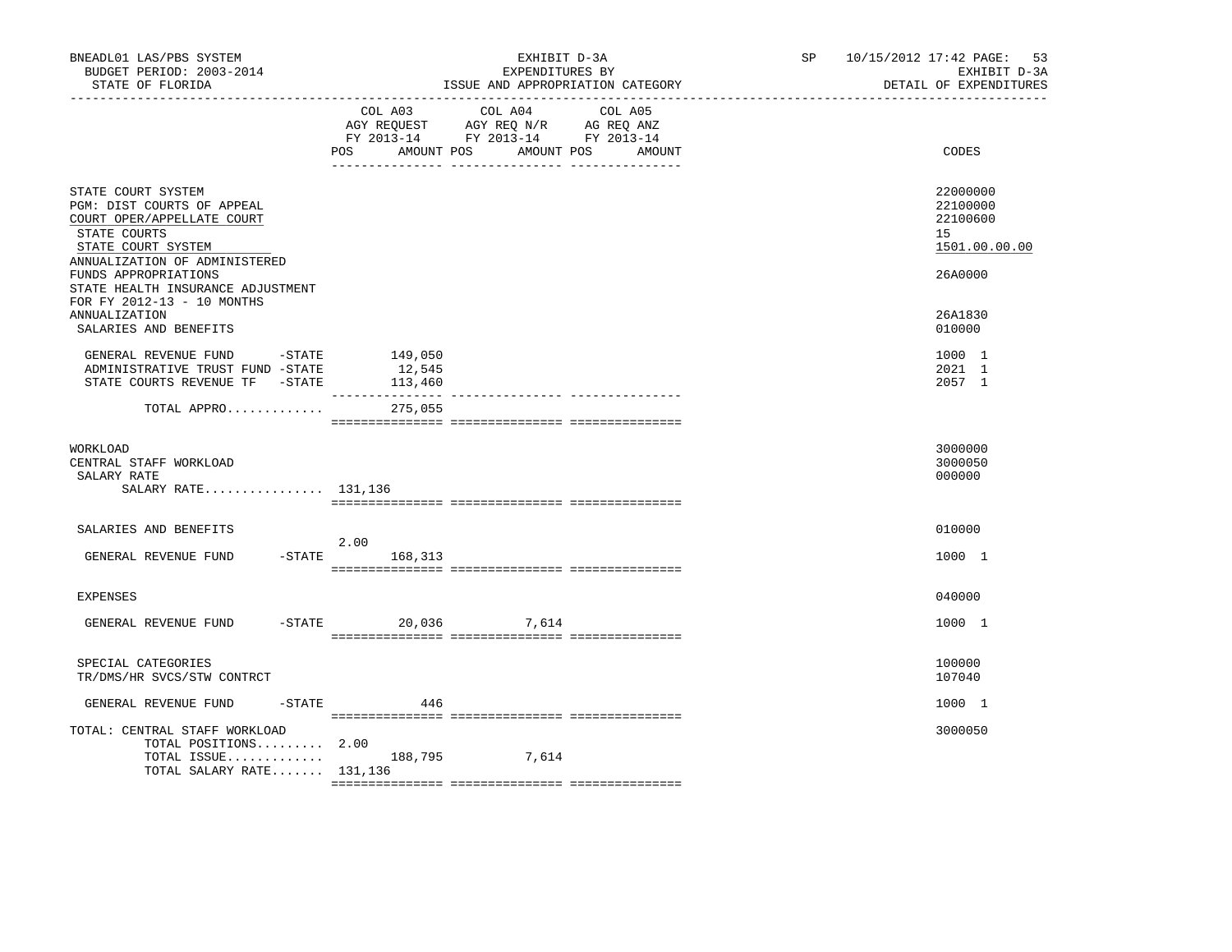BNEADL01 LAS/PBS SYSTEM — EXHIBIT D-3A — SP 10/15/2012 17:42

BUDGET PERIOD: 2003-2014 — EXPENDITURES BY — EXHIBIT D-3A

STATE OF FLORIDA — ISSUE AND APPROPRIATION CATEGORY — DETAIL OF EXPENDITURES

| | COL A03 AGY REQUEST FY 2013-14 POS | AMOUNT | COL A04 AGY REQ N/R FY 2013-14 POS | AMOUNT | COL A05 AG REQ ANZ FY 2013-14 POS | AMOUNT | CODES |
|---|---|---|---|---|---|---|---|
| STATE COURT SYSTEM | | | | | | | 22000000 |
| PGM: DIST COURTS OF APPEAL | | | | | | | 22100000 |
| COURT OPER/APPELLATE COURT | | | | | | | 22100600 |
| STATE COURTS | | | | | | | 15 |
| STATE COURT SYSTEM | | | | | | | 1501.00.00.00 |
| ANNUALIZATION OF ADMINISTERED FUNDS APPROPRIATIONS | | | | | | | 26A0000 |
| STATE HEALTH INSURANCE ADJUSTMENT FOR FY 2012-13 - 10 MONTHS ANNUALIZATION | | | | | | | 26A1830 |
| SALARIES AND BENEFITS | | | | | | | 010000 |
| GENERAL REVENUE FUND -STATE | | 149,050 | | | | | 1000 1 |
| ADMINISTRATIVE TRUST FUND -STATE | | 12,545 | | | | | 2021 1 |
| STATE COURTS REVENUE TF -STATE | | 113,460 | | | | | 2057 1 |
| TOTAL APPRO............ | | 275,055 | | | | | |
| WORKLOAD | | | | | | | 3000000 |
| CENTRAL STAFF WORKLOAD | | | | | | | 3000050 |
| SALARY RATE | | | | | | | 000000 |
| SALARY RATE................ | 131,136 | | | | | | |
| SALARIES AND BENEFITS | | | | | | | 010000 |
| GENERAL REVENUE FUND -STATE | 2.00 | 168,313 | | | | | 1000 1 |
| EXPENSES | | | | | | | 040000 |
| GENERAL REVENUE FUND -STATE | | 20,036 | | 7,614 | | | 1000 1 |
| SPECIAL CATEGORIES | | | | | | | 100000 |
| TR/DMS/HR SVCS/STW CONTRCT | | | | | | | 107040 |
| GENERAL REVENUE FUND -STATE | | 446 | | | | | 1000 1 |
| TOTAL: CENTRAL STAFF WORKLOAD | | | | | | | 3000050 |
| TOTAL POSITIONS......... | 2.00 | | | | | | |
| TOTAL ISSUE............. | | 188,795 | | 7,614 | | | |
| TOTAL SALARY RATE....... | 131,136 | | | | | | |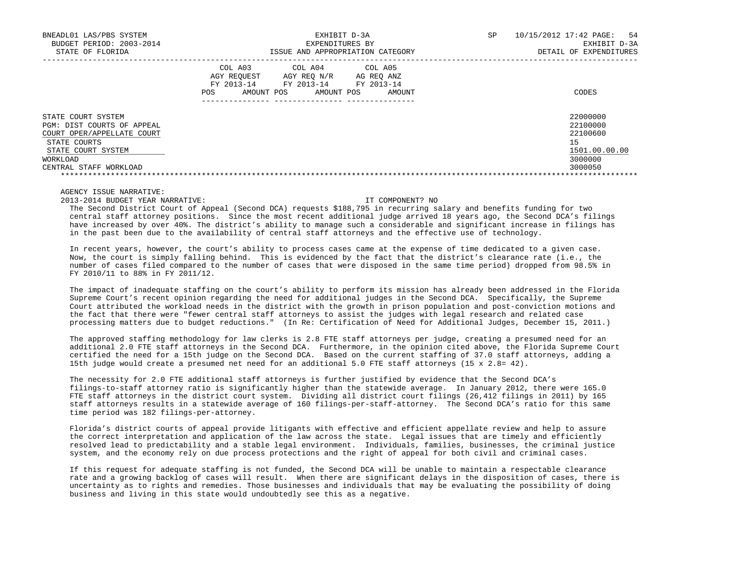BNEADL01 LAS/PBS SYSTEM EXHIBIT D-3A SP 10/15/2012 17:42 PAGE: 54
BUDGET PERIOD: 2003-2014 EXPENDITURES BY EXHIBIT D-3A
STATE OF FLORIDA ISSUE AND APPROPRIATION CATEGORY DETAIL OF EXPENDITURES

| | COL A03 AGY REQUEST FY 2013-14 POS AMOUNT | COL A04 AGY REQ N/R FY 2013-14 POS AMOUNT | COL A05 AG REQ ANZ FY 2013-14 POS AMOUNT | CODES |
|---|---|---|---|---|
| STATE COURT SYSTEM | | | | 22000000 |
| PGM: DIST COURTS OF APPEAL | | | | 22100000 |
| COURT OPER/APPELLATE COURT | | | | 22100600 |
| STATE COURTS | | | | 15 |
| STATE COURT SYSTEM | | | | 1501.00.00.00 |
| WORKLOAD | | | | 3000000 |
| CENTRAL STAFF WORKLOAD | | | | 3000050 |

AGENCY ISSUE NARRATIVE:

2013-2014 BUDGET YEAR NARRATIVE: IT COMPONENT? NO

The Second District Court of Appeal (Second DCA) requests $188,795 in recurring salary and benefits funding for two central staff attorney positions. Since the most recent additional judge arrived 18 years ago, the Second DCA's filings have increased by over 40%. The district's ability to manage such a considerable and significant increase in filings has in the past been due to the availability of central staff attorneys and the effective use of technology.

In recent years, however, the court's ability to process cases came at the expense of time dedicated to a given case. Now, the court is simply falling behind. This is evidenced by the fact that the district's clearance rate (i.e., the number of cases filed compared to the number of cases that were disposed in the same time period) dropped from 98.5% in FY 2010/11 to 88% in FY 2011/12.

The impact of inadequate staffing on the court's ability to perform its mission has already been addressed in the Florida Supreme Court's recent opinion regarding the need for additional judges in the Second DCA. Specifically, the Supreme Court attributed the workload needs in the district with the growth in prison population and post-conviction motions and the fact that there were "fewer central staff attorneys to assist the judges with legal research and related case processing matters due to budget reductions." (In Re: Certification of Need for Additional Judges, December 15, 2011.)

The approved staffing methodology for law clerks is 2.8 FTE staff attorneys per judge, creating a presumed need for an additional 2.0 FTE staff attorneys in the Second DCA. Furthermore, in the opinion cited above, the Florida Supreme Court certified the need for a 15th judge on the Second DCA. Based on the current staffing of 37.0 staff attorneys, adding a 15th judge would create a presumed net need for an additional 5.0 FTE staff attorneys (15 x 2.8= 42).

The necessity for 2.0 FTE additional staff attorneys is further justified by evidence that the Second DCA's filings-to-staff attorney ratio is significantly higher than the statewide average. In January 2012, there were 165.0 FTE staff attorneys in the district court system. Dividing all district court filings (26,412 filings in 2011) by 165 staff attorneys results in a statewide average of 160 filings-per-staff-attorney. The Second DCA's ratio for this same time period was 182 filings-per-attorney.

Florida's district courts of appeal provide litigants with effective and efficient appellate review and help to assure the correct interpretation and application of the law across the state. Legal issues that are timely and efficiently resolved lead to predictability and a stable legal environment. Individuals, families, businesses, the criminal justice system, and the economy rely on due process protections and the right of appeal for both civil and criminal cases.

If this request for adequate staffing is not funded, the Second DCA will be unable to maintain a respectable clearance rate and a growing backlog of cases will result. When there are significant delays in the disposition of cases, there is uncertainty as to rights and remedies. Those businesses and individuals that may be evaluating the possibility of doing business and living in this state would undoubtedly see this as a negative.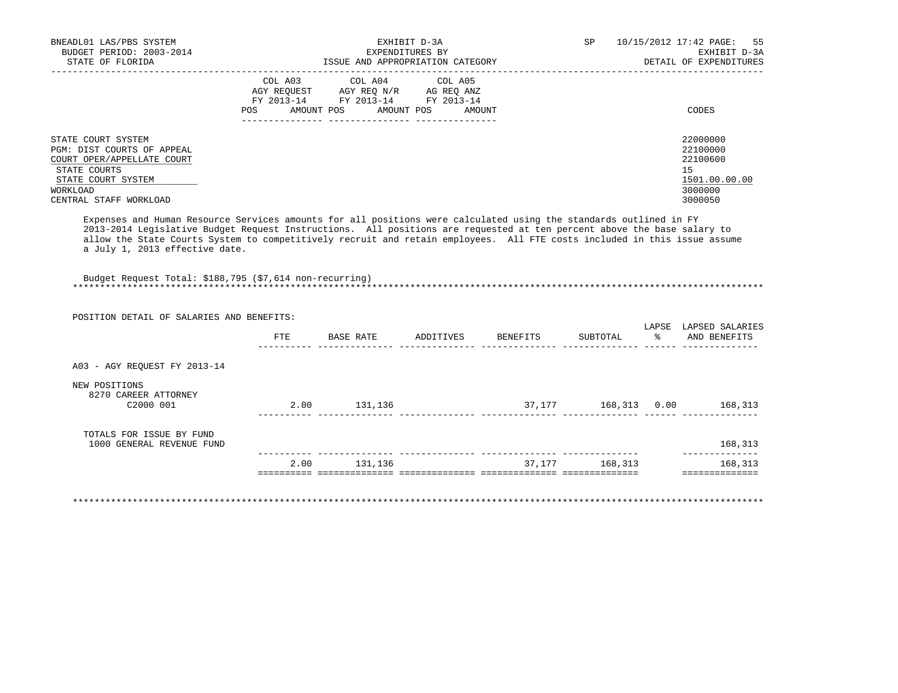EXHIBIT D-3A
EXPENDITURES BY
ISSUE AND APPROPRIATION CATEGORY

EXHIBIT D-3A
DETAIL OF EXPENDITURES

| | COL A03 AGY REQUEST FY 2013-14 | | COL A04 AGY REQ N/R FY 2013-14 | | COL A05 AG REQ ANZ FY 2013-14 | | |
|---|---|---|---|---|---|---|---|
| | POS | AMOUNT | POS | AMOUNT | POS | AMOUNT | CODES |
| STATE COURT SYSTEM | | | | | | | 22000000 |
| PGM: DIST COURTS OF APPEAL | | | | | | | 22100000 |
| COURT OPER/APPELLATE COURT | | | | | | | 22100600 |
| STATE COURTS | | | | | | | 15 |
| STATE COURT SYSTEM | | | | | | | 1501.00.00.00 |
| WORKLOAD | | | | | | | 3000000 |
| CENTRAL STAFF WORKLOAD | | | | | | | 3000050 |

Expenses and Human Resource Services amounts for all positions were calculated using the standards outlined in FY 2013-2014 Legislative Budget Request Instructions. All positions are requested at ten percent above the base salary to allow the State Courts System to competitively recruit and retain employees. All FTE costs included in this issue assume a July 1, 2013 effective date.

Budget Request Total: $188,795 ($7,614 non-recurring)

POSITION DETAIL OF SALARIES AND BENEFITS:

| | FTE | BASE RATE | ADDITIVES | BENEFITS | SUBTOTAL | LAPSE % | LAPSED SALARIES AND BENEFITS |
|---|---|---|---|---|---|---|---|
| A03 - AGY REQUEST FY 2013-14 | | | | | | | |
| NEW POSITIONS | | | | | | | |
| 8270 CAREER ATTORNEY C2000 001 | 2.00 | 131,136 | | 37,177 | 168,313 | 0.00 | 168,313 |
| TOTALS FOR ISSUE BY FUND | | | | | | | |
| 1000 GENERAL REVENUE FUND | | | | | | | 168,313 |
| | 2.00 | 131,136 | | 37,177 | 168,313 | | 168,313 |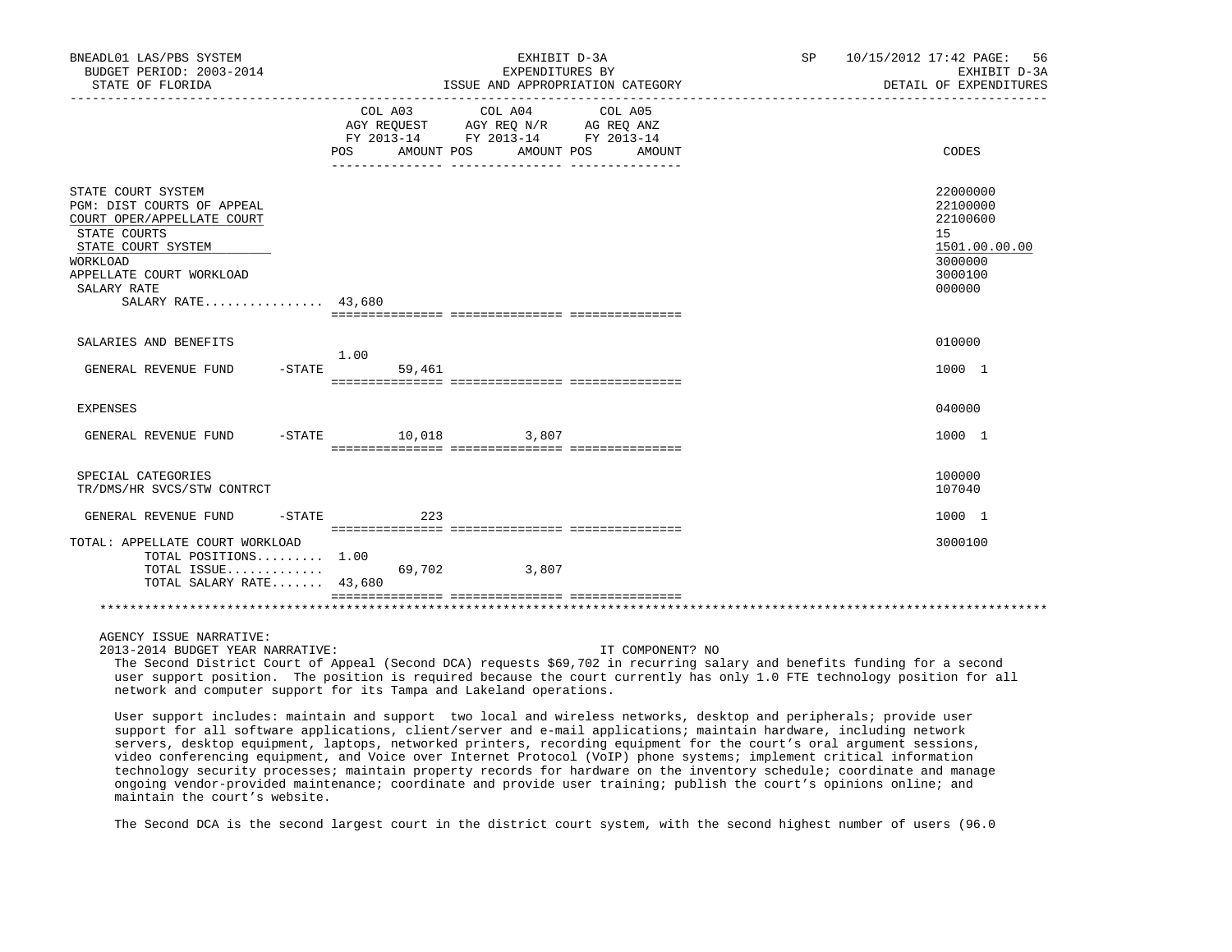BNEADL01 LAS/PBS SYSTEM
BUDGET PERIOD: 2003-2014
STATE OF FLORIDA

EXHIBIT D-3A
EXPENDITURES BY
ISSUE AND APPROPRIATION CATEGORY

SP 10/15/2012 17:42 PAGE: 56
EXHIBIT D-3A
DETAIL OF EXPENDITURES

| | COL A03 AGY REQUEST FY 2013-14 POS | AMOUNT | COL A04 AGY REQ N/R FY 2013-14 POS | AMOUNT | COL A05 AG REQ ANZ FY 2013-14 POS | AMOUNT | CODES |
|---|---|---|---|---|---|---|---|
| STATE COURT SYSTEM | | | | | | | 22000000 |
| PGM: DIST COURTS OF APPEAL | | | | | | | 22100000 |
| COURT OPER/APPELLATE COURT | | | | | | | 22100600 |
| STATE COURTS | | | | | | | 15 |
| STATE COURT SYSTEM | | | | | | | 1501.00.00.00 |
| WORKLOAD | | | | | | | 3000000 |
| APPELLATE COURT WORKLOAD | | | | | | | 3000100 |
| SALARY RATE | | | | | | | 000000 |
| SALARY RATE................ | 43,680 | | | | | | |
| SALARIES AND BENEFITS | | | | | | | 010000 |
| GENERAL REVENUE FUND -STATE | 1.00 | 59,461 | | | | | 1000 1 |
| EXPENSES | | | | | | | 040000 |
| GENERAL REVENUE FUND -STATE | | 10,018 | | 3,807 | | | 1000 1 |
| SPECIAL CATEGORIES | | | | | | | 100000 |
| TR/DMS/HR SVCS/STW CONTRCT | | | | | | | 107040 |
| GENERAL REVENUE FUND -STATE | | 223 | | | | | 1000 1 |
| TOTAL: APPELLATE COURT WORKLOAD | | | | | | | 3000100 |
| TOTAL POSITIONS......... | 1.00 | | | | | | |
| TOTAL ISSUE............. | | 69,702 | | 3,807 | | | |
| TOTAL SALARY RATE....... | 43,680 | | | | | | |

AGENCY ISSUE NARRATIVE:
2013-2014 BUDGET YEAR NARRATIVE: IT COMPONENT? NO

The Second District Court of Appeal (Second DCA) requests $69,702 in recurring salary and benefits funding for a second user support position. The position is required because the court currently has only 1.0 FTE technology position for all network and computer support for its Tampa and Lakeland operations.

User support includes: maintain and support two local and wireless networks, desktop and peripherals; provide user support for all software applications, client/server and e-mail applications; maintain hardware, including network servers, desktop equipment, laptops, networked printers, recording equipment for the court's oral argument sessions, video conferencing equipment, and Voice over Internet Protocol (VoIP) phone systems; implement critical information technology security processes; maintain property records for hardware on the inventory schedule; coordinate and manage ongoing vendor-provided maintenance; coordinate and provide user training; publish the court's opinions online; and maintain the court's website.

The Second DCA is the second largest court in the district court system, with the second highest number of users (96.0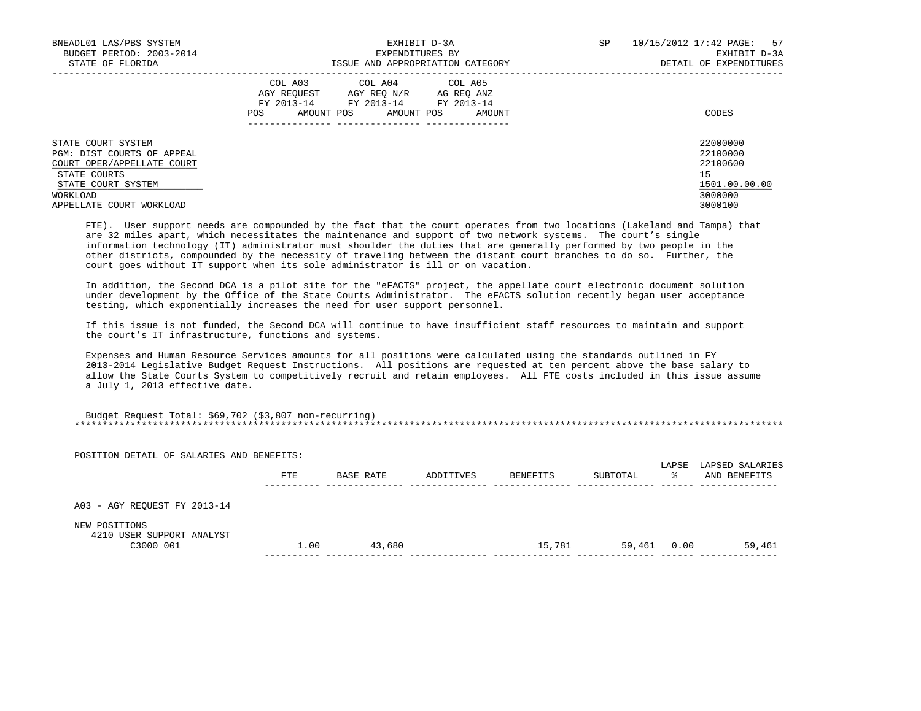| | COL A03 AGY REQUEST FY 2013-14 | | COL A04 AGY REQ N/R FY 2013-14 | | COL A05 AG REQ ANZ FY 2013-14 | | |
|---|---|---|---|---|---|---|---|
| | POS | AMOUNT | POS | AMOUNT | POS | AMOUNT | CODES |
| STATE COURT SYSTEM | | | | | | | 22000000 |
| PGM: DIST COURTS OF APPEAL | | | | | | | 22100000 |
| COURT OPER/APPELLATE COURT | | | | | | | 22100600 |
| STATE COURTS | | | | | | | 15 |
| STATE COURT SYSTEM | | | | | | | 1501.00.00.00 |
| WORKLOAD | | | | | | | 3000000 |
| APPELLATE COURT WORKLOAD | | | | | | | 3000100 |

FTE). User support needs are compounded by the fact that the court operates from two locations (Lakeland and Tampa) that are 32 miles apart, which necessitates the maintenance and support of two network systems. The court's single information technology (IT) administrator must shoulder the duties that are generally performed by two people in the other districts, compounded by the necessity of traveling between the distant court branches to do so. Further, the court goes without IT support when its sole administrator is ill or on vacation.

In addition, the Second DCA is a pilot site for the "eFACTS" project, the appellate court electronic document solution under development by the Office of the State Courts Administrator. The eFACTS solution recently began user acceptance testing, which exponentially increases the need for user support personnel.

If this issue is not funded, the Second DCA will continue to have insufficient staff resources to maintain and support the court's IT infrastructure, functions and systems.

Expenses and Human Resource Services amounts for all positions were calculated using the standards outlined in FY 2013-2014 Legislative Budget Request Instructions. All positions are requested at ten percent above the base salary to allow the State Courts System to competitively recruit and retain employees. All FTE costs included in this issue assume a July 1, 2013 effective date.

Budget Request Total: $69,702 ($3,807 non-recurring)

*****************************************************************************************************************************

POSITION DETAIL OF SALARIES AND BENEFITS:

| | FTE | BASE RATE | ADDITIVES | BENEFITS | SUBTOTAL | LAPSE % | LAPSED SALARIES AND BENEFITS |
|---|---|---|---|---|---|---|---|
| A03 - AGY REQUEST FY 2013-14 | | | | | | | |
| NEW POSITIONS | | | | | | | |
| 4210 USER SUPPORT ANALYST C3000 001 | 1.00 | 43,680 | | 15,781 | 59,461 | 0.00 | 59,461 |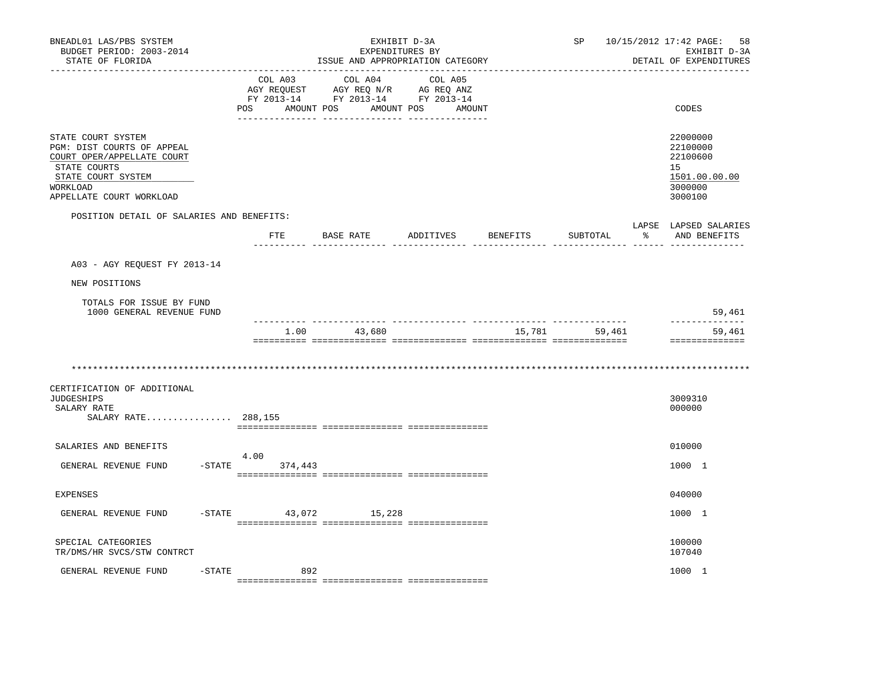BNEADL01 LAS/PBS SYSTEM — EXHIBIT D-3A — SP 10/15/2012 17:42 PAGE: 58
BUDGET PERIOD: 2003-2014 — EXPENDITURES BY — EXHIBIT D-3A
STATE OF FLORIDA — ISSUE AND APPROPRIATION CATEGORY — DETAIL OF EXPENDITURES

| | COL A03 AGY REQUEST FY 2013-14 POS | AMOUNT | COL A04 AGY REQ N/R FY 2013-14 POS | AMOUNT | COL A05 AG REQ ANZ FY 2013-14 POS | AMOUNT | CODES |
|---|---|---|---|---|---|---|---|
| STATE COURT SYSTEM | | | | | | | 22000000 |
| PGM: DIST COURTS OF APPEAL | | | | | | | 22100000 |
| COURT OPER/APPELLATE COURT | | | | | | | 22100600 |
| STATE COURTS | | | | | | | 15 |
| STATE COURT SYSTEM | | | | | | | 1501.00.00.00 |
| WORKLOAD | | | | | | | 3000000 |
| APPELLATE COURT WORKLOAD | | | | | | | 3000100 |

POSITION DETAIL OF SALARIES AND BENEFITS:

| | FTE | BASE RATE | ADDITIVES | BENEFITS | SUBTOTAL | LAPSE % | LAPSED SALARIES AND BENEFITS |
|---|---|---|---|---|---|---|---|
| A03 - AGY REQUEST FY 2013-14 | | | | | | | |
| NEW POSITIONS | | | | | | | |
| TOTALS FOR ISSUE BY FUND | | | | | | | |
| 1000 GENERAL REVENUE FUND | | | | | | | 59,461 |
| | 1.00 | 43,680 | | 15,781 | 59,461 | | 59,461 |

***************************************************************************************************************

| | COL A03 POS | AMOUNT | COL A04 POS | AMOUNT | COL A05 POS | AMOUNT | CODES |
|---|---|---|---|---|---|---|---|
| CERTIFICATION OF ADDITIONAL JUDGESHIPS | | | | | | | 3009310 |
| SALARY RATE | | | | | | | 000000 |
| SALARY RATE................ | 288,155 | | | | | | |
| SALARIES AND BENEFITS | | | | | | | 010000 |
| GENERAL REVENUE FUND -STATE | 4.00 | 374,443 | | | | | 1000 1 |
| EXPENSES | | | | | | | 040000 |
| GENERAL REVENUE FUND -STATE | | 43,072 | | 15,228 | | | 1000 1 |
| SPECIAL CATEGORIES | | | | | | | 100000 |
| TR/DMS/HR SVCS/STW CONTRCT | | | | | | | 107040 |
| GENERAL REVENUE FUND -STATE | | 892 | | | | | 1000 1 |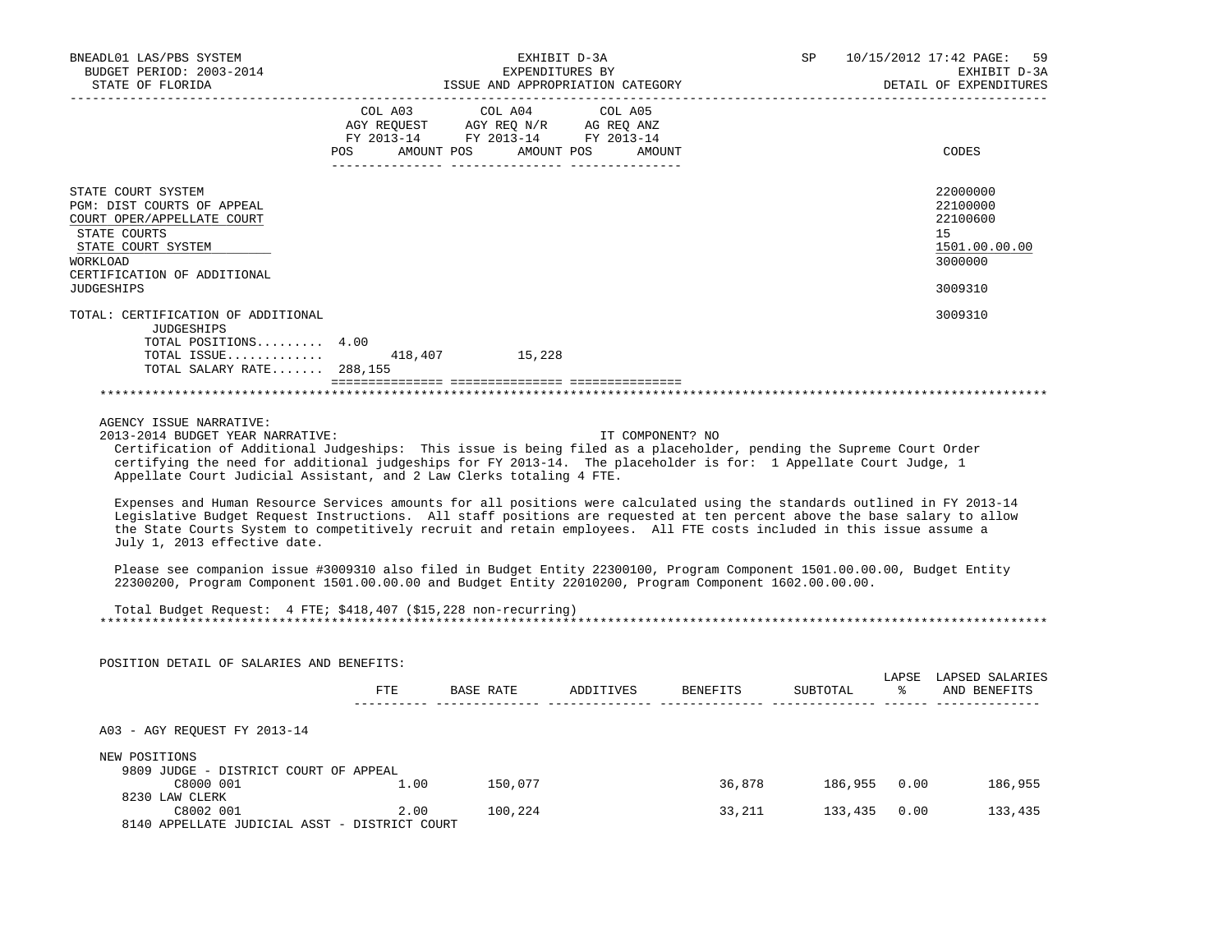BNEADL01 LAS/PBS SYSTEM — EXHIBIT D-3A — EXPENDITURES BY ISSUE AND APPROPRIATION CATEGORY — DETAIL OF EXPENDITURES

BUDGET PERIOD: 2003-2014

STATE OF FLORIDA

SP 10/15/2012 17:42

| | COL A03 AGY REQUEST FY 2013-14 POS AMOUNT | COL A04 AGY REQ N/R FY 2013-14 POS AMOUNT | COL A05 AG REQ ANZ FY 2013-14 POS AMOUNT | CODES |
|---|---|---|---|---|
| STATE COURT SYSTEM | | | | 22000000 |
| PGM: DIST COURTS OF APPEAL | | | | 22100000 |
| COURT OPER/APPELLATE COURT | | | | 22100600 |
| STATE COURTS | | | | 15 |
| STATE COURT SYSTEM | | | | 1501.00.00.00 |
| WORKLOAD | | | | 3000000 |
| CERTIFICATION OF ADDITIONAL JUDGESHIPS | | | | 3009310 |
| TOTAL: CERTIFICATION OF ADDITIONAL JUDGESHIPS | | | | 3009310 |
| TOTAL POSITIONS......... | 4.00 | | | |
| TOTAL ISSUE............ | 418,407 | 15,228 | | |
| TOTAL SALARY RATE....... | 288,155 | | | |

AGENCY ISSUE NARRATIVE:

2013-2014 BUDGET YEAR NARRATIVE: IT COMPONENT? NO

Certification of Additional Judgeships: This issue is being filed as a placeholder, pending the Supreme Court Order certifying the need for additional judgeships for FY 2013-14. The placeholder is for: 1 Appellate Court Judge, 1 Appellate Court Judicial Assistant, and 2 Law Clerks totaling 4 FTE.

Expenses and Human Resource Services amounts for all positions were calculated using the standards outlined in FY 2013-14 Legislative Budget Request Instructions. All staff positions are requested at ten percent above the base salary to allow the State Courts System to competitively recruit and retain employees. All FTE costs included in this issue assume a July 1, 2013 effective date.

Please see companion issue #3009310 also filed in Budget Entity 22300100, Program Component 1501.00.00.00, Budget Entity 22300200, Program Component 1501.00.00.00 and Budget Entity 22010200, Program Component 1602.00.00.00.

Total Budget Request: 4 FTE; $418,407 ($15,228 non-recurring)

POSITION DETAIL OF SALARIES AND BENEFITS:

| | FTE | BASE RATE | ADDITIVES | BENEFITS | SUBTOTAL | LAPSE % | LAPSED SALARIES AND BENEFITS |
|---|---|---|---|---|---|---|---|
| A03 - AGY REQUEST FY 2013-14 | | | | | | | |
| NEW POSITIONS | | | | | | | |
| 9809 JUDGE - DISTRICT COURT OF APPEAL | | | | | | | |
| C8000 001 | 1.00 | 150,077 | | 36,878 | 186,955 | 0.00 | 186,955 |
| 8230 LAW CLERK | | | | | | | |
| C8002 001 | 2.00 | 100,224 | | 33,211 | 133,435 | 0.00 | 133,435 |
| 8140 APPELLATE JUDICIAL ASST - DISTRICT COURT | | | | | | | |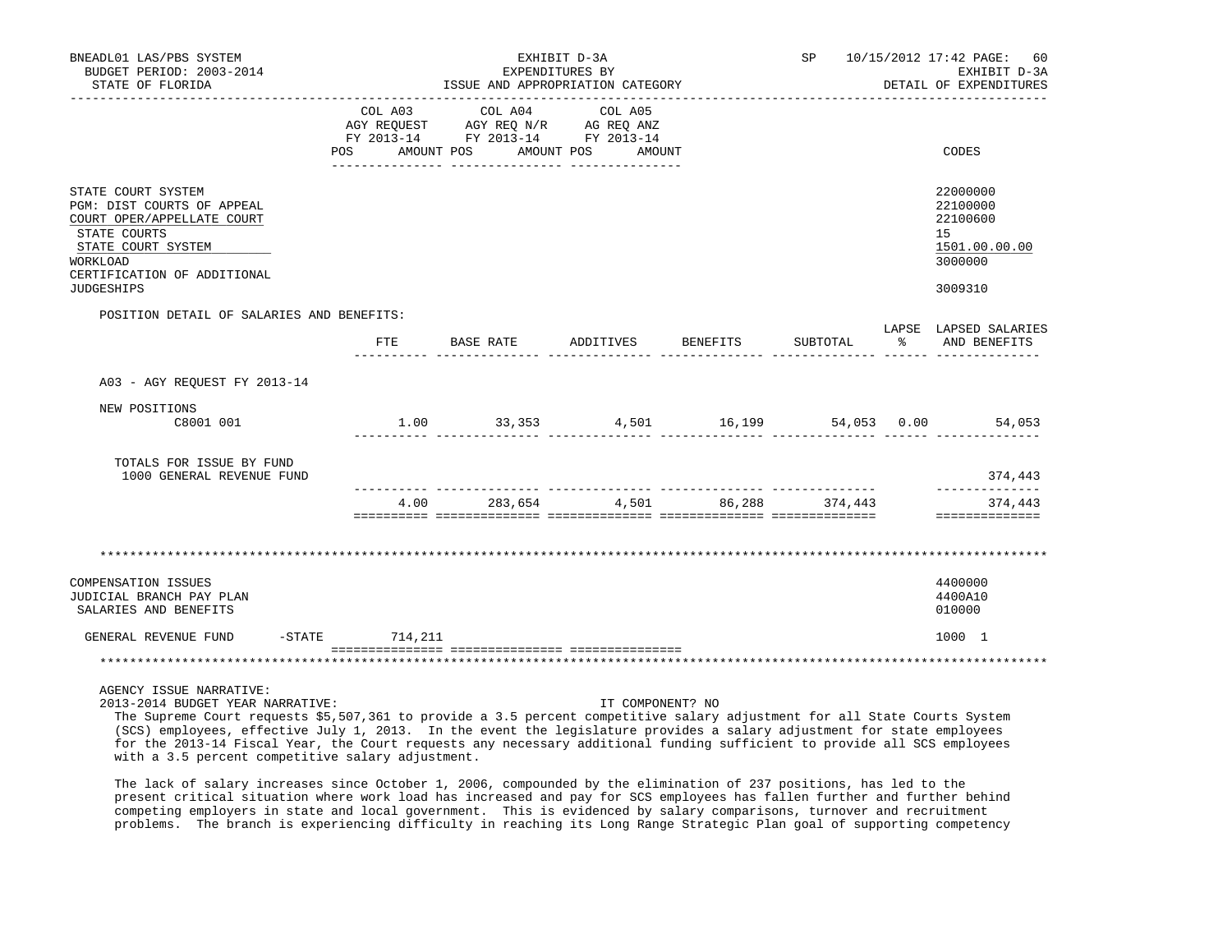BNEADL01 LAS/PBS SYSTEM | EXHIBIT D-3A | SP 10/15/2012 17:42 PAGE: 60
BUDGET PERIOD: 2003-2014 | EXPENDITURES BY | EXHIBIT D-3A
STATE OF FLORIDA | ISSUE AND APPROPRIATION CATEGORY | DETAIL OF EXPENDITURES

| | COL A03 AGY REQUEST FY 2013-14 POS AMOUNT | COL A04 AGY REQ N/R FY 2013-14 POS AMOUNT | COL A05 AG REQ ANZ FY 2013-14 POS AMOUNT | CODES |
|---|---|---|---|---|
| STATE COURT SYSTEM | | | | 22000000 |
| PGM: DIST COURTS OF APPEAL | | | | 22100000 |
| COURT OPER/APPELLATE COURT | | | | 22100600 |
| STATE COURTS | | | | 15 |
| STATE COURT SYSTEM | | | | 1501.00.00.00 |
| WORKLOAD | | | | 3000000 |
| CERTIFICATION OF ADDITIONAL JUDGESHIPS | | | | 3009310 |

POSITION DETAIL OF SALARIES AND BENEFITS:

| | FTE | BASE RATE | ADDITIVES | BENEFITS | SUBTOTAL | LAPSE % | LAPSED SALARIES AND BENEFITS |
|---|---|---|---|---|---|---|---|
| A03 - AGY REQUEST FY 2013-14 | | | | | | | |
| NEW POSITIONS | | | | | | | |
| C8001 001 | 1.00 | 33,353 | 4,501 | 16,199 | 54,053 | 0.00 | 54,053 |
| TOTALS FOR ISSUE BY FUND | | | | | | | |
| 1000 GENERAL REVENUE FUND | | | | | | | 374,443 |
| | 4.00 | 283,654 | 4,501 | 86,288 | 374,443 | | 374,443 |

********************************************************************************

| | COL A03 | COL A04 | COL A05 | CODES |
|---|---|---|---|---|
| COMPENSATION ISSUES | | | | 4400000 |
| JUDICIAL BRANCH PAY PLAN | | | | 4400A10 |
| SALARIES AND BENEFITS | | | | 010000 |
| GENERAL REVENUE FUND -STATE | 714,211 | | | 1000 1 |

********************************************************************************

AGENCY ISSUE NARRATIVE:
2013-2014 BUDGET YEAR NARRATIVE: IT COMPONENT? NO

The Supreme Court requests $5,507,361 to provide a 3.5 percent competitive salary adjustment for all State Courts System (SCS) employees, effective July 1, 2013. In the event the legislature provides a salary adjustment for state employees for the 2013-14 Fiscal Year, the Court requests any necessary additional funding sufficient to provide all SCS employees with a 3.5 percent competitive salary adjustment.

The lack of salary increases since October 1, 2006, compounded by the elimination of 237 positions, has led to the present critical situation where work load has increased and pay for SCS employees has fallen further and further behind competing employers in state and local government. This is evidenced by salary comparisons, turnover and recruitment problems. The branch is experiencing difficulty in reaching its Long Range Strategic Plan goal of supporting competency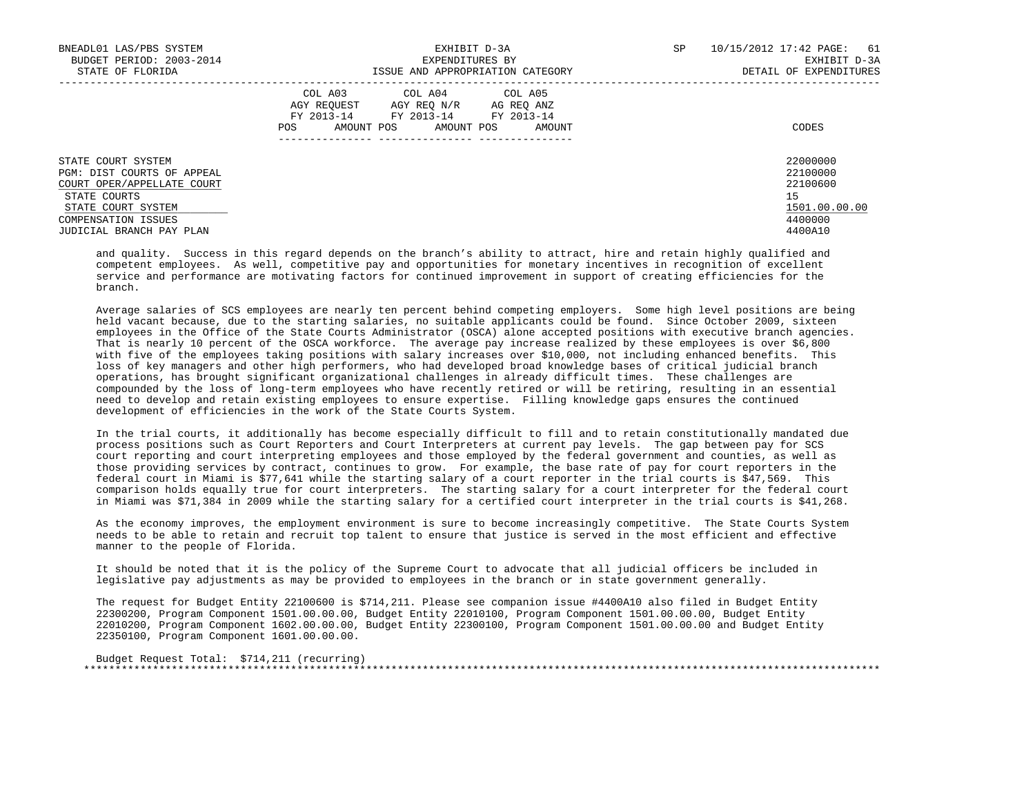| | COL A03 AGY REQUEST FY 2013-14 POS AMOUNT | COL A04 AGY REQ N/R FY 2013-14 POS AMOUNT | COL A05 AG REQ ANZ FY 2013-14 POS AMOUNT | CODES |
|---|---|---|---|---|
| STATE COURT SYSTEM | | | | 22000000 |
| PGM: DIST COURTS OF APPEAL | | | | 22100000 |
| COURT OPER/APPELLATE COURT | | | | 22100600 |
| STATE COURTS | | | | 15 |
| STATE COURT SYSTEM | | | | 1501.00.00.00 |
| COMPENSATION ISSUES | | | | 4400000 |
| JUDICIAL BRANCH PAY PLAN | | | | 4400A10 |

and quality. Success in this regard depends on the branch's ability to attract, hire and retain highly qualified and competent employees. As well, competitive pay and opportunities for monetary incentives in recognition of excellent service and performance are motivating factors for continued improvement in support of creating efficiencies for the branch.

Average salaries of SCS employees are nearly ten percent behind competing employers. Some high level positions are being held vacant because, due to the starting salaries, no suitable applicants could be found. Since October 2009, sixteen employees in the Office of the State Courts Administrator (OSCA) alone accepted positions with executive branch agencies. That is nearly 10 percent of the OSCA workforce. The average pay increase realized by these employees is over $6,800 with five of the employees taking positions with salary increases over $10,000, not including enhanced benefits. This loss of key managers and other high performers, who had developed broad knowledge bases of critical judicial branch operations, has brought significant organizational challenges in already difficult times. These challenges are compounded by the loss of long-term employees who have recently retired or will be retiring, resulting in an essential need to develop and retain existing employees to ensure expertise. Filling knowledge gaps ensures the continued development of efficiencies in the work of the State Courts System.

In the trial courts, it additionally has become especially difficult to fill and to retain constitutionally mandated due process positions such as Court Reporters and Court Interpreters at current pay levels. The gap between pay for SCS court reporting and court interpreting employees and those employed by the federal government and counties, as well as those providing services by contract, continues to grow. For example, the base rate of pay for court reporters in the federal court in Miami is $77,641 while the starting salary of a court reporter in the trial courts is $47,569. This comparison holds equally true for court interpreters. The starting salary for a court interpreter for the federal court in Miami was $71,384 in 2009 while the starting salary for a certified court interpreter in the trial courts is $41,268.

As the economy improves, the employment environment is sure to become increasingly competitive. The State Courts System needs to be able to retain and recruit top talent to ensure that justice is served in the most efficient and effective manner to the people of Florida.

It should be noted that it is the policy of the Supreme Court to advocate that all judicial officers be included in legislative pay adjustments as may be provided to employees in the branch or in state government generally.

The request for Budget Entity 22100600 is $714,211. Please see companion issue #4400A10 also filed in Budget Entity 22300200, Program Component 1501.00.00.00, Budget Entity 22010100, Program Component 1501.00.00.00, Budget Entity 22010200, Program Component 1602.00.00.00, Budget Entity 22300100, Program Component 1501.00.00.00 and Budget Entity 22350100, Program Component 1601.00.00.00.

Budget Request Total: $714,211 (recurring)

***************************************************************************************************************************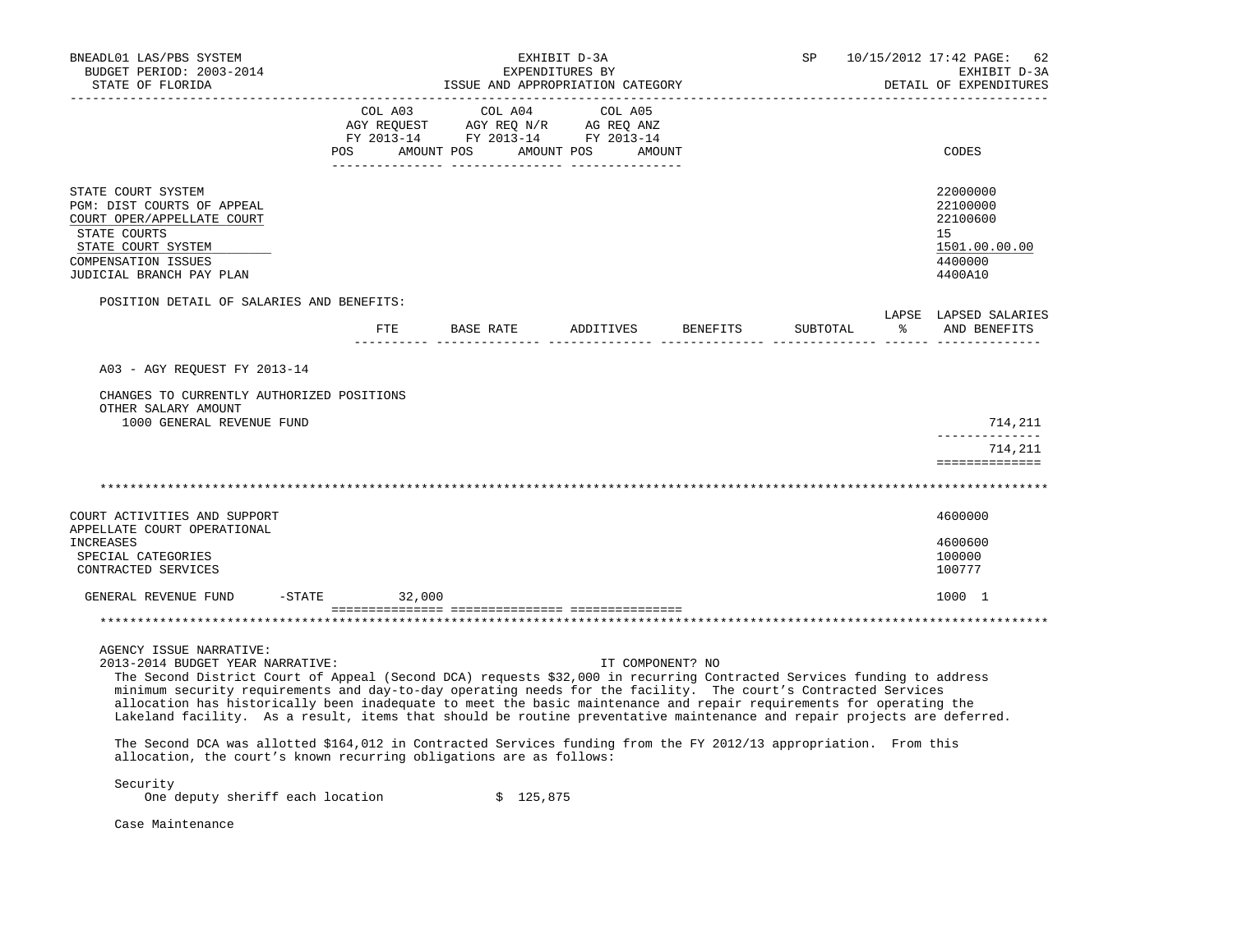BNEADL01 LAS/PBS SYSTEM
BUDGET PERIOD: 2003-2014
STATE OF FLORIDA

EXHIBIT D-3A
EXPENDITURES BY
ISSUE AND APPROPRIATION CATEGORY

SP 10/15/2012 17:42

EXHIBIT D-3A
DETAIL OF EXPENDITURES

| | COL A03 AGY REQUEST FY 2013-14 POS AMOUNT | COL A04 AGY REQ N/R FY 2013-14 POS AMOUNT | COL A05 AG REQ ANZ FY 2013-14 POS AMOUNT | CODES |
|---|---|---|---|---|
| STATE COURT SYSTEM | | | | 22000000 |
| PGM: DIST COURTS OF APPEAL | | | | 22100000 |
| COURT OPER/APPELLATE COURT | | | | 22100600 |
| STATE COURTS | | | | 15 |
| STATE COURT SYSTEM | | | | 1501.00.00.00 |
| COMPENSATION ISSUES | | | | 4400000 |
| JUDICIAL BRANCH PAY PLAN | | | | 4400A10 |

POSITION DETAIL OF SALARIES AND BENEFITS:

| | FTE | BASE RATE | ADDITIVES | BENEFITS | SUBTOTAL | LAPSE % | LAPSED SALARIES AND BENEFITS |
|---|---|---|---|---|---|---|---|
| A03 - AGY REQUEST FY 2013-14 | | | | | | | |
| CHANGES TO CURRENTLY AUTHORIZED POSITIONS | | | | | | | |
| OTHER SALARY AMOUNT | | | | | | | |
| 1000 GENERAL REVENUE FUND | | | | | | | 714,211 |
| | | | | | | | 714,211 |

******************************************************************************************

| | COL A03 | COL A04 | COL A05 | CODES |
|---|---|---|---|---|
| COURT ACTIVITIES AND SUPPORT | | | | 4600000 |
| APPELLATE COURT OPERATIONAL INCREASES | | | | 4600600 |
| SPECIAL CATEGORIES | | | | 100000 |
| CONTRACTED SERVICES | | | | 100777 |
| GENERAL REVENUE FUND -STATE | 32,000 | | | 1000 1 |

******************************************************************************************

AGENCY ISSUE NARRATIVE:
2013-2014 BUDGET YEAR NARRATIVE: IT COMPONENT? NO

The Second District Court of Appeal (Second DCA) requests $32,000 in recurring Contracted Services funding to address minimum security requirements and day-to-day operating needs for the facility. The court's Contracted Services allocation has historically been inadequate to meet the basic maintenance and repair requirements for operating the Lakeland facility. As a result, items that should be routine preventative maintenance and repair projects are deferred.

The Second DCA was allotted $164,012 in Contracted Services funding from the FY 2012/13 appropriation. From this allocation, the court's known recurring obligations are as follows:

Security
One deputy sheriff each location $ 125,875

Case Maintenance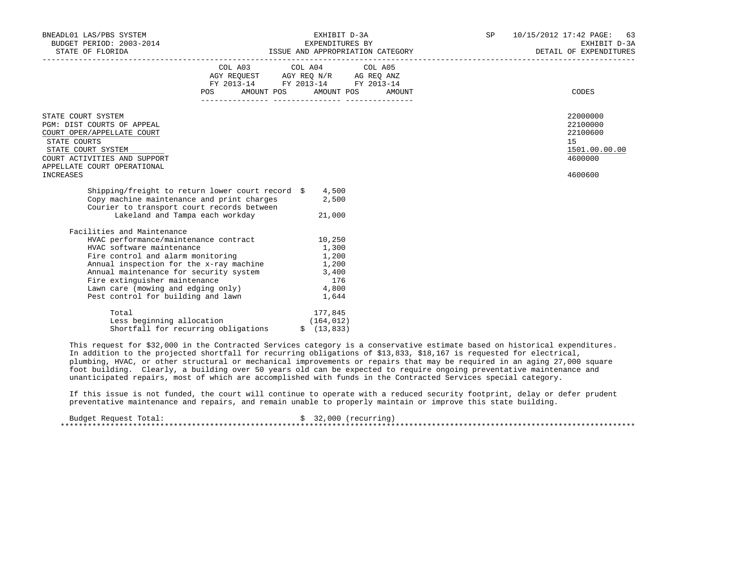| COL A03 AGY REQUEST FY 2013-14 POS AMOUNT | COL A04 AGY REQ N/R FY 2013-14 POS AMOUNT | COL A05 AG REQ ANZ FY 2013-14 POS AMOUNT | CODES |
|---|---|---|---|

STATE COURT SYSTEM — 22000000
PGM: DIST COURTS OF APPEAL — 22100000
COURT OPER/APPELLATE COURT — 22100600
STATE COURTS — 15
STATE COURT SYSTEM — 1501.00.00.00
COURT ACTIVITIES AND SUPPORT — 4600000
APPELLATE COURT OPERATIONAL INCREASES — 4600600

| Item | Amount |
|---|---|
| Shipping/freight to return lower court record | $ 4,500 |
| Copy machine maintenance and print charges | 2,500 |
| Courier to transport court records between Lakeland and Tampa each workday | 21,000 |
| **Facilities and Maintenance** | |
| HVAC performance/maintenance contract | 10,250 |
| HVAC software maintenance | 1,300 |
| Fire control and alarm monitoring | 1,200 |
| Annual inspection for the x-ray machine | 1,200 |
| Annual maintenance for security system | 3,400 |
| Fire extinguisher maintenance | 176 |
| Lawn care (mowing and edging only) | 4,800 |
| Pest control for building and lawn | 1,644 |
| Total | 177,845 |
| Less beginning allocation | (164,012) |
| Shortfall for recurring obligations | $ (13,833) |

This request for $32,000 in the Contracted Services category is a conservative estimate based on historical expenditures. In addition to the projected shortfall for recurring obligations of $13,833, $18,167 is requested for electrical, plumbing, HVAC, or other structural or mechanical improvements or repairs that may be required in an aging 27,000 square foot building. Clearly, a building over 50 years old can be expected to require ongoing preventative maintenance and unanticipated repairs, most of which are accomplished with funds in the Contracted Services special category.

If this issue is not funded, the court will continue to operate with a reduced security footprint, delay or defer prudent preventative maintenance and repairs, and remain unable to properly maintain or improve this state building.

Budget Request Total: $ 32,000 (recurring)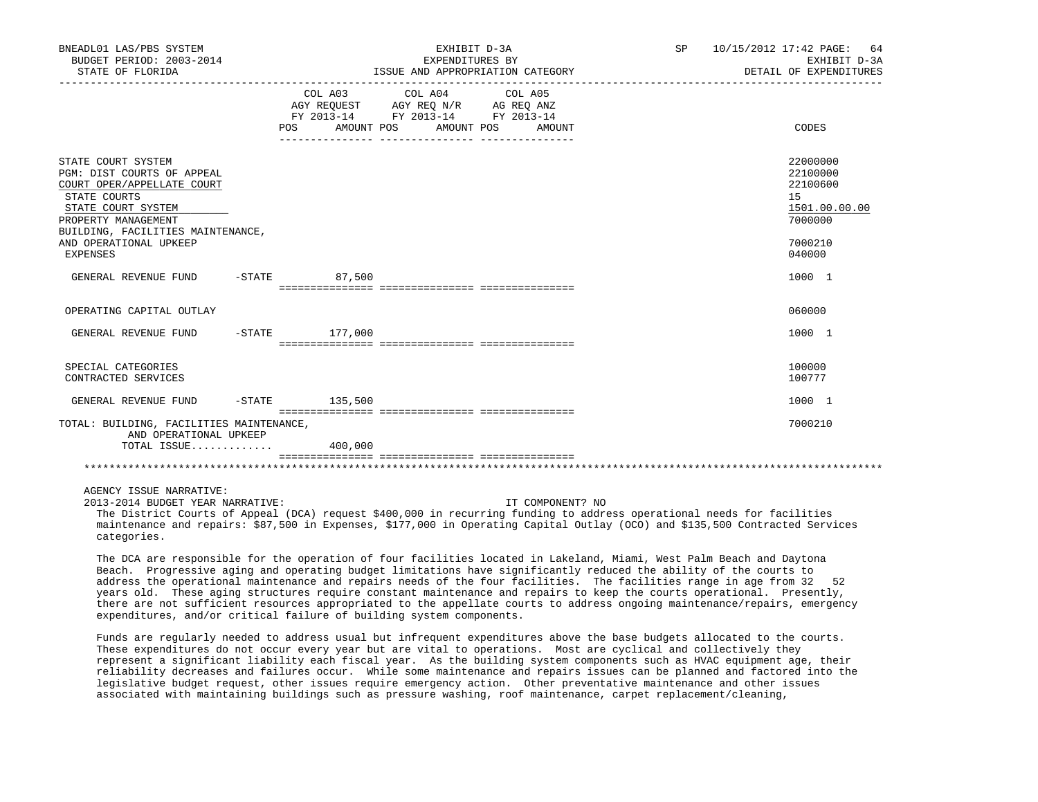BNEADL01 LAS/PBS SYSTEM — EXHIBIT D-3A — SP 10/15/2012 17:42
BUDGET PERIOD: 2003-2014 — EXPENDITURES BY — EXHIBIT D-3A
STATE OF FLORIDA — ISSUE AND APPROPRIATION CATEGORY — DETAIL OF EXPENDITURES

| | COL A03 AGY REQUEST FY 2013-14 POS AMOUNT | COL A04 AGY REQ N/R FY 2013-14 POS AMOUNT | COL A05 AG REQ ANZ FY 2013-14 POS AMOUNT | CODES |
|---|---|---|---|---|
| STATE COURT SYSTEM | | | | 22000000 |
| PGM: DIST COURTS OF APPEAL | | | | 22100000 |
| COURT OPER/APPELLATE COURT | | | | 22100600 |
| STATE COURTS | | | | 15 |
| STATE COURT SYSTEM | | | | 1501.00.00.00 |
| PROPERTY MANAGEMENT | | | | 7000000 |
| BUILDING, FACILITIES MAINTENANCE, AND OPERATIONAL UPKEEP | | | | 7000210 |
| EXPENSES | | | | 040000 |
| GENERAL REVENUE FUND -STATE | 87,500 | | | 1000 1 |
| OPERATING CAPITAL OUTLAY | | | | 060000 |
| GENERAL REVENUE FUND -STATE | 177,000 | | | 1000 1 |
| SPECIAL CATEGORIES | | | | 100000 |
| CONTRACTED SERVICES | | | | 100777 |
| GENERAL REVENUE FUND -STATE | 135,500 | | | 1000 1 |
| TOTAL: BUILDING, FACILITIES MAINTENANCE, AND OPERATIONAL UPKEEP | | | | 7000210 |
| TOTAL ISSUE............ | 400,000 | | | |

AGENCY ISSUE NARRATIVE:

2013-2014 BUDGET YEAR NARRATIVE: IT COMPONENT? NO

The District Courts of Appeal (DCA) request $400,000 in recurring funding to address operational needs for facilities maintenance and repairs: $87,500 in Expenses, $177,000 in Operating Capital Outlay (OCO) and $135,500 Contracted Services categories.

The DCA are responsible for the operation of four facilities located in Lakeland, Miami, West Palm Beach and Daytona Beach. Progressive aging and operating budget limitations have significantly reduced the ability of the courts to address the operational maintenance and repairs needs of the four facilities. The facilities range in age from 32 52 years old. These aging structures require constant maintenance and repairs to keep the courts operational. Presently, there are not sufficient resources appropriated to the appellate courts to address ongoing maintenance/repairs, emergency expenditures, and/or critical failure of building system components.

Funds are regularly needed to address usual but infrequent expenditures above the base budgets allocated to the courts. These expenditures do not occur every year but are vital to operations. Most are cyclical and collectively they represent a significant liability each fiscal year. As the building system components such as HVAC equipment age, their reliability decreases and failures occur. While some maintenance and repairs issues can be planned and factored into the legislative budget request, other issues require emergency action. Other preventative maintenance and other issues associated with maintaining buildings such as pressure washing, roof maintenance, carpet replacement/cleaning,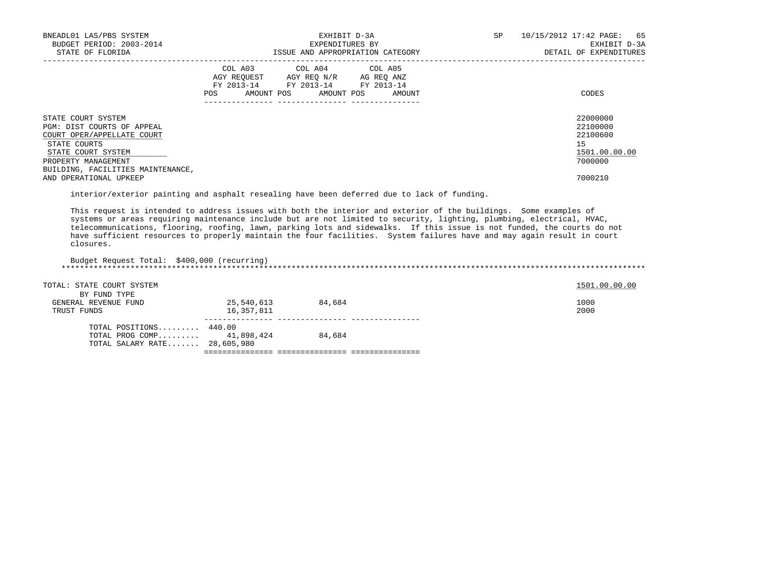| | COL A03 AGY REQUEST FY 2013-14 POS AMOUNT | COL A04 AGY REQ N/R FY 2013-14 POS AMOUNT | COL A05 AG REQ ANZ FY 2013-14 POS AMOUNT | CODES |
|---|---|---|---|---|
| STATE COURT SYSTEM | | | | 22000000 |
| PGM: DIST COURTS OF APPEAL | | | | 22100000 |
| COURT OPER/APPELLATE COURT | | | | 22100600 |
| STATE COURTS | | | | 15 |
| STATE COURT SYSTEM | | | | 1501.00.00.00 |
| PROPERTY MANAGEMENT | | | | 7000000 |
| BUILDING, FACILITIES MAINTENANCE, AND OPERATIONAL UPKEEP | | | | 7000210 |

interior/exterior painting and asphalt resealing have been deferred due to lack of funding.

This request is intended to address issues with both the interior and exterior of the buildings. Some examples of systems or areas requiring maintenance include but are not limited to security, lighting, plumbing, electrical, HVAC, telecommunications, flooring, roofing, lawn, parking lots and sidewalks. If this issue is not funded, the courts do not have sufficient resources to properly maintain the four facilities. System failures have and may again result in court closures.

Budget Request Total: $400,000 (recurring)

******************************************************************************************************************************

| | COL A03 | COL A04 | COL A05 | CODES |
|---|---|---|---|---|
| TOTAL: STATE COURT SYSTEM | | | | 1501.00.00.00 |
| BY FUND TYPE | | | | |
| GENERAL REVENUE FUND | 25,540,613 | 84,684 | | 1000 |
| TRUST FUNDS | 16,357,811 | | | 2000 |
| TOTAL POSITIONS......... | 440.00 | | | |
| TOTAL PROG COMP......... | 41,898,424 | 84,684 | | |
| TOTAL SALARY RATE....... | 28,605,980 | | | |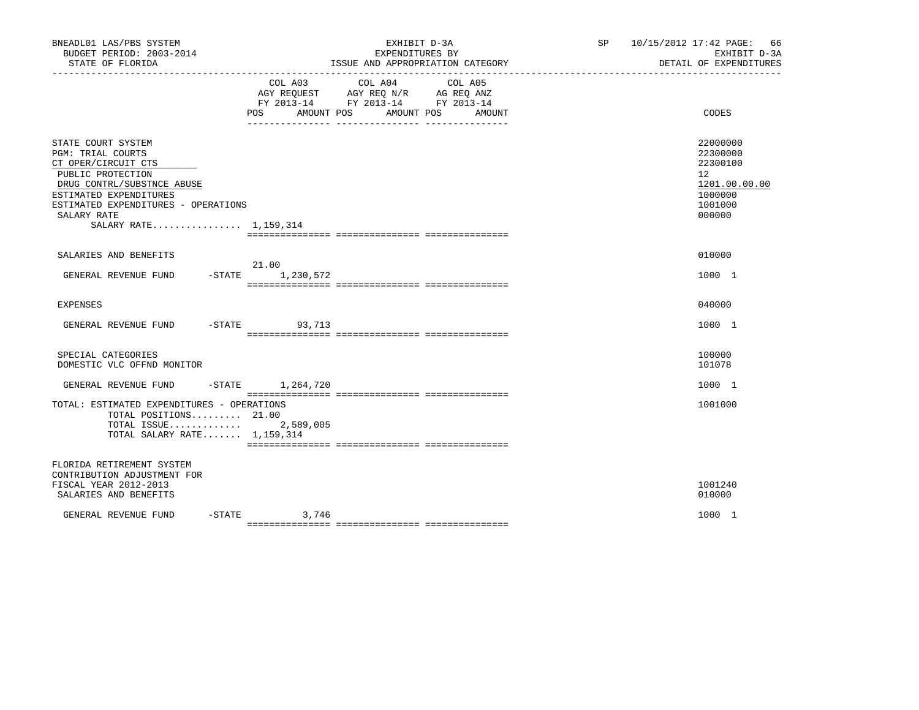BNEADL01 LAS/PBS SYSTEM | EXHIBIT D-3A | SP 10/15/2012 17:42
BUDGET PERIOD: 2003-2014 | EXPENDITURES BY | EXHIBIT D-3A
STATE OF FLORIDA | ISSUE AND APPROPRIATION CATEGORY | DETAIL OF EXPENDITURES

| | COL A03 AGY REQUEST FY 2013-14 POS | AMOUNT | COL A04 AGY REQ N/R FY 2013-14 POS | AMOUNT | COL A05 AG REQ ANZ FY 2013-14 POS | AMOUNT | CODES |
|---|---|---|---|---|---|---|---|
| STATE COURT SYSTEM | | | | | | | 22000000 |
| PGM: TRIAL COURTS | | | | | | | 22300000 |
| CT OPER/CIRCUIT CTS | | | | | | | 22300100 |
| PUBLIC PROTECTION | | | | | | | 12 |
| DRUG CONTRL/SUBSTNCE ABUSE | | | | | | | 1201.00.00.00 |
| ESTIMATED EXPENDITURES | | | | | | | 1000000 |
| ESTIMATED EXPENDITURES - OPERATIONS | | | | | | | 1001000 |
| SALARY RATE | | | | | | | 000000 |
| SALARY RATE................ 1,159,314 | | | | | | | |
| SALARIES AND BENEFITS | | | | | | | 010000 |
| GENERAL REVENUE FUND -STATE | 21.00 | 1,230,572 | | | | | 1000 1 |
| EXPENSES | | | | | | | 040000 |
| GENERAL REVENUE FUND -STATE | | 93,713 | | | | | 1000 1 |
| SPECIAL CATEGORIES | | | | | | | 100000 |
| DOMESTIC VLC OFFND MONITOR | | | | | | | 101078 |
| GENERAL REVENUE FUND -STATE | | 1,264,720 | | | | | 1000 1 |
| TOTAL: ESTIMATED EXPENDITURES - OPERATIONS | | | | | | | 1001000 |
| TOTAL POSITIONS......... 21.00 | | | | | | | |
| TOTAL ISSUE............. | | 2,589,005 | | | | | |
| TOTAL SALARY RATE....... 1,159,314 | | | | | | | |
| FLORIDA RETIREMENT SYSTEM CONTRIBUTION ADJUSTMENT FOR FISCAL YEAR 2012-2013 | | | | | | | 1001240 |
| SALARIES AND BENEFITS | | | | | | | 010000 |
| GENERAL REVENUE FUND -STATE | | 3,746 | | | | | 1000 1 |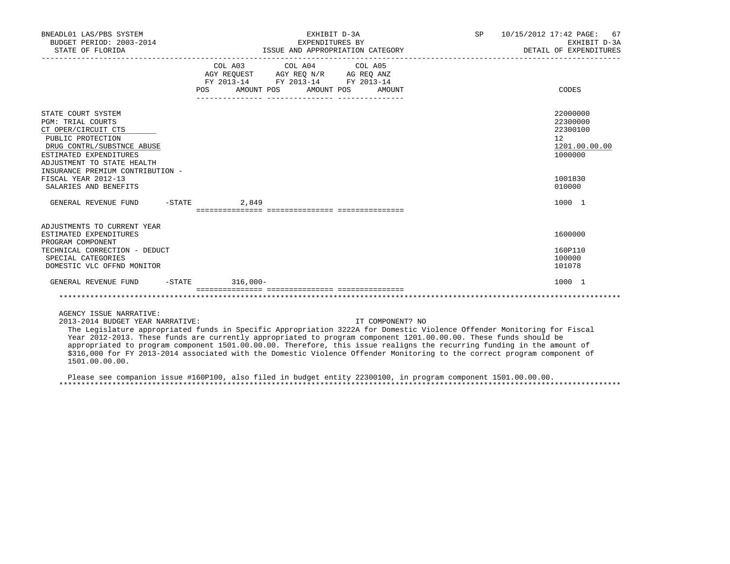BNEADL01 LAS/PBS SYSTEM — EXHIBIT D-3A — EXPENDITURES BY ISSUE AND APPROPRIATION CATEGORY — SP 10/15/2012 17:42

BUDGET PERIOD: 2003-2014 — STATE OF FLORIDA — EXHIBIT D-3A — DETAIL OF EXPENDITURES

| | COL A03 AGY REQUEST FY 2013-14 POS | AMOUNT | COL A04 AGY REQ N/R FY 2013-14 POS | AMOUNT | COL A05 AG REQ ANZ FY 2013-14 POS | AMOUNT | CODES |
|---|---|---|---|---|---|---|---|
| STATE COURT SYSTEM | | | | | | | 22000000 |
| PGM: TRIAL COURTS | | | | | | | 22300000 |
| CT OPER/CIRCUIT CTS | | | | | | | 22300100 |
| PUBLIC PROTECTION | | | | | | | 12 |
| DRUG CONTRL/SUBSTNCE ABUSE | | | | | | | 1201.00.00.00 |
| ESTIMATED EXPENDITURES | | | | | | | 1000000 |
| ADJUSTMENT TO STATE HEALTH INSURANCE PREMIUM CONTRIBUTION - FISCAL YEAR 2012-13 | | | | | | | 1001830 |
| SALARIES AND BENEFITS | | | | | | | 010000 |
| GENERAL REVENUE FUND -STATE | | 2,849 | | | | | 1000 1 |
| ADJUSTMENTS TO CURRENT YEAR ESTIMATED EXPENDITURES | | | | | | | 1600000 |
| PROGRAM COMPONENT TECHNICAL CORRECTION - DEDUCT | | | | | | | 160P110 |
| SPECIAL CATEGORIES | | | | | | | 100000 |
| DOMESTIC VLC OFFND MONITOR | | | | | | | 101078 |
| GENERAL REVENUE FUND -STATE | | 316,000- | | | | | 1000 1 |

AGENCY ISSUE NARRATIVE:

2013-2014 BUDGET YEAR NARRATIVE: IT COMPONENT? NO

The Legislature appropriated funds in Specific Appropriation 3222A for Domestic Violence Offender Monitoring for Fiscal Year 2012-2013. These funds are currently appropriated to program component 1201.00.00.00. These funds should be appropriated to program component 1501.00.00.00. Therefore, this issue realigns the recurring funding in the amount of $316,000 for FY 2013-2014 associated with the Domestic Violence Offender Monitoring to the correct program component of 1501.00.00.00.

Please see companion issue #160P100, also filed in budget entity 22300100, in program component 1501.00.00.00.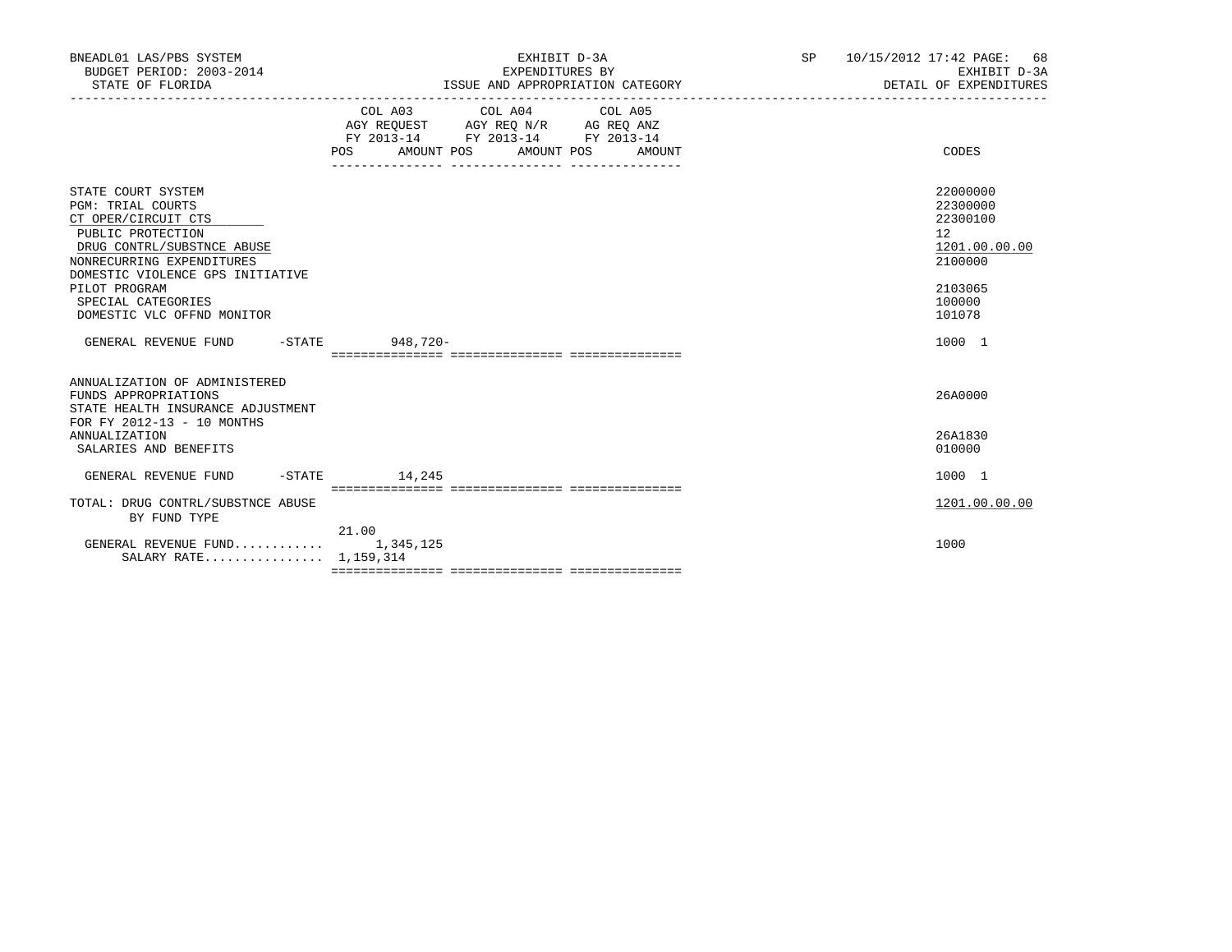BNEADL01 LAS/PBS SYSTEM — EXHIBIT D-3A — SP 10/15/2012 17:42
BUDGET PERIOD: 2003-2014 — EXPENDITURES BY — EXHIBIT D-3A
STATE OF FLORIDA — ISSUE AND APPROPRIATION CATEGORY — DETAIL OF EXPENDITURES

| | COL A03 AGY REQUEST FY 2013-14 POS AMOUNT | COL A04 AGY REQ N/R FY 2013-14 POS AMOUNT | COL A05 AG REQ ANZ FY 2013-14 POS AMOUNT | CODES |
|---|---|---|---|---|
| STATE COURT SYSTEM | | | | 22000000 |
| PGM: TRIAL COURTS | | | | 22300000 |
| CT OPER/CIRCUIT CTS | | | | 22300100 |
| PUBLIC PROTECTION | | | | 12 |
| DRUG CONTRL/SUBSTNCE ABUSE | | | | 1201.00.00.00 |
| NONRECURRING EXPENDITURES | | | | 2100000 |
| DOMESTIC VIOLENCE GPS INITIATIVE PILOT PROGRAM | | | | 2103065 |
| SPECIAL CATEGORIES | | | | 100000 |
| DOMESTIC VLC OFFND MONITOR | | | | 101078 |
| GENERAL REVENUE FUND -STATE | 948,720- | | | 1000 1 |
| ANNUALIZATION OF ADMINISTERED FUNDS APPROPRIATIONS | | | | 26A0000 |
| STATE HEALTH INSURANCE ADJUSTMENT FOR FY 2012-13 - 10 MONTHS ANNUALIZATION | | | | 26A1830 |
| SALARIES AND BENEFITS | | | | 010000 |
| GENERAL REVENUE FUND -STATE | 14,245 | | | 1000 1 |
| TOTAL: DRUG CONTRL/SUBSTNCE ABUSE | | | | 1201.00.00.00 |
| BY FUND TYPE | | | | |
| GENERAL REVENUE FUND | 21.00 1,345,125 | | | 1000 |
| SALARY RATE | 1,159,314 | | | |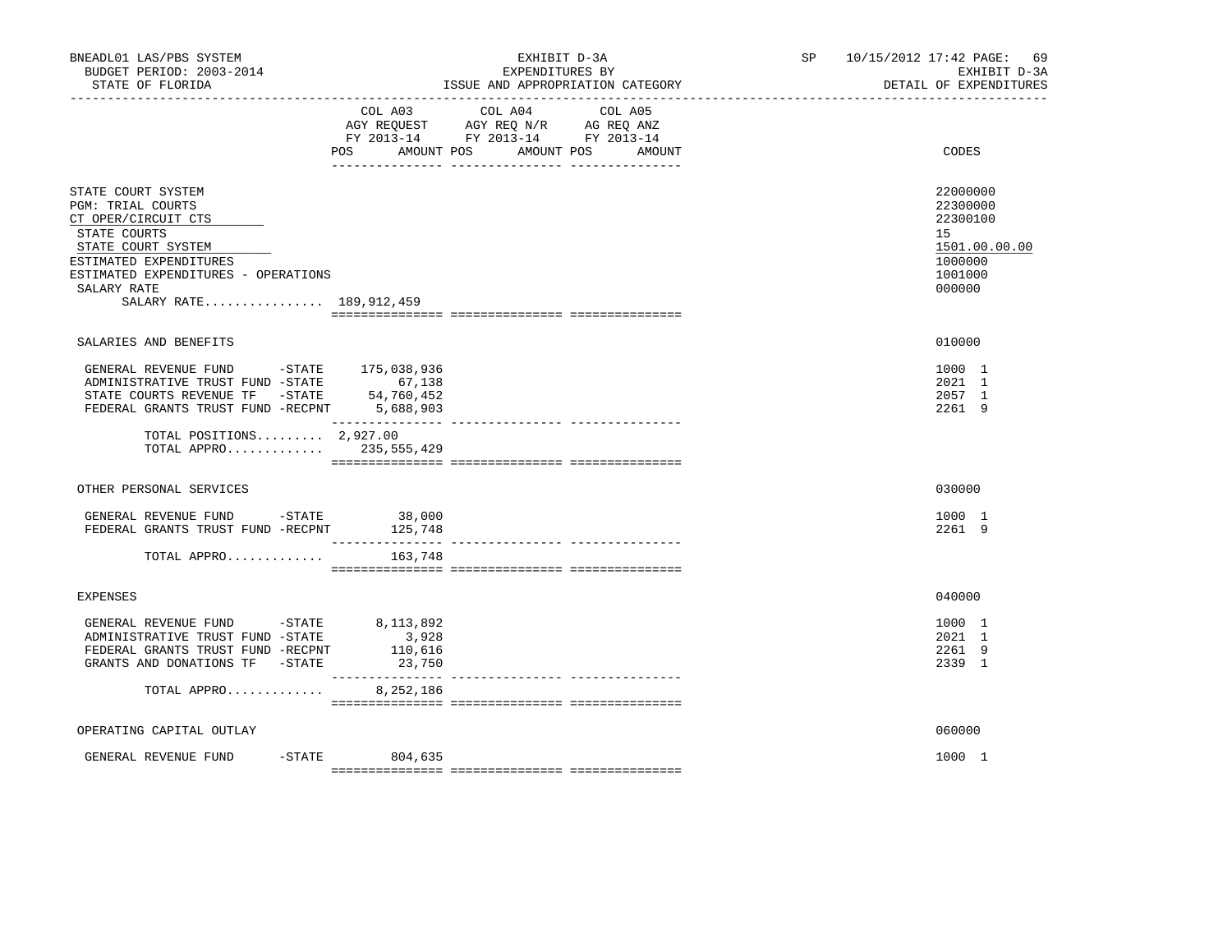BNEADL01 LAS/PBS SYSTEM
BUDGET PERIOD: 2003-2014
STATE OF FLORIDA

EXHIBIT D-3A
EXPENDITURES BY
ISSUE AND APPROPRIATION CATEGORY

SP 10/15/2012 17:42
EXHIBIT D-3A
DETAIL OF EXPENDITURES

| | COL A03 AGY REQUEST FY 2013-14 POS AMOUNT | COL A04 AGY REQ N/R FY 2013-14 POS AMOUNT | COL A05 AG REQ ANZ FY 2013-14 POS AMOUNT | CODES |
|---|---|---|---|---|
| STATE COURT SYSTEM | | | | 22000000 |
| PGM: TRIAL COURTS | | | | 22300000 |
| CT OPER/CIRCUIT CTS | | | | 22300100 |
| STATE COURTS | | | | 15 |
| STATE COURT SYSTEM | | | | 1501.00.00.00 |
| ESTIMATED EXPENDITURES | | | | 1000000 |
| ESTIMATED EXPENDITURES - OPERATIONS | | | | 1001000 |
| SALARY RATE | | | | 000000 |
| SALARY RATE................ | 189,912,459 | | | |
| SALARIES AND BENEFITS | | | | 010000 |
| GENERAL REVENUE FUND -STATE | 175,038,936 | | | 1000 1 |
| ADMINISTRATIVE TRUST FUND -STATE | 67,138 | | | 2021 1 |
| STATE COURTS REVENUE TF -STATE | 54,760,452 | | | 2057 1 |
| FEDERAL GRANTS TRUST FUND -RECPNT | 5,688,903 | | | 2261 9 |
| TOTAL POSITIONS......... | 2,927.00 | | | |
| TOTAL APPRO............. | 235,555,429 | | | |
| OTHER PERSONAL SERVICES | | | | 030000 |
| GENERAL REVENUE FUND -STATE | 38,000 | | | 1000 1 |
| FEDERAL GRANTS TRUST FUND -RECPNT | 125,748 | | | 2261 9 |
| TOTAL APPRO............. | 163,748 | | | |
| EXPENSES | | | | 040000 |
| GENERAL REVENUE FUND -STATE | 8,113,892 | | | 1000 1 |
| ADMINISTRATIVE TRUST FUND -STATE | 3,928 | | | 2021 1 |
| FEDERAL GRANTS TRUST FUND -RECPNT | 110,616 | | | 2261 9 |
| GRANTS AND DONATIONS TF -STATE | 23,750 | | | 2339 1 |
| TOTAL APPRO............. | 8,252,186 | | | |
| OPERATING CAPITAL OUTLAY | | | | 060000 |
| GENERAL REVENUE FUND -STATE | 804,635 | | | 1000 1 |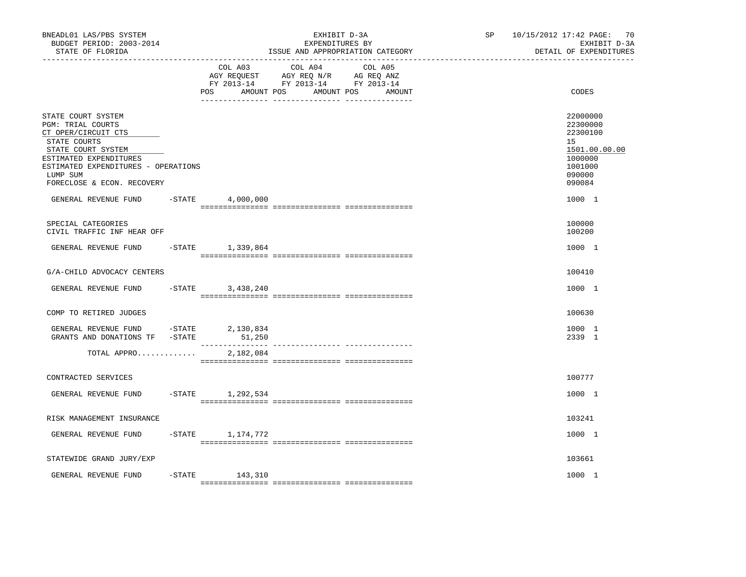BNEADL01 LAS/PBS SYSTEM
BUDGET PERIOD: 2003-2014
STATE OF FLORIDA

EXHIBIT D-3A
EXPENDITURES BY
ISSUE AND APPROPRIATION CATEGORY

SP 10/15/2012 17:42 PAGE: 70
EXHIBIT D-3A
DETAIL OF EXPENDITURES

| | COL A03 AGY REQUEST FY 2013-14 POS AMOUNT | COL A04 AGY REQ N/R FY 2013-14 POS AMOUNT | COL A05 AG REQ ANZ FY 2013-14 POS AMOUNT | CODES |
|---|---|---|---|---|
| STATE COURT SYSTEM | | | | 22000000 |
| PGM: TRIAL COURTS | | | | 22300000 |
| CT OPER/CIRCUIT CTS | | | | 22300100 |
| STATE COURTS | | | | 15 |
| STATE COURT SYSTEM | | | | 1501.00.00.00 |
| ESTIMATED EXPENDITURES | | | | 1000000 |
| ESTIMATED EXPENDITURES - OPERATIONS | | | | 1001000 |
| LUMP SUM | | | | 090000 |
| FORECLOSE & ECON. RECOVERY | | | | 090084 |
| GENERAL REVENUE FUND -STATE | 4,000,000 | | | 1000 1 |
| SPECIAL CATEGORIES | | | | 100000 |
| CIVIL TRAFFIC INF HEAR OFF | | | | 100200 |
| GENERAL REVENUE FUND -STATE | 1,339,864 | | | 1000 1 |
| G/A-CHILD ADVOCACY CENTERS | | | | 100410 |
| GENERAL REVENUE FUND -STATE | 3,438,240 | | | 1000 1 |
| COMP TO RETIRED JUDGES | | | | 100630 |
| GENERAL REVENUE FUND -STATE | 2,130,834 | | | 1000 1 |
| GRANTS AND DONATIONS TF -STATE | 51,250 | | | 2339 1 |
| TOTAL APPRO............. | 2,182,084 | | | |
| CONTRACTED SERVICES | | | | 100777 |
| GENERAL REVENUE FUND -STATE | 1,292,534 | | | 1000 1 |
| RISK MANAGEMENT INSURANCE | | | | 103241 |
| GENERAL REVENUE FUND -STATE | 1,174,772 | | | 1000 1 |
| STATEWIDE GRAND JURY/EXP | | | | 103661 |
| GENERAL REVENUE FUND -STATE | 143,310 | | | 1000 1 |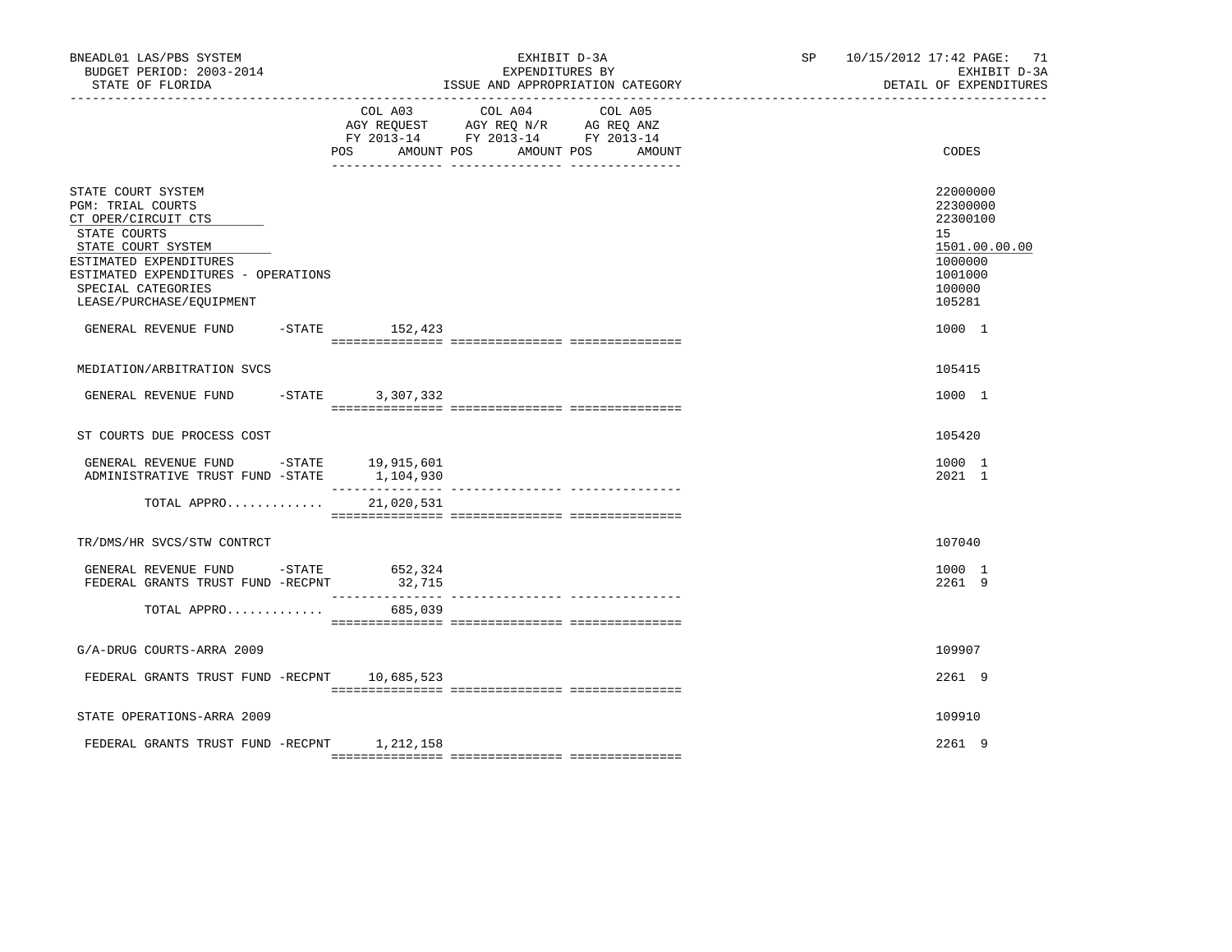BNEADL01 LAS/PBS SYSTEM
BUDGET PERIOD: 2003-2014
STATE OF FLORIDA

EXHIBIT D-3A
EXPENDITURES BY
ISSUE AND APPROPRIATION CATEGORY

SP 10/15/2012 17:42 PAGE: 71
EXHIBIT D-3A
DETAIL OF EXPENDITURES

| | COL A03 AGY REQUEST FY 2013-14 POS AMOUNT | COL A04 AGY REQ N/R FY 2013-14 POS AMOUNT | COL A05 AG REQ ANZ FY 2013-14 POS AMOUNT | CODES |
|---|---|---|---|---|
| STATE COURT SYSTEM | | | | 22000000 |
| PGM: TRIAL COURTS | | | | 22300000 |
| CT OPER/CIRCUIT CTS | | | | 22300100 |
| STATE COURTS | | | | 15 |
| STATE COURT SYSTEM | | | | 1501.00.00.00 |
| ESTIMATED EXPENDITURES | | | | 1000000 |
| ESTIMATED EXPENDITURES - OPERATIONS | | | | 1001000 |
| SPECIAL CATEGORIES | | | | 100000 |
| LEASE/PURCHASE/EQUIPMENT | | | | 105281 |
| GENERAL REVENUE FUND -STATE | 152,423 | | | 1000 1 |
| MEDIATION/ARBITRATION SVCS | | | | 105415 |
| GENERAL REVENUE FUND -STATE | 3,307,332 | | | 1000 1 |
| ST COURTS DUE PROCESS COST | | | | 105420 |
| GENERAL REVENUE FUND -STATE | 19,915,601 | | | 1000 1 |
| ADMINISTRATIVE TRUST FUND -STATE | 1,104,930 | | | 2021 1 |
| TOTAL APPRO............. | 21,020,531 | | | |
| TR/DMS/HR SVCS/STW CONTRCT | | | | 107040 |
| GENERAL REVENUE FUND -STATE | 652,324 | | | 1000 1 |
| FEDERAL GRANTS TRUST FUND -RECPNT | 32,715 | | | 2261 9 |
| TOTAL APPRO............. | 685,039 | | | |
| G/A-DRUG COURTS-ARRA 2009 | | | | 109907 |
| FEDERAL GRANTS TRUST FUND -RECPNT | 10,685,523 | | | 2261 9 |
| STATE OPERATIONS-ARRA 2009 | | | | 109910 |
| FEDERAL GRANTS TRUST FUND -RECPNT | 1,212,158 | | | 2261 9 |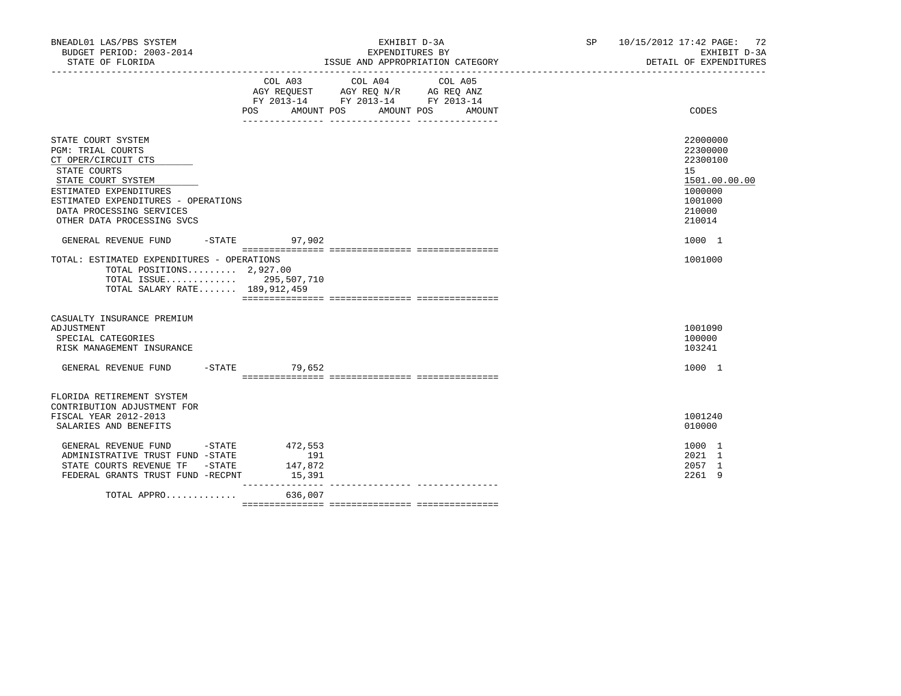BNEADL01 LAS/PBS SYSTEM — EXHIBIT D-3A — SP 10/15/2012 17:42

BUDGET PERIOD: 2003-2014 — EXPENDITURES BY — EXHIBIT D-3A

STATE OF FLORIDA — ISSUE AND APPROPRIATION CATEGORY — DETAIL OF EXPENDITURES

| | COL A03 AGY REQUEST FY 2013-14 POS AMOUNT | COL A04 AGY REQ N/R FY 2013-14 POS AMOUNT | COL A05 AG REQ ANZ FY 2013-14 POS AMOUNT | CODES |
|---|---|---|---|---|
| STATE COURT SYSTEM | | | | 22000000 |
| PGM: TRIAL COURTS | | | | 22300000 |
| CT OPER/CIRCUIT CTS | | | | 22300100 |
| STATE COURTS | | | | 15 |
| STATE COURT SYSTEM | | | | 1501.00.00.00 |
| ESTIMATED EXPENDITURES | | | | 1000000 |
| ESTIMATED EXPENDITURES - OPERATIONS | | | | 1001000 |
| DATA PROCESSING SERVICES | | | | 210000 |
| OTHER DATA PROCESSING SVCS | | | | 210014 |
| GENERAL REVENUE FUND -STATE | 97,902 | | | 1000 1 |
| TOTAL: ESTIMATED EXPENDITURES - OPERATIONS | | | | 1001000 |
| TOTAL POSITIONS......... 2,927.00 | | | | |
| TOTAL ISSUE............. 295,507,710 | | | | |
| TOTAL SALARY RATE....... 189,912,459 | | | | |
| CASUALTY INSURANCE PREMIUM ADJUSTMENT | | | | 1001090 |
| SPECIAL CATEGORIES | | | | 100000 |
| RISK MANAGEMENT INSURANCE | | | | 103241 |
| GENERAL REVENUE FUND -STATE | 79,652 | | | 1000 1 |
| FLORIDA RETIREMENT SYSTEM CONTRIBUTION ADJUSTMENT FOR FISCAL YEAR 2012-2013 | | | | 1001240 |
| SALARIES AND BENEFITS | | | | 010000 |
| GENERAL REVENUE FUND -STATE | 472,553 | | | 1000 1 |
| ADMINISTRATIVE TRUST FUND -STATE | 191 | | | 2021 1 |
| STATE COURTS REVENUE TF -STATE | 147,872 | | | 2057 1 |
| FEDERAL GRANTS TRUST FUND -RECPNT | 15,391 | | | 2261 9 |
| TOTAL APPRO............ | 636,007 | | | |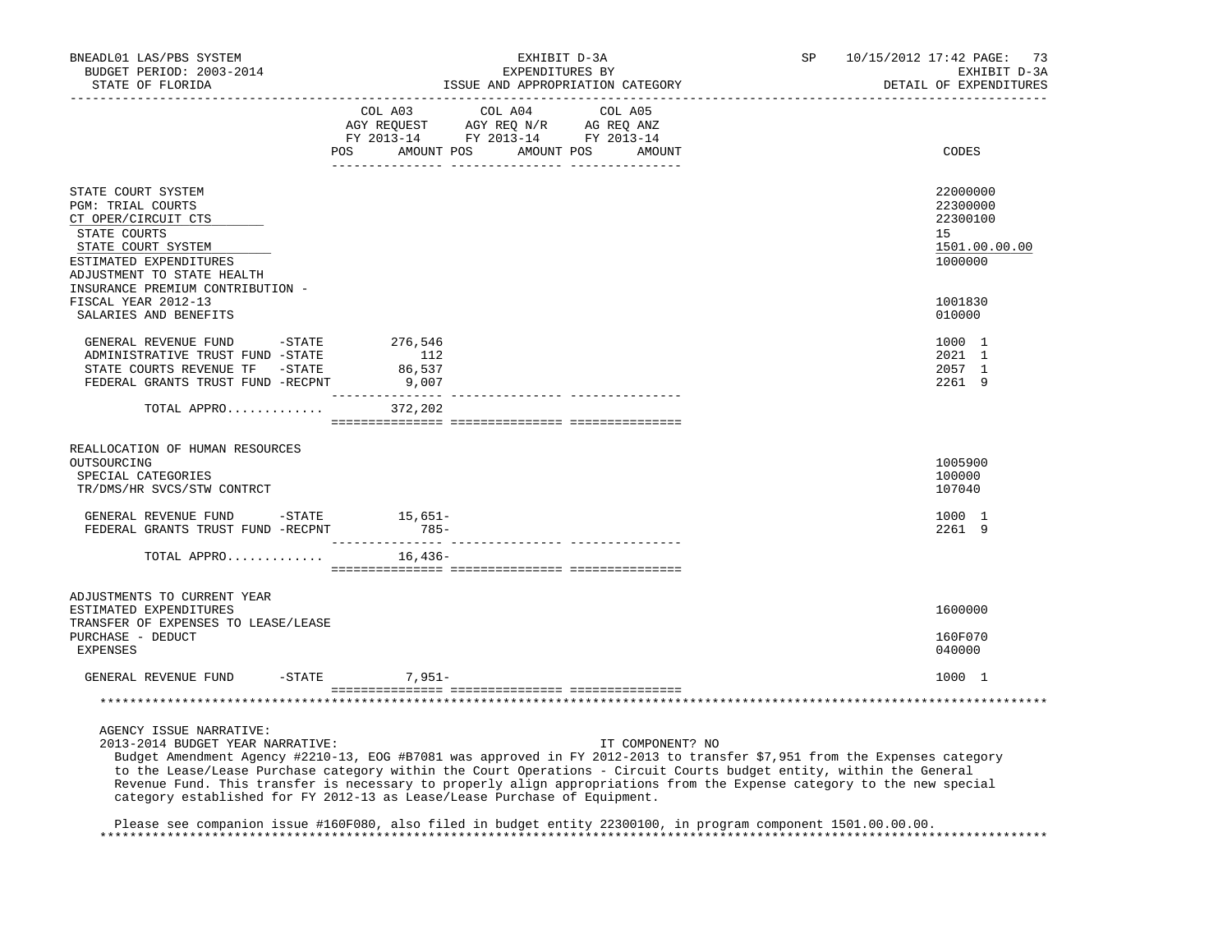BNEADL01 LAS/PBS SYSTEM — EXHIBIT D-3A — SP 10/15/2012 17:42

BUDGET PERIOD: 2003-2014 — EXPENDITURES BY — EXHIBIT D-3A

STATE OF FLORIDA — ISSUE AND APPROPRIATION CATEGORY — DETAIL OF EXPENDITURES

| | COL A03 AGY REQUEST FY 2013-14 POS AMOUNT | COL A04 AGY REQ N/R FY 2013-14 POS AMOUNT | COL A05 AG REQ ANZ FY 2013-14 POS AMOUNT | CODES |
|---|---|---|---|---|
| STATE COURT SYSTEM | | | | 22000000 |
| PGM: TRIAL COURTS | | | | 22300000 |
| CT OPER/CIRCUIT CTS | | | | 22300100 |
| STATE COURTS | | | | 15 |
| STATE COURT SYSTEM | | | | 1501.00.00.00 |
| ESTIMATED EXPENDITURES | | | | 1000000 |
| ADJUSTMENT TO STATE HEALTH INSURANCE PREMIUM CONTRIBUTION - FISCAL YEAR 2012-13 | | | | 1001830 |
| SALARIES AND BENEFITS | | | | 010000 |
| GENERAL REVENUE FUND -STATE | 276,546 | | | 1000 1 |
| ADMINISTRATIVE TRUST FUND -STATE | 112 | | | 2021 1 |
| STATE COURTS REVENUE TF -STATE | 86,537 | | | 2057 1 |
| FEDERAL GRANTS TRUST FUND -RECPNT | 9,007 | | | 2261 9 |
| TOTAL APPRO............ | 372,202 | | | |
| REALLOCATION OF HUMAN RESOURCES OUTSOURCING | | | | 1005900 |
| SPECIAL CATEGORIES | | | | 100000 |
| TR/DMS/HR SVCS/STW CONTRCT | | | | 107040 |
| GENERAL REVENUE FUND -STATE | 15,651- | | | 1000 1 |
| FEDERAL GRANTS TRUST FUND -RECPNT | 785- | | | 2261 9 |
| TOTAL APPRO............ | 16,436- | | | |
| ADJUSTMENTS TO CURRENT YEAR ESTIMATED EXPENDITURES | | | | 1600000 |
| TRANSFER OF EXPENSES TO LEASE/LEASE PURCHASE - DEDUCT | | | | 160F070 |
| EXPENSES | | | | 040000 |
| GENERAL REVENUE FUND -STATE | 7,951- | | | 1000 1 |

AGENCY ISSUE NARRATIVE:

2013-2014 BUDGET YEAR NARRATIVE: IT COMPONENT? NO

Budget Amendment Agency #2210-13, EOG #B7081 was approved in FY 2012-2013 to transfer $7,951 from the Expenses category to the Lease/Lease Purchase category within the Court Operations - Circuit Courts budget entity, within the General Revenue Fund. This transfer is necessary to properly align appropriations from the Expense category to the new special category established for FY 2012-13 as Lease/Lease Purchase of Equipment.

Please see companion issue #160F080, also filed in budget entity 22300100, in program component 1501.00.00.00.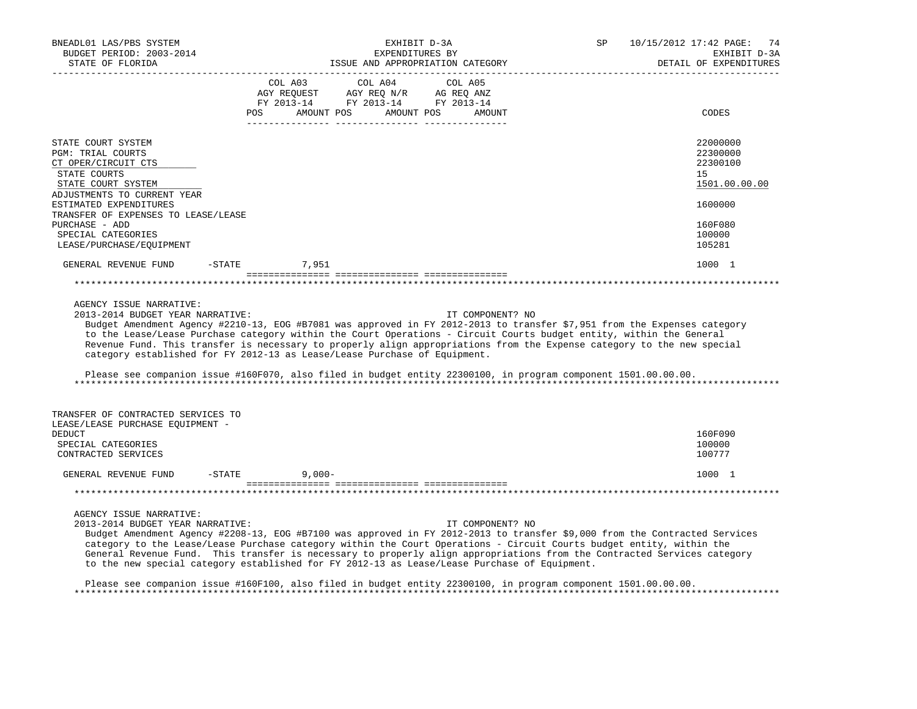| | COL A03 AGY REQUEST FY 2013-14 POS AMOUNT | COL A04 AGY REQ N/R FY 2013-14 POS AMOUNT | COL A05 AG REQ ANZ FY 2013-14 POS AMOUNT | CODES |
|---|---|---|---|---|
| STATE COURT SYSTEM | | | | 22000000 |
| PGM: TRIAL COURTS | | | | 22300000 |
| CT OPER/CIRCUIT CTS | | | | 22300100 |
| STATE COURTS | | | | 15 |
| STATE COURT SYSTEM | | | | 1501.00.00.00 |
| ADJUSTMENTS TO CURRENT YEAR ESTIMATED EXPENDITURES | | | | 1600000 |
| TRANSFER OF EXPENSES TO LEASE/LEASE PURCHASE - ADD | | | | 160F080 |
| SPECIAL CATEGORIES | | | | 100000 |
| LEASE/PURCHASE/EQUIPMENT | | | | 105281 |
| GENERAL REVENUE FUND -STATE | 7,951 | | | 1000 1 |

AGENCY ISSUE NARRATIVE:

2013-2014 BUDGET YEAR NARRATIVE: IT COMPONENT? NO

Budget Amendment Agency #2210-13, EOG #B7081 was approved in FY 2012-2013 to transfer $7,951 from the Expenses category to the Lease/Lease Purchase category within the Court Operations - Circuit Courts budget entity, within the General Revenue Fund. This transfer is necessary to properly align appropriations from the Expense category to the new special category established for FY 2012-13 as Lease/Lease Purchase of Equipment.

Please see companion issue #160F070, also filed in budget entity 22300100, in program component 1501.00.00.00.

| | COL A03 | COL A04 | COL A05 | CODES |
|---|---|---|---|---|
| TRANSFER OF CONTRACTED SERVICES TO LEASE/LEASE PURCHASE EQUIPMENT - DEDUCT | | | | 160F090 |
| SPECIAL CATEGORIES | | | | 100000 |
| CONTRACTED SERVICES | | | | 100777 |
| GENERAL REVENUE FUND -STATE | 9,000- | | | 1000 1 |

AGENCY ISSUE NARRATIVE:

2013-2014 BUDGET YEAR NARRATIVE: IT COMPONENT? NO

Budget Amendment Agency #2208-13, EOG #B7100 was approved in FY 2012-2013 to transfer $9,000 from the Contracted Services category to the Lease/Lease Purchase category within the Court Operations - Circuit Courts budget entity, within the General Revenue Fund. This transfer is necessary to properly align appropriations from the Contracted Services category to the new special category established for FY 2012-13 as Lease/Lease Purchase of Equipment.

Please see companion issue #160F100, also filed in budget entity 22300100, in program component 1501.00.00.00.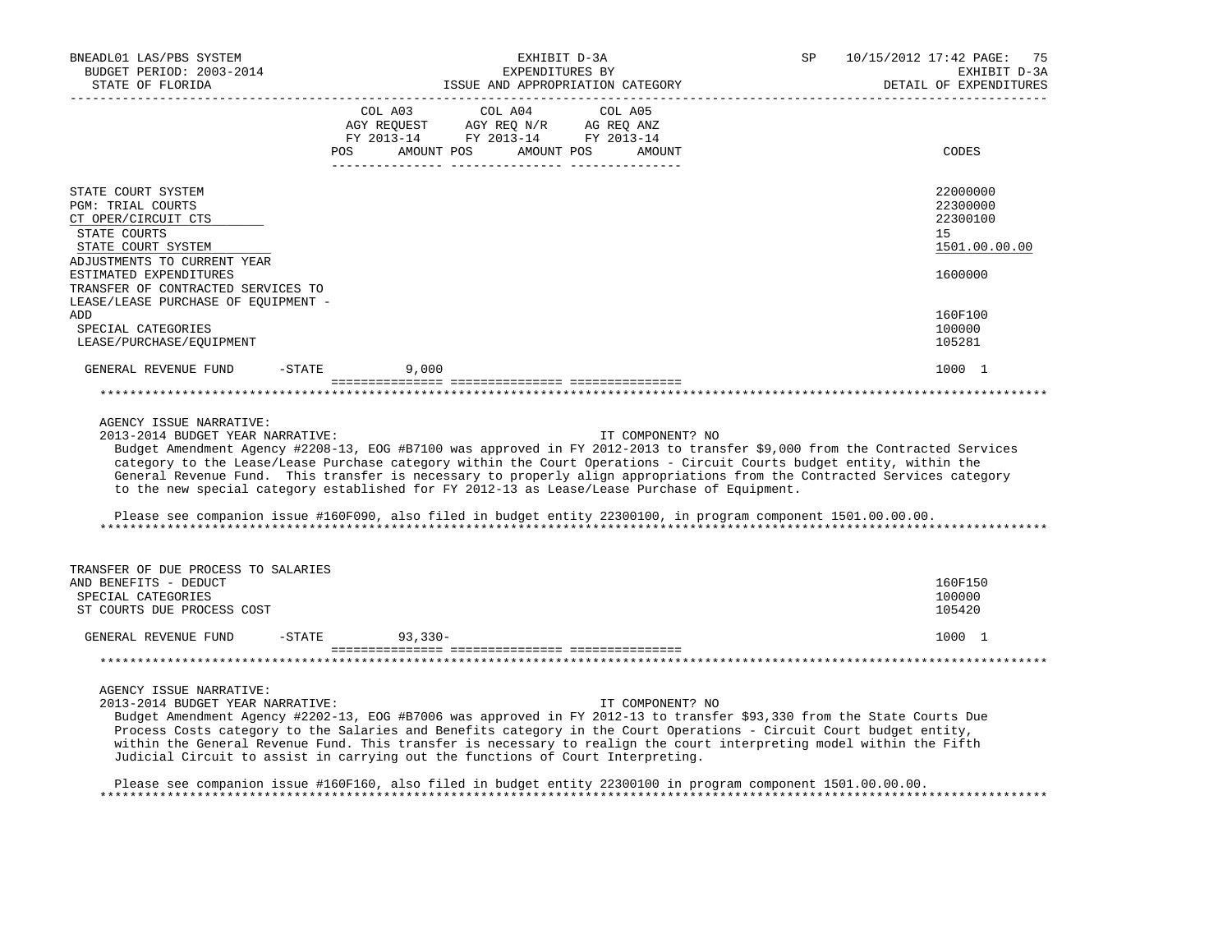BNEADL01 LAS/PBS SYSTEM | EXHIBIT D-3A | SP 10/15/2012 17:42
BUDGET PERIOD: 2003-2014 | EXPENDITURES BY | EXHIBIT D-3A
STATE OF FLORIDA | ISSUE AND APPROPRIATION CATEGORY | DETAIL OF EXPENDITURES

| | COL A03 AGY REQUEST FY 2013-14 POS AMOUNT | COL A04 AGY REQ N/R FY 2013-14 POS AMOUNT | COL A05 AG REQ ANZ FY 2013-14 POS AMOUNT | CODES |
|---|---|---|---|---|
| STATE COURT SYSTEM | | | | 22000000 |
| PGM: TRIAL COURTS | | | | 22300000 |
| CT OPER/CIRCUIT CTS | | | | 22300100 |
| STATE COURTS | | | | 15 |
| STATE COURT SYSTEM | | | | 1501.00.00.00 |
| ADJUSTMENTS TO CURRENT YEAR ESTIMATED EXPENDITURES | | | | 1600000 |
| TRANSFER OF CONTRACTED SERVICES TO LEASE/LEASE PURCHASE OF EQUIPMENT - ADD | | | | 160F100 |
| SPECIAL CATEGORIES | | | | 100000 |
| LEASE/PURCHASE/EQUIPMENT | | | | 105281 |
| GENERAL REVENUE FUND -STATE | 9,000 | | | 1000 1 |

AGENCY ISSUE NARRATIVE:

2013-2014 BUDGET YEAR NARRATIVE: IT COMPONENT? NO

Budget Amendment Agency #2208-13, EOG #B7100 was approved in FY 2012-2013 to transfer $9,000 from the Contracted Services category to the Lease/Lease Purchase category within the Court Operations - Circuit Courts budget entity, within the General Revenue Fund. This transfer is necessary to properly align appropriations from the Contracted Services category to the new special category established for FY 2012-13 as Lease/Lease Purchase of Equipment.

Please see companion issue #160F090, also filed in budget entity 22300100, in program component 1501.00.00.00.

| | COL A03 | COL A04 | COL A05 | CODES |
|---|---|---|---|---|
| TRANSFER OF DUE PROCESS TO SALARIES AND BENEFITS - DEDUCT | | | | 160F150 |
| SPECIAL CATEGORIES | | | | 100000 |
| ST COURTS DUE PROCESS COST | | | | 105420 |
| GENERAL REVENUE FUND -STATE | 93,330- | | | 1000 1 |

AGENCY ISSUE NARRATIVE:

2013-2014 BUDGET YEAR NARRATIVE: IT COMPONENT? NO

Budget Amendment Agency #2202-13, EOG #B7006 was approved in FY 2012-13 to transfer $93,330 from the State Courts Due Process Costs category to the Salaries and Benefits category in the Court Operations - Circuit Court budget entity, within the General Revenue Fund. This transfer is necessary to realign the court interpreting model within the Fifth Judicial Circuit to assist in carrying out the functions of Court Interpreting.

Please see companion issue #160F160, also filed in budget entity 22300100 in program component 1501.00.00.00.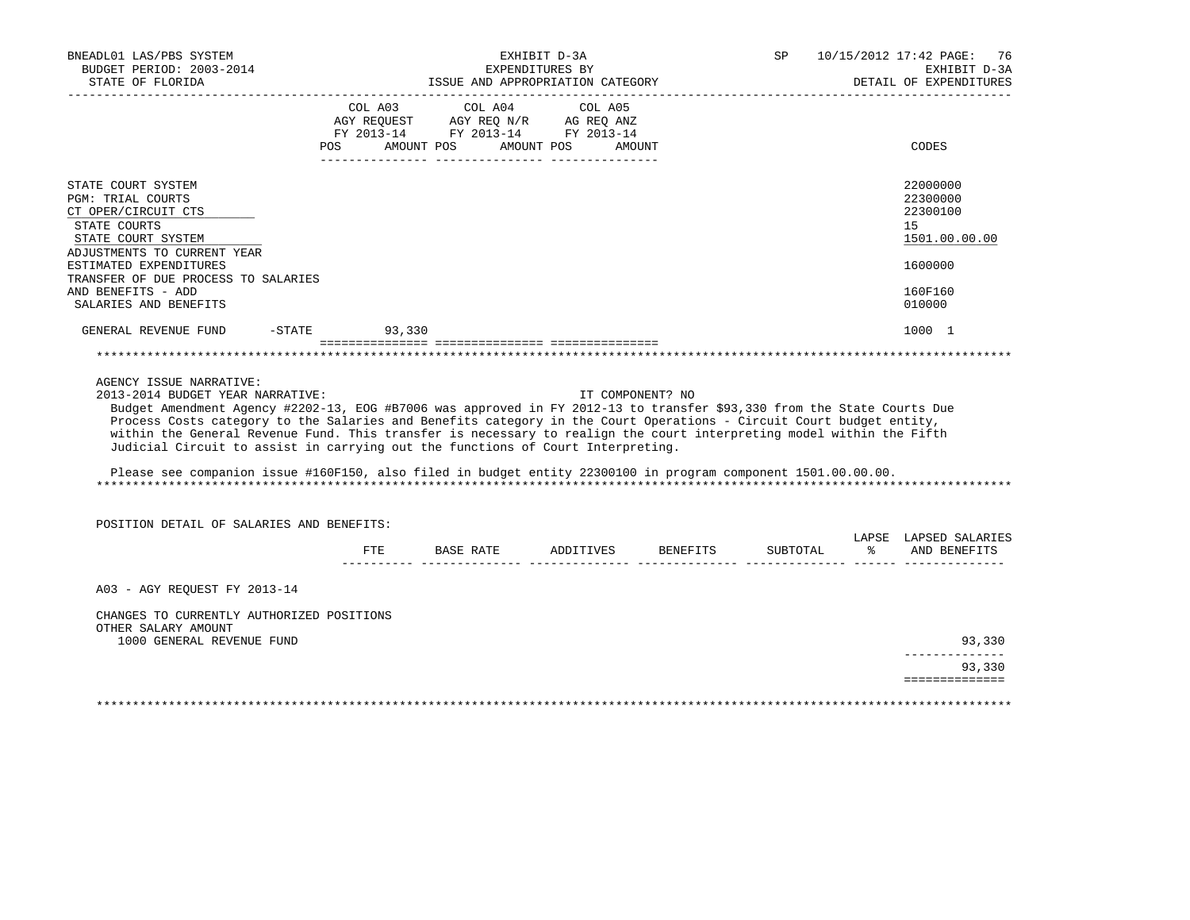BNEADL01 LAS/PBS SYSTEM | EXHIBIT D-3A | SP 10/15/2012 17:42
BUDGET PERIOD: 2003-2014 | EXPENDITURES BY | EXHIBIT D-3A
STATE OF FLORIDA | ISSUE AND APPROPRIATION CATEGORY | DETAIL OF EXPENDITURES

| | COL A03 AGY REQUEST FY 2013-14 POS AMOUNT | COL A04 AGY REQ N/R FY 2013-14 POS AMOUNT | COL A05 AG REQ ANZ FY 2013-14 POS AMOUNT | CODES |
|---|---|---|---|---|
| STATE COURT SYSTEM | | | | 22000000 |
| PGM: TRIAL COURTS | | | | 22300000 |
| CT OPER/CIRCUIT CTS | | | | 22300100 |
| STATE COURTS | | | | 15 |
| STATE COURT SYSTEM | | | | 1501.00.00.00 |
| ADJUSTMENTS TO CURRENT YEAR ESTIMATED EXPENDITURES | | | | 1600000 |
| TRANSFER OF DUE PROCESS TO SALARIES AND BENEFITS - ADD | | | | 160F160 |
| SALARIES AND BENEFITS | | | | 010000 |
| GENERAL REVENUE FUND -STATE | 93,330 | | | 1000 1 |

AGENCY ISSUE NARRATIVE:

2013-2014 BUDGET YEAR NARRATIVE: IT COMPONENT? NO

Budget Amendment Agency #2202-13, EOG #B7006 was approved in FY 2012-13 to transfer $93,330 from the State Courts Due Process Costs category to the Salaries and Benefits category in the Court Operations - Circuit Court budget entity, within the General Revenue Fund. This transfer is necessary to realign the court interpreting model within the Fifth Judicial Circuit to assist in carrying out the functions of Court Interpreting.

Please see companion issue #160F150, also filed in budget entity 22300100 in program component 1501.00.00.00.

POSITION DETAIL OF SALARIES AND BENEFITS:

| | FTE | BASE RATE | ADDITIVES | BENEFITS | SUBTOTAL | LAPSE % | LAPSED SALARIES AND BENEFITS |
|---|---|---|---|---|---|---|---|
| A03 - AGY REQUEST FY 2013-14 | | | | | | | |
| CHANGES TO CURRENTLY AUTHORIZED POSITIONS | | | | | | | |
| OTHER SALARY AMOUNT | | | | | | | |
| 1000 GENERAL REVENUE FUND | | | | | | | 93,330 |
| | | | | | | | 93,330 |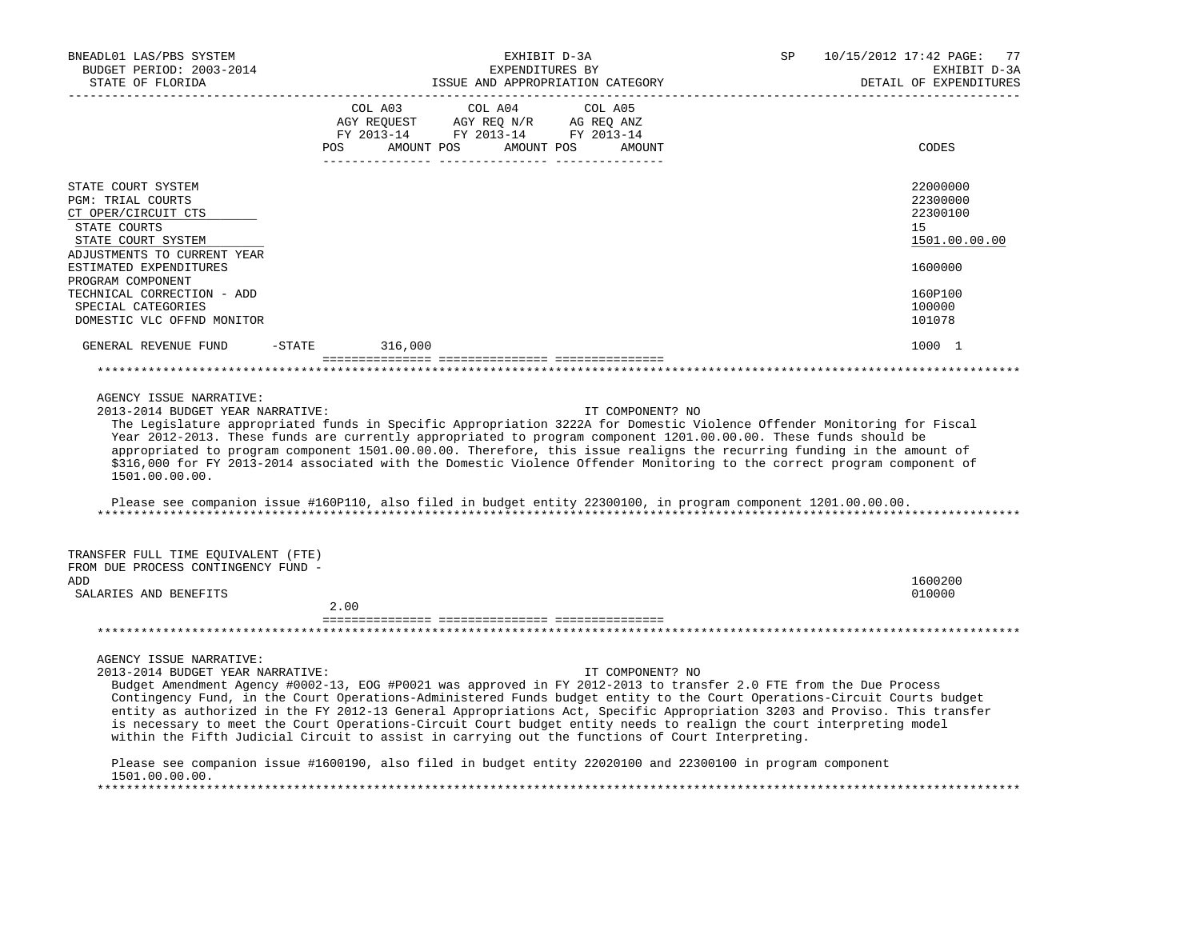| | COL A03 AGY REQUEST FY 2013-14 POS | AMOUNT | COL A04 AGY REQ N/R FY 2013-14 POS | AMOUNT | COL A05 AG REQ ANZ FY 2013-14 POS | AMOUNT | CODES |
|---|---|---|---|---|---|---|---|
| STATE COURT SYSTEM | | | | | | | 22000000 |
| PGM: TRIAL COURTS | | | | | | | 22300000 |
| CT OPER/CIRCUIT CTS | | | | | | | 22300100 |
| STATE COURTS | | | | | | | 15 |
| STATE COURT SYSTEM | | | | | | | 1501.00.00.00 |
| ADJUSTMENTS TO CURRENT YEAR ESTIMATED EXPENDITURES | | | | | | | 1600000 |
| PROGRAM COMPONENT TECHNICAL CORRECTION - ADD | | | | | | | 160P100 |
| SPECIAL CATEGORIES | | | | | | | 100000 |
| DOMESTIC VLC OFFND MONITOR | | | | | | | 101078 |
| GENERAL REVENUE FUND -STATE | | 316,000 | | | | | 1000 1 |

AGENCY ISSUE NARRATIVE:

2013-2014 BUDGET YEAR NARRATIVE: IT COMPONENT? NO

The Legislature appropriated funds in Specific Appropriation 3222A for Domestic Violence Offender Monitoring for Fiscal Year 2012-2013. These funds are currently appropriated to program component 1201.00.00.00. These funds should be appropriated to program component 1501.00.00.00. Therefore, this issue realigns the recurring funding in the amount of $316,000 for FY 2013-2014 associated with the Domestic Violence Offender Monitoring to the correct program component of 1501.00.00.00.

Please see companion issue #160P110, also filed in budget entity 22300100, in program component 1201.00.00.00.

| | COL A03 POS | AMOUNT | COL A04 POS | AMOUNT | COL A05 POS | AMOUNT | CODES |
|---|---|---|---|---|---|---|---|
| TRANSFER FULL TIME EQUIVALENT (FTE) FROM DUE PROCESS CONTINGENCY FUND - ADD | | | | | | | 1600200 |
| SALARIES AND BENEFITS | 2.00 | | | | | | 010000 |

AGENCY ISSUE NARRATIVE:

2013-2014 BUDGET YEAR NARRATIVE: IT COMPONENT? NO

Budget Amendment Agency #0002-13, EOG #P0021 was approved in FY 2012-2013 to transfer 2.0 FTE from the Due Process Contingency Fund, in the Court Operations-Administered Funds budget entity to the Court Operations-Circuit Courts budget entity as authorized in the FY 2012-13 General Appropriations Act, Specific Appropriation 3203 and Proviso. This transfer is necessary to meet the Court Operations-Circuit Court budget entity needs to realign the court interpreting model within the Fifth Judicial Circuit to assist in carrying out the functions of Court Interpreting.

Please see companion issue #1600190, also filed in budget entity 22020100 and 22300100 in program component 1501.00.00.00.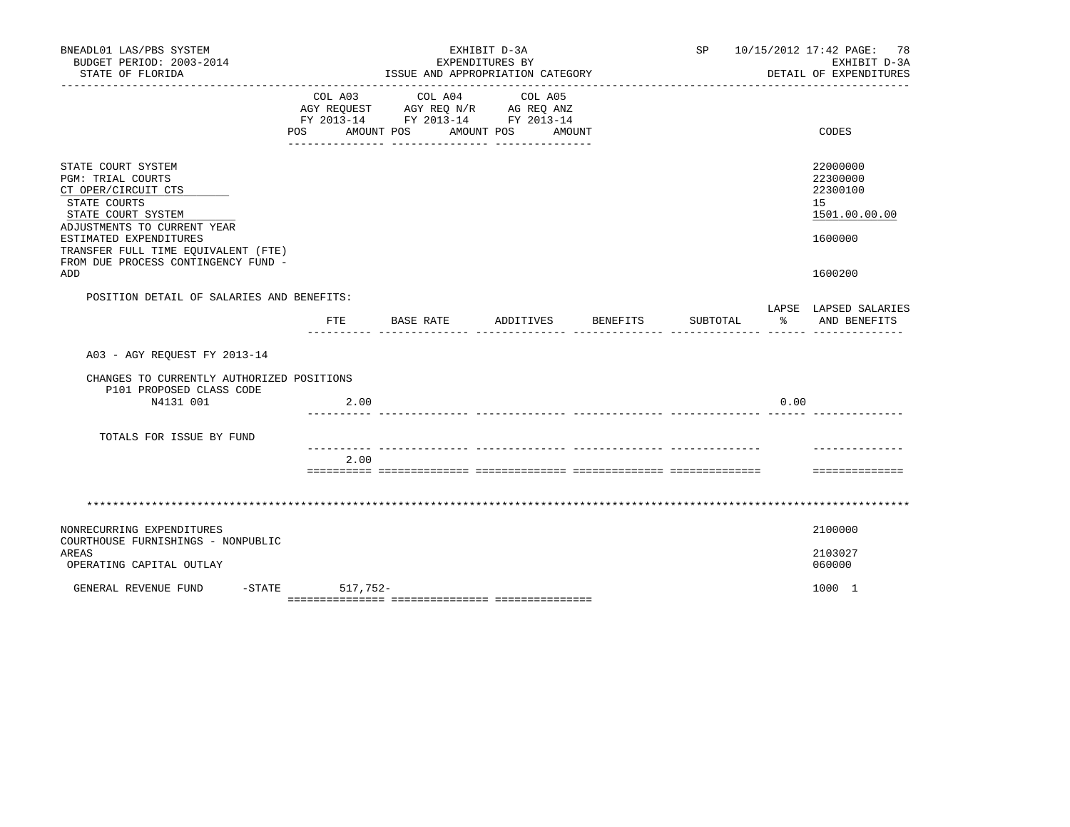BNEADL01 LAS/PBS SYSTEM — EXHIBIT D-3A — SP 10/15/2012 17:42

BUDGET PERIOD: 2003-2014 — EXPENDITURES BY — EXHIBIT D-3A

STATE OF FLORIDA — ISSUE AND APPROPRIATION CATEGORY — DETAIL OF EXPENDITURES

| | COL A03 AGY REQUEST FY 2013-14 POS AMOUNT | COL A04 AGY REQ N/R FY 2013-14 POS AMOUNT | COL A05 AG REQ ANZ FY 2013-14 POS AMOUNT | CODES |
|---|---|---|---|---|
| STATE COURT SYSTEM | | | | 22000000 |
| PGM: TRIAL COURTS | | | | 22300000 |
| CT OPER/CIRCUIT CTS | | | | 22300100 |
| STATE COURTS | | | | 15 |
| STATE COURT SYSTEM | | | | 1501.00.00.00 |
| ADJUSTMENTS TO CURRENT YEAR ESTIMATED EXPENDITURES | | | | 1600000 |
| TRANSFER FULL TIME EQUIVALENT (FTE) FROM DUE PROCESS CONTINGENCY FUND - ADD | | | | 1600200 |

POSITION DETAIL OF SALARIES AND BENEFITS:

| | FTE | BASE RATE | ADDITIVES | BENEFITS | SUBTOTAL | LAPSE % | LAPSED SALARIES AND BENEFITS |
|---|---|---|---|---|---|---|---|
| A03 - AGY REQUEST FY 2013-14 | | | | | | | |
| CHANGES TO CURRENTLY AUTHORIZED POSITIONS | | | | | | | |
| P101 PROPOSED CLASS CODE | | | | | | | |
| N4131 001 | 2.00 | | | | | 0.00 | |
| TOTALS FOR ISSUE BY FUND | 2.00 | | | | | | |

*******************************************************************************************************************

| | COL A03 AGY REQUEST FY 2013-14 POS AMOUNT | COL A04 AGY REQ N/R FY 2013-14 POS AMOUNT | COL A05 AG REQ ANZ FY 2013-14 POS AMOUNT | CODES |
|---|---|---|---|---|
| NONRECURRING EXPENDITURES | | | | 2100000 |
| COURTHOUSE FURNISHINGS - NONPUBLIC AREAS | | | | 2103027 |
| OPERATING CAPITAL OUTLAY | | | | 060000 |
| GENERAL REVENUE FUND -STATE | 517,752- | | | 1000 1 |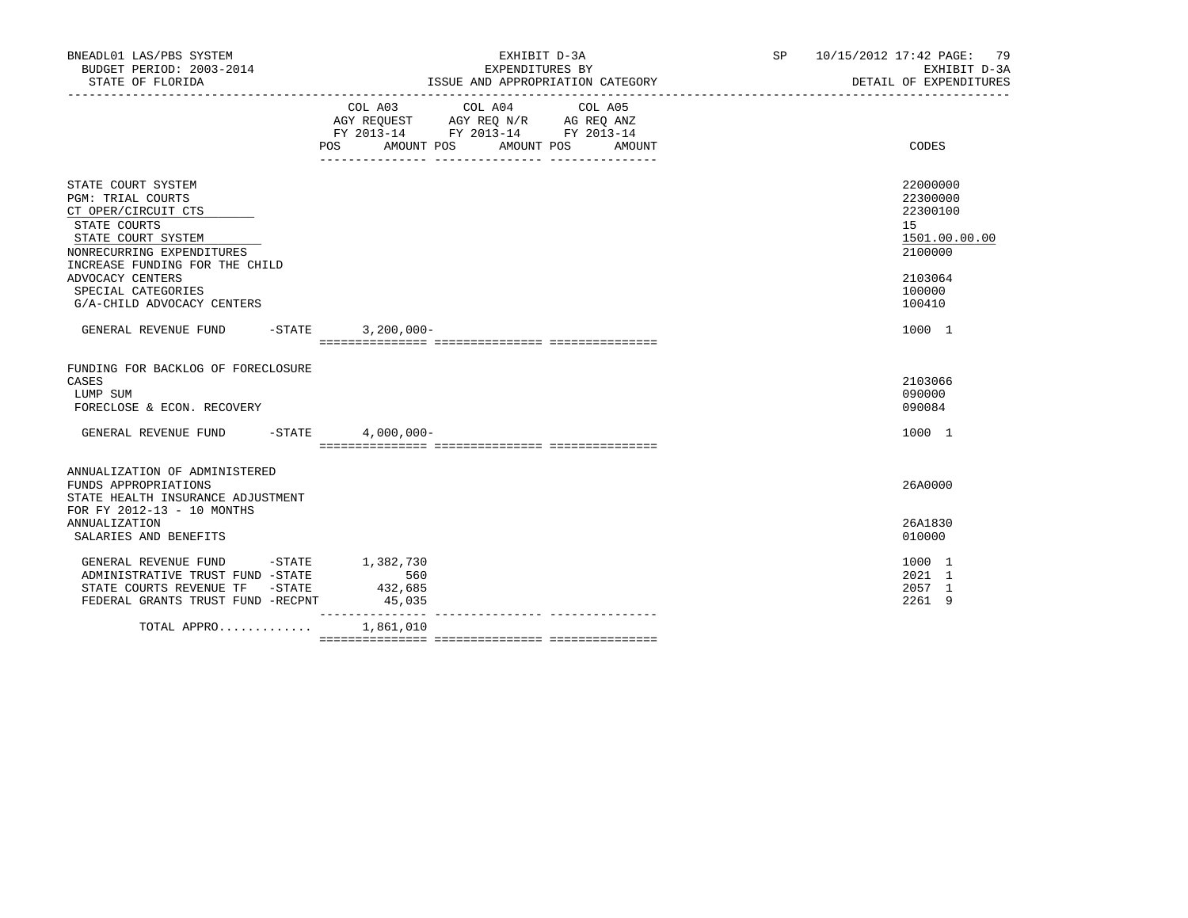| | COL A03 AGY REQUEST FY 2013-14 POS AMOUNT | COL A04 AGY REQ N/R FY 2013-14 POS AMOUNT | COL A05 AG REQ ANZ FY 2013-14 POS AMOUNT | CODES |
|---|---|---|---|---|
| STATE COURT SYSTEM | | | | 22000000 |
| PGM: TRIAL COURTS | | | | 22300000 |
| CT OPER/CIRCUIT CTS | | | | 22300100 |
| STATE COURTS | | | | 15 |
| STATE COURT SYSTEM | | | | 1501.00.00.00 |
| NONRECURRING EXPENDITURES | | | | 2100000 |
| INCREASE FUNDING FOR THE CHILD ADVOCACY CENTERS | | | | 2103064 |
| SPECIAL CATEGORIES | | | | 100000 |
| G/A-CHILD ADVOCACY CENTERS | | | | 100410 |
| GENERAL REVENUE FUND -STATE | 3,200,000- | | | 1000 1 |
| FUNDING FOR BACKLOG OF FORECLOSURE CASES | | | | 2103066 |
| LUMP SUM | | | | 090000 |
| FORECLOSE & ECON. RECOVERY | | | | 090084 |
| GENERAL REVENUE FUND -STATE | 4,000,000- | | | 1000 1 |
| ANNUALIZATION OF ADMINISTERED FUNDS APPROPRIATIONS | | | | 26A0000 |
| STATE HEALTH INSURANCE ADJUSTMENT FOR FY 2012-13 - 10 MONTHS ANNUALIZATION | | | | 26A1830 |
| SALARIES AND BENEFITS | | | | 010000 |
| GENERAL REVENUE FUND -STATE | 1,382,730 | | | 1000 1 |
| ADMINISTRATIVE TRUST FUND -STATE | 560 | | | 2021 1 |
| STATE COURTS REVENUE TF -STATE | 432,685 | | | 2057 1 |
| FEDERAL GRANTS TRUST FUND -RECPNT | 45,035 | | | 2261 9 |
| TOTAL APPRO............ | 1,861,010 | | | |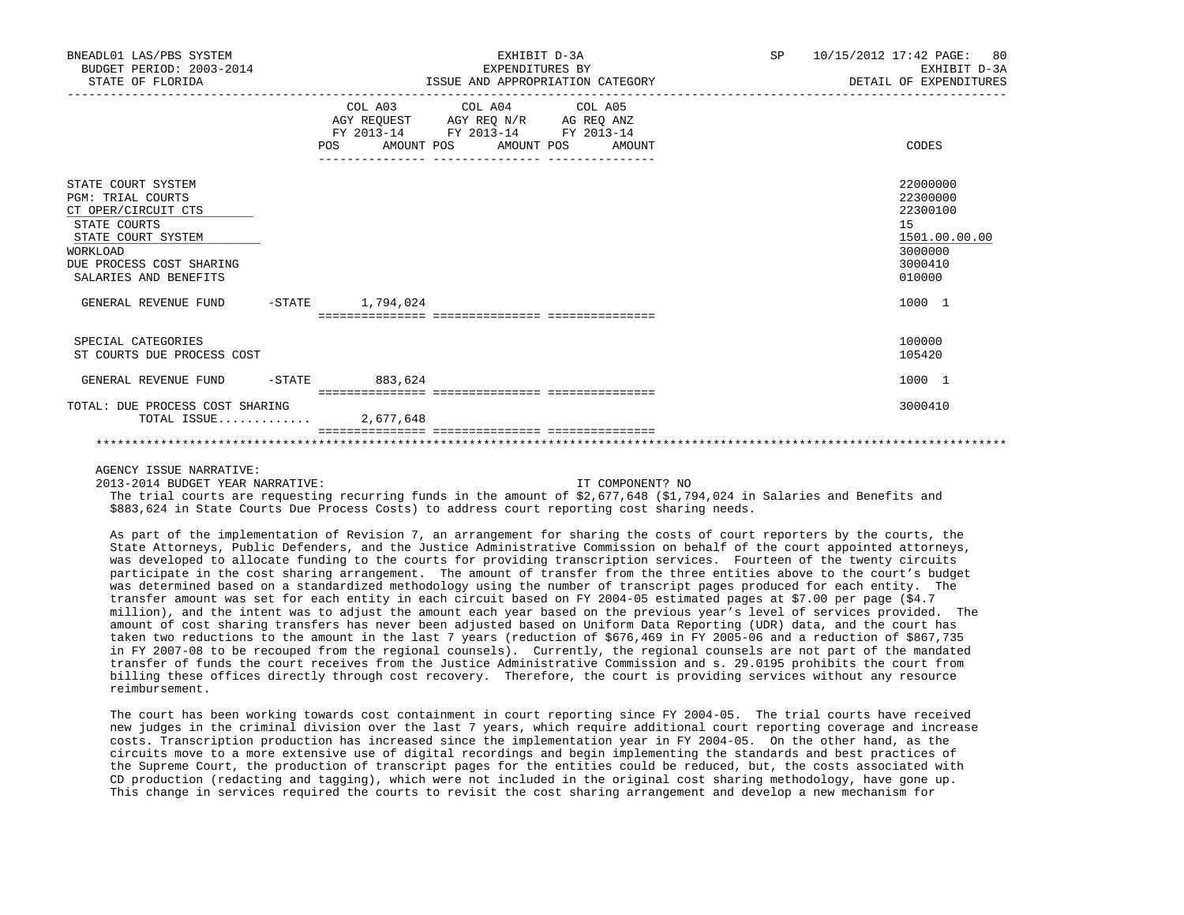BNEADL01 LAS/PBS SYSTEM
BUDGET PERIOD: 2003-2014
STATE OF FLORIDA

EXHIBIT D-3A
EXPENDITURES BY
ISSUE AND APPROPRIATION CATEGORY

SP 10/15/2012 17:42
EXHIBIT D-3A
DETAIL OF EXPENDITURES

| | COL A03 AGY REQUEST FY 2013-14 POS AMOUNT | COL A04 AGY REQ N/R FY 2013-14 POS AMOUNT | COL A05 AG REQ ANZ FY 2013-14 POS AMOUNT | CODES |
|---|---|---|---|---|
| STATE COURT SYSTEM | | | | 22000000 |
| PGM: TRIAL COURTS | | | | 22300000 |
| CT OPER/CIRCUIT CTS | | | | 22300100 |
| STATE COURTS | | | | 15 |
| STATE COURT SYSTEM | | | | 1501.00.00.00 |
| WORKLOAD | | | | 3000000 |
| DUE PROCESS COST SHARING | | | | 3000410 |
| SALARIES AND BENEFITS | | | | 010000 |
| GENERAL REVENUE FUND -STATE | 1,794,024 | | | 1000 1 |
| SPECIAL CATEGORIES | | | | 100000 |
| ST COURTS DUE PROCESS COST | | | | 105420 |
| GENERAL REVENUE FUND -STATE | 883,624 | | | 1000 1 |
| TOTAL: DUE PROCESS COST SHARING | | | | 3000410 |
| TOTAL ISSUE............ | 2,677,648 | | | |

AGENCY ISSUE NARRATIVE:

2013-2014 BUDGET YEAR NARRATIVE: IT COMPONENT? NO

The trial courts are requesting recurring funds in the amount of $2,677,648 ($1,794,024 in Salaries and Benefits and $883,624 in State Courts Due Process Costs) to address court reporting cost sharing needs.

As part of the implementation of Revision 7, an arrangement for sharing the costs of court reporters by the courts, the State Attorneys, Public Defenders, and the Justice Administrative Commission on behalf of the court appointed attorneys, was developed to allocate funding to the courts for providing transcription services. Fourteen of the twenty circuits participate in the cost sharing arrangement. The amount of transfer from the three entities above to the court's budget was determined based on a standardized methodology using the number of transcript pages produced for each entity. The transfer amount was set for each entity in each circuit based on FY 2004-05 estimated pages at $7.00 per page ($4.7 million), and the intent was to adjust the amount each year based on the previous year's level of services provided. The amount of cost sharing transfers has never been adjusted based on Uniform Data Reporting (UDR) data, and the court has taken two reductions to the amount in the last 7 years (reduction of $676,469 in FY 2005-06 and a reduction of $867,735 in FY 2007-08 to be recouped from the regional counsels). Currently, the regional counsels are not part of the mandated transfer of funds the court receives from the Justice Administrative Commission and s. 29.0195 prohibits the court from billing these offices directly through cost recovery. Therefore, the court is providing services without any resource reimbursement.

The court has been working towards cost containment in court reporting since FY 2004-05. The trial courts have received new judges in the criminal division over the last 7 years, which require additional court reporting coverage and increase costs. Transcription production has increased since the implementation year in FY 2004-05. On the other hand, as the circuits move to a more extensive use of digital recordings and begin implementing the standards and best practices of the Supreme Court, the production of transcript pages for the entities could be reduced, but, the costs associated with CD production (redacting and tagging), which were not included in the original cost sharing methodology, have gone up. This change in services required the courts to revisit the cost sharing arrangement and develop a new mechanism for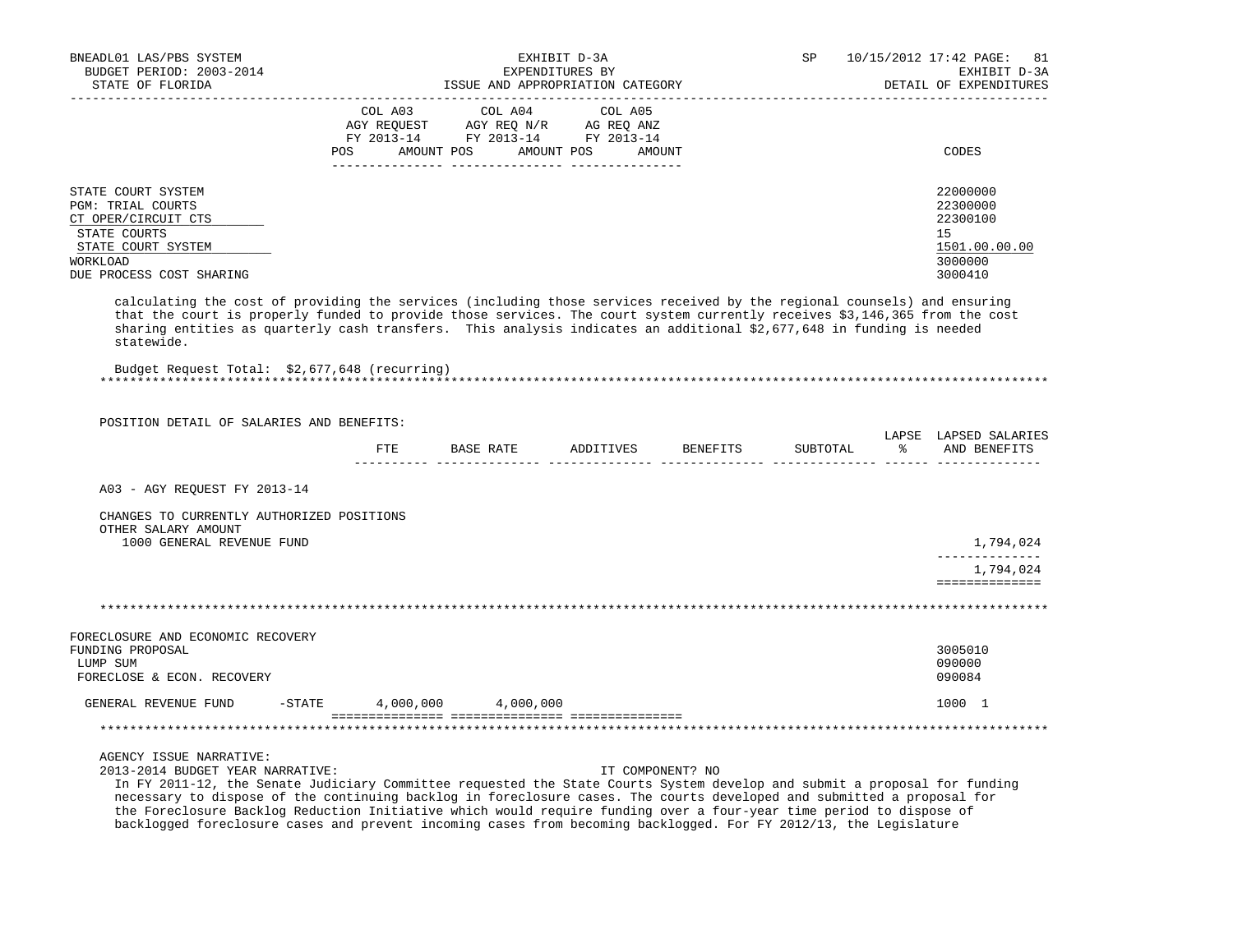| | COL A03 AGY REQUEST FY 2013-14 POS AMOUNT | COL A04 AGY REQ N/R FY 2013-14 POS AMOUNT | COL A05 AG REQ ANZ FY 2013-14 POS AMOUNT | CODES |
|---|---|---|---|---|
| STATE COURT SYSTEM | | | | 22000000 |
| PGM: TRIAL COURTS | | | | 22300000 |
| CT OPER/CIRCUIT CTS | | | | 22300100 |
| STATE COURTS | | | | 15 |
| STATE COURT SYSTEM | | | | 1501.00.00.00 |
| WORKLOAD | | | | 3000000 |
| DUE PROCESS COST SHARING | | | | 3000410 |

calculating the cost of providing the services (including those services received by the regional counsels) and ensuring that the court is properly funded to provide those services. The court system currently receives $3,146,365 from the cost sharing entities as quarterly cash transfers. This analysis indicates an additional $2,677,648 in funding is needed statewide.

Budget Request Total: $2,677,648 (recurring)

POSITION DETAIL OF SALARIES AND BENEFITS:

| | FTE | BASE RATE | ADDITIVES | BENEFITS | SUBTOTAL | LAPSE % | LAPSED SALARIES AND BENEFITS |
|---|---|---|---|---|---|---|---|
| A03 - AGY REQUEST FY 2013-14 | | | | | | | |
| CHANGES TO CURRENTLY AUTHORIZED POSITIONS | | | | | | | |
| OTHER SALARY AMOUNT | | | | | | | |
| 1000 GENERAL REVENUE FUND | | | | | | | 1,794,024 |
| | | | | | | | 1,794,024 |

| | COL A03 | COL A04 | COL A05 | CODES |
|---|---|---|---|---|
| FORECLOSURE AND ECONOMIC RECOVERY | | | | |
| FUNDING PROPOSAL | | | | 3005010 |
| LUMP SUM | | | | 090000 |
| FORECLOSE & ECON. RECOVERY | | | | 090084 |
| GENERAL REVENUE FUND -STATE | 4,000,000 | 4,000,000 | | 1000 1 |

AGENCY ISSUE NARRATIVE:

2013-2014 BUDGET YEAR NARRATIVE: IT COMPONENT? NO

In FY 2011-12, the Senate Judiciary Committee requested the State Courts System develop and submit a proposal for funding necessary to dispose of the continuing backlog in foreclosure cases. The courts developed and submitted a proposal for the Foreclosure Backlog Reduction Initiative which would require funding over a four-year time period to dispose of backlogged foreclosure cases and prevent incoming cases from becoming backlogged. For FY 2012/13, the Legislature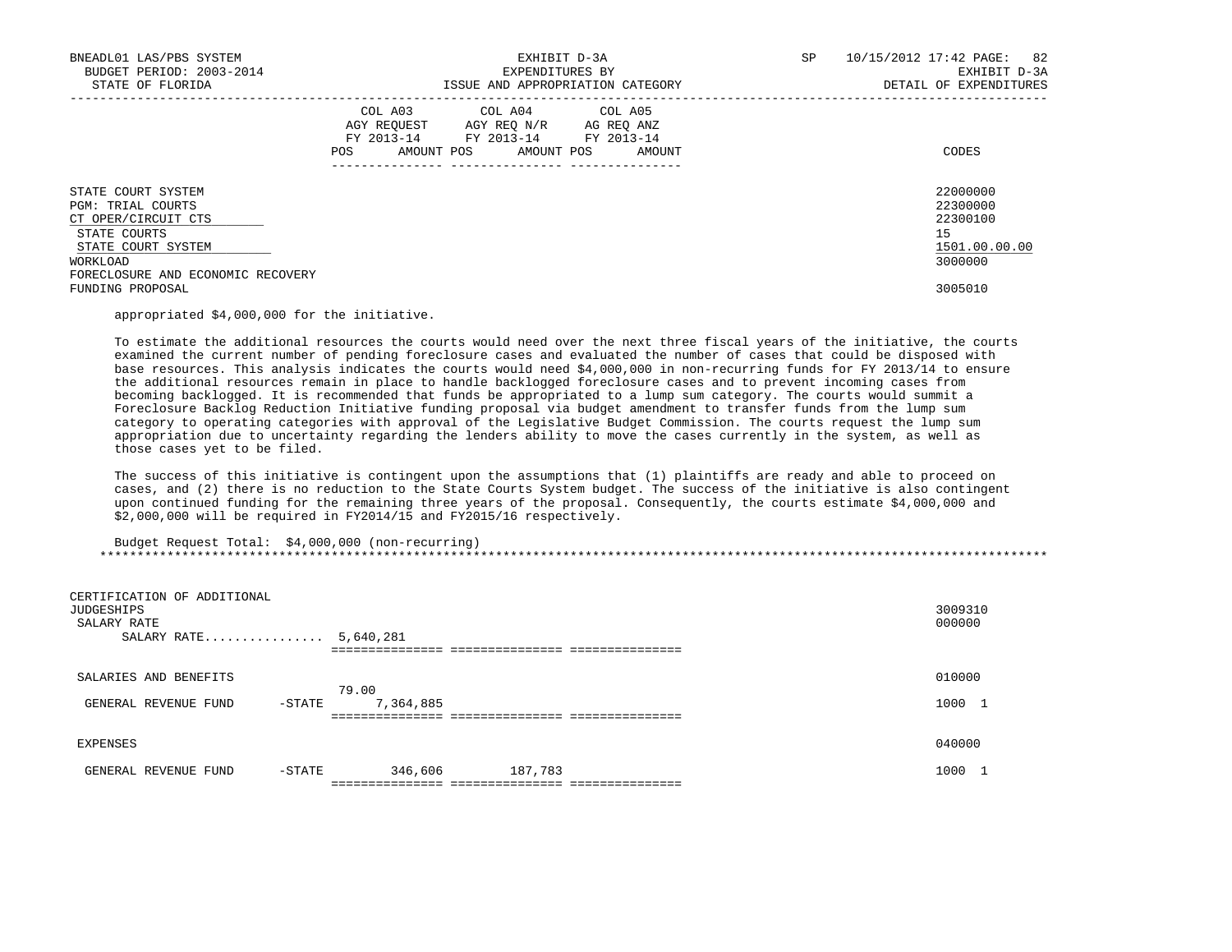| | COL A03 AGY REQUEST FY 2013-14 POS | AMOUNT | COL A04 AGY REQ N/R FY 2013-14 POS | AMOUNT | COL A05 AG REQ ANZ FY 2013-14 POS | AMOUNT | CODES |
|---|---|---|---|---|---|---|---|
| STATE COURT SYSTEM | | | | | | | 22000000 |
| PGM: TRIAL COURTS | | | | | | | 22300000 |
| CT OPER/CIRCUIT CTS | | | | | | | 22300100 |
| STATE COURTS | | | | | | | 15 |
| STATE COURT SYSTEM | | | | | | | 1501.00.00.00 |
| WORKLOAD | | | | | | | 3000000 |
| FORECLOSURE AND ECONOMIC RECOVERY FUNDING PROPOSAL | | | | | | | 3005010 |

appropriated $4,000,000 for the initiative.

To estimate the additional resources the courts would need over the next three fiscal years of the initiative, the courts examined the current number of pending foreclosure cases and evaluated the number of cases that could be disposed with base resources. This analysis indicates the courts would need $4,000,000 in non-recurring funds for FY 2013/14 to ensure the additional resources remain in place to handle backlogged foreclosure cases and to prevent incoming cases from becoming backlogged. It is recommended that funds be appropriated to a lump sum category. The courts would summit a Foreclosure Backlog Reduction Initiative funding proposal via budget amendment to transfer funds from the lump sum category to operating categories with approval of the Legislative Budget Commission. The courts request the lump sum appropriation due to uncertainty regarding the lenders ability to move the cases currently in the system, as well as those cases yet to be filed.

The success of this initiative is contingent upon the assumptions that (1) plaintiffs are ready and able to proceed on cases, and (2) there is no reduction to the State Courts System budget. The success of the initiative is also contingent upon continued funding for the remaining three years of the proposal. Consequently, the courts estimate $4,000,000 and $2,000,000 will be required in FY2014/15 and FY2015/16 respectively.

Budget Request Total: $4,000,000 (non-recurring)

*****************************************************************************************************************************

| | COL A03 POS | AMOUNT | COL A04 POS | AMOUNT | COL A05 POS | AMOUNT | CODES |
|---|---|---|---|---|---|---|---|
| CERTIFICATION OF ADDITIONAL JUDGESHIPS | | | | | | | 3009310 |
| SALARY RATE | | | | | | | 000000 |
| SALARY RATE................ | | 5,640,281 | | | | | |
| SALARIES AND BENEFITS | | | | | | | 010000 |
| GENERAL REVENUE FUND -STATE | 79.00 | 7,364,885 | | | | | 1000 1 |
| EXPENSES | | | | | | | 040000 |
| GENERAL REVENUE FUND -STATE | | 346,606 | | 187,783 | | | 1000 1 |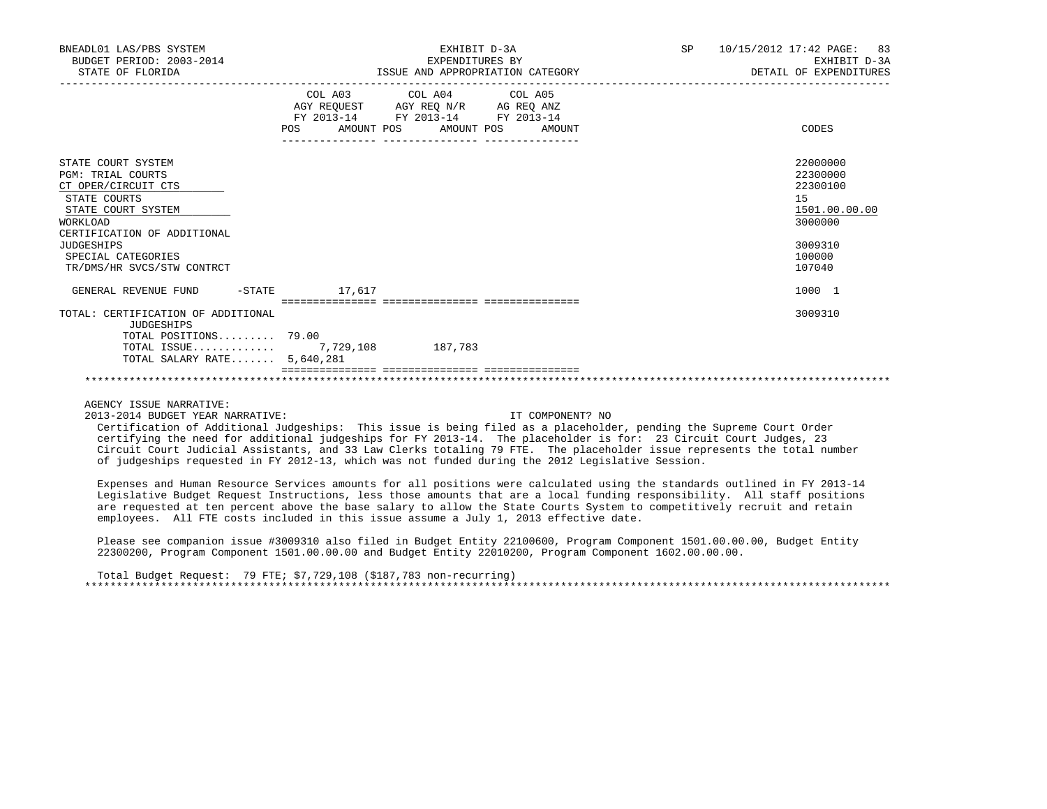BNEADL01 LAS/PBS SYSTEM — EXHIBIT D-3A — SP 10/15/2012 17:42

BUDGET PERIOD: 2003-2014 — EXPENDITURES BY — EXHIBIT D-3A

STATE OF FLORIDA — ISSUE AND APPROPRIATION CATEGORY — DETAIL OF EXPENDITURES

| | COL A03 AGY REQUEST FY 2013-14 POS | AMOUNT | COL A04 AGY REQ N/R FY 2013-14 POS | AMOUNT | COL A05 AG REQ ANZ FY 2013-14 POS | AMOUNT | CODES |
|---|---|---|---|---|---|---|---|
| STATE COURT SYSTEM | | | | | | | 22000000 |
| PGM: TRIAL COURTS | | | | | | | 22300000 |
| CT OPER/CIRCUIT CTS | | | | | | | 22300100 |
| STATE COURTS | | | | | | | 15 |
| STATE COURT SYSTEM | | | | | | | 1501.00.00.00 |
| WORKLOAD | | | | | | | 3000000 |
| CERTIFICATION OF ADDITIONAL JUDGESHIPS | | | | | | | 3009310 |
| SPECIAL CATEGORIES | | | | | | | 100000 |
| TR/DMS/HR SVCS/STW CONTRCT | | | | | | | 107040 |
| GENERAL REVENUE FUND -STATE | | 17,617 | | | | | 1000 1 |
| TOTAL: CERTIFICATION OF ADDITIONAL JUDGESHIPS | | | | | | | 3009310 |
| TOTAL POSITIONS......... | 79.00 | | | | | | |
| TOTAL ISSUE............ | | 7,729,108 | | 187,783 | | | |
| TOTAL SALARY RATE....... | | 5,640,281 | | | | | |

AGENCY ISSUE NARRATIVE:

2013-2014 BUDGET YEAR NARRATIVE: IT COMPONENT? NO

Certification of Additional Judgeships: This issue is being filed as a placeholder, pending the Supreme Court Order certifying the need for additional judgeships for FY 2013-14. The placeholder is for: 23 Circuit Court Judges, 23 Circuit Court Judicial Assistants, and 33 Law Clerks totaling 79 FTE. The placeholder issue represents the total number of judgeships requested in FY 2012-13, which was not funded during the 2012 Legislative Session.

Expenses and Human Resource Services amounts for all positions were calculated using the standards outlined in FY 2013-14 Legislative Budget Request Instructions, less those amounts that are a local funding responsibility. All staff positions are requested at ten percent above the base salary to allow the State Courts System to competitively recruit and retain employees. All FTE costs included in this issue assume a July 1, 2013 effective date.

Please see companion issue #3009310 also filed in Budget Entity 22100600, Program Component 1501.00.00.00, Budget Entity 22300200, Program Component 1501.00.00.00 and Budget Entity 22010200, Program Component 1602.00.00.00.

Total Budget Request: 79 FTE; $7,729,108 ($187,783 non-recurring)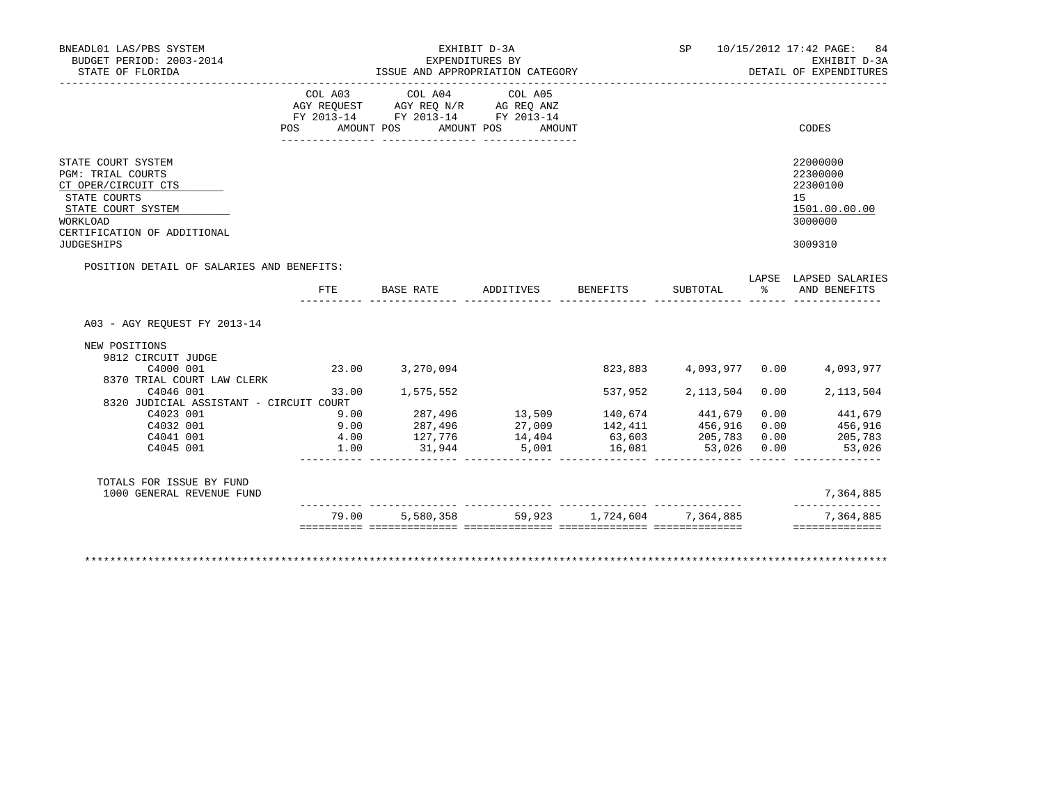BNEADL01 LAS/PBS SYSTEM
BUDGET PERIOD: 2003-2014
STATE OF FLORIDA

EXHIBIT D-3A
EXPENDITURES BY
ISSUE AND APPROPRIATION CATEGORY

SP 10/15/2012 17:42
EXHIBIT D-3A
DETAIL OF EXPENDITURES

| | COL A03 AGY REQUEST FY 2013-14 POS AMOUNT | COL A04 AGY REQ N/R FY 2013-14 POS AMOUNT | COL A05 AG REQ ANZ FY 2013-14 POS AMOUNT | CODES |
|---|---|---|---|---|
| STATE COURT SYSTEM | | | | 22000000 |
| PGM: TRIAL COURTS | | | | 22300000 |
| CT OPER/CIRCUIT CTS | | | | 22300100 |
| STATE COURTS | | | | 15 |
| STATE COURT SYSTEM | | | | 1501.00.00.00 |
| WORKLOAD | | | | 3000000 |
| CERTIFICATION OF ADDITIONAL JUDGESHIPS | | | | 3009310 |

POSITION DETAIL OF SALARIES AND BENEFITS:

| | FTE | BASE RATE | ADDITIVES | BENEFITS | SUBTOTAL | LAPSE % | LAPSED SALARIES AND BENEFITS |
|---|---|---|---|---|---|---|---|
| A03 - AGY REQUEST FY 2013-14 | | | | | | | |
| NEW POSITIONS | | | | | | | |
| 9812 CIRCUIT JUDGE | | | | | | | |
| C4000 001 | 23.00 | 3,270,094 | | 823,883 | 4,093,977 | 0.00 | 4,093,977 |
| 8370 TRIAL COURT LAW CLERK | | | | | | | |
| C4046 001 | 33.00 | 1,575,552 | | 537,952 | 2,113,504 | 0.00 | 2,113,504 |
| 8320 JUDICIAL ASSISTANT - CIRCUIT COURT | | | | | | | |
| C4023 001 | 9.00 | 287,496 | 13,509 | 140,674 | 441,679 | 0.00 | 441,679 |
| C4032 001 | 9.00 | 287,496 | 27,009 | 142,411 | 456,916 | 0.00 | 456,916 |
| C4041 001 | 4.00 | 127,776 | 14,404 | 63,603 | 205,783 | 0.00 | 205,783 |
| C4045 001 | 1.00 | 31,944 | 5,001 | 16,081 | 53,026 | 0.00 | 53,026 |
| TOTALS FOR ISSUE BY FUND | | | | | | | |
| 1000 GENERAL REVENUE FUND | | | | | | | 7,364,885 |
| | 79.00 | 5,580,358 | 59,923 | 1,724,604 | 7,364,885 | | 7,364,885 |

*******************************************************************************************************************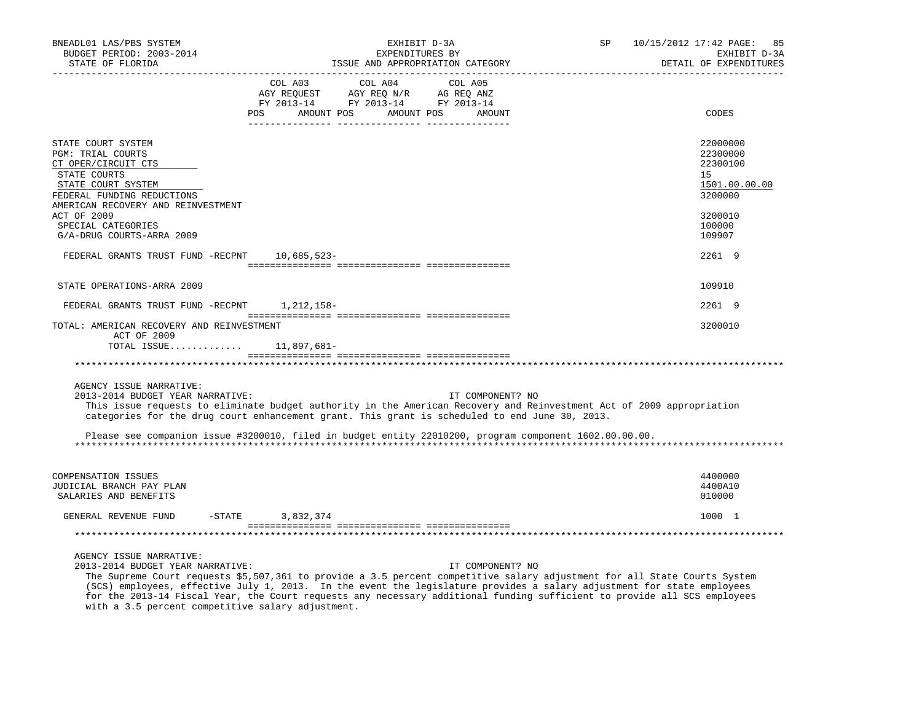| | COL A03 AGY REQUEST FY 2013-14 POS AMOUNT | COL A04 AGY REQ N/R FY 2013-14 POS AMOUNT | COL A05 AG REQ ANZ FY 2013-14 POS AMOUNT | CODES |
|---|---|---|---|---|
| STATE COURT SYSTEM | | | | 22000000 |
| PGM: TRIAL COURTS | | | | 22300000 |
| CT OPER/CIRCUIT CTS | | | | 22300100 |
| STATE COURTS | | | | 15 |
| STATE COURT SYSTEM | | | | 1501.00.00.00 |
| FEDERAL FUNDING REDUCTIONS | | | | 3200000 |
| AMERICAN RECOVERY AND REINVESTMENT ACT OF 2009 | | | | 3200010 |
| SPECIAL CATEGORIES | | | | 100000 |
| G/A-DRUG COURTS-ARRA 2009 | | | | 109907 |
| FEDERAL GRANTS TRUST FUND -RECPNT | 10,685,523- | | | 2261 9 |
| STATE OPERATIONS-ARRA 2009 | | | | 109910 |
| FEDERAL GRANTS TRUST FUND -RECPNT | 1,212,158- | | | 2261 9 |
| TOTAL: AMERICAN RECOVERY AND REINVESTMENT ACT OF 2009 | | | | 3200010 |
| TOTAL ISSUE............ | 11,897,681- | | | |

AGENCY ISSUE NARRATIVE:
2013-2014 BUDGET YEAR NARRATIVE: IT COMPONENT? NO

This issue requests to eliminate budget authority in the American Recovery and Reinvestment Act of 2009 appropriation categories for the drug court enhancement grant. This grant is scheduled to end June 30, 2013.

Please see companion issue #3200010, filed in budget entity 22010200, program component 1602.00.00.00.

| | COL A03 | COL A04 | COL A05 | CODES |
|---|---|---|---|---|
| COMPENSATION ISSUES | | | | 4400000 |
| JUDICIAL BRANCH PAY PLAN | | | | 4400A10 |
| SALARIES AND BENEFITS | | | | 010000 |
| GENERAL REVENUE FUND -STATE | 3,832,374 | | | 1000 1 |

AGENCY ISSUE NARRATIVE:
2013-2014 BUDGET YEAR NARRATIVE: IT COMPONENT? NO

The Supreme Court requests $5,507,361 to provide a 3.5 percent competitive salary adjustment for all State Courts System (SCS) employees, effective July 1, 2013. In the event the legislature provides a salary adjustment for state employees for the 2013-14 Fiscal Year, the Court requests any necessary additional funding sufficient to provide all SCS employees with a 3.5 percent competitive salary adjustment.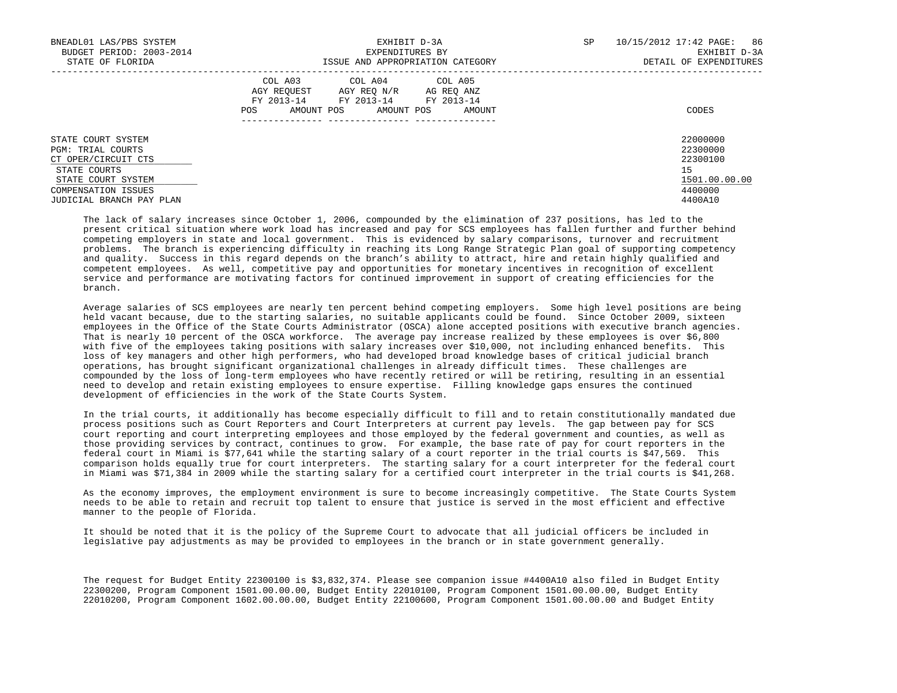| | COL A03 AGY REQUEST FY 2013-14 | | COL A04 AGY REQ N/R FY 2013-14 | | COL A05 AG REQ ANZ FY 2013-14 | | |
|---|---|---|---|---|---|---|---|
| | POS | AMOUNT | POS | AMOUNT | POS | AMOUNT | CODES |
| STATE COURT SYSTEM | | | | | | | 22000000 |
| PGM: TRIAL COURTS | | | | | | | 22300000 |
| CT OPER/CIRCUIT CTS | | | | | | | 22300100 |
| STATE COURTS | | | | | | | 15 |
| STATE COURT SYSTEM | | | | | | | 1501.00.00.00 |
| COMPENSATION ISSUES | | | | | | | 4400000 |
| JUDICIAL BRANCH PAY PLAN | | | | | | | 4400A10 |

The lack of salary increases since October 1, 2006, compounded by the elimination of 237 positions, has led to the present critical situation where work load has increased and pay for SCS employees has fallen further and further behind competing employers in state and local government. This is evidenced by salary comparisons, turnover and recruitment problems. The branch is experiencing difficulty in reaching its Long Range Strategic Plan goal of supporting competency and quality. Success in this regard depends on the branch's ability to attract, hire and retain highly qualified and competent employees. As well, competitive pay and opportunities for monetary incentives in recognition of excellent service and performance are motivating factors for continued improvement in support of creating efficiencies for the branch.

Average salaries of SCS employees are nearly ten percent behind competing employers. Some high level positions are being held vacant because, due to the starting salaries, no suitable applicants could be found. Since October 2009, sixteen employees in the Office of the State Courts Administrator (OSCA) alone accepted positions with executive branch agencies. That is nearly 10 percent of the OSCA workforce. The average pay increase realized by these employees is over $6,800 with five of the employees taking positions with salary increases over $10,000, not including enhanced benefits. This loss of key managers and other high performers, who had developed broad knowledge bases of critical judicial branch operations, has brought significant organizational challenges in already difficult times. These challenges are compounded by the loss of long-term employees who have recently retired or will be retiring, resulting in an essential need to develop and retain existing employees to ensure expertise. Filling knowledge gaps ensures the continued development of efficiencies in the work of the State Courts System.

In the trial courts, it additionally has become especially difficult to fill and to retain constitutionally mandated due process positions such as Court Reporters and Court Interpreters at current pay levels. The gap between pay for SCS court reporting and court interpreting employees and those employed by the federal government and counties, as well as those providing services by contract, continues to grow. For example, the base rate of pay for court reporters in the federal court in Miami is $77,641 while the starting salary of a court reporter in the trial courts is $47,569. This comparison holds equally true for court interpreters. The starting salary for a court interpreter for the federal court in Miami was $71,384 in 2009 while the starting salary for a certified court interpreter in the trial courts is $41,268.

As the economy improves, the employment environment is sure to become increasingly competitive. The State Courts System needs to be able to retain and recruit top talent to ensure that justice is served in the most efficient and effective manner to the people of Florida.

It should be noted that it is the policy of the Supreme Court to advocate that all judicial officers be included in legislative pay adjustments as may be provided to employees in the branch or in state government generally.

The request for Budget Entity 22300100 is $3,832,374. Please see companion issue #4400A10 also filed in Budget Entity 22300200, Program Component 1501.00.00.00, Budget Entity 22010100, Program Component 1501.00.00.00, Budget Entity 22010200, Program Component 1602.00.00.00, Budget Entity 22100600, Program Component 1501.00.00.00 and Budget Entity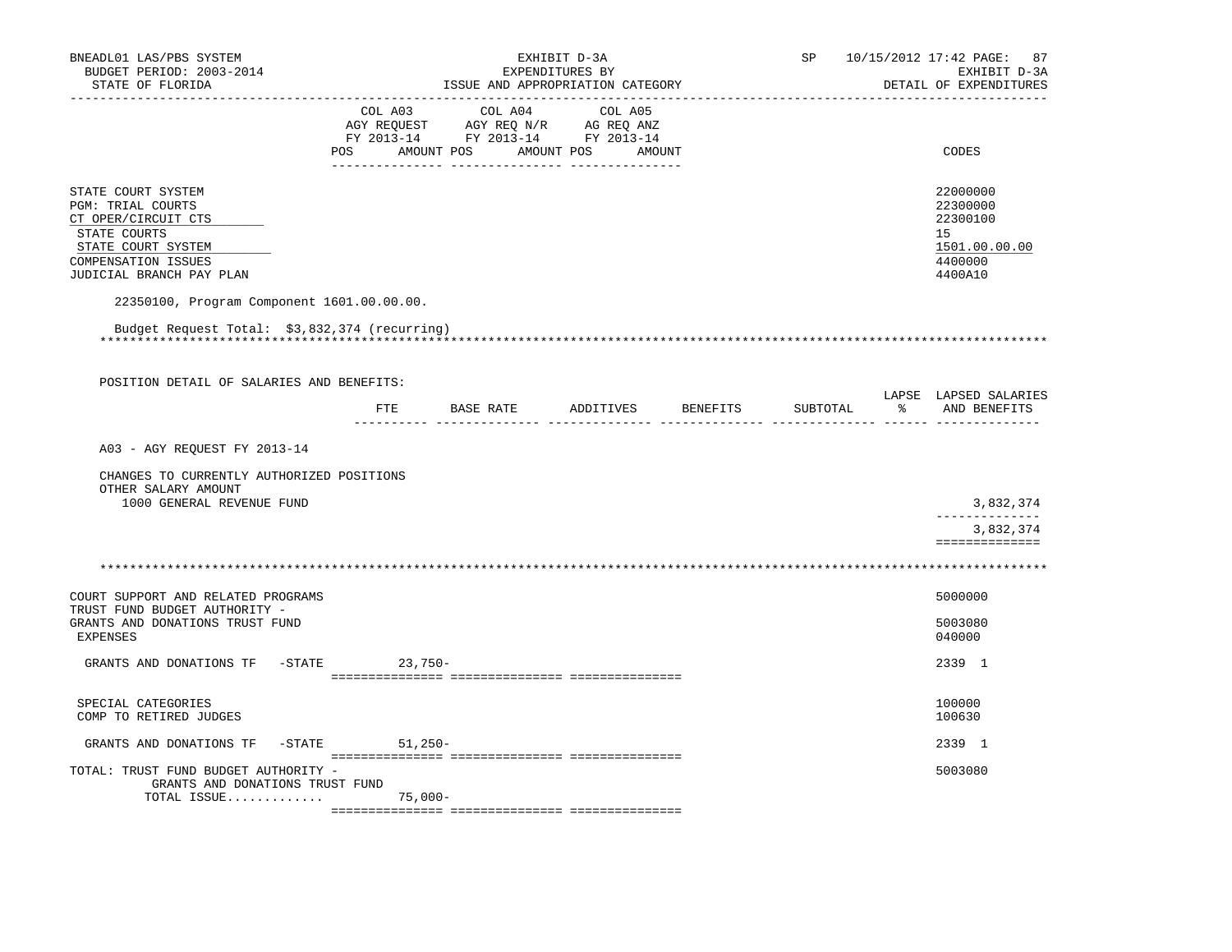| | COL A03 AGY REQUEST FY 2013-14 POS AMOUNT | COL A04 AGY REQ N/R FY 2013-14 POS AMOUNT | COL A05 AG REQ ANZ FY 2013-14 POS AMOUNT | CODES |
|---|---|---|---|---|
| STATE COURT SYSTEM | | | | 22000000 |
| PGM: TRIAL COURTS | | | | 22300000 |
| CT OPER/CIRCUIT CTS | | | | 22300100 |
| STATE COURTS | | | | 15 |
| STATE COURT SYSTEM | | | | 1501.00.00.00 |
| COMPENSATION ISSUES | | | | 4400000 |
| JUDICIAL BRANCH PAY PLAN | | | | 4400A10 |

22350100, Program Component 1601.00.00.00.

Budget Request Total: $3,832,374 (recurring)

POSITION DETAIL OF SALARIES AND BENEFITS:

| | FTE | BASE RATE | ADDITIVES | BENEFITS | SUBTOTAL | LAPSE % | LAPSED SALARIES AND BENEFITS |
|---|---|---|---|---|---|---|---|
| A03 - AGY REQUEST FY 2013-14 | | | | | | | |
| CHANGES TO CURRENTLY AUTHORIZED POSITIONS | | | | | | | |
| OTHER SALARY AMOUNT | | | | | | | |
| 1000 GENERAL REVENUE FUND | | | | | | | 3,832,374 |
| | | | | | | | 3,832,374 |

| | COL A03 AGY REQUEST FY 2013-14 POS AMOUNT | COL A04 AGY REQ N/R FY 2013-14 POS AMOUNT | COL A05 AG REQ ANZ FY 2013-14 POS AMOUNT | CODES |
|---|---|---|---|---|
| COURT SUPPORT AND RELATED PROGRAMS | | | | 5000000 |
| TRUST FUND BUDGET AUTHORITY - GRANTS AND DONATIONS TRUST FUND | | | | 5003080 |
| EXPENSES | | | | 040000 |
| GRANTS AND DONATIONS TF -STATE | 23,750- | | | 2339 1 |
| SPECIAL CATEGORIES | | | | 100000 |
| COMP TO RETIRED JUDGES | | | | 100630 |
| GRANTS AND DONATIONS TF -STATE | 51,250- | | | 2339 1 |
| TOTAL: TRUST FUND BUDGET AUTHORITY - GRANTS AND DONATIONS TRUST FUND | | | | 5003080 |
| TOTAL ISSUE............. | 75,000- | | | |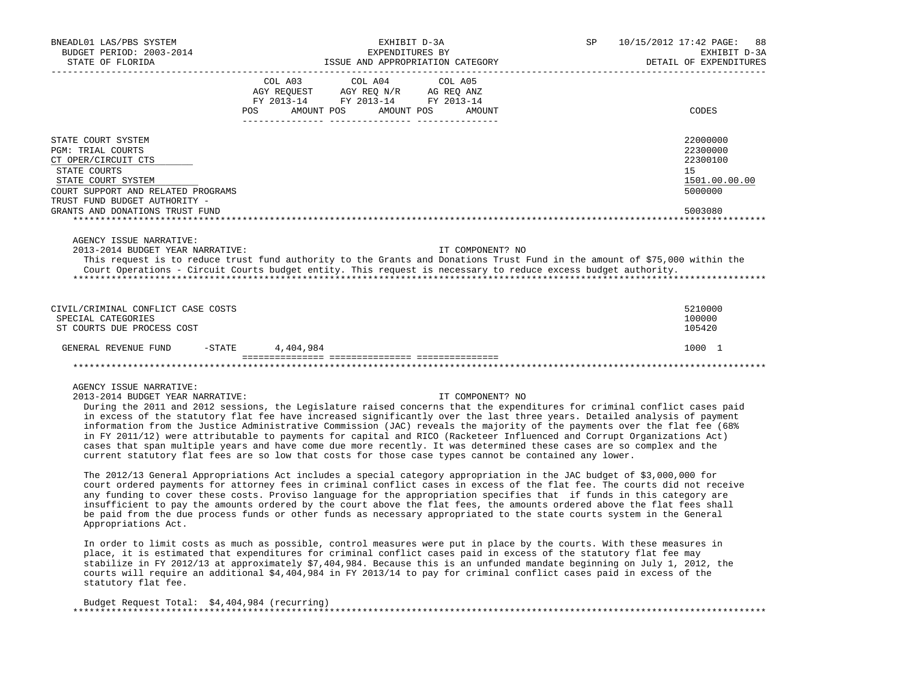BNEADL01 LAS/PBS SYSTEM | EXHIBIT D-3A | SP 10/15/2012 17:42
BUDGET PERIOD: 2003-2014 | EXPENDITURES BY | EXHIBIT D-3A
STATE OF FLORIDA | ISSUE AND APPROPRIATION CATEGORY | DETAIL OF EXPENDITURES

| | COL A03 AGY REQUEST FY 2013-14 POS | AMOUNT | COL A04 AGY REQ N/R FY 2013-14 POS | AMOUNT | COL A05 AG REQ ANZ FY 2013-14 POS | AMOUNT | CODES |
|---|---|---|---|---|---|---|---|
| STATE COURT SYSTEM | | | | | | | 22000000 |
| PGM: TRIAL COURTS | | | | | | | 22300000 |
| CT OPER/CIRCUIT CTS | | | | | | | 22300100 |
| STATE COURTS | | | | | | | 15 |
| STATE COURT SYSTEM | | | | | | | 1501.00.00.00 |
| COURT SUPPORT AND RELATED PROGRAMS | | | | | | | 5000000 |
| TRUST FUND BUDGET AUTHORITY - GRANTS AND DONATIONS TRUST FUND | | | | | | | 5003080 |

AGENCY ISSUE NARRATIVE:
2013-2014 BUDGET YEAR NARRATIVE: IT COMPONENT? NO

This request is to reduce trust fund authority to the Grants and Donations Trust Fund in the amount of $75,000 within the Court Operations - Circuit Courts budget entity. This request is necessary to reduce excess budget authority.

| | COL A03 POS | AMOUNT | COL A04 POS | AMOUNT | COL A05 POS | AMOUNT | CODES |
|---|---|---|---|---|---|---|---|
| CIVIL/CRIMINAL CONFLICT CASE COSTS | | | | | | | 5210000 |
| SPECIAL CATEGORIES | | | | | | | 100000 |
| ST COURTS DUE PROCESS COST | | | | | | | 105420 |
| GENERAL REVENUE FUND -STATE | | 4,404,984 | | | | | 1000 1 |

AGENCY ISSUE NARRATIVE:
2013-2014 BUDGET YEAR NARRATIVE: IT COMPONENT? NO

During the 2011 and 2012 sessions, the Legislature raised concerns that the expenditures for criminal conflict cases paid in excess of the statutory flat fee have increased significantly over the last three years. Detailed analysis of payment information from the Justice Administrative Commission (JAC) reveals the majority of the payments over the flat fee (68% in FY 2011/12) were attributable to payments for capital and RICO (Racketeer Influenced and Corrupt Organizations Act) cases that span multiple years and have come due more recently. It was determined these cases are so complex and the current statutory flat fees are so low that costs for those case types cannot be contained any lower.

The 2012/13 General Appropriations Act includes a special category appropriation in the JAC budget of $3,000,000 for court ordered payments for attorney fees in criminal conflict cases in excess of the flat fee. The courts did not receive any funding to cover these costs. Proviso language for the appropriation specifies that if funds in this category are insufficient to pay the amounts ordered by the court above the flat fees, the amounts ordered above the flat fees shall be paid from the due process funds or other funds as necessary appropriated to the state courts system in the General Appropriations Act.

In order to limit costs as much as possible, control measures were put in place by the courts. With these measures in place, it is estimated that expenditures for criminal conflict cases paid in excess of the statutory flat fee may stabilize in FY 2012/13 at approximately $7,404,984. Because this is an unfunded mandate beginning on July 1, 2012, the courts will require an additional $4,404,984 in FY 2013/14 to pay for criminal conflict cases paid in excess of the statutory flat fee.

Budget Request Total: $4,404,984 (recurring)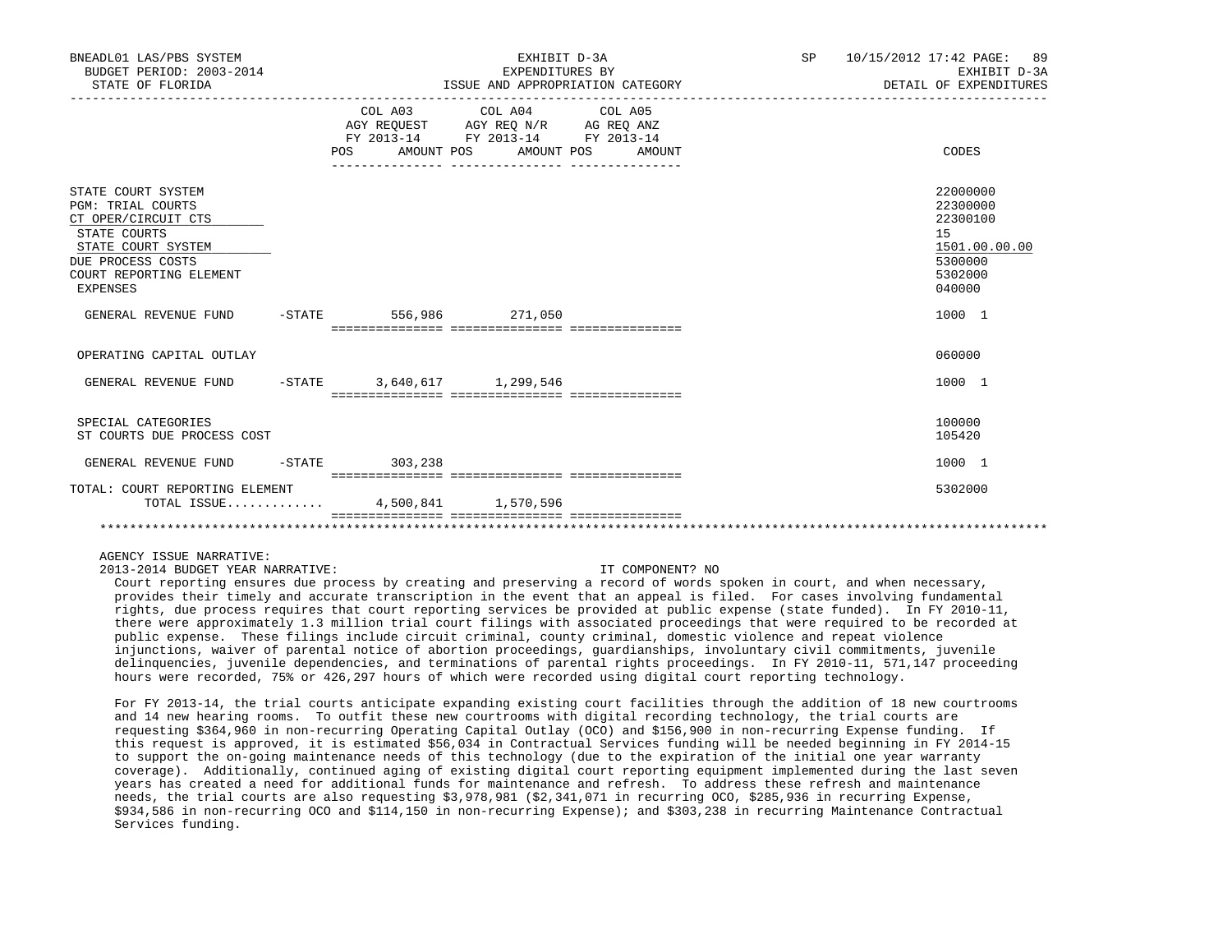BNEADL01 LAS/PBS SYSTEM
BUDGET PERIOD: 2003-2014
STATE OF FLORIDA

EXHIBIT D-3A
EXPENDITURES BY
ISSUE AND APPROPRIATION CATEGORY

SP 10/15/2012 17:42 PAGE: 89
EXHIBIT D-3A
DETAIL OF EXPENDITURES

| | COL A03 AGY REQUEST FY 2013-14 POS AMOUNT | COL A04 AGY REQ N/R FY 2013-14 POS AMOUNT | COL A05 AG REQ ANZ FY 2013-14 POS AMOUNT | CODES |
|---|---|---|---|---|
| STATE COURT SYSTEM | | | | 22000000 |
| PGM: TRIAL COURTS | | | | 22300000 |
| CT OPER/CIRCUIT CTS | | | | 22300100 |
| STATE COURTS | | | | 15 |
| STATE COURT SYSTEM | | | | 1501.00.00.00 |
| DUE PROCESS COSTS | | | | 5300000 |
| COURT REPORTING ELEMENT | | | | 5302000 |
| EXPENSES | | | | 040000 |
| GENERAL REVENUE FUND -STATE | 556,986 | 271,050 | | 1000 1 |
| OPERATING CAPITAL OUTLAY | | | | 060000 |
| GENERAL REVENUE FUND -STATE | 3,640,617 | 1,299,546 | | 1000 1 |
| SPECIAL CATEGORIES | | | | 100000 |
| ST COURTS DUE PROCESS COST | | | | 105420 |
| GENERAL REVENUE FUND -STATE | 303,238 | | | 1000 1 |
| TOTAL: COURT REPORTING ELEMENT | | | | 5302000 |
| TOTAL ISSUE............ | 4,500,841 | 1,570,596 | | |

AGENCY ISSUE NARRATIVE:

2013-2014 BUDGET YEAR NARRATIVE: IT COMPONENT? NO

Court reporting ensures due process by creating and preserving a record of words spoken in court, and when necessary, provides their timely and accurate transcription in the event that an appeal is filed. For cases involving fundamental rights, due process requires that court reporting services be provided at public expense (state funded). In FY 2010-11, there were approximately 1.3 million trial court filings with associated proceedings that were required to be recorded at public expense. These filings include circuit criminal, county criminal, domestic violence and repeat violence injunctions, waiver of parental notice of abortion proceedings, guardianships, involuntary civil commitments, juvenile delinquencies, juvenile dependencies, and terminations of parental rights proceedings. In FY 2010-11, 571,147 proceeding hours were recorded, 75% or 426,297 hours of which were recorded using digital court reporting technology.

For FY 2013-14, the trial courts anticipate expanding existing court facilities through the addition of 18 new courtrooms and 14 new hearing rooms. To outfit these new courtrooms with digital recording technology, the trial courts are requesting $364,960 in non-recurring Operating Capital Outlay (OCO) and $156,900 in non-recurring Expense funding. If this request is approved, it is estimated $56,034 in Contractual Services funding will be needed beginning in FY 2014-15 to support the on-going maintenance needs of this technology (due to the expiration of the initial one year warranty coverage). Additionally, continued aging of existing digital court reporting equipment implemented during the last seven years has created a need for additional funds for maintenance and refresh. To address these refresh and maintenance needs, the trial courts are also requesting $3,978,981 ($2,341,071 in recurring OCO, $285,936 in recurring Expense, $934,586 in non-recurring OCO and $114,150 in non-recurring Expense); and $303,238 in recurring Maintenance Contractual Services funding.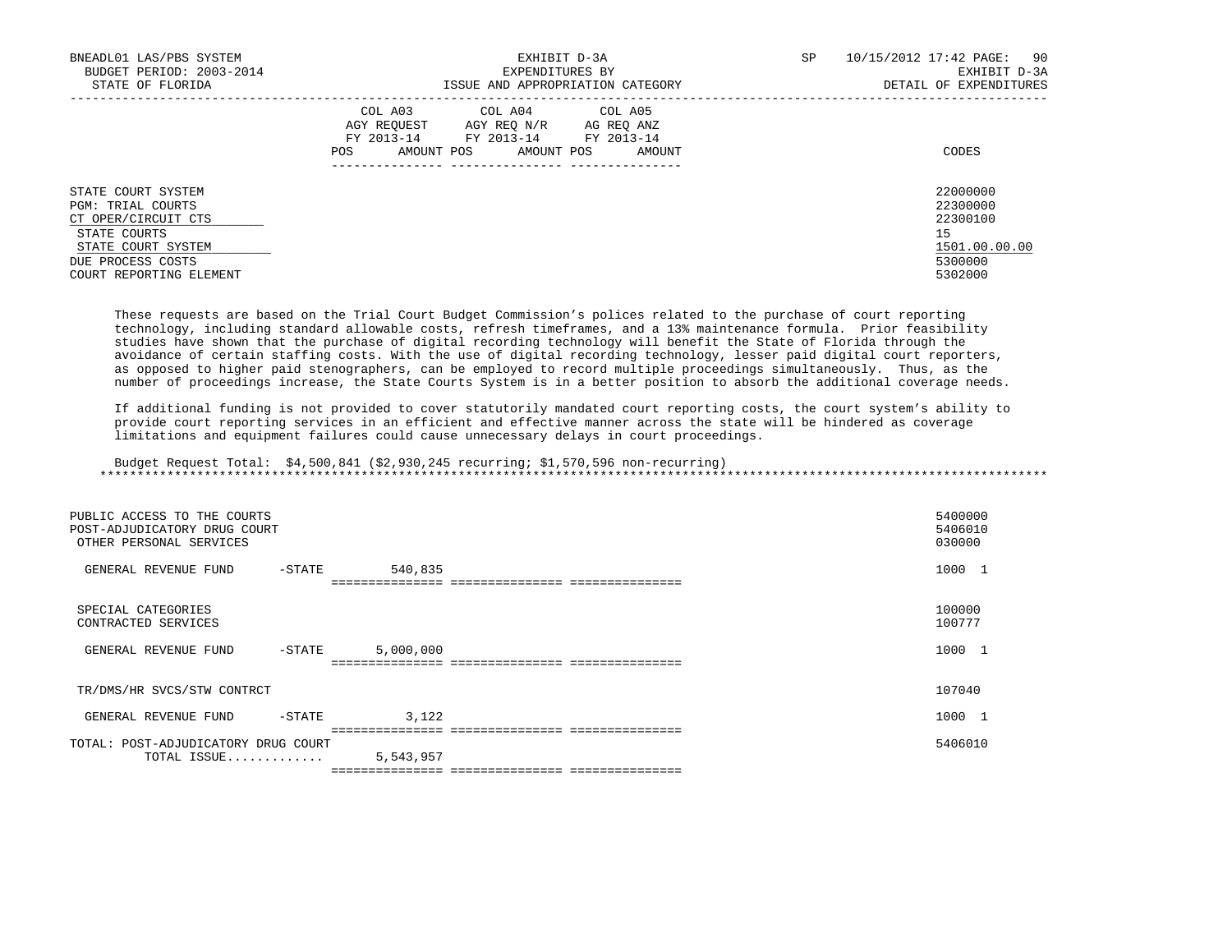| | COL A03 AGY REQUEST FY 2013-14 POS AMOUNT | COL A04 AGY REQ N/R FY 2013-14 POS AMOUNT | COL A05 AG REQ ANZ FY 2013-14 POS AMOUNT | CODES |
|---|---|---|---|---|
| STATE COURT SYSTEM | | | | 22000000 |
| PGM: TRIAL COURTS | | | | 22300000 |
| CT OPER/CIRCUIT CTS | | | | 22300100 |
| STATE COURTS | | | | 15 |
| STATE COURT SYSTEM | | | | 1501.00.00.00 |
| DUE PROCESS COSTS | | | | 5300000 |
| COURT REPORTING ELEMENT | | | | 5302000 |

These requests are based on the Trial Court Budget Commission's polices related to the purchase of court reporting technology, including standard allowable costs, refresh timeframes, and a 13% maintenance formula. Prior feasibility studies have shown that the purchase of digital recording technology will benefit the State of Florida through the avoidance of certain staffing costs. With the use of digital recording technology, lesser paid digital court reporters, as opposed to higher paid stenographers, can be employed to record multiple proceedings simultaneously. Thus, as the number of proceedings increase, the State Courts System is in a better position to absorb the additional coverage needs.

If additional funding is not provided to cover statutorily mandated court reporting costs, the court system's ability to provide court reporting services in an efficient and effective manner across the state will be hindered as coverage limitations and equipment failures could cause unnecessary delays in court proceedings.

Budget Request Total: $4,500,841 ($2,930,245 recurring; $1,570,596 non-recurring)

| | COL A03 AGY REQUEST FY 2013-14 POS AMOUNT | COL A04 AGY REQ N/R FY 2013-14 POS AMOUNT | COL A05 AG REQ ANZ FY 2013-14 POS AMOUNT | CODES |
|---|---|---|---|---|
| PUBLIC ACCESS TO THE COURTS | | | | 5400000 |
| POST-ADJUDICATORY DRUG COURT | | | | 5406010 |
| OTHER PERSONAL SERVICES | | | | 030000 |
| GENERAL REVENUE FUND -STATE | 540,835 | | | 1000 1 |
| SPECIAL CATEGORIES | | | | 100000 |
| CONTRACTED SERVICES | | | | 100777 |
| GENERAL REVENUE FUND -STATE | 5,000,000 | | | 1000 1 |
| TR/DMS/HR SVCS/STW CONTRCT | | | | 107040 |
| GENERAL REVENUE FUND -STATE | 3,122 | | | 1000 1 |
| TOTAL: POST-ADJUDICATORY DRUG COURT | | | | 5406010 |
| TOTAL ISSUE............. | 5,543,957 | | | |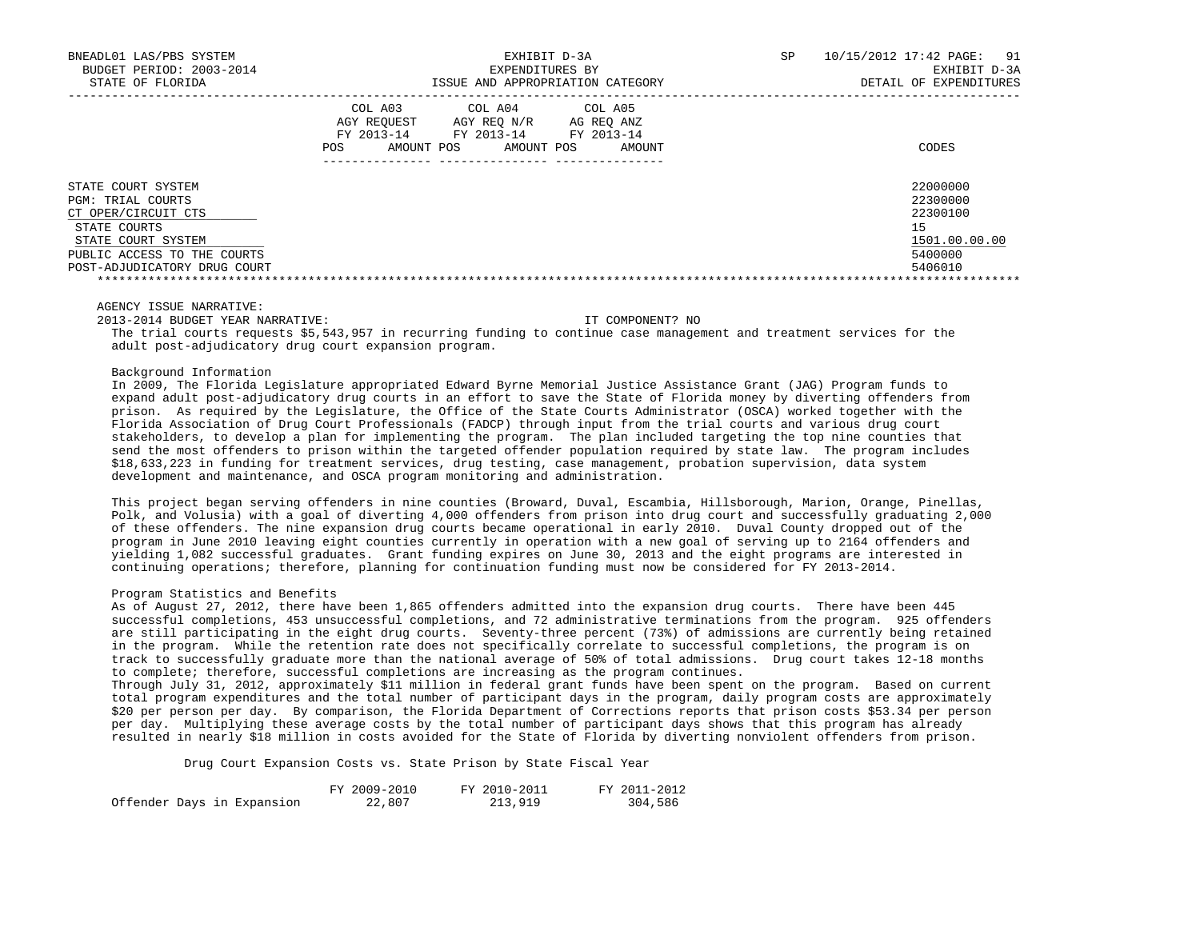| | COL A03 AGY REQUEST FY 2013-14 POS AMOUNT | COL A04 AGY REQ N/R FY 2013-14 POS AMOUNT | COL A05 AG REQ ANZ FY 2013-14 POS AMOUNT | CODES |
|---|---|---|---|---|
| STATE COURT SYSTEM | | | | 22000000 |
| PGM: TRIAL COURTS | | | | 22300000 |
| CT OPER/CIRCUIT CTS | | | | 22300100 |
| STATE COURTS | | | | 15 |
| STATE COURT SYSTEM | | | | 1501.00.00.00 |
| PUBLIC ACCESS TO THE COURTS | | | | 5400000 |
| POST-ADJUDICATORY DRUG COURT | | | | 5406010 |

AGENCY ISSUE NARRATIVE:

2013-2014 BUDGET YEAR NARRATIVE: IT COMPONENT? NO

The trial courts requests $5,543,957 in recurring funding to continue case management and treatment services for the adult post-adjudicatory drug court expansion program.

Background Information

In 2009, The Florida Legislature appropriated Edward Byrne Memorial Justice Assistance Grant (JAG) Program funds to expand adult post-adjudicatory drug courts in an effort to save the State of Florida money by diverting offenders from prison. As required by the Legislature, the Office of the State Courts Administrator (OSCA) worked together with the Florida Association of Drug Court Professionals (FADCP) through input from the trial courts and various drug court stakeholders, to develop a plan for implementing the program. The plan included targeting the top nine counties that send the most offenders to prison within the targeted offender population required by state law. The program includes $18,633,223 in funding for treatment services, drug testing, case management, probation supervision, data system development and maintenance, and OSCA program monitoring and administration.

This project began serving offenders in nine counties (Broward, Duval, Escambia, Hillsborough, Marion, Orange, Pinellas, Polk, and Volusia) with a goal of diverting 4,000 offenders from prison into drug court and successfully graduating 2,000 of these offenders. The nine expansion drug courts became operational in early 2010. Duval County dropped out of the program in June 2010 leaving eight counties currently in operation with a new goal of serving up to 2164 offenders and yielding 1,082 successful graduates. Grant funding expires on June 30, 2013 and the eight programs are interested in continuing operations; therefore, planning for continuation funding must now be considered for FY 2013-2014.

Program Statistics and Benefits

As of August 27, 2012, there have been 1,865 offenders admitted into the expansion drug courts. There have been 445 successful completions, 453 unsuccessful completions, and 72 administrative terminations from the program. 925 offenders are still participating in the eight drug courts. Seventy-three percent (73%) of admissions are currently being retained in the program. While the retention rate does not specifically correlate to successful completions, the program is on track to successfully graduate more than the national average of 50% of total admissions. Drug court takes 12-18 months to complete; therefore, successful completions are increasing as the program continues.

Through July 31, 2012, approximately $11 million in federal grant funds have been spent on the program. Based on current total program expenditures and the total number of participant days in the program, daily program costs are approximately $20 per person per day. By comparison, the Florida Department of Corrections reports that prison costs $53.34 per person per day. Multiplying these average costs by the total number of participant days shows that this program has already resulted in nearly $18 million in costs avoided for the State of Florida by diverting nonviolent offenders from prison.

Drug Court Expansion Costs vs. State Prison by State Fiscal Year

| | FY 2009-2010 | FY 2010-2011 | FY 2011-2012 |
|---|---|---|---|
| Offender Days in Expansion | 22,807 | 213,919 | 304,586 |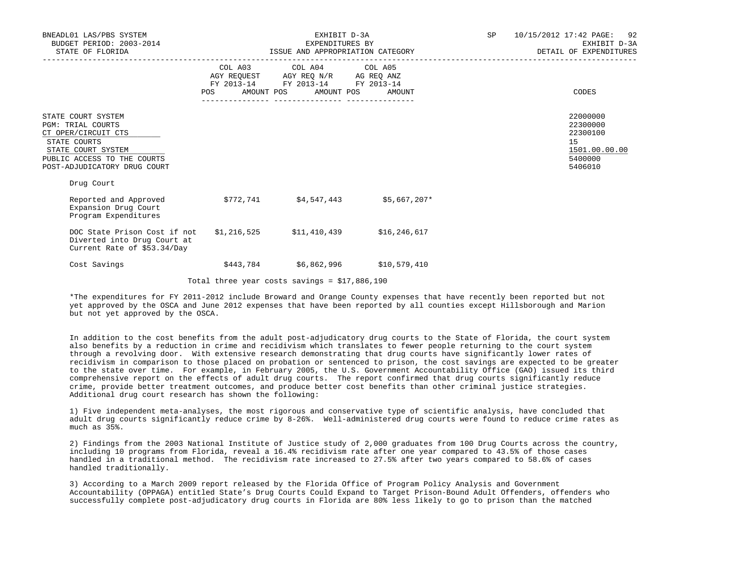| | COL A03 AGY REQUEST FY 2013-14 POS AMOUNT | COL A04 AGY REQ N/R FY 2013-14 POS AMOUNT | COL A05 AG REQ ANZ FY 2013-14 POS AMOUNT | CODES |
|---|---|---|---|---|
| STATE COURT SYSTEM | | | | 22000000 |
| PGM: TRIAL COURTS | | | | 22300000 |
| CT OPER/CIRCUIT CTS | | | | 22300100 |
| STATE COURTS | | | | 15 |
| STATE COURT SYSTEM | | | | 1501.00.00.00 |
| PUBLIC ACCESS TO THE COURTS | | | | 5400000 |
| POST-ADJUDICATORY DRUG COURT | | | | 5406010 |

Drug Court

| | | | |
|---|---|---|---|
| Reported and Approved Expansion Drug Court Program Expenditures | $772,741 | $4,547,443 | $5,667,207* |
| DOC State Prison Cost if not Diverted into Drug Court at Current Rate of $53.34/Day | $1,216,525 | $11,410,439 | $16,246,617 |
| Cost Savings | $443,784 | $6,862,996 | $10,579,410 |

Total three year costs savings = $17,886,190

*The expenditures for FY 2011-2012 include Broward and Orange County expenses that have recently been reported but not yet approved by the OSCA and June 2012 expenses that have been reported by all counties except Hillsborough and Marion but not yet approved by the OSCA.

In addition to the cost benefits from the adult post-adjudicatory drug courts to the State of Florida, the court system also benefits by a reduction in crime and recidivism which translates to fewer people returning to the court system through a revolving door. With extensive research demonstrating that drug courts have significantly lower rates of recidivism in comparison to those placed on probation or sentenced to prison, the cost savings are expected to be greater to the state over time. For example, in February 2005, the U.S. Government Accountability Office (GAO) issued its third comprehensive report on the effects of adult drug courts. The report confirmed that drug courts significantly reduce crime, provide better treatment outcomes, and produce better cost benefits than other criminal justice strategies. Additional drug court research has shown the following:

1) Five independent meta-analyses, the most rigorous and conservative type of scientific analysis, have concluded that adult drug courts significantly reduce crime by 8-26%. Well-administered drug courts were found to reduce crime rates as much as 35%.

2) Findings from the 2003 National Institute of Justice study of 2,000 graduates from 100 Drug Courts across the country, including 10 programs from Florida, reveal a 16.4% recidivism rate after one year compared to 43.5% of those cases handled in a traditional method. The recidivism rate increased to 27.5% after two years compared to 58.6% of cases handled traditionally.

3) According to a March 2009 report released by the Florida Office of Program Policy Analysis and Government Accountability (OPPAGA) entitled State's Drug Courts Could Expand to Target Prison-Bound Adult Offenders, offenders who successfully complete post-adjudicatory drug courts in Florida are 80% less likely to go to prison than the matched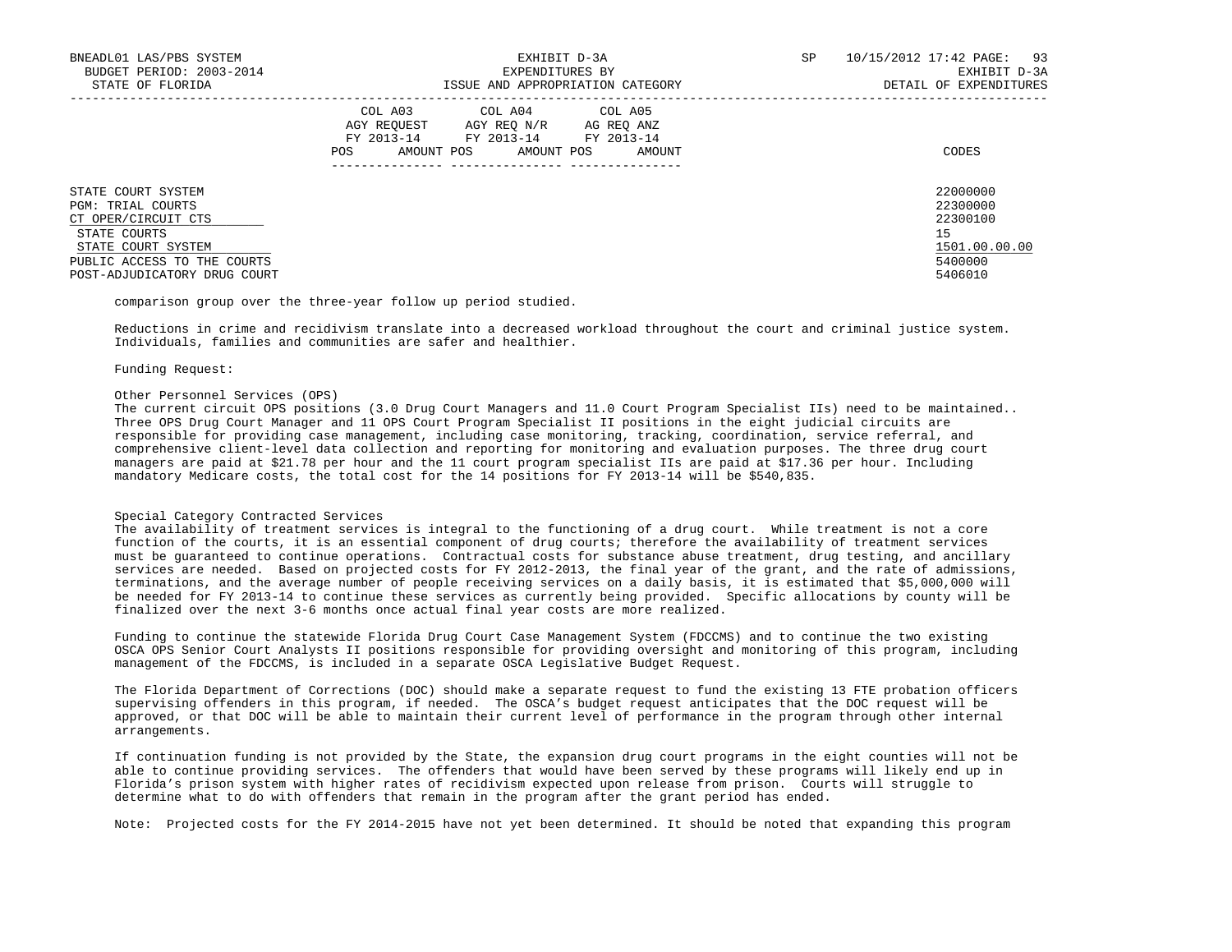| | COL A03 AGY REQUEST FY 2013-14 POS AMOUNT | COL A04 AGY REQ N/R FY 2013-14 POS AMOUNT | COL A05 AG REQ ANZ FY 2013-14 POS AMOUNT | CODES |
|---|---|---|---|---|
| STATE COURT SYSTEM | | | | 22000000 |
| PGM: TRIAL COURTS | | | | 22300000 |
| CT OPER/CIRCUIT CTS | | | | 22300100 |
| STATE COURTS | | | | 15 |
| STATE COURT SYSTEM | | | | 1501.00.00.00 |
| PUBLIC ACCESS TO THE COURTS | | | | 5400000 |
| POST-ADJUDICATORY DRUG COURT | | | | 5406010 |

comparison group over the three-year follow up period studied.

Reductions in crime and recidivism translate into a decreased workload throughout the court and criminal justice system. Individuals, families and communities are safer and healthier.

Funding Request:

Other Personnel Services (OPS)
The current circuit OPS positions (3.0 Drug Court Managers and 11.0 Court Program Specialist IIs) need to be maintained.. Three OPS Drug Court Manager and 11 OPS Court Program Specialist II positions in the eight judicial circuits are responsible for providing case management, including case monitoring, tracking, coordination, service referral, and comprehensive client-level data collection and reporting for monitoring and evaluation purposes. The three drug court managers are paid at $21.78 per hour and the 11 court program specialist IIs are paid at $17.36 per hour. Including mandatory Medicare costs, the total cost for the 14 positions for FY 2013-14 will be $540,835.

Special Category Contracted Services
The availability of treatment services is integral to the functioning of a drug court. While treatment is not a core function of the courts, it is an essential component of drug courts; therefore the availability of treatment services must be guaranteed to continue operations. Contractual costs for substance abuse treatment, drug testing, and ancillary services are needed. Based on projected costs for FY 2012-2013, the final year of the grant, and the rate of admissions, terminations, and the average number of people receiving services on a daily basis, it is estimated that $5,000,000 will be needed for FY 2013-14 to continue these services as currently being provided. Specific allocations by county will be finalized over the next 3-6 months once actual final year costs are more realized.

Funding to continue the statewide Florida Drug Court Case Management System (FDCCMS) and to continue the two existing OSCA OPS Senior Court Analysts II positions responsible for providing oversight and monitoring of this program, including management of the FDCCMS, is included in a separate OSCA Legislative Budget Request.

The Florida Department of Corrections (DOC) should make a separate request to fund the existing 13 FTE probation officers supervising offenders in this program, if needed. The OSCA's budget request anticipates that the DOC request will be approved, or that DOC will be able to maintain their current level of performance in the program through other internal arrangements.

If continuation funding is not provided by the State, the expansion drug court programs in the eight counties will not be able to continue providing services. The offenders that would have been served by these programs will likely end up in Florida's prison system with higher rates of recidivism expected upon release from prison. Courts will struggle to determine what to do with offenders that remain in the program after the grant period has ended.

Note: Projected costs for the FY 2014-2015 have not yet been determined. It should be noted that expanding this program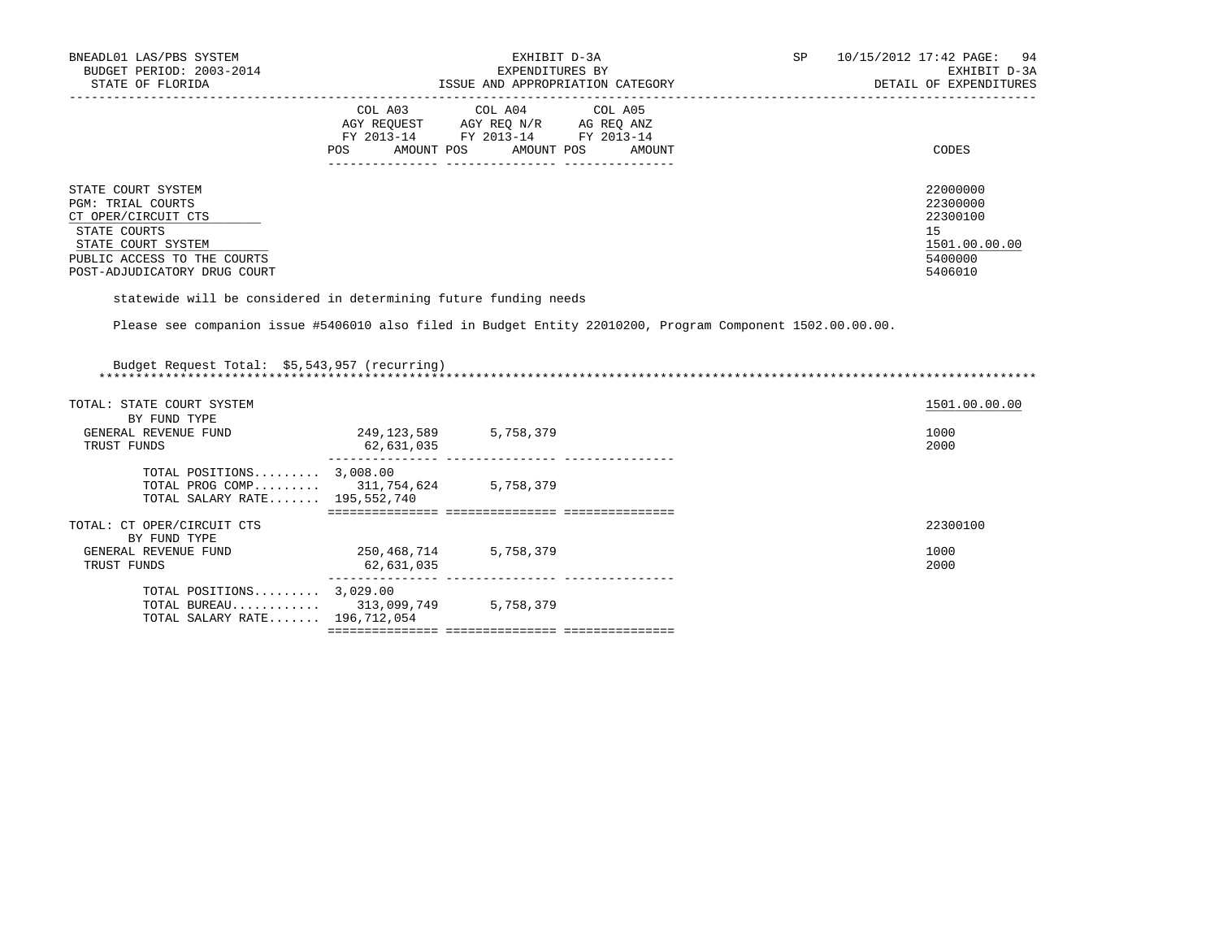| | COL A03 AGY REQUEST FY 2013-14 POS AMOUNT | COL A04 AGY REQ N/R FY 2013-14 POS AMOUNT | COL A05 AG REQ ANZ FY 2013-14 POS AMOUNT | CODES |
|---|---|---|---|---|
| STATE COURT SYSTEM | | | | 22000000 |
| PGM: TRIAL COURTS | | | | 22300000 |
| CT OPER/CIRCUIT CTS | | | | 22300100 |
| STATE COURTS | | | | 15 |
| STATE COURT SYSTEM | | | | 1501.00.00.00 |
| PUBLIC ACCESS TO THE COURTS | | | | 5400000 |
| POST-ADJUDICATORY DRUG COURT | | | | 5406010 |

statewide will be considered in determining future funding needs

Please see companion issue #5406010 also filed in Budget Entity 22010200, Program Component 1502.00.00.00.

Budget Request Total: $5,543,957 (recurring)

| | COL A03 | COL A04 | COL A05 | CODES |
|---|---|---|---|---|
| TOTAL: STATE COURT SYSTEM | | | | 1501.00.00.00 |
| BY FUND TYPE | | | | |
| GENERAL REVENUE FUND | 249,123,589 | 5,758,379 | | 1000 |
| TRUST FUNDS | 62,631,035 | | | 2000 |
| TOTAL POSITIONS......... | 3,008.00 | | | |
| TOTAL PROG COMP......... | 311,754,624 | 5,758,379 | | |
| TOTAL SALARY RATE....... | 195,552,740 | | | |
| TOTAL: CT OPER/CIRCUIT CTS | | | | 22300100 |
| BY FUND TYPE | | | | |
| GENERAL REVENUE FUND | 250,468,714 | 5,758,379 | | 1000 |
| TRUST FUNDS | 62,631,035 | | | 2000 |
| TOTAL POSITIONS......... | 3,029.00 | | | |
| TOTAL BUREAU............ | 313,099,749 | 5,758,379 | | |
| TOTAL SALARY RATE....... | 196,712,054 | | | |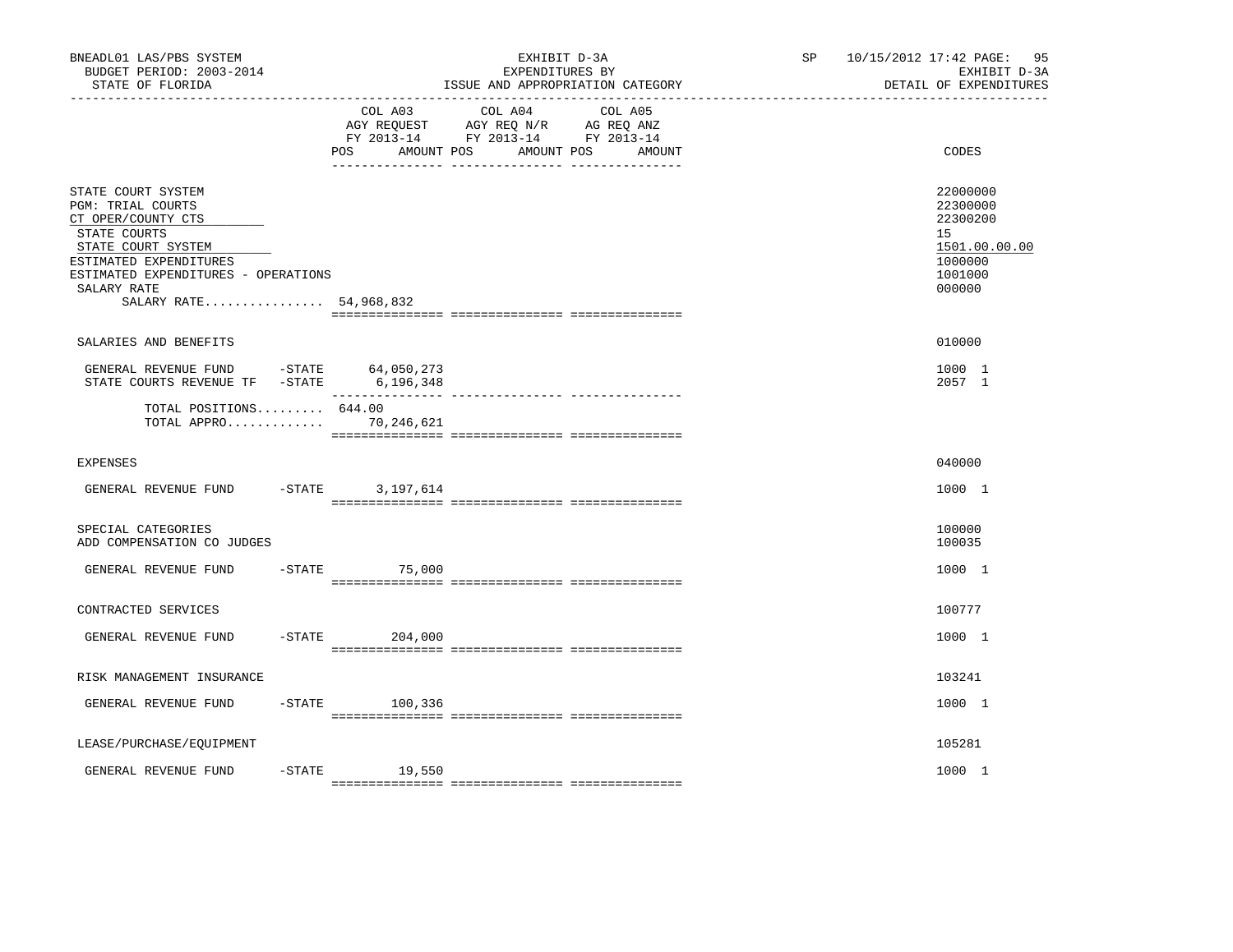BNEADL01 LAS/PBS SYSTEM — BUDGET PERIOD: 2003-2014 — STATE OF FLORIDA

EXHIBIT D-3A — EXPENDITURES BY ISSUE AND APPROPRIATION CATEGORY

SP 10/15/2012 17:42 — EXHIBIT D-3A — DETAIL OF EXPENDITURES

| | COL A03 AGY REQUEST FY 2013-14 POS AMOUNT | COL A04 AGY REQ N/R FY 2013-14 POS AMOUNT | COL A05 AG REQ ANZ FY 2013-14 POS AMOUNT | CODES |
|---|---|---|---|---|
| STATE COURT SYSTEM | | | | 22000000 |
| PGM: TRIAL COURTS | | | | 22300000 |
| CT OPER/COUNTY CTS | | | | 22300200 |
| STATE COURTS | | | | 15 |
| STATE COURT SYSTEM | | | | 1501.00.00.00 |
| ESTIMATED EXPENDITURES | | | | 1000000 |
| ESTIMATED EXPENDITURES - OPERATIONS | | | | 1001000 |
| SALARY RATE | | | | 000000 |
| SALARY RATE................ 54,968,832 | | | | |
| SALARIES AND BENEFITS | | | | 010000 |
| GENERAL REVENUE FUND -STATE | 64,050,273 | | | 1000 1 |
| STATE COURTS REVENUE TF -STATE | 6,196,348 | | | 2057 1 |
| TOTAL POSITIONS......... | 644.00 | | | |
| TOTAL APPRO............. | 70,246,621 | | | |
| EXPENSES | | | | 040000 |
| GENERAL REVENUE FUND -STATE | 3,197,614 | | | 1000 1 |
| SPECIAL CATEGORIES | | | | 100000 |
| ADD COMPENSATION CO JUDGES | | | | 100035 |
| GENERAL REVENUE FUND -STATE | 75,000 | | | 1000 1 |
| CONTRACTED SERVICES | | | | 100777 |
| GENERAL REVENUE FUND -STATE | 204,000 | | | 1000 1 |
| RISK MANAGEMENT INSURANCE | | | | 103241 |
| GENERAL REVENUE FUND -STATE | 100,336 | | | 1000 1 |
| LEASE/PURCHASE/EQUIPMENT | | | | 105281 |
| GENERAL REVENUE FUND -STATE | 19,550 | | | 1000 1 |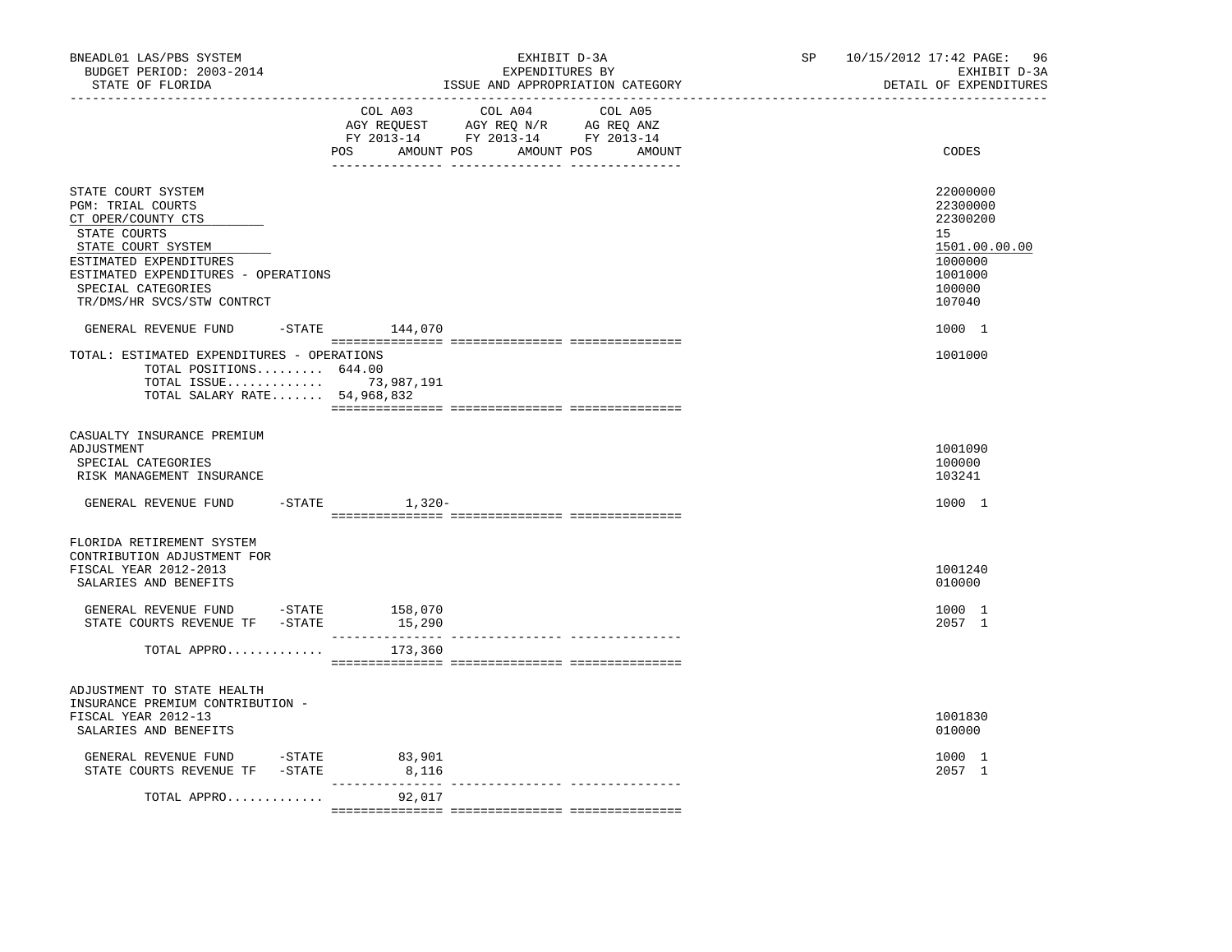BNEADL01 LAS/PBS SYSTEM — EXHIBIT D-3A — EXPENDITURES BY ISSUE AND APPROPRIATION CATEGORY
BUDGET PERIOD: 2003-2014 — STATE OF FLORIDA — DETAIL OF EXPENDITURES

| | COL A03 AGY REQUEST FY 2013-14 POS AMOUNT | COL A04 AGY REQ N/R FY 2013-14 POS AMOUNT | COL A05 AG REQ ANZ FY 2013-14 POS AMOUNT | CODES |
|---|---|---|---|---|
| STATE COURT SYSTEM | | | | 22000000 |
| PGM: TRIAL COURTS | | | | 22300000 |
| CT OPER/COUNTY CTS | | | | 22300200 |
| STATE COURTS | | | | 15 |
| STATE COURT SYSTEM | | | | 1501.00.00.00 |
| ESTIMATED EXPENDITURES | | | | 1000000 |
| ESTIMATED EXPENDITURES - OPERATIONS | | | | 1001000 |
| SPECIAL CATEGORIES | | | | 100000 |
| TR/DMS/HR SVCS/STW CONTRCT | | | | 107040 |
| GENERAL REVENUE FUND -STATE | 144,070 | | | 1000 1 |
| TOTAL: ESTIMATED EXPENDITURES - OPERATIONS | | | | 1001000 |
| TOTAL POSITIONS......... | 644.00 | | | |
| TOTAL ISSUE............. | 73,987,191 | | | |
| TOTAL SALARY RATE....... | 54,968,832 | | | |
| CASUALTY INSURANCE PREMIUM ADJUSTMENT | | | | 1001090 |
| SPECIAL CATEGORIES | | | | 100000 |
| RISK MANAGEMENT INSURANCE | | | | 103241 |
| GENERAL REVENUE FUND -STATE | 1,320- | | | 1000 1 |
| FLORIDA RETIREMENT SYSTEM CONTRIBUTION ADJUSTMENT FOR FISCAL YEAR 2012-2013 | | | | 1001240 |
| SALARIES AND BENEFITS | | | | 010000 |
| GENERAL REVENUE FUND -STATE | 158,070 | | | 1000 1 |
| STATE COURTS REVENUE TF -STATE | 15,290 | | | 2057 1 |
| TOTAL APPRO............ | 173,360 | | | |
| ADJUSTMENT TO STATE HEALTH INSURANCE PREMIUM CONTRIBUTION - FISCAL YEAR 2012-13 | | | | 1001830 |
| SALARIES AND BENEFITS | | | | 010000 |
| GENERAL REVENUE FUND -STATE | 83,901 | | | 1000 1 |
| STATE COURTS REVENUE TF -STATE | 8,116 | | | 2057 1 |
| TOTAL APPRO............ | 92,017 | | | |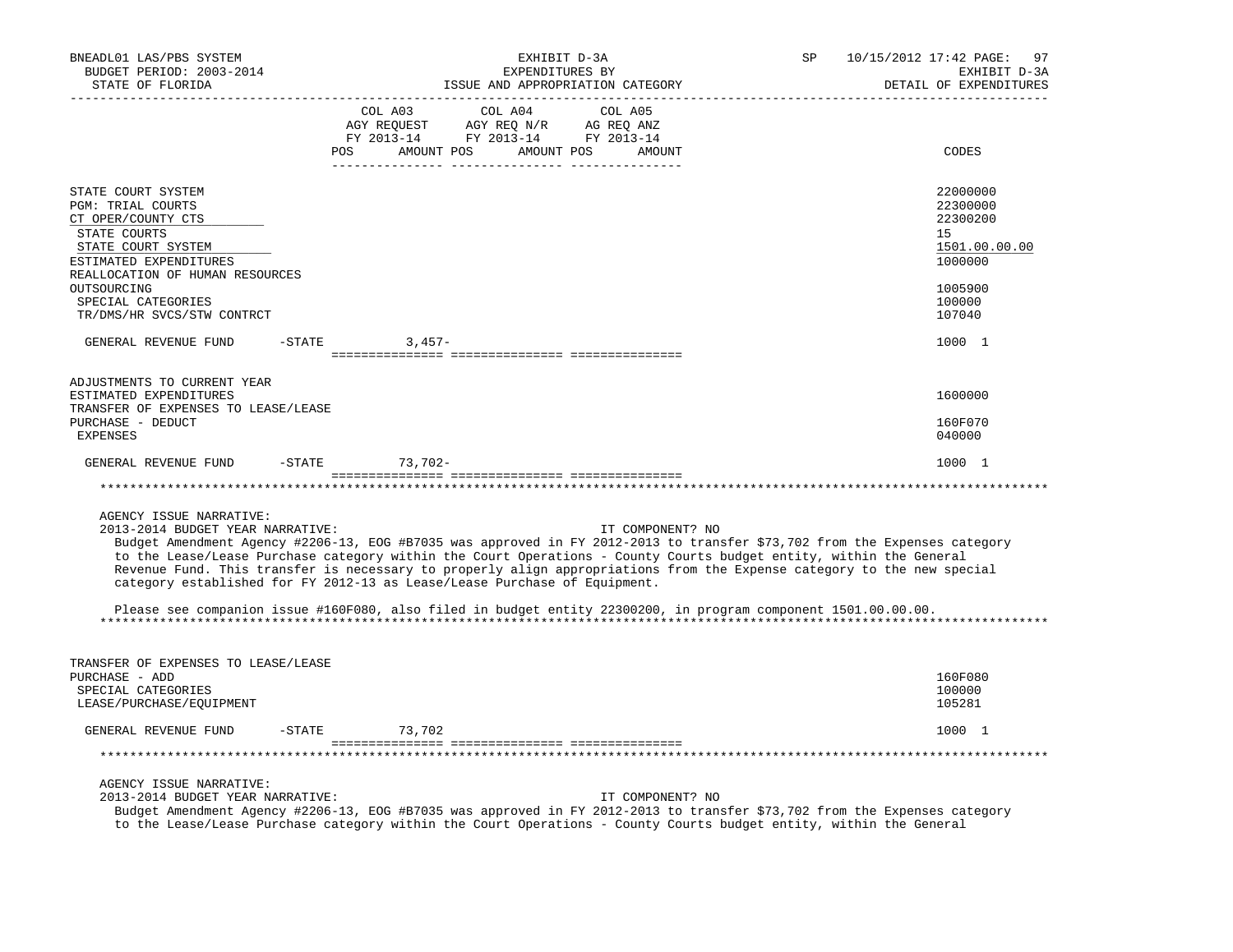BNEADL01 LAS/PBS SYSTEM
BUDGET PERIOD: 2003-2014
STATE OF FLORIDA

EXHIBIT D-3A
EXPENDITURES BY
ISSUE AND APPROPRIATION CATEGORY

SP 10/15/2012 17:42
EXHIBIT D-3A
DETAIL OF EXPENDITURES

| | COL A03 AGY REQUEST FY 2013-14 POS AMOUNT | COL A04 AGY REQ N/R FY 2013-14 POS AMOUNT | COL A05 AG REQ ANZ FY 2013-14 POS AMOUNT | CODES |
|---|---|---|---|---|
| STATE COURT SYSTEM | | | | 22000000 |
| PGM: TRIAL COURTS | | | | 22300000 |
| CT OPER/COUNTY CTS | | | | 22300200 |
| STATE COURTS | | | | 15 |
| STATE COURT SYSTEM | | | | 1501.00.00.00 |
| ESTIMATED EXPENDITURES | | | | 1000000 |
| REALLOCATION OF HUMAN RESOURCES OUTSOURCING | | | | 1005900 |
| SPECIAL CATEGORIES | | | | 100000 |
| TR/DMS/HR SVCS/STW CONTRCT | | | | 107040 |
| GENERAL REVENUE FUND -STATE | 3,457- | | | 1000 1 |
| ADJUSTMENTS TO CURRENT YEAR ESTIMATED EXPENDITURES | | | | 1600000 |
| TRANSFER OF EXPENSES TO LEASE/LEASE PURCHASE - DEDUCT | | | | 160F070 |
| EXPENSES | | | | 040000 |
| GENERAL REVENUE FUND -STATE | 73,702- | | | 1000 1 |

AGENCY ISSUE NARRATIVE:
2013-2014 BUDGET YEAR NARRATIVE: IT COMPONENT? NO

Budget Amendment Agency #2206-13, EOG #B7035 was approved in FY 2012-2013 to transfer $73,702 from the Expenses category to the Lease/Lease Purchase category within the Court Operations - County Courts budget entity, within the General Revenue Fund. This transfer is necessary to properly align appropriations from the Expense category to the new special category established for FY 2012-13 as Lease/Lease Purchase of Equipment.

Please see companion issue #160F080, also filed in budget entity 22300200, in program component 1501.00.00.00.

| | COL A03 | COL A04 | COL A05 | CODES |
|---|---|---|---|---|
| TRANSFER OF EXPENSES TO LEASE/LEASE PURCHASE - ADD | | | | 160F080 |
| SPECIAL CATEGORIES | | | | 100000 |
| LEASE/PURCHASE/EQUIPMENT | | | | 105281 |
| GENERAL REVENUE FUND -STATE | 73,702 | | | 1000 1 |

AGENCY ISSUE NARRATIVE:
2013-2014 BUDGET YEAR NARRATIVE: IT COMPONENT? NO

Budget Amendment Agency #2206-13, EOG #B7035 was approved in FY 2012-2013 to transfer $73,702 from the Expenses category to the Lease/Lease Purchase category within the Court Operations - County Courts budget entity, within the General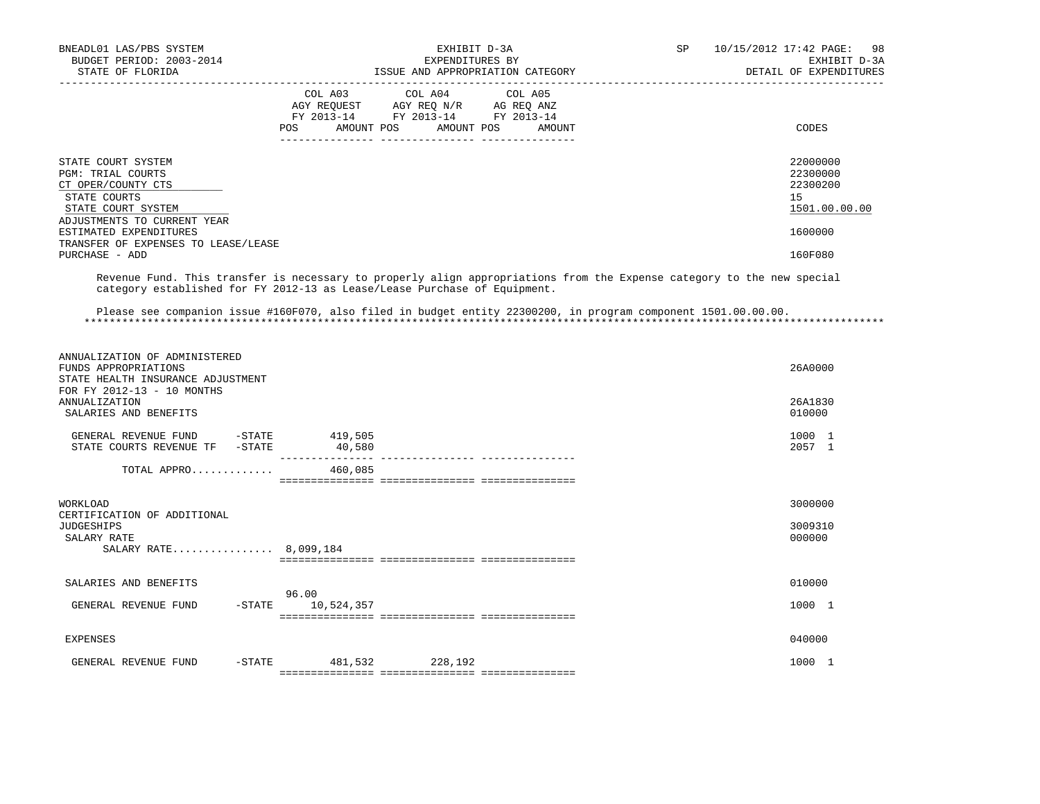BNEADL01 LAS/PBS SYSTEM | EXHIBIT D-3A | SP 10/15/2012 17:42
BUDGET PERIOD: 2003-2014 | EXPENDITURES BY | EXHIBIT D-3A
STATE OF FLORIDA | ISSUE AND APPROPRIATION CATEGORY | DETAIL OF EXPENDITURES

| | COL A03 AGY REQUEST FY 2013-14 POS | AMOUNT | COL A04 AGY REQ N/R FY 2013-14 POS | AMOUNT | COL A05 AG REQ ANZ FY 2013-14 POS | AMOUNT | CODES |
|---|---|---|---|---|---|---|---|
| STATE COURT SYSTEM | | | | | | | 22000000 |
| PGM: TRIAL COURTS | | | | | | | 22300000 |
| CT OPER/COUNTY CTS | | | | | | | 22300200 |
| STATE COURTS | | | | | | | 15 |
| STATE COURT SYSTEM | | | | | | | 1501.00.00.00 |
| ADJUSTMENTS TO CURRENT YEAR ESTIMATED EXPENDITURES | | | | | | | 1600000 |
| TRANSFER OF EXPENSES TO LEASE/LEASE PURCHASE - ADD | | | | | | | 160F080 |

Revenue Fund. This transfer is necessary to properly align appropriations from the Expense category to the new special category established for FY 2012-13 as Lease/Lease Purchase of Equipment.

Please see companion issue #160F070, also filed in budget entity 22300200, in program component 1501.00.00.00.

*****************************************************************************************************************************

| | COL A03 POS | AMOUNT | COL A04 POS | AMOUNT | COL A05 POS | AMOUNT | CODES |
|---|---|---|---|---|---|---|---|
| ANNUALIZATION OF ADMINISTERED FUNDS APPROPRIATIONS | | | | | | | 26A0000 |
| STATE HEALTH INSURANCE ADJUSTMENT FOR FY 2012-13 - 10 MONTHS ANNUALIZATION | | | | | | | 26A1830 |
| SALARIES AND BENEFITS | | | | | | | 010000 |
| GENERAL REVENUE FUND -STATE | | 419,505 | | | | | 1000 1 |
| STATE COURTS REVENUE TF -STATE | | 40,580 | | | | | 2057 1 |
| TOTAL APPRO............ | | 460,085 | | | | | |
| WORKLOAD | | | | | | | 3000000 |
| CERTIFICATION OF ADDITIONAL JUDGESHIPS | | | | | | | 3009310 |
| SALARY RATE | | | | | | | 000000 |
| SALARY RATE................ | | 8,099,184 | | | | | |
| SALARIES AND BENEFITS | | | | | | | 010000 |
| GENERAL REVENUE FUND -STATE | 96.00 | 10,524,357 | | | | | 1000 1 |
| EXPENSES | | | | | | | 040000 |
| GENERAL REVENUE FUND -STATE | | 481,532 | | 228,192 | | | 1000 1 |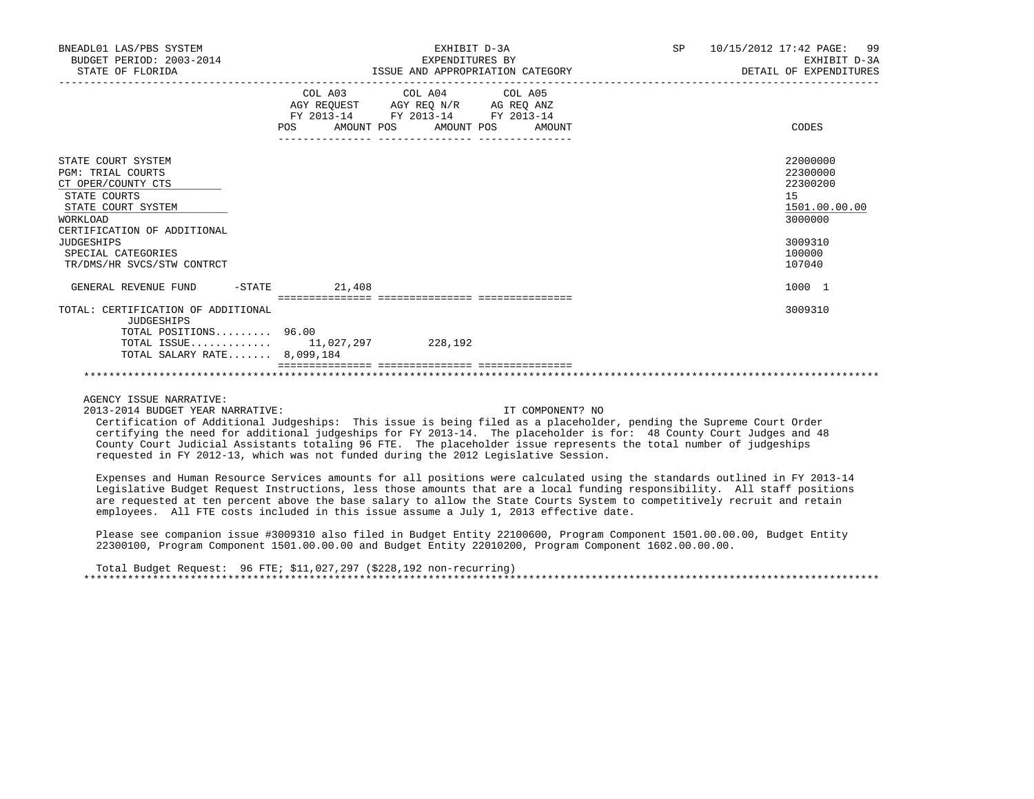| | COL A03 AGY REQUEST FY 2013-14 POS | AMOUNT | COL A04 AGY REQ N/R FY 2013-14 POS | AMOUNT | COL A05 AG REQ ANZ FY 2013-14 POS | AMOUNT | CODES |
|---|---|---|---|---|---|---|---|
| STATE COURT SYSTEM | | | | | | | 22000000 |
| PGM: TRIAL COURTS | | | | | | | 22300000 |
| CT OPER/COUNTY CTS | | | | | | | 22300200 |
| STATE COURTS | | | | | | | 15 |
| STATE COURT SYSTEM | | | | | | | 1501.00.00.00 |
| WORKLOAD | | | | | | | 3000000 |
| CERTIFICATION OF ADDITIONAL JUDGESHIPS | | | | | | | 3009310 |
| SPECIAL CATEGORIES | | | | | | | 100000 |
| TR/DMS/HR SVCS/STW CONTRCT | | | | | | | 107040 |
| GENERAL REVENUE FUND -STATE | | 21,408 | | | | | 1000 1 |
| TOTAL: CERTIFICATION OF ADDITIONAL JUDGESHIPS | | | | | | | 3009310 |
| TOTAL POSITIONS......... | 96.00 | | | | | | |
| TOTAL ISSUE............ | | 11,027,297 | | 228,192 | | | |
| TOTAL SALARY RATE....... | | 8,099,184 | | | | | |

AGENCY ISSUE NARRATIVE:

2013-2014 BUDGET YEAR NARRATIVE: IT COMPONENT? NO

Certification of Additional Judgeships: This issue is being filed as a placeholder, pending the Supreme Court Order certifying the need for additional judgeships for FY 2013-14. The placeholder is for: 48 County Court Judges and 48 County Court Judicial Assistants totaling 96 FTE. The placeholder issue represents the total number of judgeships requested in FY 2012-13, which was not funded during the 2012 Legislative Session.

Expenses and Human Resource Services amounts for all positions were calculated using the standards outlined in FY 2013-14 Legislative Budget Request Instructions, less those amounts that are a local funding responsibility. All staff positions are requested at ten percent above the base salary to allow the State Courts System to competitively recruit and retain employees. All FTE costs included in this issue assume a July 1, 2013 effective date.

Please see companion issue #3009310 also filed in Budget Entity 22100600, Program Component 1501.00.00.00, Budget Entity 22300100, Program Component 1501.00.00.00 and Budget Entity 22010200, Program Component 1602.00.00.00.

Total Budget Request: 96 FTE; $11,027,297 ($228,192 non-recurring)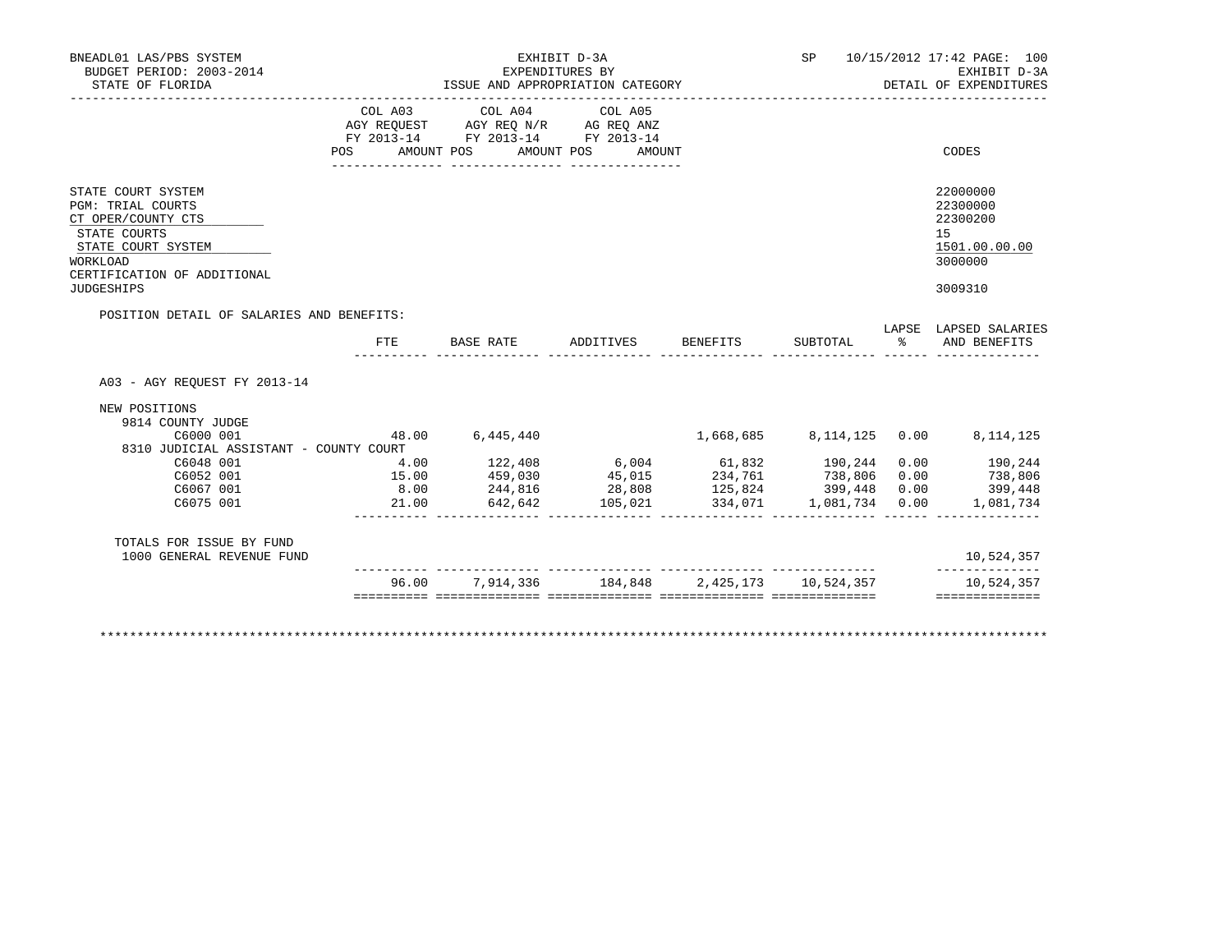BNEADL01 LAS/PBS SYSTEM
BUDGET PERIOD: 2003-2014
STATE OF FLORIDA

EXHIBIT D-3A
EXPENDITURES BY
ISSUE AND APPROPRIATION CATEGORY

SP 10/15/2012 17:42 PAGE: 100
EXHIBIT D-3A
DETAIL OF EXPENDITURES

| | COL A03 AGY REQUEST FY 2013-14 POS AMOUNT | COL A04 AGY REQ N/R FY 2013-14 POS AMOUNT | COL A05 AG REQ ANZ FY 2013-14 POS AMOUNT | CODES |
|---|---|---|---|---|
| STATE COURT SYSTEM | | | | 22000000 |
| PGM: TRIAL COURTS | | | | 22300000 |
| CT OPER/COUNTY CTS | | | | 22300200 |
| STATE COURTS | | | | 15 |
| STATE COURT SYSTEM | | | | 1501.00.00.00 |
| WORKLOAD | | | | 3000000 |
| CERTIFICATION OF ADDITIONAL JUDGESHIPS | | | | 3009310 |

POSITION DETAIL OF SALARIES AND BENEFITS:

| | FTE | BASE RATE | ADDITIVES | BENEFITS | SUBTOTAL | LAPSE % | LAPSED SALARIES AND BENEFITS |
|---|---|---|---|---|---|---|---|
| A03 - AGY REQUEST FY 2013-14 | | | | | | | |
| NEW POSITIONS | | | | | | | |
| 9814 COUNTY JUDGE | | | | | | | |
| C6000 001 | 48.00 | 6,445,440 | | 1,668,685 | 8,114,125 | 0.00 | 8,114,125 |
| 8310 JUDICIAL ASSISTANT - COUNTY COURT | | | | | | | |
| C6048 001 | 4.00 | 122,408 | 6,004 | 61,832 | 190,244 | 0.00 | 190,244 |
| C6052 001 | 15.00 | 459,030 | 45,015 | 234,761 | 738,806 | 0.00 | 738,806 |
| C6067 001 | 8.00 | 244,816 | 28,808 | 125,824 | 399,448 | 0.00 | 399,448 |
| C6075 001 | 21.00 | 642,642 | 105,021 | 334,071 | 1,081,734 | 0.00 | 1,081,734 |
| TOTALS FOR ISSUE BY FUND | | | | | | | |
| 1000 GENERAL REVENUE FUND | | | | | | | 10,524,357 |
| | 96.00 | 7,914,336 | 184,848 | 2,425,173 | 10,524,357 | | 10,524,357 |

***************************************************************************************************************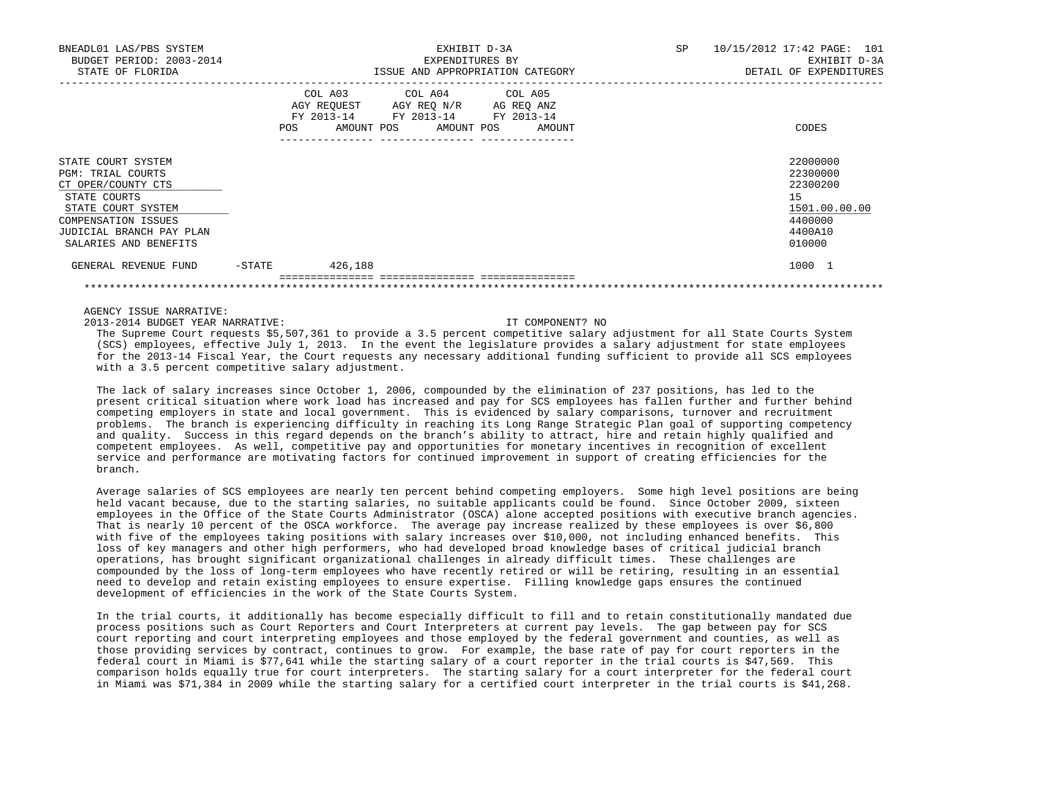| | COL A03 AGY REQUEST FY 2013-14 POS | AMOUNT | COL A04 AGY REQ N/R FY 2013-14 POS | AMOUNT | COL A05 AG REQ ANZ FY 2013-14 POS | AMOUNT | CODES |
|---|---|---|---|---|---|---|---|
| STATE COURT SYSTEM | | | | | | | 22000000 |
| PGM: TRIAL COURTS | | | | | | | 22300000 |
| CT OPER/COUNTY CTS | | | | | | | 22300200 |
| STATE COURTS | | | | | | | 15 |
| STATE COURT SYSTEM | | | | | | | 1501.00.00.00 |
| COMPENSATION ISSUES | | | | | | | 4400000 |
| JUDICIAL BRANCH PAY PLAN | | | | | | | 4400A10 |
| SALARIES AND BENEFITS | | | | | | | 010000 |
| GENERAL REVENUE FUND -STATE | | 426,188 | | | | | 1000 1 |

AGENCY ISSUE NARRATIVE:

2013-2014 BUDGET YEAR NARRATIVE: IT COMPONENT? NO

The Supreme Court requests $5,507,361 to provide a 3.5 percent competitive salary adjustment for all State Courts System (SCS) employees, effective July 1, 2013. In the event the legislature provides a salary adjustment for state employees for the 2013-14 Fiscal Year, the Court requests any necessary additional funding sufficient to provide all SCS employees with a 3.5 percent competitive salary adjustment.

The lack of salary increases since October 1, 2006, compounded by the elimination of 237 positions, has led to the present critical situation where work load has increased and pay for SCS employees has fallen further and further behind competing employers in state and local government. This is evidenced by salary comparisons, turnover and recruitment problems. The branch is experiencing difficulty in reaching its Long Range Strategic Plan goal of supporting competency and quality. Success in this regard depends on the branch's ability to attract, hire and retain highly qualified and competent employees. As well, competitive pay and opportunities for monetary incentives in recognition of excellent service and performance are motivating factors for continued improvement in support of creating efficiencies for the branch.

Average salaries of SCS employees are nearly ten percent behind competing employers. Some high level positions are being held vacant because, due to the starting salaries, no suitable applicants could be found. Since October 2009, sixteen employees in the Office of the State Courts Administrator (OSCA) alone accepted positions with executive branch agencies. That is nearly 10 percent of the OSCA workforce. The average pay increase realized by these employees is over $6,800 with five of the employees taking positions with salary increases over $10,000, not including enhanced benefits. This loss of key managers and other high performers, who had developed broad knowledge bases of critical judicial branch operations, has brought significant organizational challenges in already difficult times. These challenges are compounded by the loss of long-term employees who have recently retired or will be retiring, resulting in an essential need to develop and retain existing employees to ensure expertise. Filling knowledge gaps ensures the continued development of efficiencies in the work of the State Courts System.

In the trial courts, it additionally has become especially difficult to fill and to retain constitutionally mandated due process positions such as Court Reporters and Court Interpreters at current pay levels. The gap between pay for SCS court reporting and court interpreting employees and those employed by the federal government and counties, as well as those providing services by contract, continues to grow. For example, the base rate of pay for court reporters in the federal court in Miami is $77,641 while the starting salary of a court reporter in the trial courts is $47,569. This comparison holds equally true for court interpreters. The starting salary for a court interpreter for the federal court in Miami was $71,384 in 2009 while the starting salary for a certified court interpreter in the trial courts is $41,268.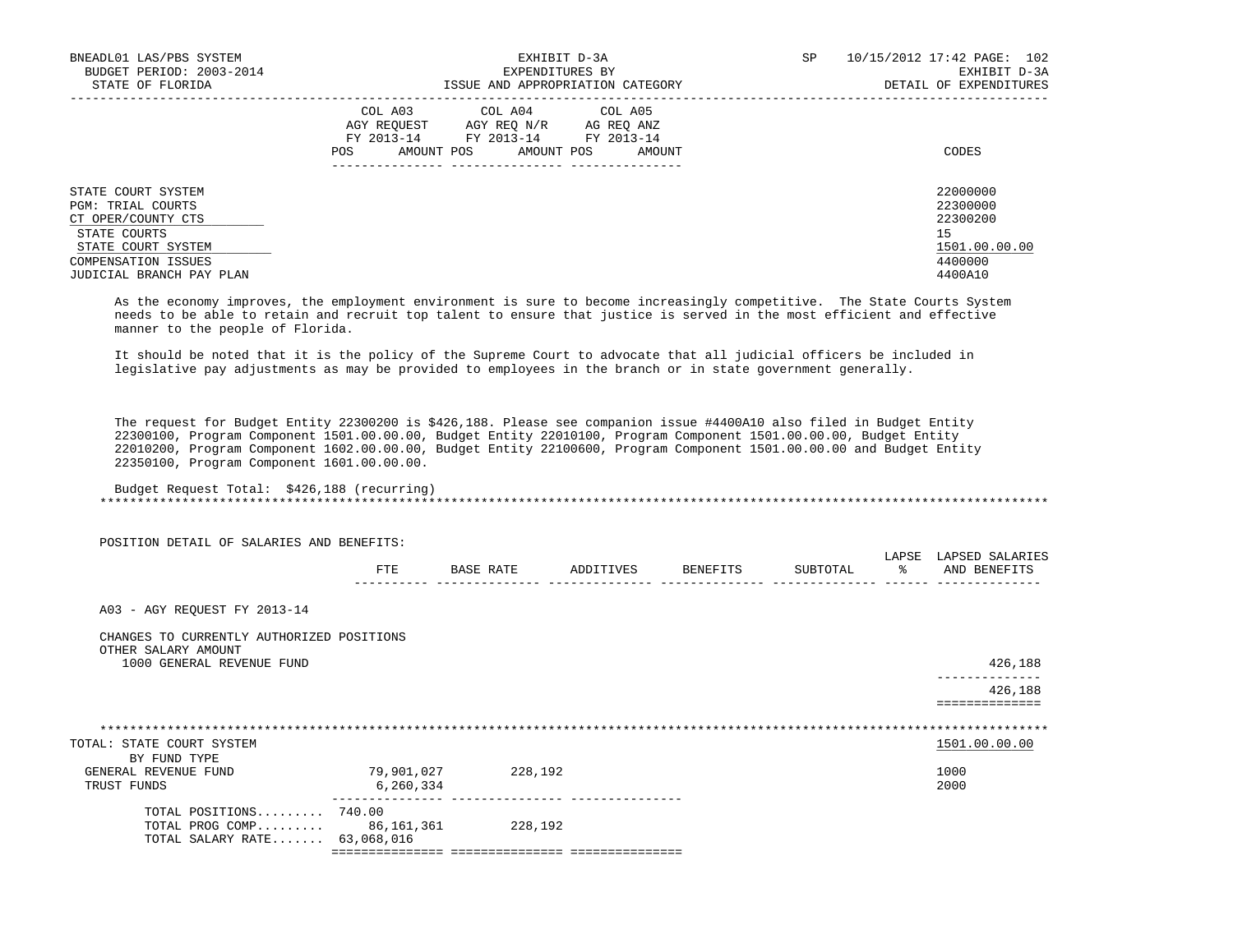| | COL A03 AGY REQUEST FY 2013-14 POS AMOUNT | COL A04 AGY REQ N/R FY 2013-14 POS AMOUNT | COL A05 AG REQ ANZ FY 2013-14 POS AMOUNT | CODES |
|---|---|---|---|---|
| STATE COURT SYSTEM | | | | 22000000 |
| PGM: TRIAL COURTS | | | | 22300000 |
| CT OPER/COUNTY CTS | | | | 22300200 |
| STATE COURTS | | | | 15 |
| STATE COURT SYSTEM | | | | 1501.00.00.00 |
| COMPENSATION ISSUES | | | | 4400000 |
| JUDICIAL BRANCH PAY PLAN | | | | 4400A10 |

As the economy improves, the employment environment is sure to become increasingly competitive. The State Courts System needs to be able to retain and recruit top talent to ensure that justice is served in the most efficient and effective manner to the people of Florida.

It should be noted that it is the policy of the Supreme Court to advocate that all judicial officers be included in legislative pay adjustments as may be provided to employees in the branch or in state government generally.

The request for Budget Entity 22300200 is $426,188. Please see companion issue #4400A10 also filed in Budget Entity 22300100, Program Component 1501.00.00.00, Budget Entity 22010100, Program Component 1501.00.00.00, Budget Entity 22010200, Program Component 1602.00.00.00, Budget Entity 22100600, Program Component 1501.00.00.00 and Budget Entity 22350100, Program Component 1601.00.00.00.

Budget Request Total: $426,188 (recurring)

POSITION DETAIL OF SALARIES AND BENEFITS:

| | FTE | BASE RATE | ADDITIVES | BENEFITS | SUBTOTAL | LAPSE % | LAPSED SALARIES AND BENEFITS |
|---|---|---|---|---|---|---|---|
| A03 - AGY REQUEST FY 2013-14 | | | | | | | |
| CHANGES TO CURRENTLY AUTHORIZED POSITIONS | | | | | | | |
| OTHER SALARY AMOUNT | | | | | | | |
| 1000 GENERAL REVENUE FUND | | | | | | | 426,188 |
| | | | | | | | 426,188 |

| TOTAL: STATE COURT SYSTEM | COL A03 | COL A04 | COL A05 | 1501.00.00.00 |
|---|---|---|---|---|
| BY FUND TYPE | | | | |
| GENERAL REVENUE FUND | 79,901,027 | 228,192 | | 1000 |
| TRUST FUNDS | 6,260,334 | | | 2000 |
| TOTAL POSITIONS......... | 740.00 | | | |
| TOTAL PROG COMP......... | 86,161,361 | 228,192 | | |
| TOTAL SALARY RATE....... | 63,068,016 | | | |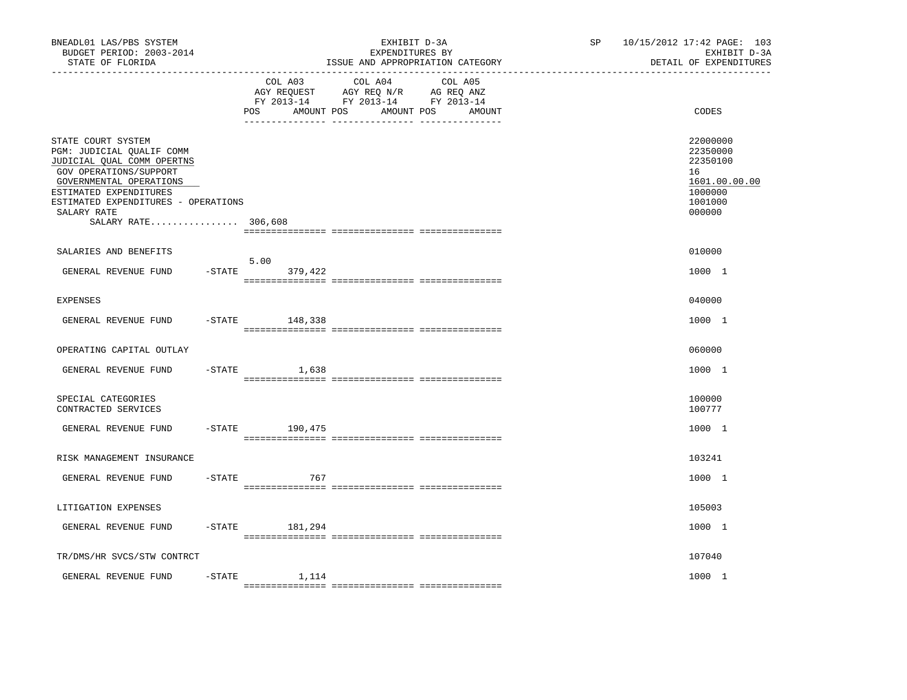BNEADL01 LAS/PBS SYSTEM — EXHIBIT D-3A — SP 10/15/2012 17:42

BUDGET PERIOD: 2003-2014 — EXPENDITURES BY — EXHIBIT D-3A

STATE OF FLORIDA — ISSUE AND APPROPRIATION CATEGORY — DETAIL OF EXPENDITURES

| | COL A03 AGY REQUEST FY 2013-14 POS | AMOUNT | COL A04 AGY REQ N/R FY 2013-14 POS | AMOUNT | COL A05 AG REQ ANZ FY 2013-14 POS | AMOUNT | CODES |
|---|---|---|---|---|---|---|---|
| STATE COURT SYSTEM | | | | | | | 22000000 |
| PGM: JUDICIAL QUALIF COMM | | | | | | | 22350000 |
| JUDICIAL QUAL COMM OPERTNS | | | | | | | 22350100 |
| GOV OPERATIONS/SUPPORT | | | | | | | 16 |
| GOVERNMENTAL OPERATIONS | | | | | | | 1601.00.00.00 |
| ESTIMATED EXPENDITURES | | | | | | | 1000000 |
| ESTIMATED EXPENDITURES - OPERATIONS | | | | | | | 1001000 |
| SALARY RATE | | | | | | | 000000 |
| SALARY RATE................ 306,608 | | | | | | | |
| SALARIES AND BENEFITS | | | | | | | 010000 |
| GENERAL REVENUE FUND -STATE | 5.00 | 379,422 | | | | | 1000 1 |
| EXPENSES | | | | | | | 040000 |
| GENERAL REVENUE FUND -STATE | | 148,338 | | | | | 1000 1 |
| OPERATING CAPITAL OUTLAY | | | | | | | 060000 |
| GENERAL REVENUE FUND -STATE | | 1,638 | | | | | 1000 1 |
| SPECIAL CATEGORIES | | | | | | | 100000 |
| CONTRACTED SERVICES | | | | | | | 100777 |
| GENERAL REVENUE FUND -STATE | | 190,475 | | | | | 1000 1 |
| RISK MANAGEMENT INSURANCE | | | | | | | 103241 |
| GENERAL REVENUE FUND -STATE | | 767 | | | | | 1000 1 |
| LITIGATION EXPENSES | | | | | | | 105003 |
| GENERAL REVENUE FUND -STATE | | 181,294 | | | | | 1000 1 |
| TR/DMS/HR SVCS/STW CONTRCT | | | | | | | 107040 |
| GENERAL REVENUE FUND -STATE | | 1,114 | | | | | 1000 1 |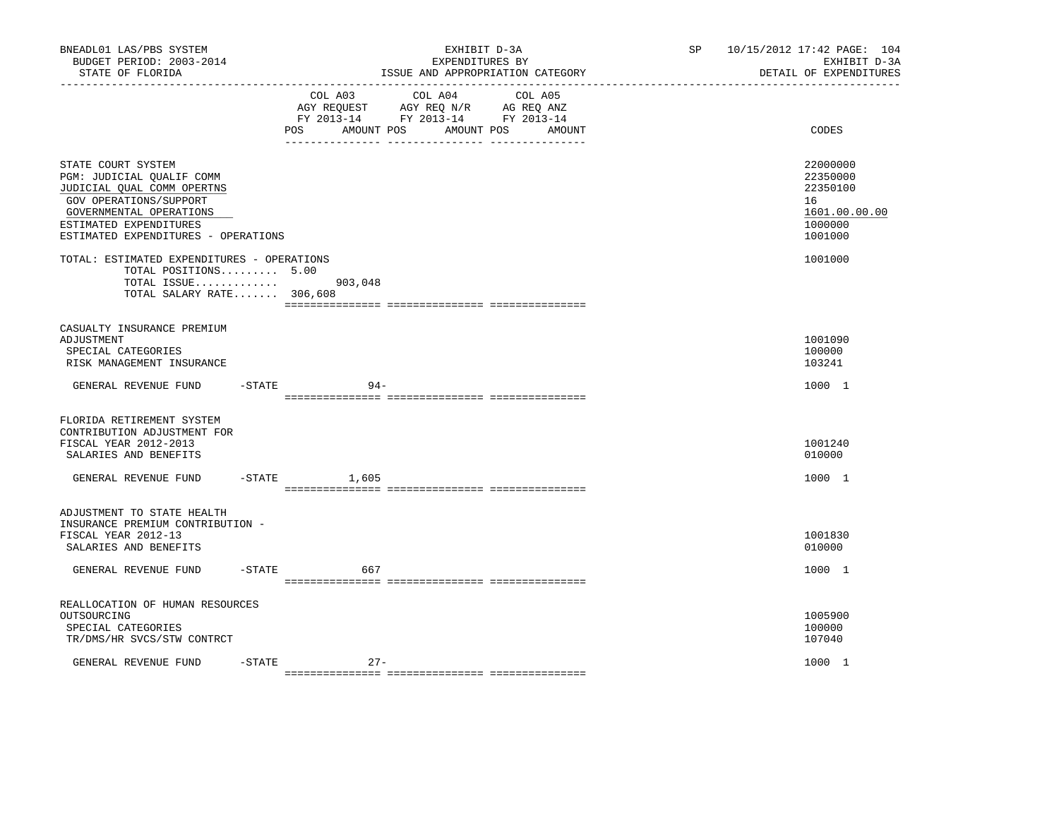BNEADL01 LAS/PBS SYSTEM | EXHIBIT D-3A | SP 10/15/2012 17:42 PAGE: 104
BUDGET PERIOD: 2003-2014 | EXPENDITURES BY | EXHIBIT D-3A
STATE OF FLORIDA | ISSUE AND APPROPRIATION CATEGORY | DETAIL OF EXPENDITURES

| | COL A03 AGY REQUEST FY 2013-14 POS AMOUNT | COL A04 AGY REQ N/R FY 2013-14 POS AMOUNT | COL A05 AG REQ ANZ FY 2013-14 POS AMOUNT | CODES |
|---|---|---|---|---|
| STATE COURT SYSTEM | | | | 22000000 |
| PGM: JUDICIAL QUALIF COMM | | | | 22350000 |
| JUDICIAL QUAL COMM OPERTNS | | | | 22350100 |
| GOV OPERATIONS/SUPPORT | | | | 16 |
| GOVERNMENTAL OPERATIONS | | | | 1601.00.00.00 |
| ESTIMATED EXPENDITURES | | | | 1000000 |
| ESTIMATED EXPENDITURES - OPERATIONS | | | | 1001000 |
| TOTAL: ESTIMATED EXPENDITURES - OPERATIONS | | | | 1001000 |
| TOTAL POSITIONS......... | 5.00 | | | |
| TOTAL ISSUE............. | 903,048 | | | |
| TOTAL SALARY RATE....... | 306,608 | | | |
| CASUALTY INSURANCE PREMIUM ADJUSTMENT | | | | 1001090 |
| SPECIAL CATEGORIES | | | | 100000 |
| RISK MANAGEMENT INSURANCE | | | | 103241 |
| GENERAL REVENUE FUND -STATE | 94- | | | 1000 1 |
| FLORIDA RETIREMENT SYSTEM CONTRIBUTION ADJUSTMENT FOR FISCAL YEAR 2012-2013 | | | | 1001240 |
| SALARIES AND BENEFITS | | | | 010000 |
| GENERAL REVENUE FUND -STATE | 1,605 | | | 1000 1 |
| ADJUSTMENT TO STATE HEALTH INSURANCE PREMIUM CONTRIBUTION - FISCAL YEAR 2012-13 | | | | 1001830 |
| SALARIES AND BENEFITS | | | | 010000 |
| GENERAL REVENUE FUND -STATE | 667 | | | 1000 1 |
| REALLOCATION OF HUMAN RESOURCES OUTSOURCING | | | | 1005900 |
| SPECIAL CATEGORIES | | | | 100000 |
| TR/DMS/HR SVCS/STW CONTRCT | | | | 107040 |
| GENERAL REVENUE FUND -STATE | 27- | | | 1000 1 |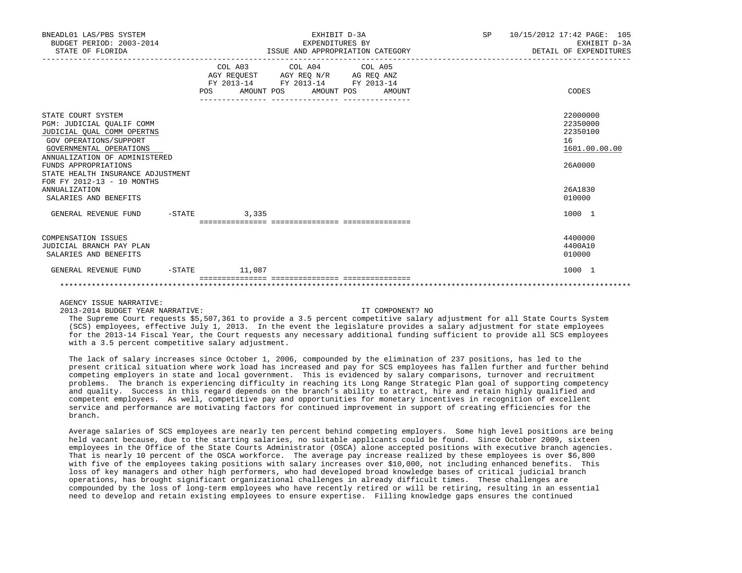| | COL A03 AGY REQUEST FY 2013-14 POS AMOUNT | COL A04 AGY REQ N/R FY 2013-14 POS AMOUNT | COL A05 AG REQ ANZ FY 2013-14 POS AMOUNT | CODES |
|---|---|---|---|---|
| STATE COURT SYSTEM | | | | 22000000 |
| PGM: JUDICIAL QUALIF COMM | | | | 22350000 |
| JUDICIAL QUAL COMM OPERTNS | | | | 22350100 |
| GOV OPERATIONS/SUPPORT | | | | 16 |
| GOVERNMENTAL OPERATIONS | | | | 1601.00.00.00 |
| ANNUALIZATION OF ADMINISTERED FUNDS APPROPRIATIONS | | | | 26A0000 |
| STATE HEALTH INSURANCE ADJUSTMENT FOR FY 2012-13 - 10 MONTHS ANNUALIZATION | | | | 26A1830 |
| SALARIES AND BENEFITS | | | | 010000 |
| GENERAL REVENUE FUND -STATE | 3,335 | | | 1000 1 |
| COMPENSATION ISSUES | | | | 4400000 |
| JUDICIAL BRANCH PAY PLAN | | | | 4400A10 |
| SALARIES AND BENEFITS | | | | 010000 |
| GENERAL REVENUE FUND -STATE | 11,087 | | | 1000 1 |

AGENCY ISSUE NARRATIVE:

2013-2014 BUDGET YEAR NARRATIVE: IT COMPONENT? NO

The Supreme Court requests $5,507,361 to provide a 3.5 percent competitive salary adjustment for all State Courts System (SCS) employees, effective July 1, 2013. In the event the legislature provides a salary adjustment for state employees for the 2013-14 Fiscal Year, the Court requests any necessary additional funding sufficient to provide all SCS employees with a 3.5 percent competitive salary adjustment.

The lack of salary increases since October 1, 2006, compounded by the elimination of 237 positions, has led to the present critical situation where work load has increased and pay for SCS employees has fallen further and further behind competing employers in state and local government. This is evidenced by salary comparisons, turnover and recruitment problems. The branch is experiencing difficulty in reaching its Long Range Strategic Plan goal of supporting competency and quality. Success in this regard depends on the branch's ability to attract, hire and retain highly qualified and competent employees. As well, competitive pay and opportunities for monetary incentives in recognition of excellent service and performance are motivating factors for continued improvement in support of creating efficiencies for the branch.

Average salaries of SCS employees are nearly ten percent behind competing employers. Some high level positions are being held vacant because, due to the starting salaries, no suitable applicants could be found. Since October 2009, sixteen employees in the Office of the State Courts Administrator (OSCA) alone accepted positions with executive branch agencies. That is nearly 10 percent of the OSCA workforce. The average pay increase realized by these employees is over $6,800 with five of the employees taking positions with salary increases over $10,000, not including enhanced benefits. This loss of key managers and other high performers, who had developed broad knowledge bases of critical judicial branch operations, has brought significant organizational challenges in already difficult times. These challenges are compounded by the loss of long-term employees who have recently retired or will be retiring, resulting in an essential need to develop and retain existing employees to ensure expertise. Filling knowledge gaps ensures the continued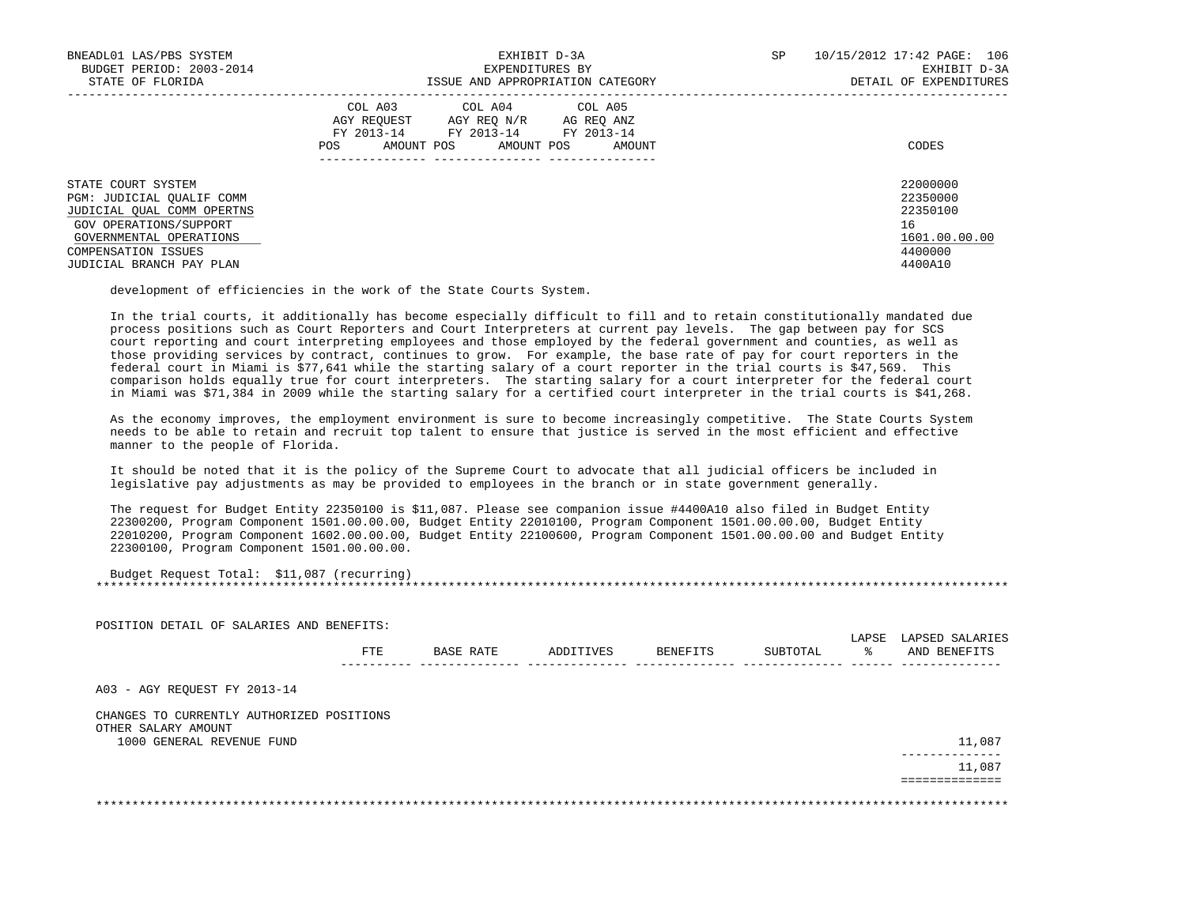| | COL A03 AGY REQUEST FY 2013-14 POS AMOUNT | COL A04 AGY REQ N/R FY 2013-14 POS AMOUNT | COL A05 AG REQ ANZ FY 2013-14 POS AMOUNT | CODES |
|---|---|---|---|---|
| STATE COURT SYSTEM | | | | 22000000 |
| PGM: JUDICIAL QUALIF COMM | | | | 22350000 |
| JUDICIAL QUAL COMM OPERTNS | | | | 22350100 |
| GOV OPERATIONS/SUPPORT | | | | 16 |
| GOVERNMENTAL OPERATIONS | | | | 1601.00.00.00 |
| COMPENSATION ISSUES | | | | 4400000 |
| JUDICIAL BRANCH PAY PLAN | | | | 4400A10 |

development of efficiencies in the work of the State Courts System.

In the trial courts, it additionally has become especially difficult to fill and to retain constitutionally mandated due process positions such as Court Reporters and Court Interpreters at current pay levels. The gap between pay for SCS court reporting and court interpreting employees and those employed by the federal government and counties, as well as those providing services by contract, continues to grow. For example, the base rate of pay for court reporters in the federal court in Miami is $77,641 while the starting salary of a court reporter in the trial courts is $47,569. This comparison holds equally true for court interpreters. The starting salary for a court interpreter for the federal court in Miami was $71,384 in 2009 while the starting salary for a certified court interpreter in the trial courts is $41,268.

As the economy improves, the employment environment is sure to become increasingly competitive. The State Courts System needs to be able to retain and recruit top talent to ensure that justice is served in the most efficient and effective manner to the people of Florida.

It should be noted that it is the policy of the Supreme Court to advocate that all judicial officers be included in legislative pay adjustments as may be provided to employees in the branch or in state government generally.

The request for Budget Entity 22350100 is $11,087. Please see companion issue #4400A10 also filed in Budget Entity 22300200, Program Component 1501.00.00.00, Budget Entity 22010100, Program Component 1501.00.00.00, Budget Entity 22010200, Program Component 1602.00.00.00, Budget Entity 22100600, Program Component 1501.00.00.00 and Budget Entity 22300100, Program Component 1501.00.00.00.

Budget Request Total: $11,087 (recurring)

******************************************************************************************************************************

POSITION DETAIL OF SALARIES AND BENEFITS:

| | FTE | BASE RATE | ADDITIVES | BENEFITS | SUBTOTAL | LAPSE % | LAPSED SALARIES AND BENEFITS |
|---|---|---|---|---|---|---|---|
| A03 - AGY REQUEST FY 2013-14 | | | | | | | |
| CHANGES TO CURRENTLY AUTHORIZED POSITIONS | | | | | | | |
| OTHER SALARY AMOUNT | | | | | | | |
| 1000 GENERAL REVENUE FUND | | | | | | | 11,087 |
| | | | | | | | 11,087 |

******************************************************************************************************************************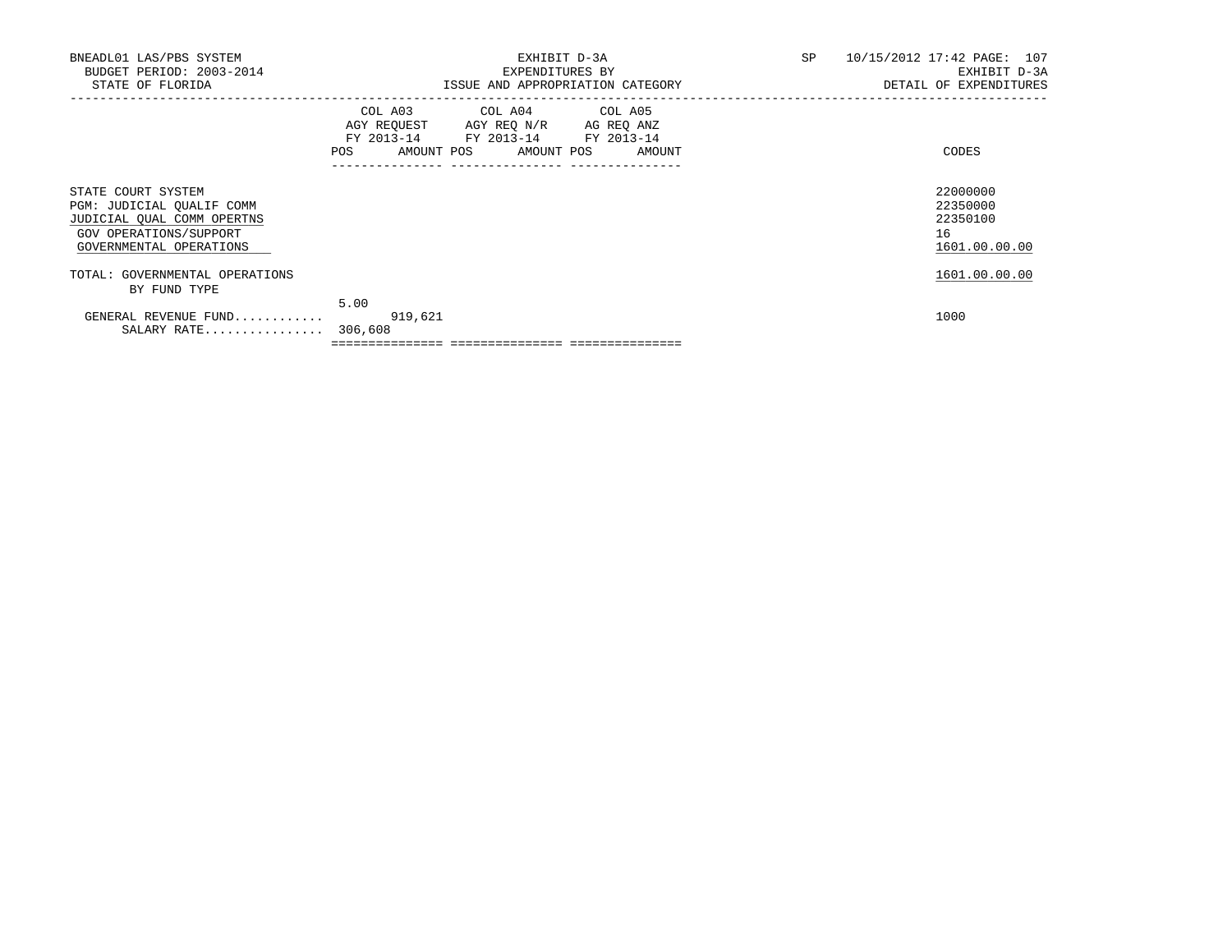BNEADL01 LAS/PBS SYSTEM
BUDGET PERIOD: 2003-2014
STATE OF FLORIDA

EXHIBIT D-3A
EXPENDITURES BY
ISSUE AND APPROPRIATION CATEGORY

SP 10/15/2012 17:42
EXHIBIT D-3A
DETAIL OF EXPENDITURES

| | COL A03 AGY REQUEST FY 2013-14 | | COL A04 AGY REQ N/R FY 2013-14 | | COL A05 AG REQ ANZ FY 2013-14 | | CODES |
|---|---|---|---|---|---|---|---|
| | POS | AMOUNT | POS | AMOUNT | POS | AMOUNT | |
| STATE COURT SYSTEM | | | | | | | 22000000 |
| PGM: JUDICIAL QUALIF COMM | | | | | | | 22350000 |
| JUDICIAL QUAL COMM OPERTNS | | | | | | | 22350100 |
| GOV OPERATIONS/SUPPORT | | | | | | | 16 |
| GOVERNMENTAL OPERATIONS | | | | | | | 1601.00.00.00 |
| TOTAL: GOVERNMENTAL OPERATIONS | | | | | | | 1601.00.00.00 |
| BY FUND TYPE | | | | | | | |
| GENERAL REVENUE FUND............ | 5.00 | 919,621 | | | | | 1000 |
| SALARY RATE................ | 306,608 | | | | | | |